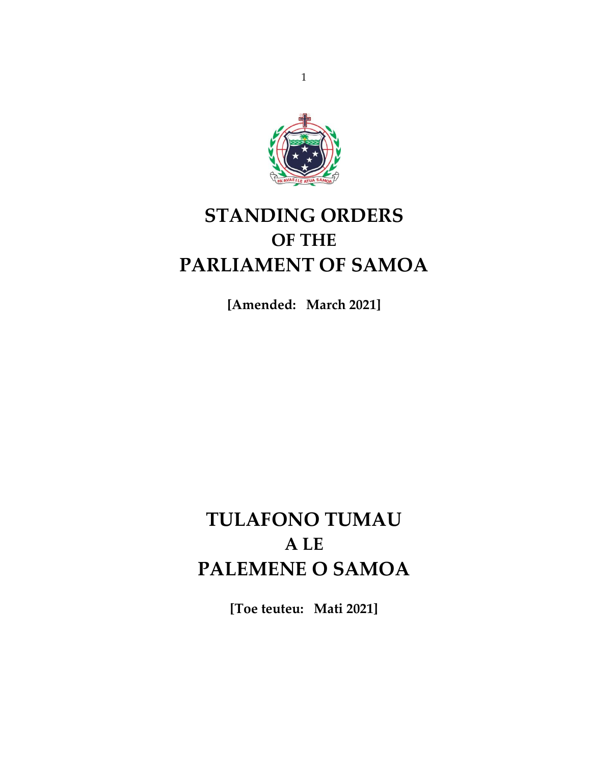# STANDING ORDERS
## OF THE
# PARLIAMENT OF SAMOA

**[Amended: March 2021]**

# TULAFONO TUMAU
## A LE
# PALEMENE O SAMOA

**[Toe teuteu: Mati 2021]**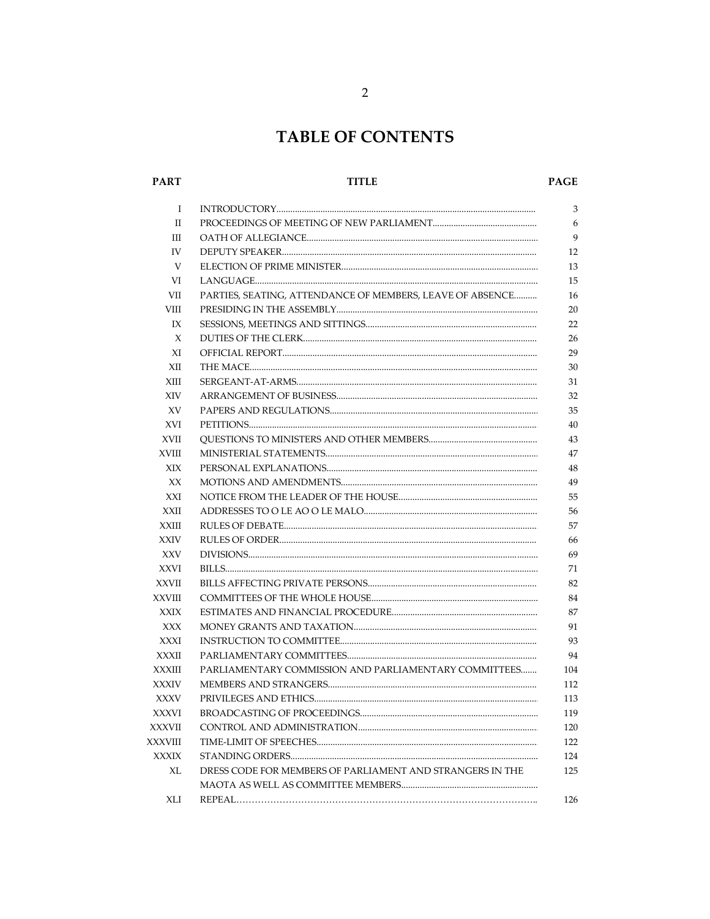# TABLE OF CONTENTS

| PART | TITLE | PAGE |
|---|---|---|
| I | INTRODUCTORY | 3 |
| II | PROCEEDINGS OF MEETING OF NEW PARLIAMENT | 6 |
| III | OATH OF ALLEGIANCE | 9 |
| IV | DEPUTY SPEAKER | 12 |
| V | ELECTION OF PRIME MINISTER | 13 |
| VI | LANGUAGE | 15 |
| VII | PARTIES, SEATING, ATTENDANCE OF MEMBERS, LEAVE OF ABSENCE | 16 |
| VIII | PRESIDING IN THE ASSEMBLY | 20 |
| IX | SESSIONS, MEETINGS AND SITTINGS | 22 |
| X | DUTIES OF THE CLERK | 26 |
| XI | OFFICIAL REPORT | 29 |
| XII | THE MACE | 30 |
| XIII | SERGEANT-AT-ARMS | 31 |
| XIV | ARRANGEMENT OF BUSINESS | 32 |
| XV | PAPERS AND REGULATIONS | 35 |
| XVI | PETITIONS | 40 |
| XVII | QUESTIONS TO MINISTERS AND OTHER MEMBERS | 43 |
| XVIII | MINISTERIAL STATEMENTS | 47 |
| XIX | PERSONAL EXPLANATIONS | 48 |
| XX | MOTIONS AND AMENDMENTS | 49 |
| XXI | NOTICE FROM THE LEADER OF THE HOUSE | 55 |
| XXII | ADDRESSES TO O LE AO O LE MALO | 56 |
| XXIII | RULES OF DEBATE | 57 |
| XXIV | RULES OF ORDER | 66 |
| XXV | DIVISIONS | 69 |
| XXVI | BILLS | 71 |
| XXVII | BILLS AFFECTING PRIVATE PERSONS | 82 |
| XXVIII | COMMITTEES OF THE WHOLE HOUSE | 84 |
| XXIX | ESTIMATES AND FINANCIAL PROCEDURE | 87 |
| XXX | MONEY GRANTS AND TAXATION | 91 |
| XXXI | INSTRUCTION TO COMMITTEE | 93 |
| XXXII | PARLIAMENTARY COMMITTEES | 94 |
| XXXIII | PARLIAMENTARY COMMISSION AND PARLIAMENTARY COMMITTEES | 104 |
| XXXIV | MEMBERS AND STRANGERS | 112 |
| XXXV | PRIVILEGES AND ETHICS | 113 |
| XXXVI | BROADCASTING OF PROCEEDINGS | 119 |
| XXXVII | CONTROL AND ADMINISTRATION | 120 |
| XXXVIII | TIME-LIMIT OF SPEECHES | 122 |
| XXXIX | STANDING ORDERS | 124 |
| XL | DRESS CODE FOR MEMBERS OF PARLIAMENT AND STRANGERS IN THE MAOTA AS WELL AS COMMITTEE MEMBERS | 125 |
| XLI | REPEAL | 126 |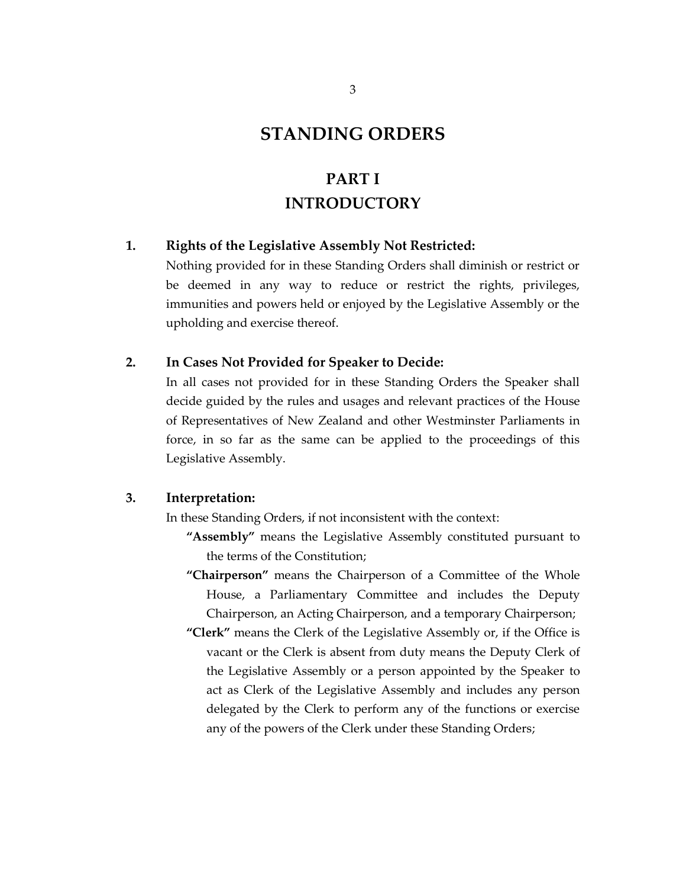# STANDING ORDERS

## PART I
## INTRODUCTORY

**1. Rights of the Legislative Assembly Not Restricted:**

Nothing provided for in these Standing Orders shall diminish or restrict or be deemed in any way to reduce or restrict the rights, privileges, immunities and powers held or enjoyed by the Legislative Assembly or the upholding and exercise thereof.

**2. In Cases Not Provided for Speaker to Decide:**

In all cases not provided for in these Standing Orders the Speaker shall decide guided by the rules and usages and relevant practices of the House of Representatives of New Zealand and other Westminster Parliaments in force, in so far as the same can be applied to the proceedings of this Legislative Assembly.

**3. Interpretation:**

In these Standing Orders, if not inconsistent with the context:

**"Assembly"** means the Legislative Assembly constituted pursuant to the terms of the Constitution;

**"Chairperson"** means the Chairperson of a Committee of the Whole House, a Parliamentary Committee and includes the Deputy Chairperson, an Acting Chairperson, and a temporary Chairperson;

**"Clerk"** means the Clerk of the Legislative Assembly or, if the Office is vacant or the Clerk is absent from duty means the Deputy Clerk of the Legislative Assembly or a person appointed by the Speaker to act as Clerk of the Legislative Assembly and includes any person delegated by the Clerk to perform any of the functions or exercise any of the powers of the Clerk under these Standing Orders;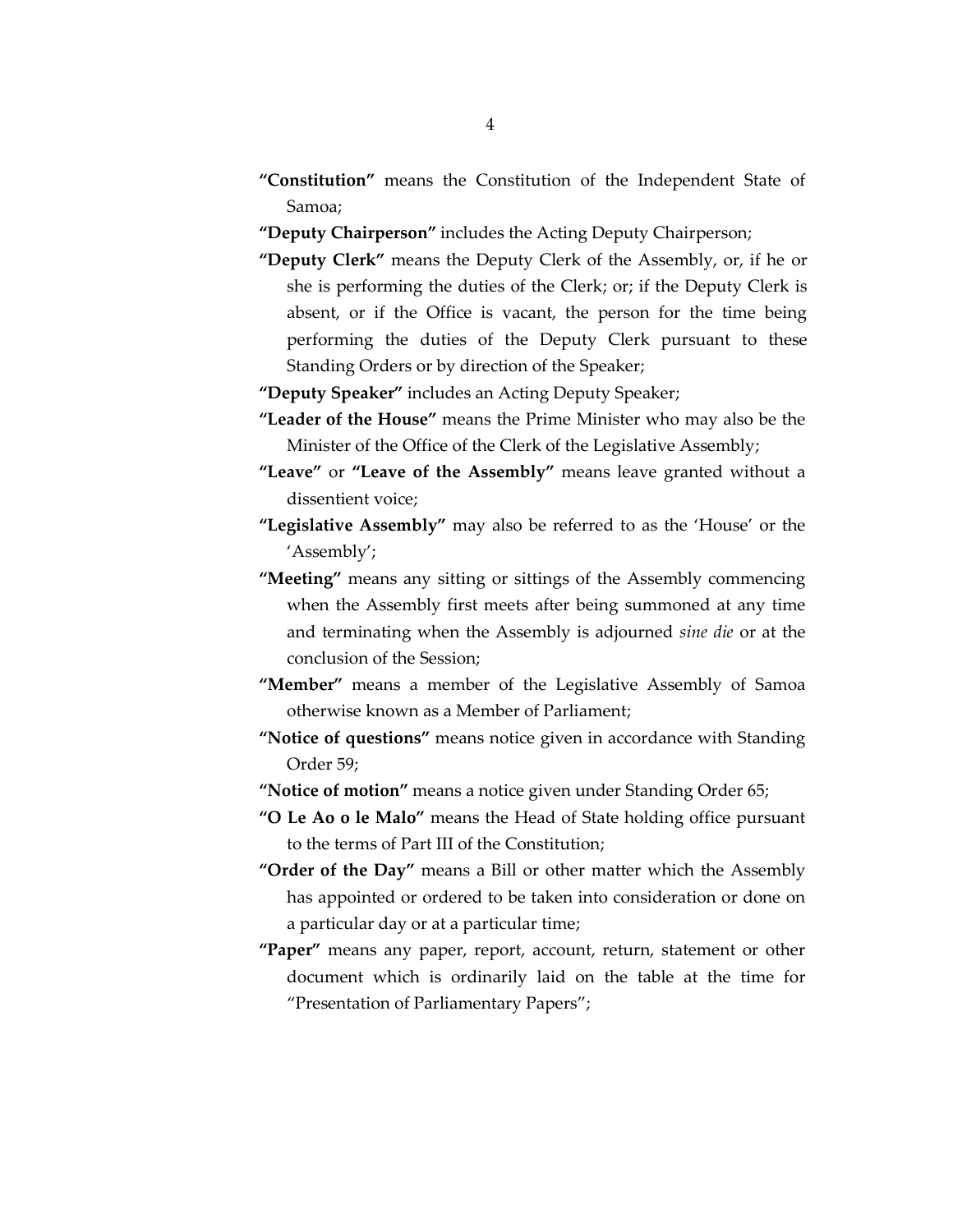**"Constitution"** means the Constitution of the Independent State of Samoa;

**"Deputy Chairperson"** includes the Acting Deputy Chairperson;

**"Deputy Clerk"** means the Deputy Clerk of the Assembly, or, if he or she is performing the duties of the Clerk; or; if the Deputy Clerk is absent, or if the Office is vacant, the person for the time being performing the duties of the Deputy Clerk pursuant to these Standing Orders or by direction of the Speaker;

**"Deputy Speaker"** includes an Acting Deputy Speaker;

**"Leader of the House"** means the Prime Minister who may also be the Minister of the Office of the Clerk of the Legislative Assembly;

**"Leave"** or **"Leave of the Assembly"** means leave granted without a dissentient voice;

**"Legislative Assembly"** may also be referred to as the 'House' or the 'Assembly';

**"Meeting"** means any sitting or sittings of the Assembly commencing when the Assembly first meets after being summoned at any time and terminating when the Assembly is adjourned *sine die* or at the conclusion of the Session;

**"Member"** means a member of the Legislative Assembly of Samoa otherwise known as a Member of Parliament;

**"Notice of questions"** means notice given in accordance with Standing Order 59;

**"Notice of motion"** means a notice given under Standing Order 65;

**"O Le Ao o le Malo"** means the Head of State holding office pursuant to the terms of Part III of the Constitution;

**"Order of the Day"** means a Bill or other matter which the Assembly has appointed or ordered to be taken into consideration or done on a particular day or at a particular time;

**"Paper"** means any paper, report, account, return, statement or other document which is ordinarily laid on the table at the time for "Presentation of Parliamentary Papers";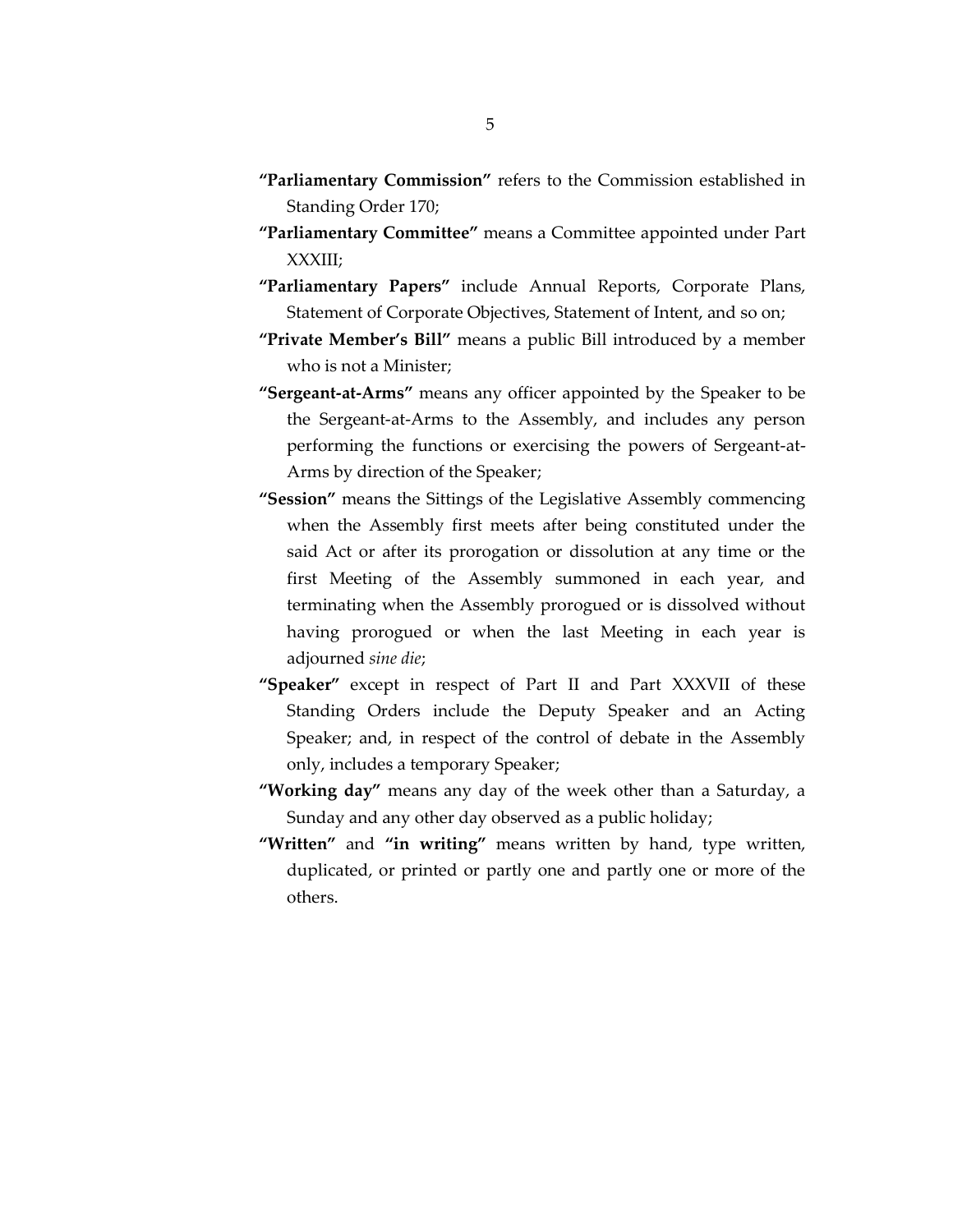**"Parliamentary Commission"** refers to the Commission established in Standing Order 170;

**"Parliamentary Committee"** means a Committee appointed under Part XXXIII;

**"Parliamentary Papers"** include Annual Reports, Corporate Plans, Statement of Corporate Objectives, Statement of Intent, and so on;

**"Private Member's Bill"** means a public Bill introduced by a member who is not a Minister;

**"Sergeant-at-Arms"** means any officer appointed by the Speaker to be the Sergeant-at-Arms to the Assembly, and includes any person performing the functions or exercising the powers of Sergeant-at-Arms by direction of the Speaker;

**"Session"** means the Sittings of the Legislative Assembly commencing when the Assembly first meets after being constituted under the said Act or after its prorogation or dissolution at any time or the first Meeting of the Assembly summoned in each year, and terminating when the Assembly prorogued or is dissolved without having prorogued or when the last Meeting in each year is adjourned *sine die*;

**"Speaker"** except in respect of Part II and Part XXXVII of these Standing Orders include the Deputy Speaker and an Acting Speaker; and, in respect of the control of debate in the Assembly only, includes a temporary Speaker;

**"Working day"** means any day of the week other than a Saturday, a Sunday and any other day observed as a public holiday;

**"Written"** and **"in writing"** means written by hand, type written, duplicated, or printed or partly one and partly one or more of the others.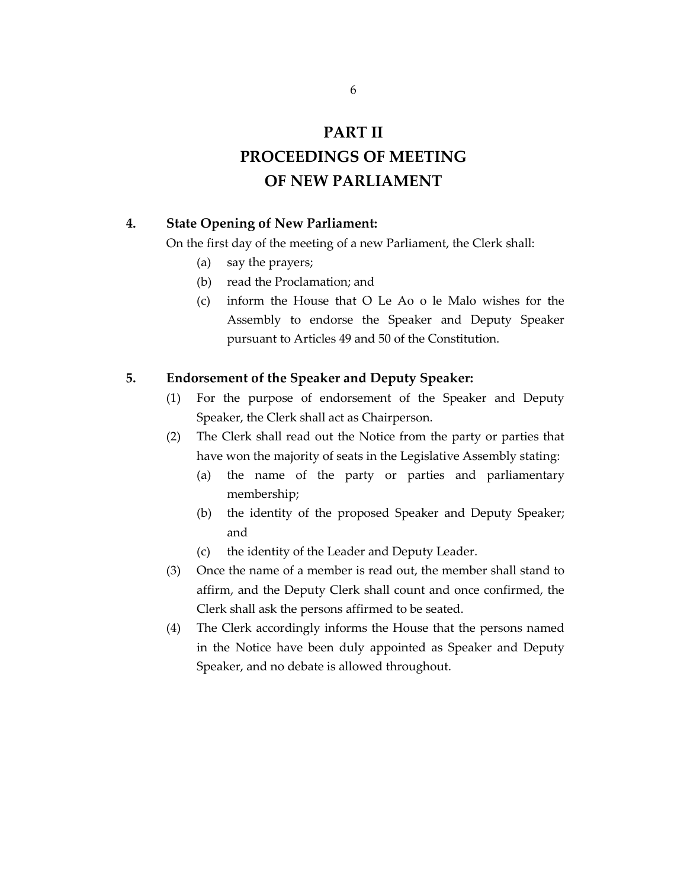# PART II
# PROCEEDINGS OF MEETING OF NEW PARLIAMENT

**4. State Opening of New Parliament:**

On the first day of the meeting of a new Parliament, the Clerk shall:

(a) say the prayers;

(b) read the Proclamation; and

(c) inform the House that O Le Ao o le Malo wishes for the Assembly to endorse the Speaker and Deputy Speaker pursuant to Articles 49 and 50 of the Constitution.

**5. Endorsement of the Speaker and Deputy Speaker:**

(1) For the purpose of endorsement of the Speaker and Deputy Speaker, the Clerk shall act as Chairperson.

(2) The Clerk shall read out the Notice from the party or parties that have won the majority of seats in the Legislative Assembly stating:

(a) the name of the party or parties and parliamentary membership;

(b) the identity of the proposed Speaker and Deputy Speaker; and

(c) the identity of the Leader and Deputy Leader.

(3) Once the name of a member is read out, the member shall stand to affirm, and the Deputy Clerk shall count and once confirmed, the Clerk shall ask the persons affirmed to be seated.

(4) The Clerk accordingly informs the House that the persons named in the Notice have been duly appointed as Speaker and Deputy Speaker, and no debate is allowed throughout.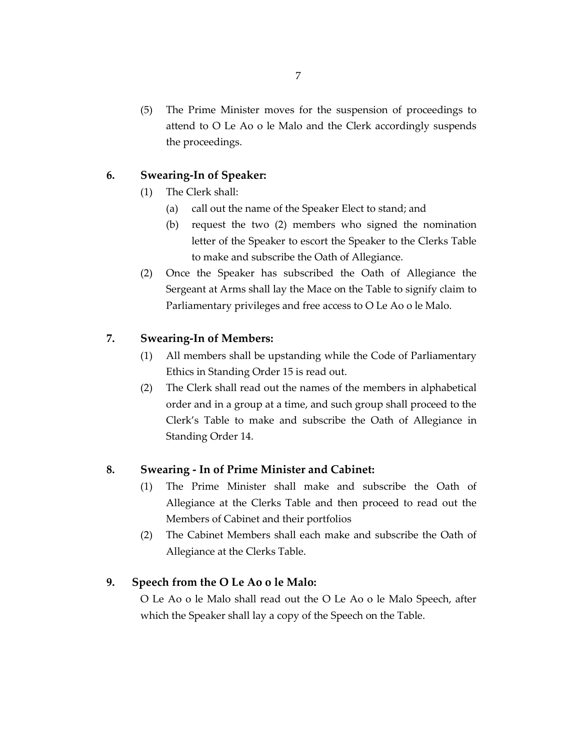(5) The Prime Minister moves for the suspension of proceedings to attend to O Le Ao o le Malo and the Clerk accordingly suspends the proceedings.

**6. Swearing-In of Speaker:**

(1) The Clerk shall:

   (a) call out the name of the Speaker Elect to stand; and

   (b) request the two (2) members who signed the nomination letter of the Speaker to escort the Speaker to the Clerks Table to make and subscribe the Oath of Allegiance.

(2) Once the Speaker has subscribed the Oath of Allegiance the Sergeant at Arms shall lay the Mace on the Table to signify claim to Parliamentary privileges and free access to O Le Ao o le Malo.

**7. Swearing-In of Members:**

(1) All members shall be upstanding while the Code of Parliamentary Ethics in Standing Order 15 is read out.

(2) The Clerk shall read out the names of the members in alphabetical order and in a group at a time, and such group shall proceed to the Clerk's Table to make and subscribe the Oath of Allegiance in Standing Order 14.

**8. Swearing - In of Prime Minister and Cabinet:**

(1) The Prime Minister shall make and subscribe the Oath of Allegiance at the Clerks Table and then proceed to read out the Members of Cabinet and their portfolios

(2) The Cabinet Members shall each make and subscribe the Oath of Allegiance at the Clerks Table.

**9. Speech from the O Le Ao o le Malo:**

O Le Ao o le Malo shall read out the O Le Ao o le Malo Speech, after which the Speaker shall lay a copy of the Speech on the Table.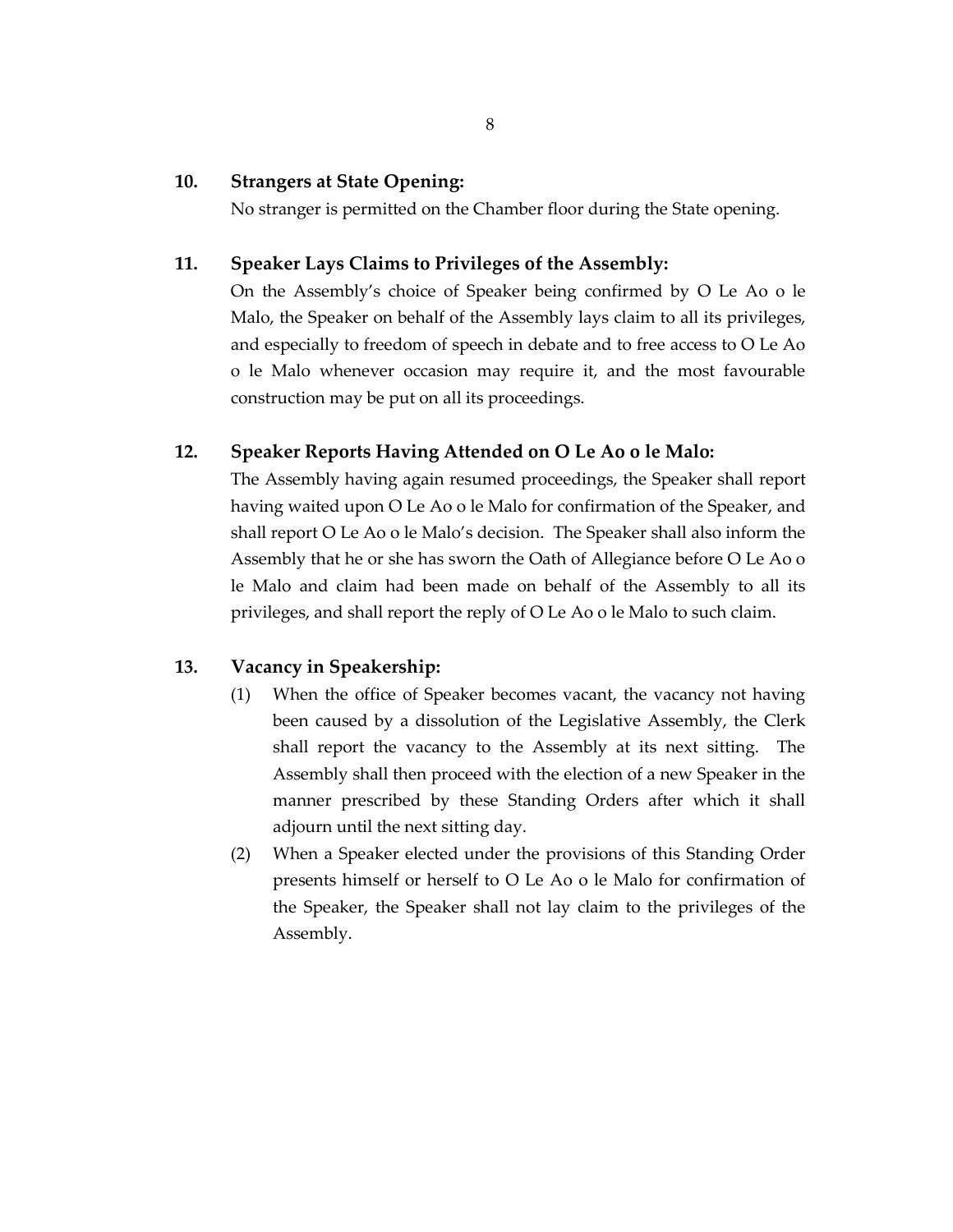**10. Strangers at State Opening:**

No stranger is permitted on the Chamber floor during the State opening.

**11. Speaker Lays Claims to Privileges of the Assembly:**

On the Assembly's choice of Speaker being confirmed by O Le Ao o le Malo, the Speaker on behalf of the Assembly lays claim to all its privileges, and especially to freedom of speech in debate and to free access to O Le Ao o le Malo whenever occasion may require it, and the most favourable construction may be put on all its proceedings.

**12. Speaker Reports Having Attended on O Le Ao o le Malo:**

The Assembly having again resumed proceedings, the Speaker shall report having waited upon O Le Ao o le Malo for confirmation of the Speaker, and shall report O Le Ao o le Malo's decision. The Speaker shall also inform the Assembly that he or she has sworn the Oath of Allegiance before O Le Ao o le Malo and claim had been made on behalf of the Assembly to all its privileges, and shall report the reply of O Le Ao o le Malo to such claim.

**13. Vacancy in Speakership:**

(1) When the office of Speaker becomes vacant, the vacancy not having been caused by a dissolution of the Legislative Assembly, the Clerk shall report the vacancy to the Assembly at its next sitting. The Assembly shall then proceed with the election of a new Speaker in the manner prescribed by these Standing Orders after which it shall adjourn until the next sitting day.

(2) When a Speaker elected under the provisions of this Standing Order presents himself or herself to O Le Ao o le Malo for confirmation of the Speaker, the Speaker shall not lay claim to the privileges of the Assembly.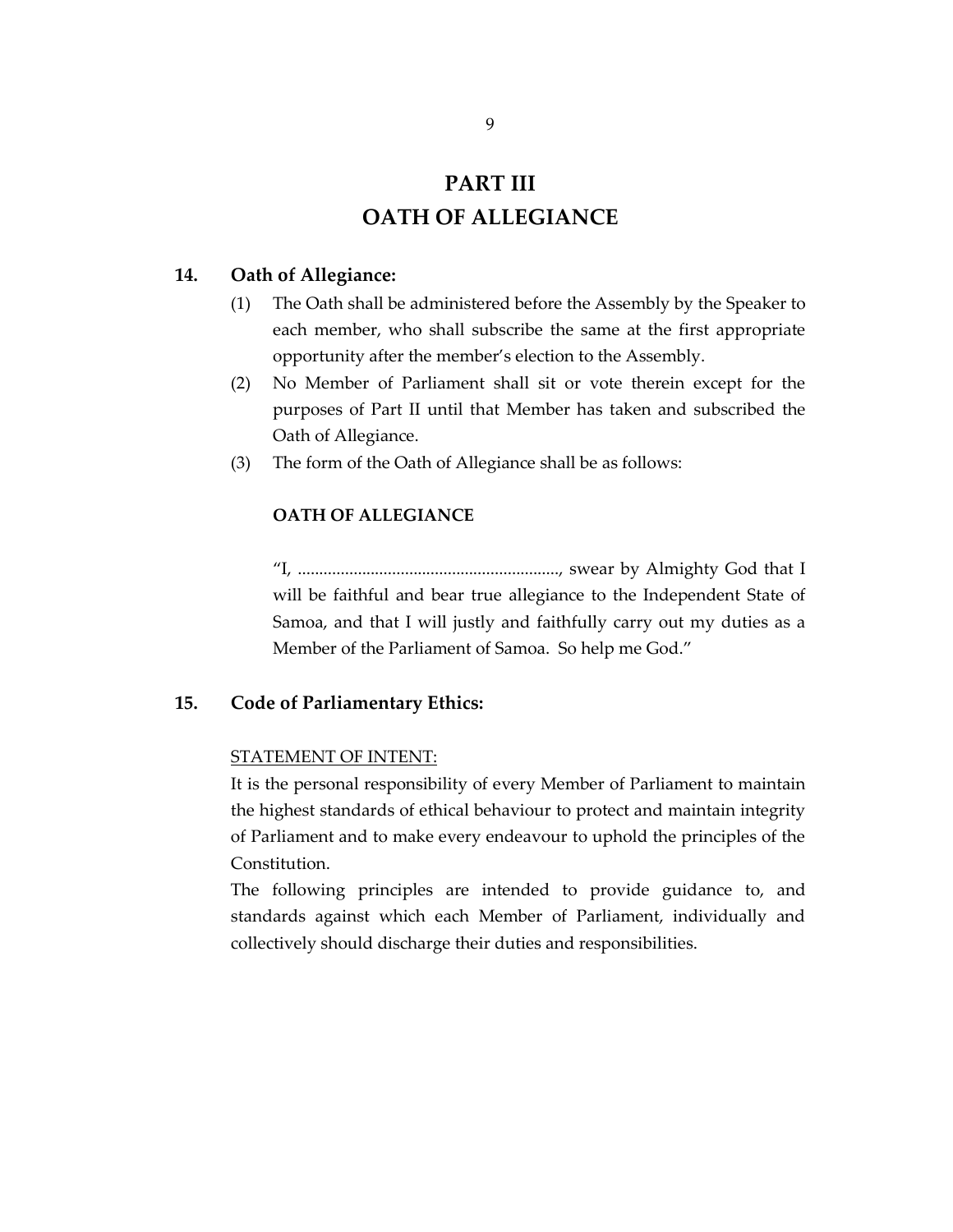# PART III
# OATH OF ALLEGIANCE

## 14. Oath of Allegiance:

(1) The Oath shall be administered before the Assembly by the Speaker to each member, who shall subscribe the same at the first appropriate opportunity after the member's election to the Assembly.

(2) No Member of Parliament shall sit or vote therein except for the purposes of Part II until that Member has taken and subscribed the Oath of Allegiance.

(3) The form of the Oath of Allegiance shall be as follows:

**OATH OF ALLEGIANCE**

"I, ............................................................, swear by Almighty God that I will be faithful and bear true allegiance to the Independent State of Samoa, and that I will justly and faithfully carry out my duties as a Member of the Parliament of Samoa. So help me God."

## 15. Code of Parliamentary Ethics:

<u>STATEMENT OF INTENT:</u>

It is the personal responsibility of every Member of Parliament to maintain the highest standards of ethical behaviour to protect and maintain integrity of Parliament and to make every endeavour to uphold the principles of the Constitution.

The following principles are intended to provide guidance to, and standards against which each Member of Parliament, individually and collectively should discharge their duties and responsibilities.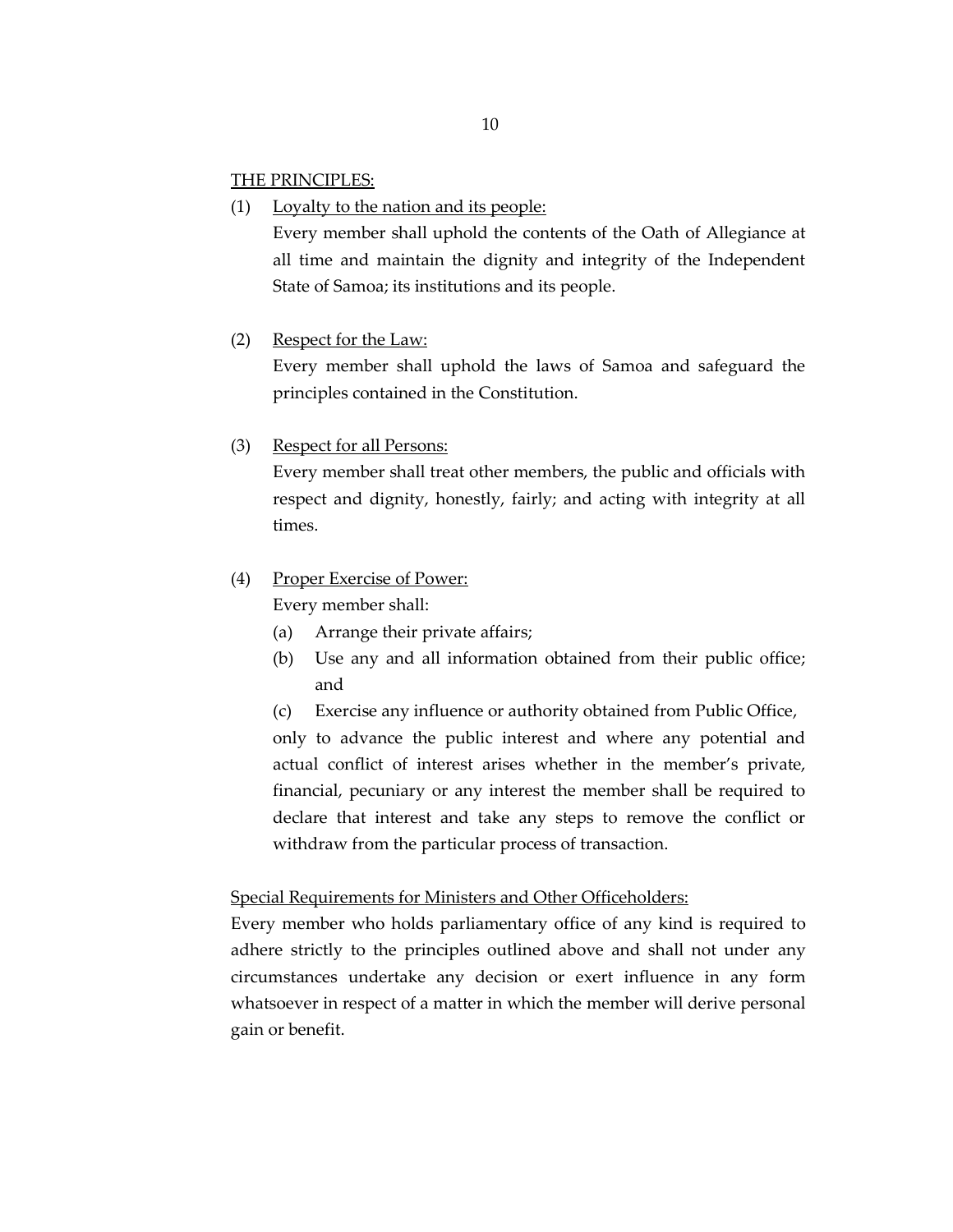THE PRINCIPLES:

(1) Loyalty to the nation and its people:
Every member shall uphold the contents of the Oath of Allegiance at all time and maintain the dignity and integrity of the Independent State of Samoa; its institutions and its people.

(2) Respect for the Law:
Every member shall uphold the laws of Samoa and safeguard the principles contained in the Constitution.

(3) Respect for all Persons:
Every member shall treat other members, the public and officials with respect and dignity, honestly, fairly; and acting with integrity at all times.

(4) Proper Exercise of Power:
Every member shall:

(a) Arrange their private affairs;

(b) Use any and all information obtained from their public office; and

(c) Exercise any influence or authority obtained from Public Office,

only to advance the public interest and where any potential and actual conflict of interest arises whether in the member's private, financial, pecuniary or any interest the member shall be required to declare that interest and take any steps to remove the conflict or withdraw from the particular process of transaction.

Special Requirements for Ministers and Other Officeholders:

Every member who holds parliamentary office of any kind is required to adhere strictly to the principles outlined above and shall not under any circumstances undertake any decision or exert influence in any form whatsoever in respect of a matter in which the member will derive personal gain or benefit.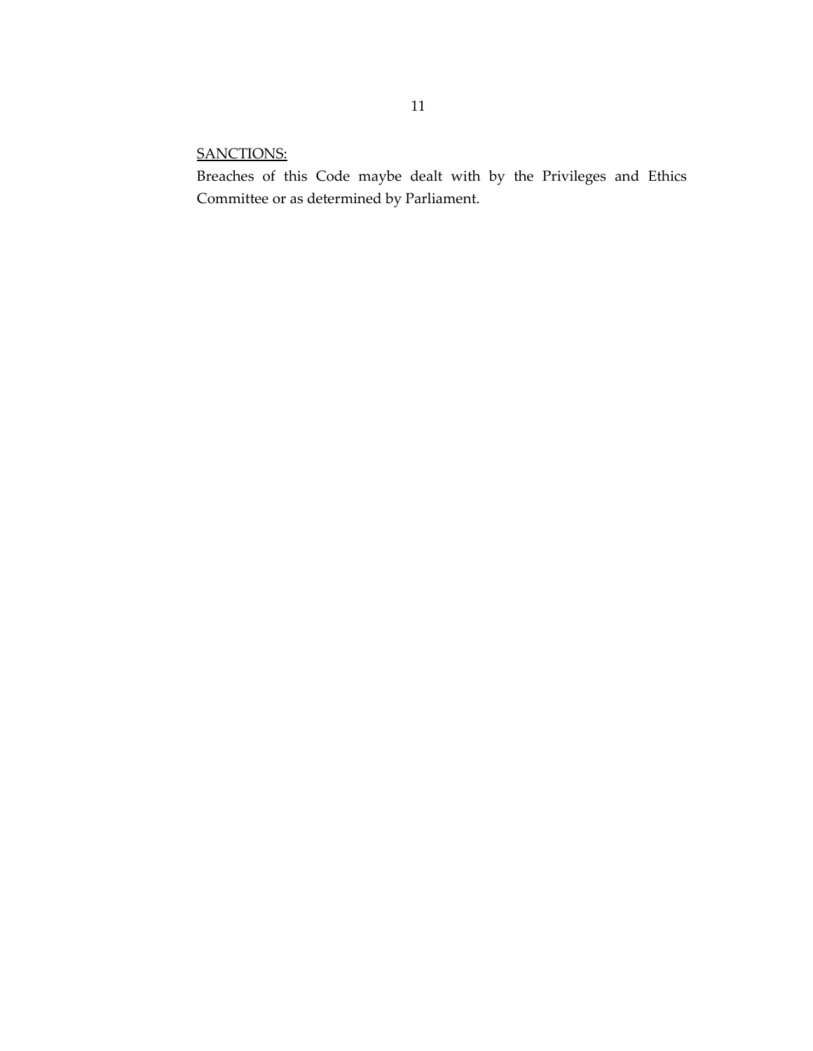<u>SANCTIONS:</u>

Breaches of this Code maybe dealt with by the Privileges and Ethics Committee or as determined by Parliament.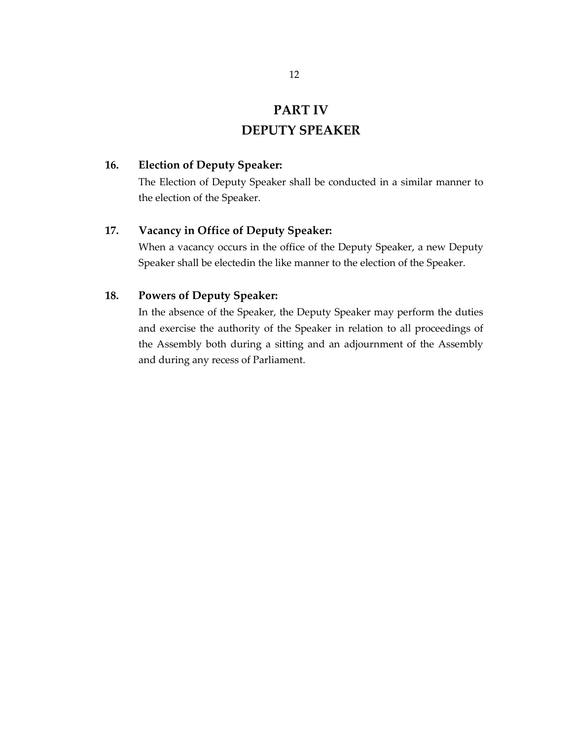# PART IV
# DEPUTY SPEAKER

**16. Election of Deputy Speaker:**

The Election of Deputy Speaker shall be conducted in a similar manner to the election of the Speaker.

**17. Vacancy in Office of Deputy Speaker:**

When a vacancy occurs in the office of the Deputy Speaker, a new Deputy Speaker shall be electedin the like manner to the election of the Speaker.

**18. Powers of Deputy Speaker:**

In the absence of the Speaker, the Deputy Speaker may perform the duties and exercise the authority of the Speaker in relation to all proceedings of the Assembly both during a sitting and an adjournment of the Assembly and during any recess of Parliament.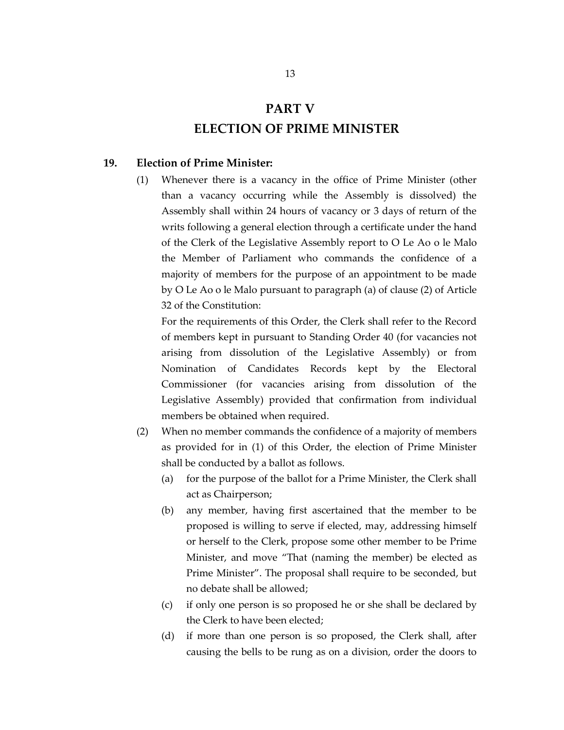# PART V
# ELECTION OF PRIME MINISTER

**19. Election of Prime Minister:**

(1) Whenever there is a vacancy in the office of Prime Minister (other than a vacancy occurring while the Assembly is dissolved) the Assembly shall within 24 hours of vacancy or 3 days of return of the writs following a general election through a certificate under the hand of the Clerk of the Legislative Assembly report to O Le Ao o le Malo the Member of Parliament who commands the confidence of a majority of members for the purpose of an appointment to be made by O Le Ao o le Malo pursuant to paragraph (a) of clause (2) of Article 32 of the Constitution:

For the requirements of this Order, the Clerk shall refer to the Record of members kept in pursuant to Standing Order 40 (for vacancies not arising from dissolution of the Legislative Assembly) or from Nomination of Candidates Records kept by the Electoral Commissioner (for vacancies arising from dissolution of the Legislative Assembly) provided that confirmation from individual members be obtained when required.

(2) When no member commands the confidence of a majority of members as provided for in (1) of this Order, the election of Prime Minister shall be conducted by a ballot as follows.

(a) for the purpose of the ballot for a Prime Minister, the Clerk shall act as Chairperson;

(b) any member, having first ascertained that the member to be proposed is willing to serve if elected, may, addressing himself or herself to the Clerk, propose some other member to be Prime Minister, and move "That (naming the member) be elected as Prime Minister". The proposal shall require to be seconded, but no debate shall be allowed;

(c) if only one person is so proposed he or she shall be declared by the Clerk to have been elected;

(d) if more than one person is so proposed, the Clerk shall, after causing the bells to be rung as on a division, order the doors to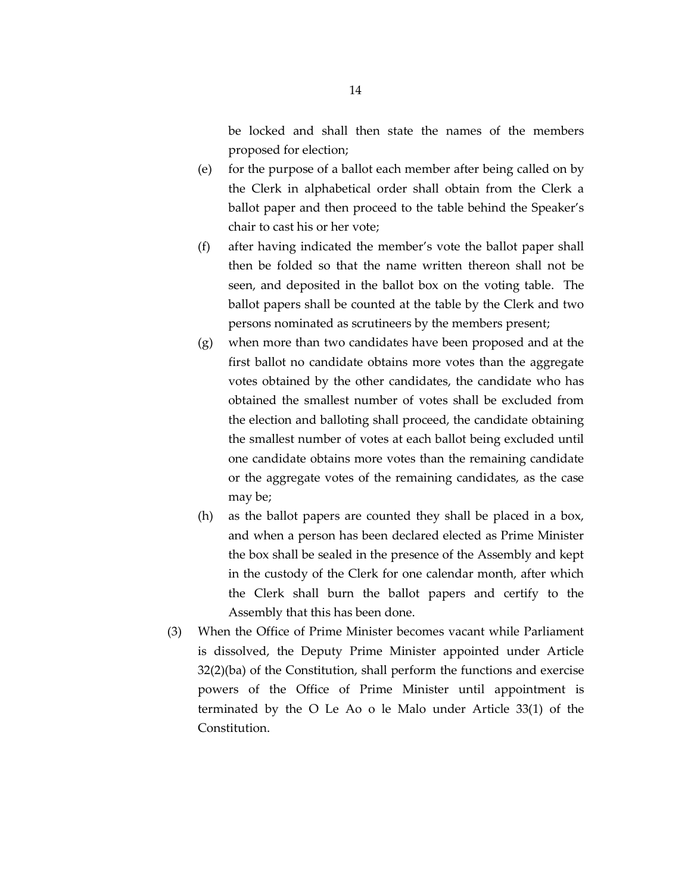be locked and shall then state the names of the members proposed for election;

(e) for the purpose of a ballot each member after being called on by the Clerk in alphabetical order shall obtain from the Clerk a ballot paper and then proceed to the table behind the Speaker's chair to cast his or her vote;

(f) after having indicated the member's vote the ballot paper shall then be folded so that the name written thereon shall not be seen, and deposited in the ballot box on the voting table. The ballot papers shall be counted at the table by the Clerk and two persons nominated as scrutineers by the members present;

(g) when more than two candidates have been proposed and at the first ballot no candidate obtains more votes than the aggregate votes obtained by the other candidates, the candidate who has obtained the smallest number of votes shall be excluded from the election and balloting shall proceed, the candidate obtaining the smallest number of votes at each ballot being excluded until one candidate obtains more votes than the remaining candidate or the aggregate votes of the remaining candidates, as the case may be;

(h) as the ballot papers are counted they shall be placed in a box, and when a person has been declared elected as Prime Minister the box shall be sealed in the presence of the Assembly and kept in the custody of the Clerk for one calendar month, after which the Clerk shall burn the ballot papers and certify to the Assembly that this has been done.

(3) When the Office of Prime Minister becomes vacant while Parliament is dissolved, the Deputy Prime Minister appointed under Article 32(2)(ba) of the Constitution, shall perform the functions and exercise powers of the Office of Prime Minister until appointment is terminated by the O Le Ao o le Malo under Article 33(1) of the Constitution.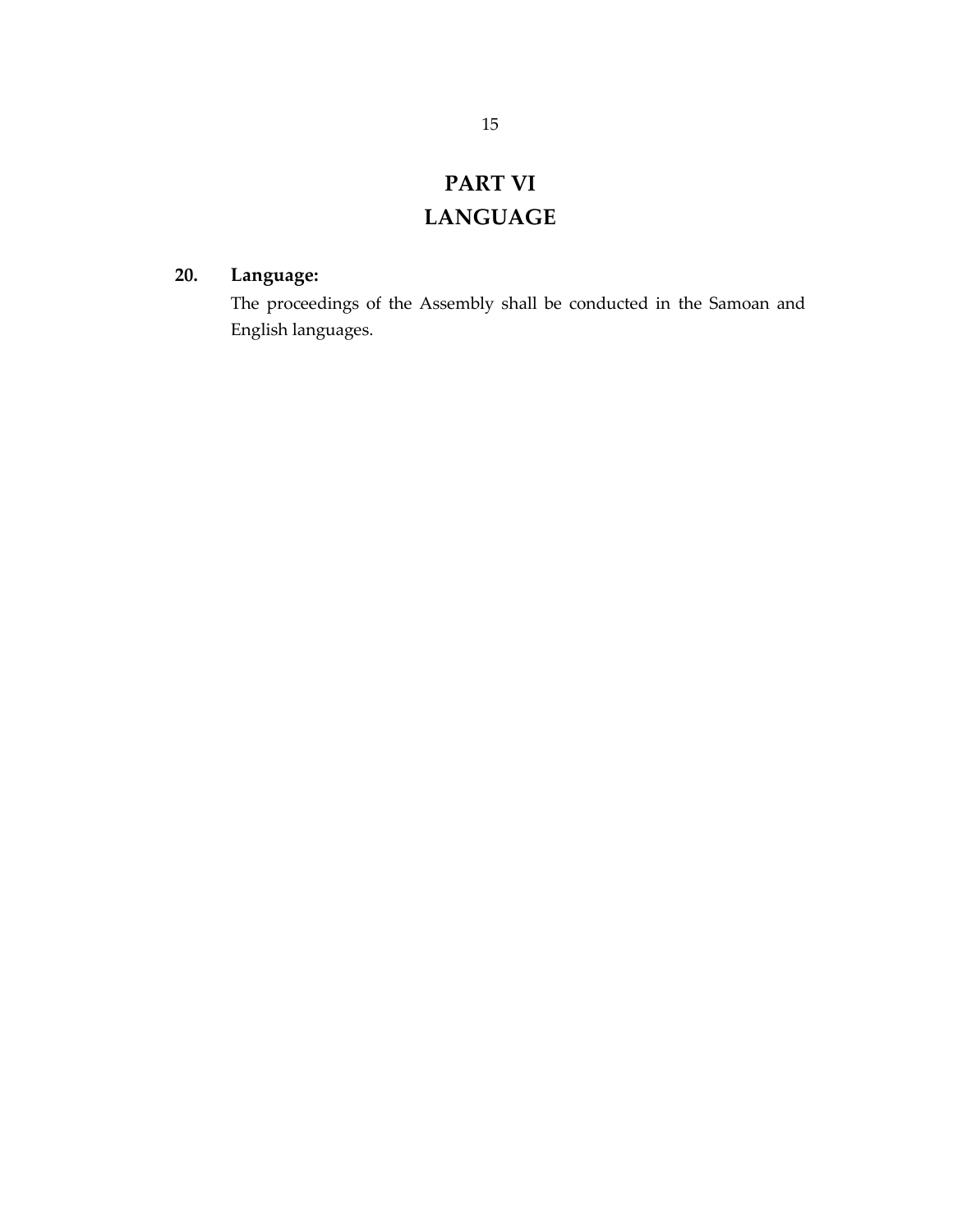# PART VI
# LANGUAGE

**20. Language:**

The proceedings of the Assembly shall be conducted in the Samoan and English languages.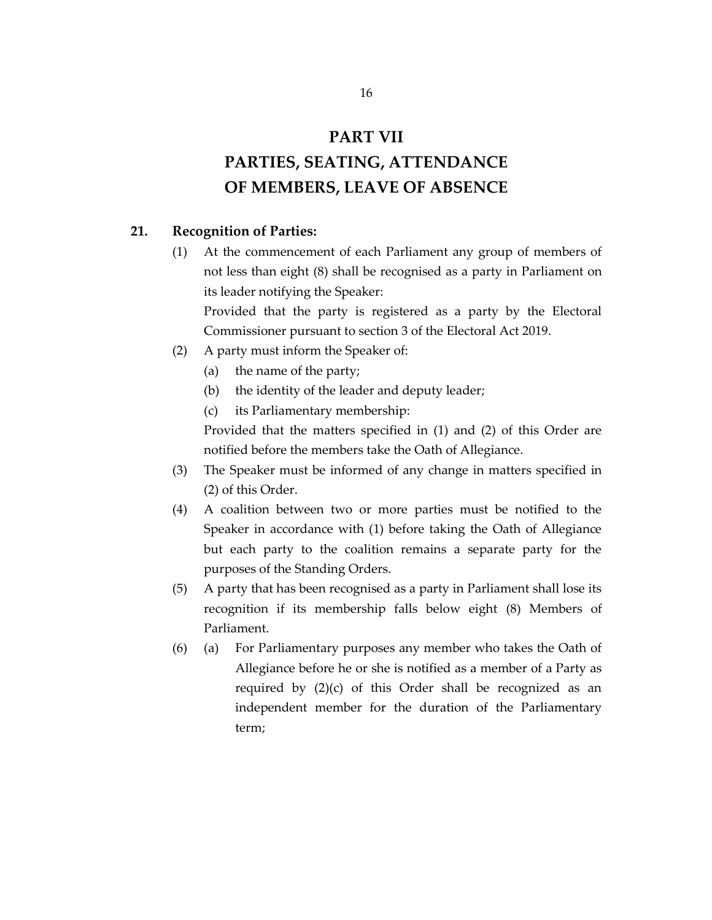# PART VII

# PARTIES, SEATING, ATTENDANCE OF MEMBERS, LEAVE OF ABSENCE

## 21. Recognition of Parties:

(1) At the commencement of each Parliament any group of members of not less than eight (8) shall be recognised as a party in Parliament on its leader notifying the Speaker:

Provided that the party is registered as a party by the Electoral Commissioner pursuant to section 3 of the Electoral Act 2019.

(2) A party must inform the Speaker of:

   (a) the name of the party;

   (b) the identity of the leader and deputy leader;

   (c) its Parliamentary membership:

Provided that the matters specified in (1) and (2) of this Order are notified before the members take the Oath of Allegiance.

(3) The Speaker must be informed of any change in matters specified in (2) of this Order.

(4) A coalition between two or more parties must be notified to the Speaker in accordance with (1) before taking the Oath of Allegiance but each party to the coalition remains a separate party for the purposes of the Standing Orders.

(5) A party that has been recognised as a party in Parliament shall lose its recognition if its membership falls below eight (8) Members of Parliament.

(6) (a) For Parliamentary purposes any member who takes the Oath of Allegiance before he or she is notified as a member of a Party as required by (2)(c) of this Order shall be recognized as an independent member for the duration of the Parliamentary term;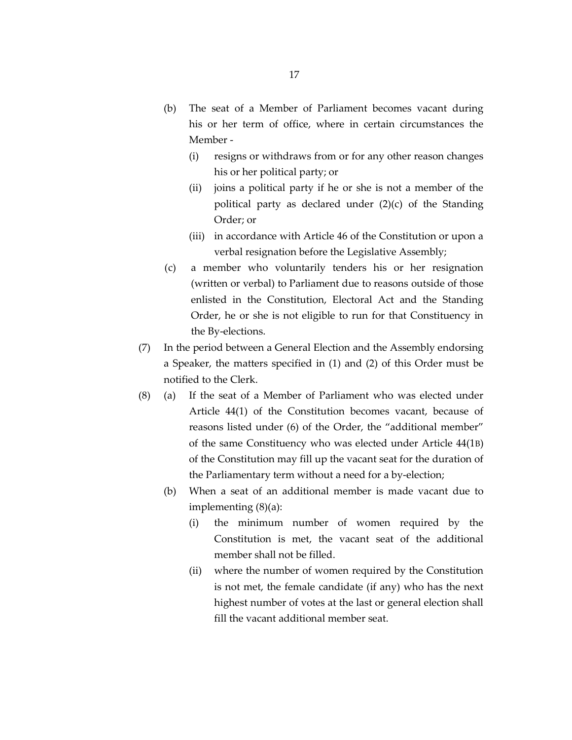(b) The seat of a Member of Parliament becomes vacant during his or her term of office, where in certain circumstances the Member -

   (i) resigns or withdraws from or for any other reason changes his or her political party; or

   (ii) joins a political party if he or she is not a member of the political party as declared under (2)(c) of the Standing Order; or

   (iii) in accordance with Article 46 of the Constitution or upon a verbal resignation before the Legislative Assembly;

(c) a member who voluntarily tenders his or her resignation (written or verbal) to Parliament due to reasons outside of those enlisted in the Constitution, Electoral Act and the Standing Order, he or she is not eligible to run for that Constituency in the By-elections.

(7) In the period between a General Election and the Assembly endorsing a Speaker, the matters specified in (1) and (2) of this Order must be notified to the Clerk.

(8) (a) If the seat of a Member of Parliament who was elected under Article 44(1) of the Constitution becomes vacant, because of reasons listed under (6) of the Order, the "additional member" of the same Constituency who was elected under Article 44(1B) of the Constitution may fill up the vacant seat for the duration of the Parliamentary term without a need for a by-election;

(b) When a seat of an additional member is made vacant due to implementing (8)(a):

   (i) the minimum number of women required by the Constitution is met, the vacant seat of the additional member shall not be filled.

   (ii) where the number of women required by the Constitution is not met, the female candidate (if any) who has the next highest number of votes at the last or general election shall fill the vacant additional member seat.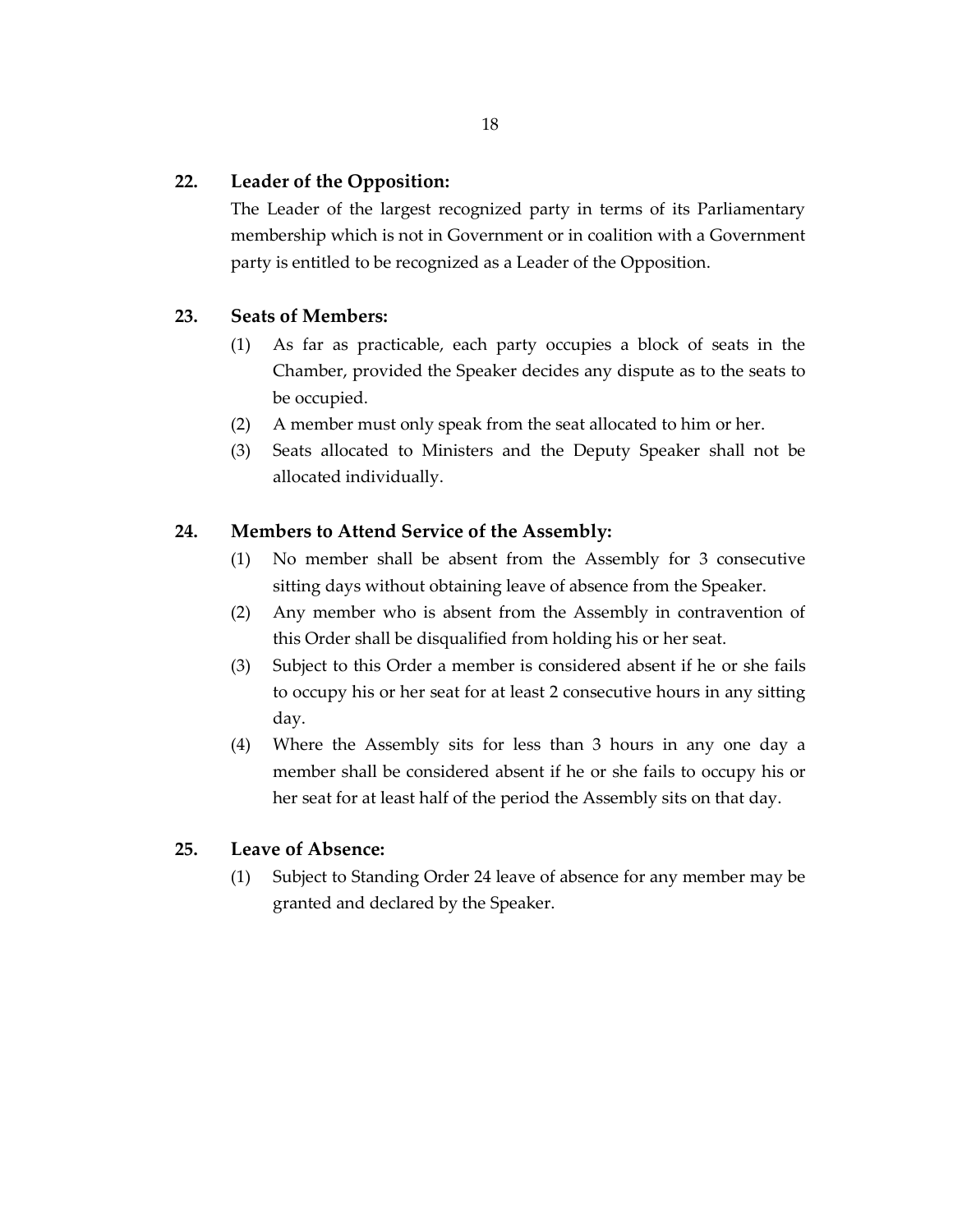**22. Leader of the Opposition:**

The Leader of the largest recognized party in terms of its Parliamentary membership which is not in Government or in coalition with a Government party is entitled to be recognized as a Leader of the Opposition.

**23. Seats of Members:**

(1) As far as practicable, each party occupies a block of seats in the Chamber, provided the Speaker decides any dispute as to the seats to be occupied.

(2) A member must only speak from the seat allocated to him or her.

(3) Seats allocated to Ministers and the Deputy Speaker shall not be allocated individually.

**24. Members to Attend Service of the Assembly:**

(1) No member shall be absent from the Assembly for 3 consecutive sitting days without obtaining leave of absence from the Speaker.

(2) Any member who is absent from the Assembly in contravention of this Order shall be disqualified from holding his or her seat.

(3) Subject to this Order a member is considered absent if he or she fails to occupy his or her seat for at least 2 consecutive hours in any sitting day.

(4) Where the Assembly sits for less than 3 hours in any one day a member shall be considered absent if he or she fails to occupy his or her seat for at least half of the period the Assembly sits on that day.

**25. Leave of Absence:**

(1) Subject to Standing Order 24 leave of absence for any member may be granted and declared by the Speaker.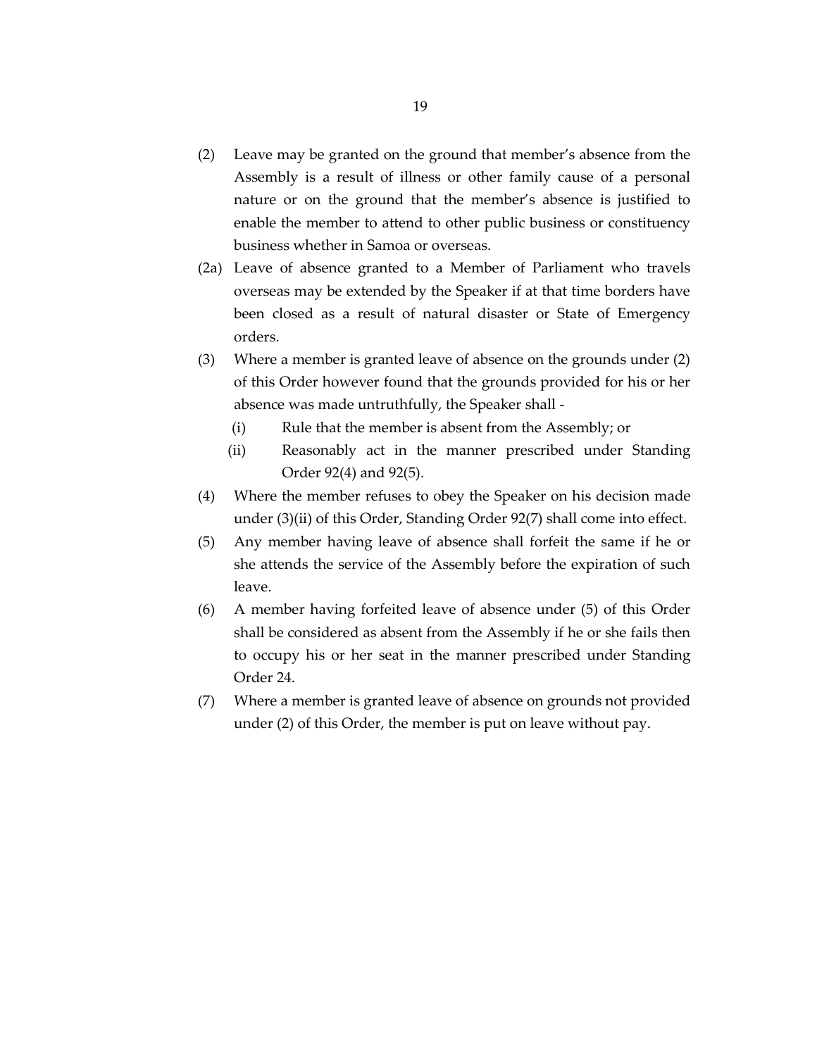(2) Leave may be granted on the ground that member's absence from the Assembly is a result of illness or other family cause of a personal nature or on the ground that the member's absence is justified to enable the member to attend to other public business or constituency business whether in Samoa or overseas.

(2a) Leave of absence granted to a Member of Parliament who travels overseas may be extended by the Speaker if at that time borders have been closed as a result of natural disaster or State of Emergency orders.

(3) Where a member is granted leave of absence on the grounds under (2) of this Order however found that the grounds provided for his or her absence was made untruthfully, the Speaker shall -

  (i) Rule that the member is absent from the Assembly; or

  (ii) Reasonably act in the manner prescribed under Standing Order 92(4) and 92(5).

(4) Where the member refuses to obey the Speaker on his decision made under (3)(ii) of this Order, Standing Order 92(7) shall come into effect.

(5) Any member having leave of absence shall forfeit the same if he or she attends the service of the Assembly before the expiration of such leave.

(6) A member having forfeited leave of absence under (5) of this Order shall be considered as absent from the Assembly if he or she fails then to occupy his or her seat in the manner prescribed under Standing Order 24.

(7) Where a member is granted leave of absence on grounds not provided under (2) of this Order, the member is put on leave without pay.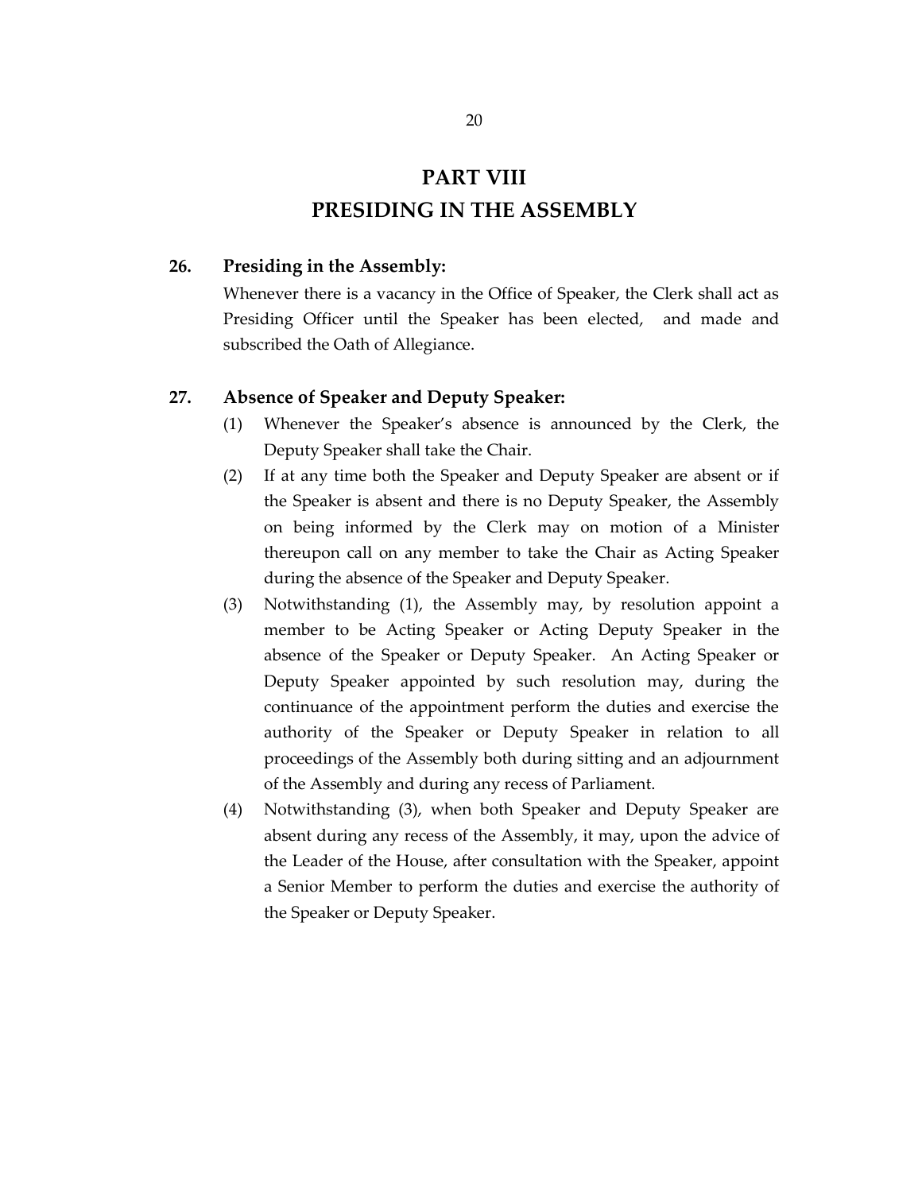# PART VIII
# PRESIDING IN THE ASSEMBLY

**26. Presiding in the Assembly:**

Whenever there is a vacancy in the Office of Speaker, the Clerk shall act as Presiding Officer until the Speaker has been elected, and made and subscribed the Oath of Allegiance.

**27. Absence of Speaker and Deputy Speaker:**

(1) Whenever the Speaker's absence is announced by the Clerk, the Deputy Speaker shall take the Chair.

(2) If at any time both the Speaker and Deputy Speaker are absent or if the Speaker is absent and there is no Deputy Speaker, the Assembly on being informed by the Clerk may on motion of a Minister thereupon call on any member to take the Chair as Acting Speaker during the absence of the Speaker and Deputy Speaker.

(3) Notwithstanding (1), the Assembly may, by resolution appoint a member to be Acting Speaker or Acting Deputy Speaker in the absence of the Speaker or Deputy Speaker. An Acting Speaker or Deputy Speaker appointed by such resolution may, during the continuance of the appointment perform the duties and exercise the authority of the Speaker or Deputy Speaker in relation to all proceedings of the Assembly both during sitting and an adjournment of the Assembly and during any recess of Parliament.

(4) Notwithstanding (3), when both Speaker and Deputy Speaker are absent during any recess of the Assembly, it may, upon the advice of the Leader of the House, after consultation with the Speaker, appoint a Senior Member to perform the duties and exercise the authority of the Speaker or Deputy Speaker.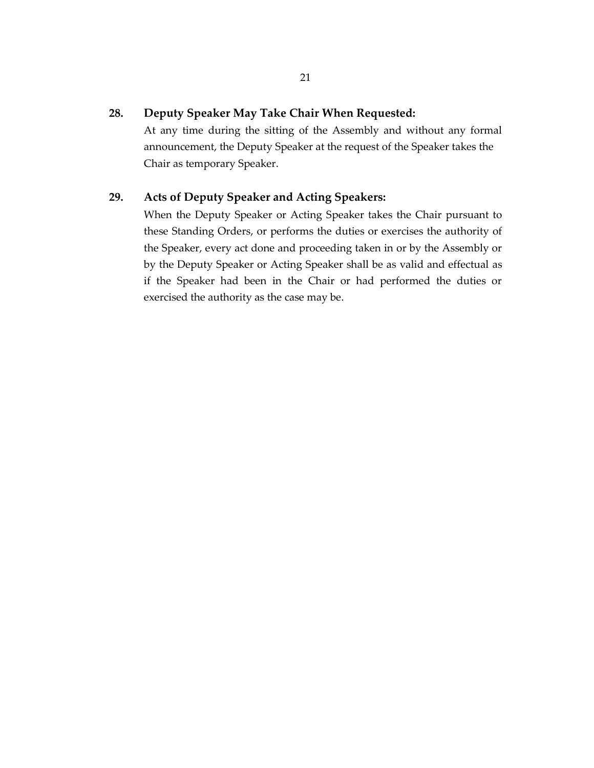**28. Deputy Speaker May Take Chair When Requested:**

At any time during the sitting of the Assembly and without any formal announcement, the Deputy Speaker at the request of the Speaker takes the Chair as temporary Speaker.

**29. Acts of Deputy Speaker and Acting Speakers:**

When the Deputy Speaker or Acting Speaker takes the Chair pursuant to these Standing Orders, or performs the duties or exercises the authority of the Speaker, every act done and proceeding taken in or by the Assembly or by the Deputy Speaker or Acting Speaker shall be as valid and effectual as if the Speaker had been in the Chair or had performed the duties or exercised the authority as the case may be.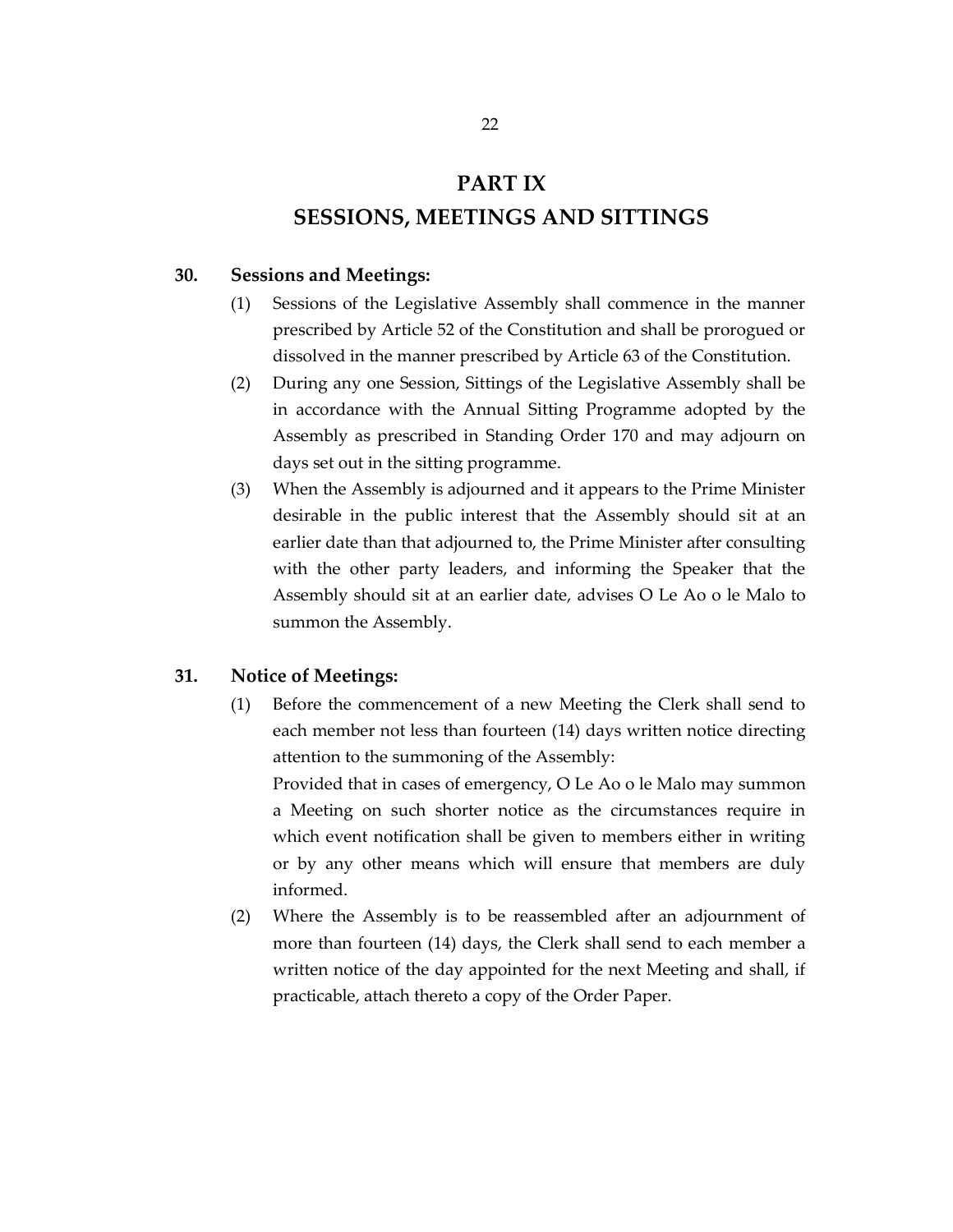# PART IX
# SESSIONS, MEETINGS AND SITTINGS

**30. Sessions and Meetings:**

(1) Sessions of the Legislative Assembly shall commence in the manner prescribed by Article 52 of the Constitution and shall be prorogued or dissolved in the manner prescribed by Article 63 of the Constitution.

(2) During any one Session, Sittings of the Legislative Assembly shall be in accordance with the Annual Sitting Programme adopted by the Assembly as prescribed in Standing Order 170 and may adjourn on days set out in the sitting programme.

(3) When the Assembly is adjourned and it appears to the Prime Minister desirable in the public interest that the Assembly should sit at an earlier date than that adjourned to, the Prime Minister after consulting with the other party leaders, and informing the Speaker that the Assembly should sit at an earlier date, advises O Le Ao o le Malo to summon the Assembly.

**31. Notice of Meetings:**

(1) Before the commencement of a new Meeting the Clerk shall send to each member not less than fourteen (14) days written notice directing attention to the summoning of the Assembly:

Provided that in cases of emergency, O Le Ao o le Malo may summon a Meeting on such shorter notice as the circumstances require in which event notification shall be given to members either in writing or by any other means which will ensure that members are duly informed.

(2) Where the Assembly is to be reassembled after an adjournment of more than fourteen (14) days, the Clerk shall send to each member a written notice of the day appointed for the next Meeting and shall, if practicable, attach thereto a copy of the Order Paper.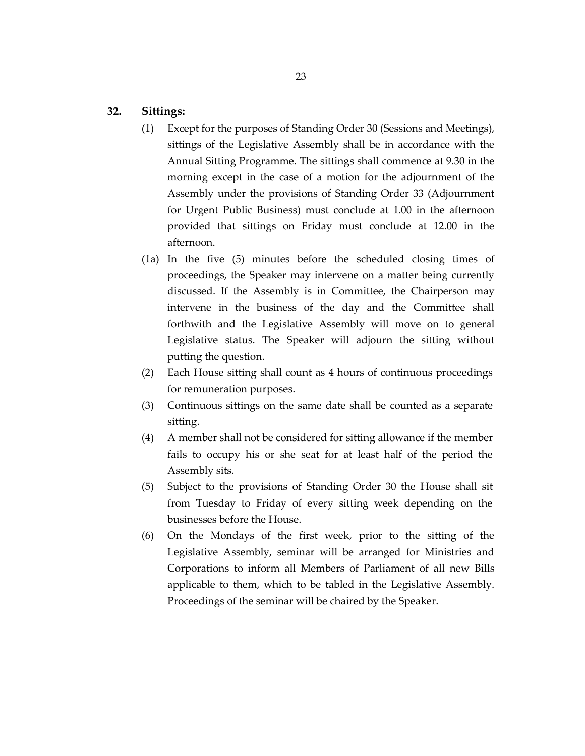## 32. Sittings:

(1) Except for the purposes of Standing Order 30 (Sessions and Meetings), sittings of the Legislative Assembly shall be in accordance with the Annual Sitting Programme. The sittings shall commence at 9.30 in the morning except in the case of a motion for the adjournment of the Assembly under the provisions of Standing Order 33 (Adjournment for Urgent Public Business) must conclude at 1.00 in the afternoon provided that sittings on Friday must conclude at 12.00 in the afternoon.

(1a) In the five (5) minutes before the scheduled closing times of proceedings, the Speaker may intervene on a matter being currently discussed. If the Assembly is in Committee, the Chairperson may intervene in the business of the day and the Committee shall forthwith and the Legislative Assembly will move on to general Legislative status. The Speaker will adjourn the sitting without putting the question.

(2) Each House sitting shall count as 4 hours of continuous proceedings for remuneration purposes.

(3) Continuous sittings on the same date shall be counted as a separate sitting.

(4) A member shall not be considered for sitting allowance if the member fails to occupy his or she seat for at least half of the period the Assembly sits.

(5) Subject to the provisions of Standing Order 30 the House shall sit from Tuesday to Friday of every sitting week depending on the businesses before the House.

(6) On the Mondays of the first week, prior to the sitting of the Legislative Assembly, seminar will be arranged for Ministries and Corporations to inform all Members of Parliament of all new Bills applicable to them, which to be tabled in the Legislative Assembly. Proceedings of the seminar will be chaired by the Speaker.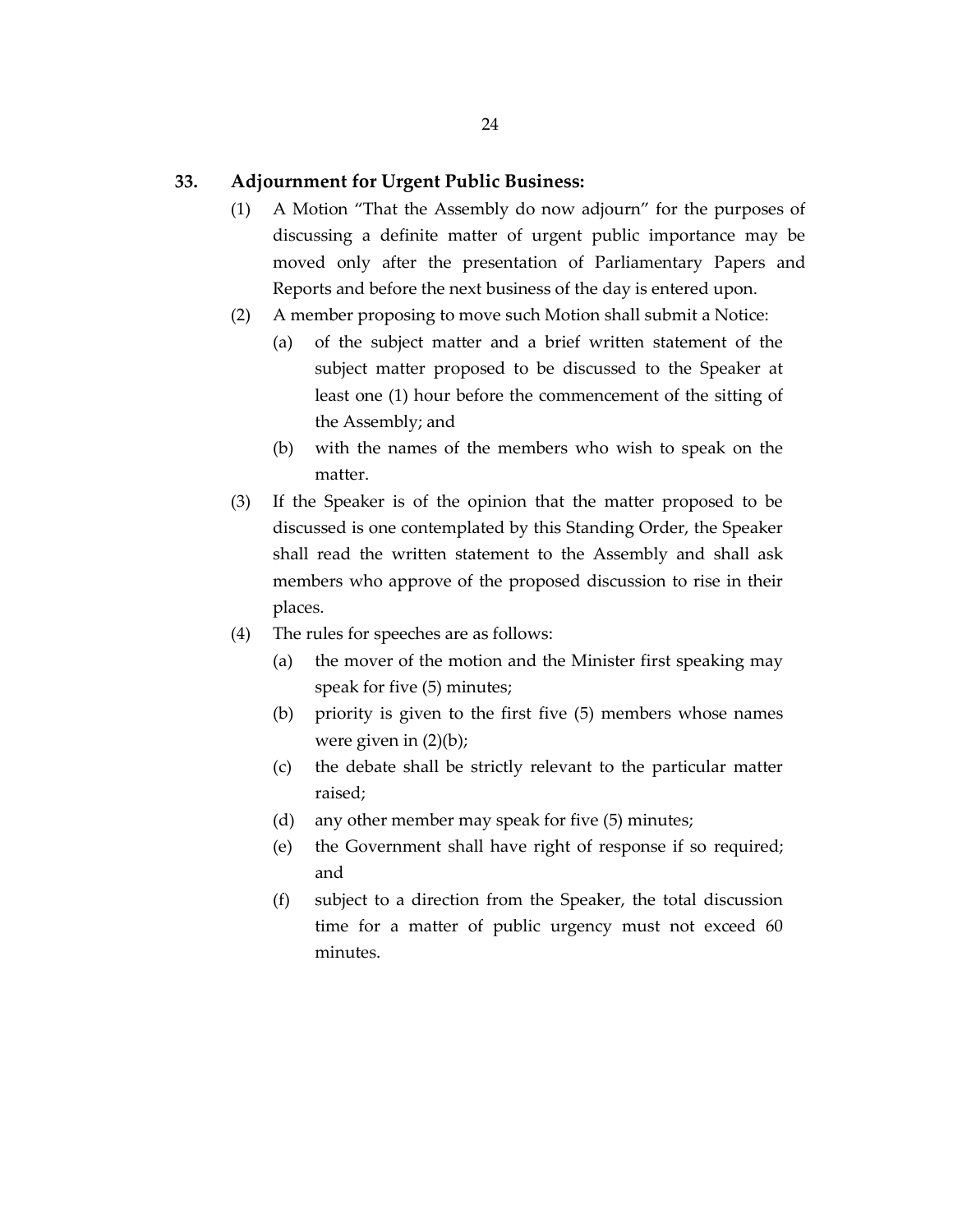## 33. Adjournment for Urgent Public Business:

(1) A Motion "That the Assembly do now adjourn" for the purposes of discussing a definite matter of urgent public importance may be moved only after the presentation of Parliamentary Papers and Reports and before the next business of the day is entered upon.

(2) A member proposing to move such Motion shall submit a Notice:

- (a) of the subject matter and a brief written statement of the subject matter proposed to be discussed to the Speaker at least one (1) hour before the commencement of the sitting of the Assembly; and
- (b) with the names of the members who wish to speak on the matter.

(3) If the Speaker is of the opinion that the matter proposed to be discussed is one contemplated by this Standing Order, the Speaker shall read the written statement to the Assembly and shall ask members who approve of the proposed discussion to rise in their places.

(4) The rules for speeches are as follows:

- (a) the mover of the motion and the Minister first speaking may speak for five (5) minutes;
- (b) priority is given to the first five (5) members whose names were given in (2)(b);
- (c) the debate shall be strictly relevant to the particular matter raised;
- (d) any other member may speak for five (5) minutes;
- (e) the Government shall have right of response if so required; and
- (f) subject to a direction from the Speaker, the total discussion time for a matter of public urgency must not exceed 60 minutes.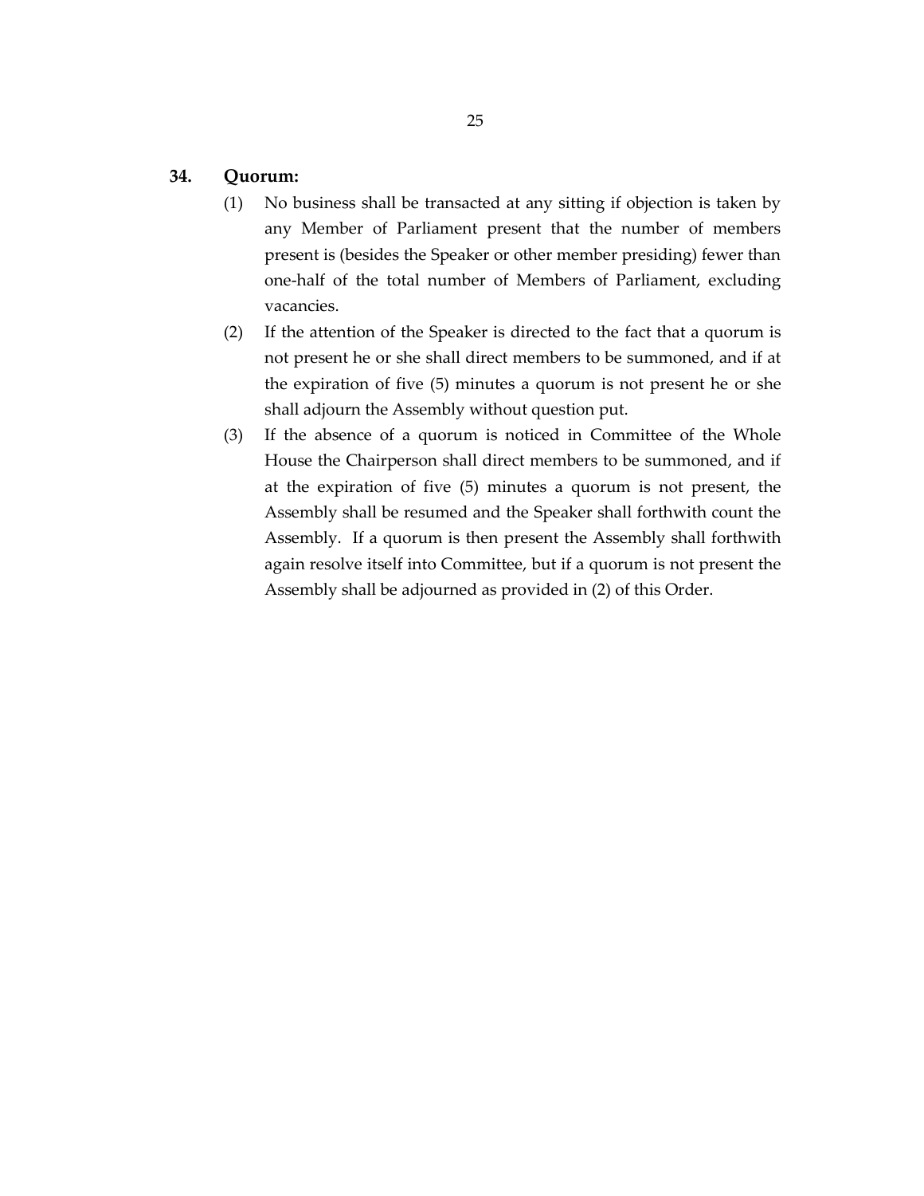**34. Quorum:**

(1) No business shall be transacted at any sitting if objection is taken by any Member of Parliament present that the number of members present is (besides the Speaker or other member presiding) fewer than one-half of the total number of Members of Parliament, excluding vacancies.

(2) If the attention of the Speaker is directed to the fact that a quorum is not present he or she shall direct members to be summoned, and if at the expiration of five (5) minutes a quorum is not present he or she shall adjourn the Assembly without question put.

(3) If the absence of a quorum is noticed in Committee of the Whole House the Chairperson shall direct members to be summoned, and if at the expiration of five (5) minutes a quorum is not present, the Assembly shall be resumed and the Speaker shall forthwith count the Assembly. If a quorum is then present the Assembly shall forthwith again resolve itself into Committee, but if a quorum is not present the Assembly shall be adjourned as provided in (2) of this Order.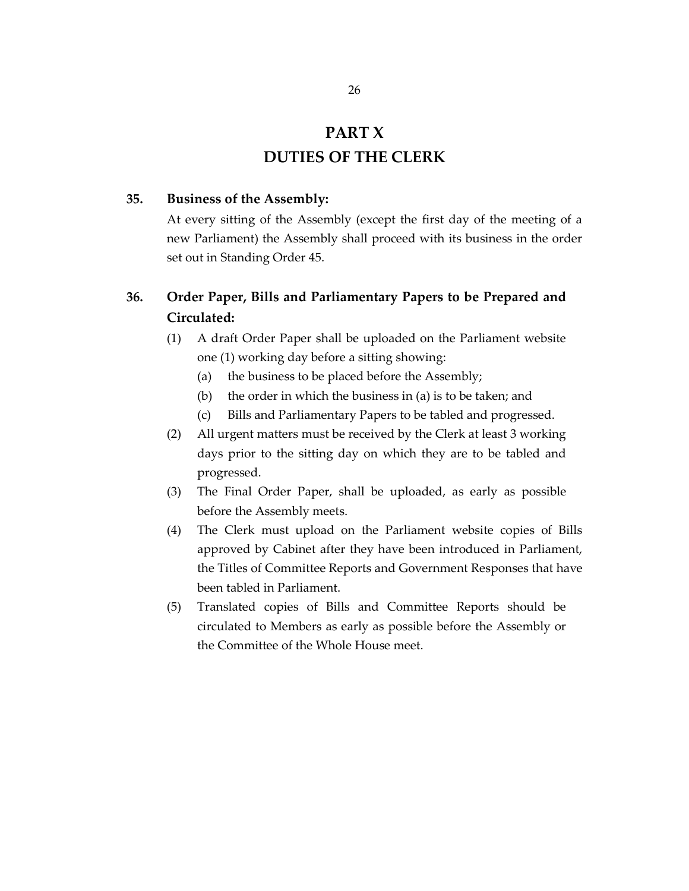# PART X
# DUTIES OF THE CLERK

**35. Business of the Assembly:**

At every sitting of the Assembly (except the first day of the meeting of a new Parliament) the Assembly shall proceed with its business in the order set out in Standing Order 45.

**36. Order Paper, Bills and Parliamentary Papers to be Prepared and Circulated:**

(1) A draft Order Paper shall be uploaded on the Parliament website one (1) working day before a sitting showing:

- (a) the business to be placed before the Assembly;
- (b) the order in which the business in (a) is to be taken; and
- (c) Bills and Parliamentary Papers to be tabled and progressed.

(2) All urgent matters must be received by the Clerk at least 3 working days prior to the sitting day on which they are to be tabled and progressed.

(3) The Final Order Paper, shall be uploaded, as early as possible before the Assembly meets.

(4) The Clerk must upload on the Parliament website copies of Bills approved by Cabinet after they have been introduced in Parliament, the Titles of Committee Reports and Government Responses that have been tabled in Parliament.

(5) Translated copies of Bills and Committee Reports should be circulated to Members as early as possible before the Assembly or the Committee of the Whole House meet.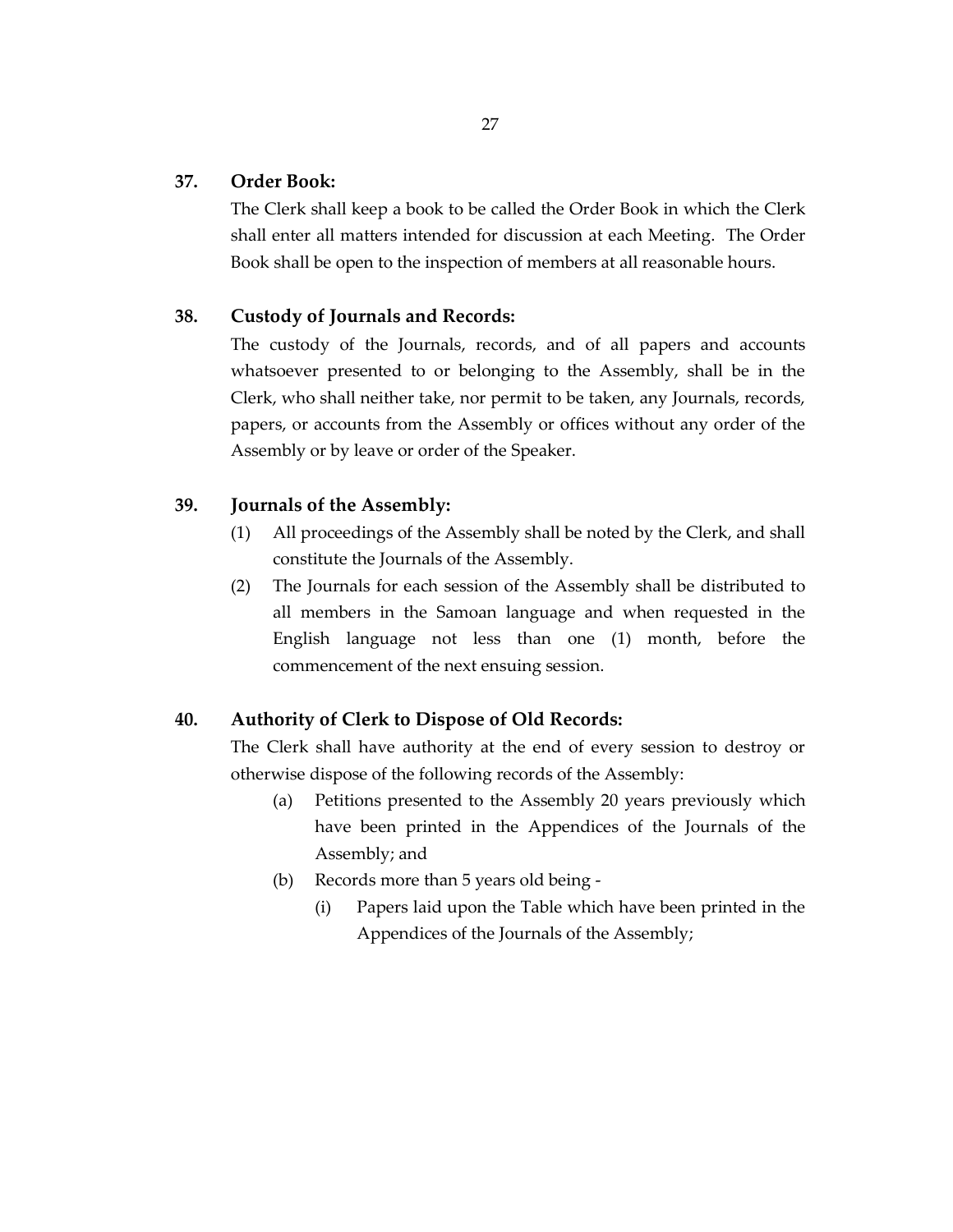**37. Order Book:**

The Clerk shall keep a book to be called the Order Book in which the Clerk shall enter all matters intended for discussion at each Meeting. The Order Book shall be open to the inspection of members at all reasonable hours.

**38. Custody of Journals and Records:**

The custody of the Journals, records, and of all papers and accounts whatsoever presented to or belonging to the Assembly, shall be in the Clerk, who shall neither take, nor permit to be taken, any Journals, records, papers, or accounts from the Assembly or offices without any order of the Assembly or by leave or order of the Speaker.

**39. Journals of the Assembly:**

(1) All proceedings of the Assembly shall be noted by the Clerk, and shall constitute the Journals of the Assembly.

(2) The Journals for each session of the Assembly shall be distributed to all members in the Samoan language and when requested in the English language not less than one (1) month, before the commencement of the next ensuing session.

**40. Authority of Clerk to Dispose of Old Records:**

The Clerk shall have authority at the end of every session to destroy or otherwise dispose of the following records of the Assembly:

(a) Petitions presented to the Assembly 20 years previously which have been printed in the Appendices of the Journals of the Assembly; and

(b) Records more than 5 years old being -

(i) Papers laid upon the Table which have been printed in the Appendices of the Journals of the Assembly;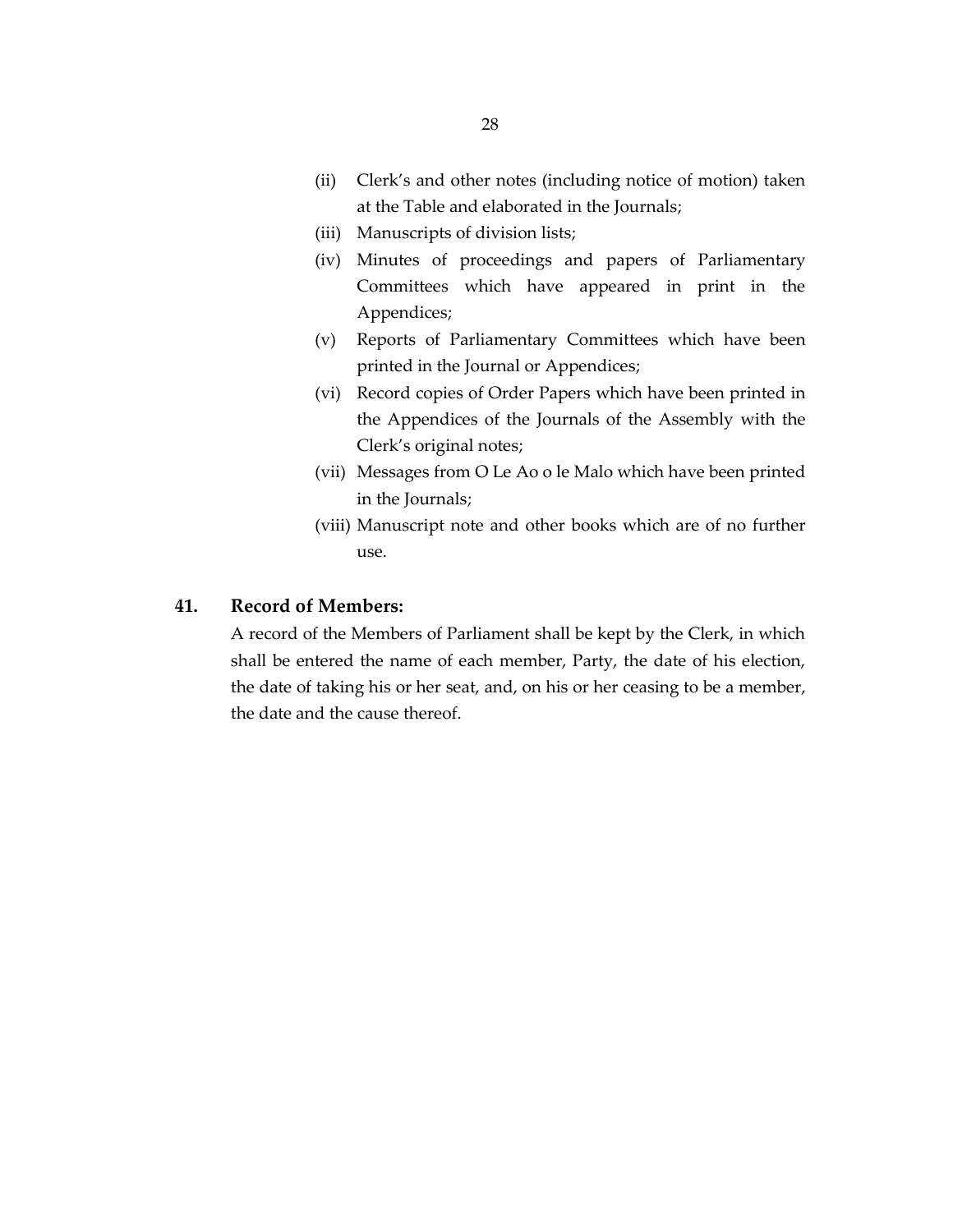(ii) Clerk's and other notes (including notice of motion) taken at the Table and elaborated in the Journals;

(iii) Manuscripts of division lists;

(iv) Minutes of proceedings and papers of Parliamentary Committees which have appeared in print in the Appendices;

(v) Reports of Parliamentary Committees which have been printed in the Journal or Appendices;

(vi) Record copies of Order Papers which have been printed in the Appendices of the Journals of the Assembly with the Clerk's original notes;

(vii) Messages from O Le Ao o le Malo which have been printed in the Journals;

(viii) Manuscript note and other books which are of no further use.

## 41. Record of Members:

A record of the Members of Parliament shall be kept by the Clerk, in which shall be entered the name of each member, Party, the date of his election, the date of taking his or her seat, and, on his or her ceasing to be a member, the date and the cause thereof.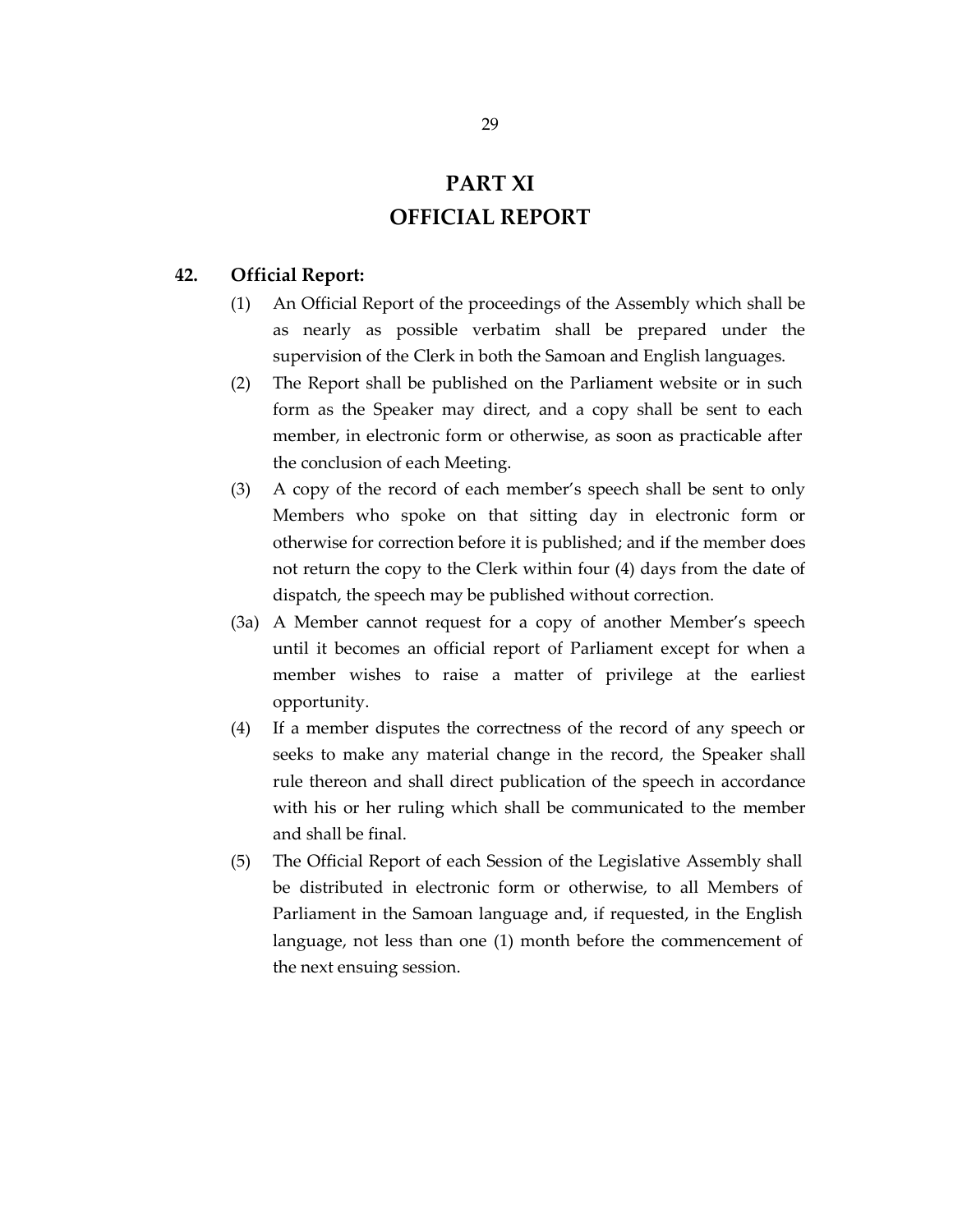# PART XI
# OFFICIAL REPORT

**42. Official Report:**

(1) An Official Report of the proceedings of the Assembly which shall be as nearly as possible verbatim shall be prepared under the supervision of the Clerk in both the Samoan and English languages.

(2) The Report shall be published on the Parliament website or in such form as the Speaker may direct, and a copy shall be sent to each member, in electronic form or otherwise, as soon as practicable after the conclusion of each Meeting.

(3) A copy of the record of each member's speech shall be sent to only Members who spoke on that sitting day in electronic form or otherwise for correction before it is published; and if the member does not return the copy to the Clerk within four (4) days from the date of dispatch, the speech may be published without correction.

(3a) A Member cannot request for a copy of another Member's speech until it becomes an official report of Parliament except for when a member wishes to raise a matter of privilege at the earliest opportunity.

(4) If a member disputes the correctness of the record of any speech or seeks to make any material change in the record, the Speaker shall rule thereon and shall direct publication of the speech in accordance with his or her ruling which shall be communicated to the member and shall be final.

(5) The Official Report of each Session of the Legislative Assembly shall be distributed in electronic form or otherwise, to all Members of Parliament in the Samoan language and, if requested, in the English language, not less than one (1) month before the commencement of the next ensuing session.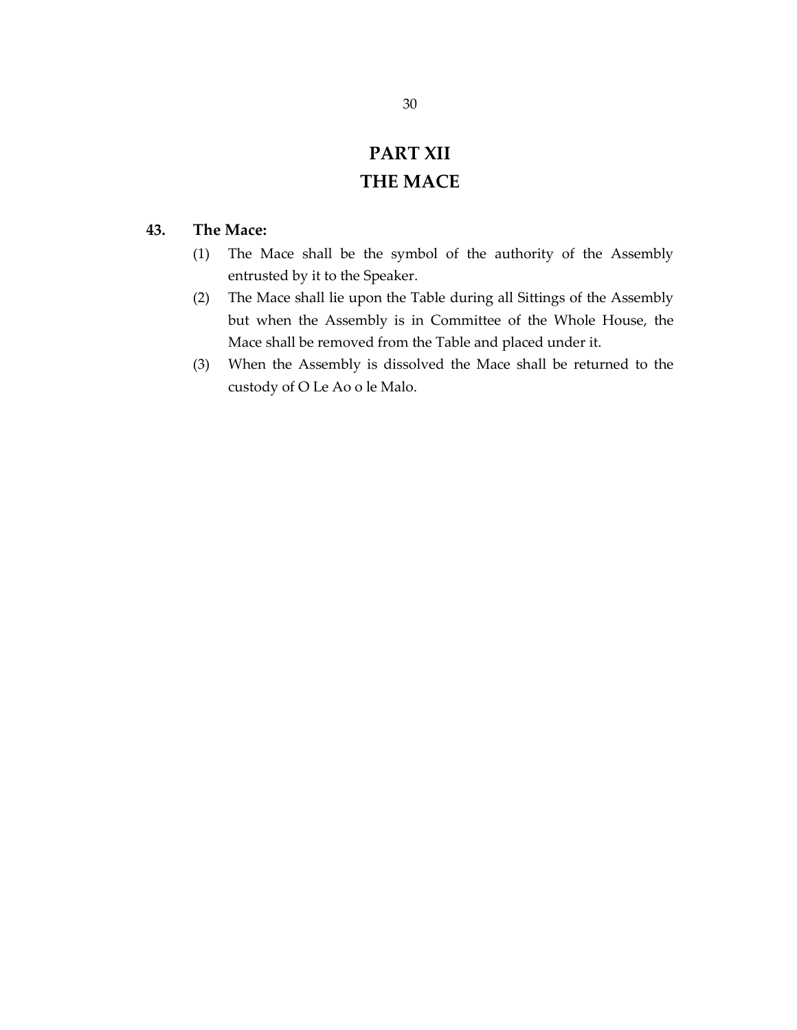# PART XII
# THE MACE

**43. The Mace:**

(1) The Mace shall be the symbol of the authority of the Assembly entrusted by it to the Speaker.

(2) The Mace shall lie upon the Table during all Sittings of the Assembly but when the Assembly is in Committee of the Whole House, the Mace shall be removed from the Table and placed under it.

(3) When the Assembly is dissolved the Mace shall be returned to the custody of O Le Ao o le Malo.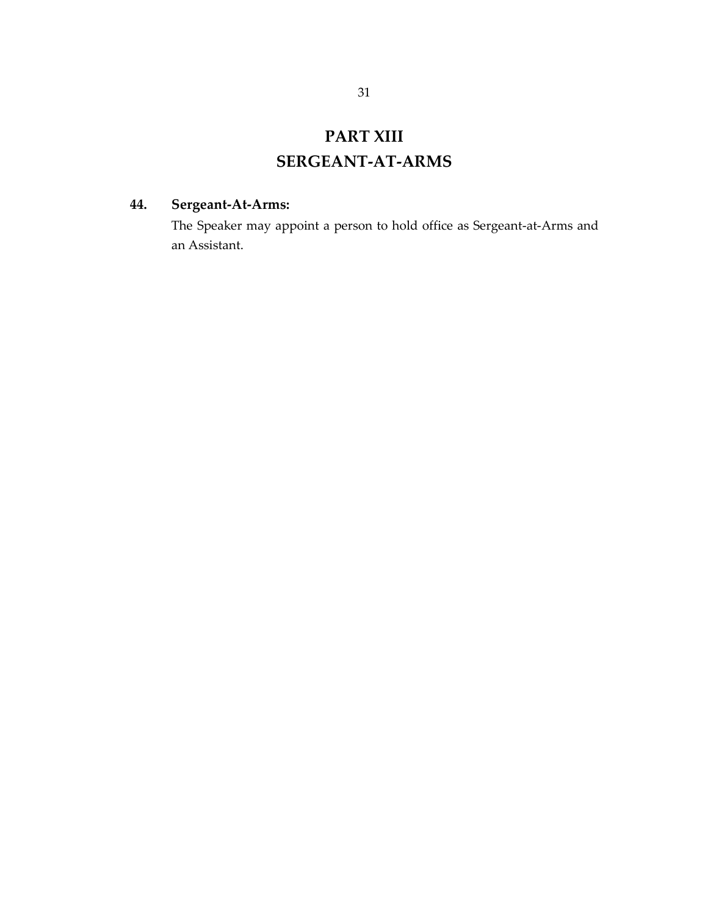# PART XIII
# SERGEANT-AT-ARMS

**44. Sergeant-At-Arms:**

The Speaker may appoint a person to hold office as Sergeant-at-Arms and an Assistant.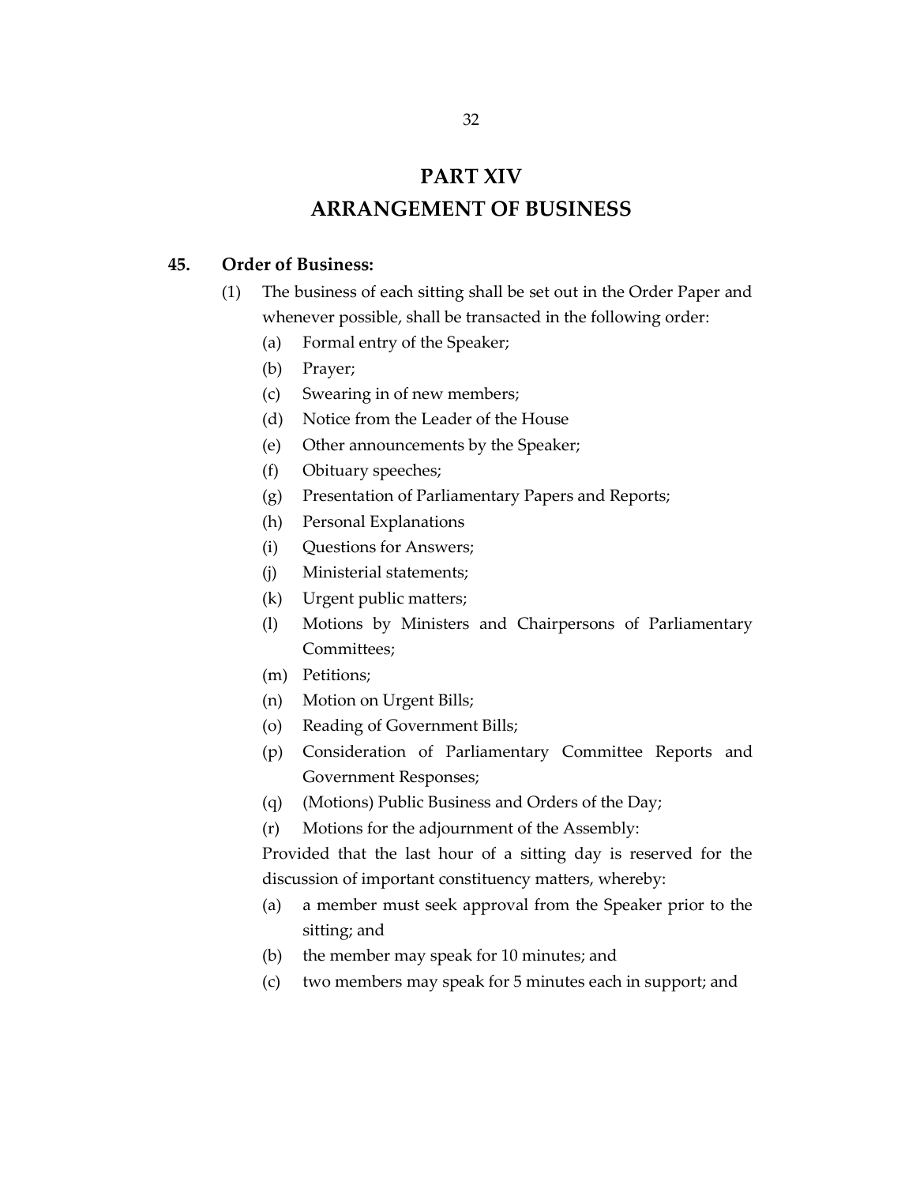# PART XIV
# ARRANGEMENT OF BUSINESS

**45. Order of Business:**

(1) The business of each sitting shall be set out in the Order Paper and whenever possible, shall be transacted in the following order:

- (a) Formal entry of the Speaker;
- (b) Prayer;
- (c) Swearing in of new members;
- (d) Notice from the Leader of the House
- (e) Other announcements by the Speaker;
- (f) Obituary speeches;
- (g) Presentation of Parliamentary Papers and Reports;
- (h) Personal Explanations
- (i) Questions for Answers;
- (j) Ministerial statements;
- (k) Urgent public matters;
- (l) Motions by Ministers and Chairpersons of Parliamentary Committees;
- (m) Petitions;
- (n) Motion on Urgent Bills;
- (o) Reading of Government Bills;
- (p) Consideration of Parliamentary Committee Reports and Government Responses;
- (q) (Motions) Public Business and Orders of the Day;
- (r) Motions for the adjournment of the Assembly:

Provided that the last hour of a sitting day is reserved for the discussion of important constituency matters, whereby:

- (a) a member must seek approval from the Speaker prior to the sitting; and
- (b) the member may speak for 10 minutes; and
- (c) two members may speak for 5 minutes each in support; and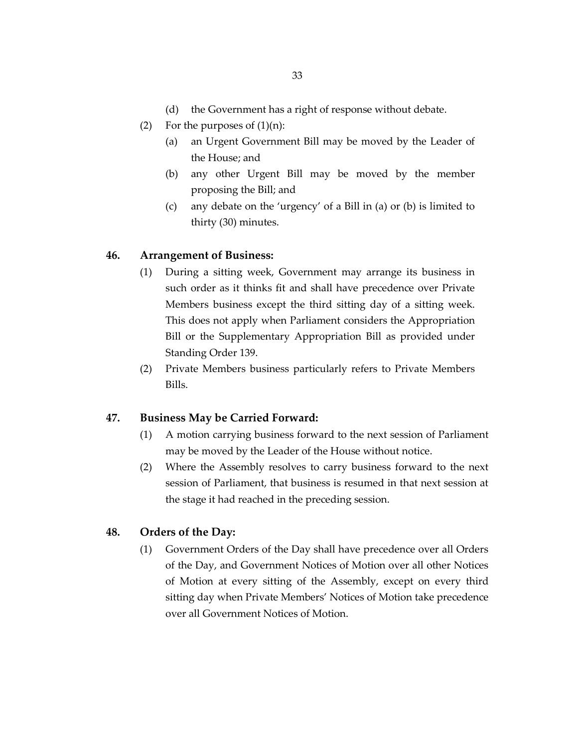(d) the Government has a right of response without debate.

(2) For the purposes of (1)(n):

(a) an Urgent Government Bill may be moved by the Leader of the House; and

(b) any other Urgent Bill may be moved by the member proposing the Bill; and

(c) any debate on the 'urgency' of a Bill in (a) or (b) is limited to thirty (30) minutes.

## 46. Arrangement of Business:

(1) During a sitting week, Government may arrange its business in such order as it thinks fit and shall have precedence over Private Members business except the third sitting day of a sitting week. This does not apply when Parliament considers the Appropriation Bill or the Supplementary Appropriation Bill as provided under Standing Order 139.

(2) Private Members business particularly refers to Private Members Bills.

## 47. Business May be Carried Forward:

(1) A motion carrying business forward to the next session of Parliament may be moved by the Leader of the House without notice.

(2) Where the Assembly resolves to carry business forward to the next session of Parliament, that business is resumed in that next session at the stage it had reached in the preceding session.

## 48. Orders of the Day:

(1) Government Orders of the Day shall have precedence over all Orders of the Day, and Government Notices of Motion over all other Notices of Motion at every sitting of the Assembly, except on every third sitting day when Private Members' Notices of Motion take precedence over all Government Notices of Motion.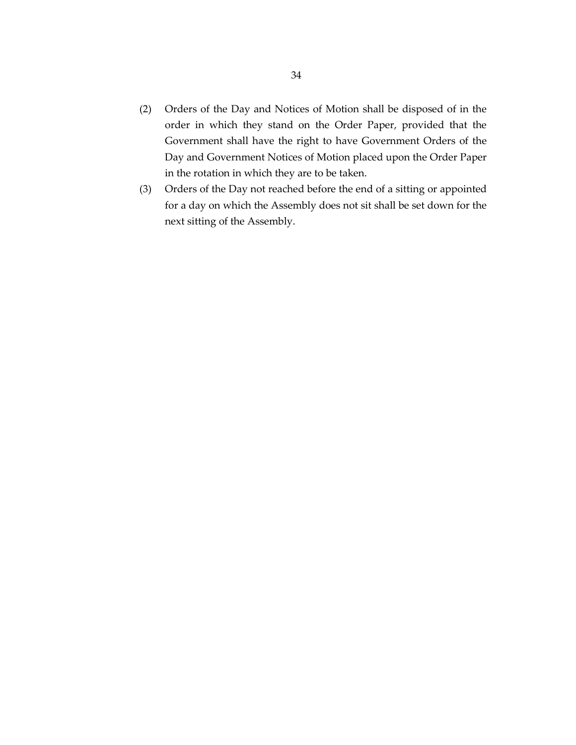(2) Orders of the Day and Notices of Motion shall be disposed of in the order in which they stand on the Order Paper, provided that the Government shall have the right to have Government Orders of the Day and Government Notices of Motion placed upon the Order Paper in the rotation in which they are to be taken.

(3) Orders of the Day not reached before the end of a sitting or appointed for a day on which the Assembly does not sit shall be set down for the next sitting of the Assembly.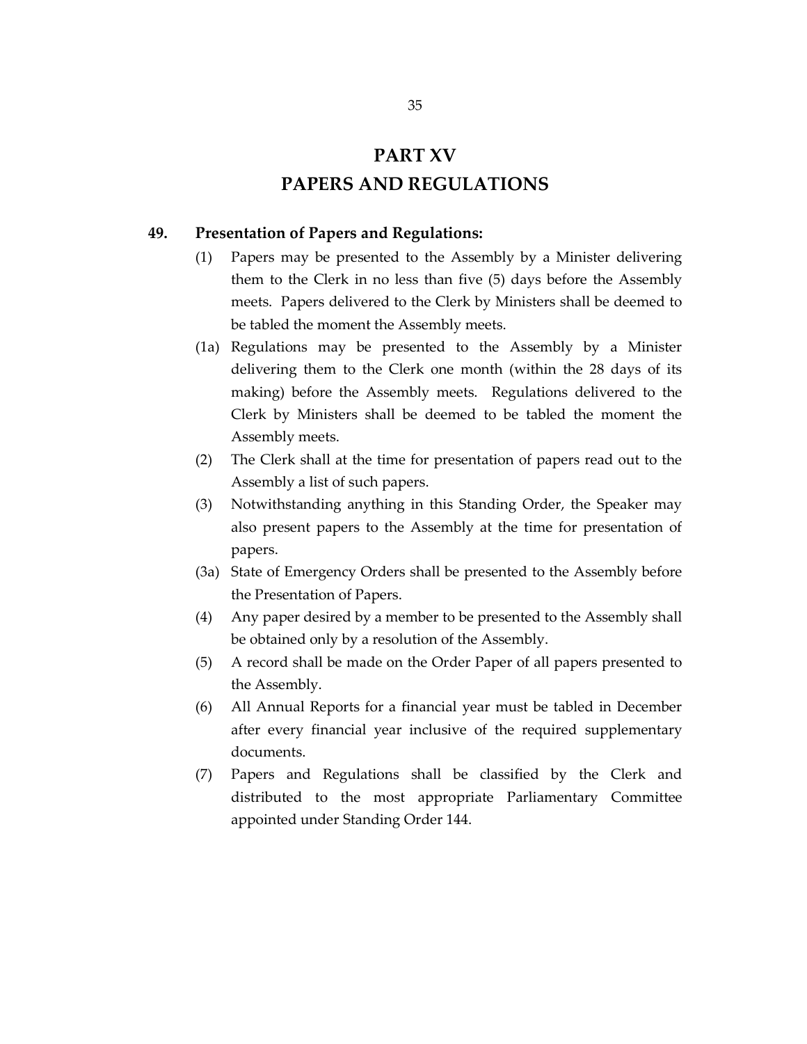# PART XV
# PAPERS AND REGULATIONS

**49. Presentation of Papers and Regulations:**

(1) Papers may be presented to the Assembly by a Minister delivering them to the Clerk in no less than five (5) days before the Assembly meets. Papers delivered to the Clerk by Ministers shall be deemed to be tabled the moment the Assembly meets.

(1a) Regulations may be presented to the Assembly by a Minister delivering them to the Clerk one month (within the 28 days of its making) before the Assembly meets. Regulations delivered to the Clerk by Ministers shall be deemed to be tabled the moment the Assembly meets.

(2) The Clerk shall at the time for presentation of papers read out to the Assembly a list of such papers.

(3) Notwithstanding anything in this Standing Order, the Speaker may also present papers to the Assembly at the time for presentation of papers.

(3a) State of Emergency Orders shall be presented to the Assembly before the Presentation of Papers.

(4) Any paper desired by a member to be presented to the Assembly shall be obtained only by a resolution of the Assembly.

(5) A record shall be made on the Order Paper of all papers presented to the Assembly.

(6) All Annual Reports for a financial year must be tabled in December after every financial year inclusive of the required supplementary documents.

(7) Papers and Regulations shall be classified by the Clerk and distributed to the most appropriate Parliamentary Committee appointed under Standing Order 144.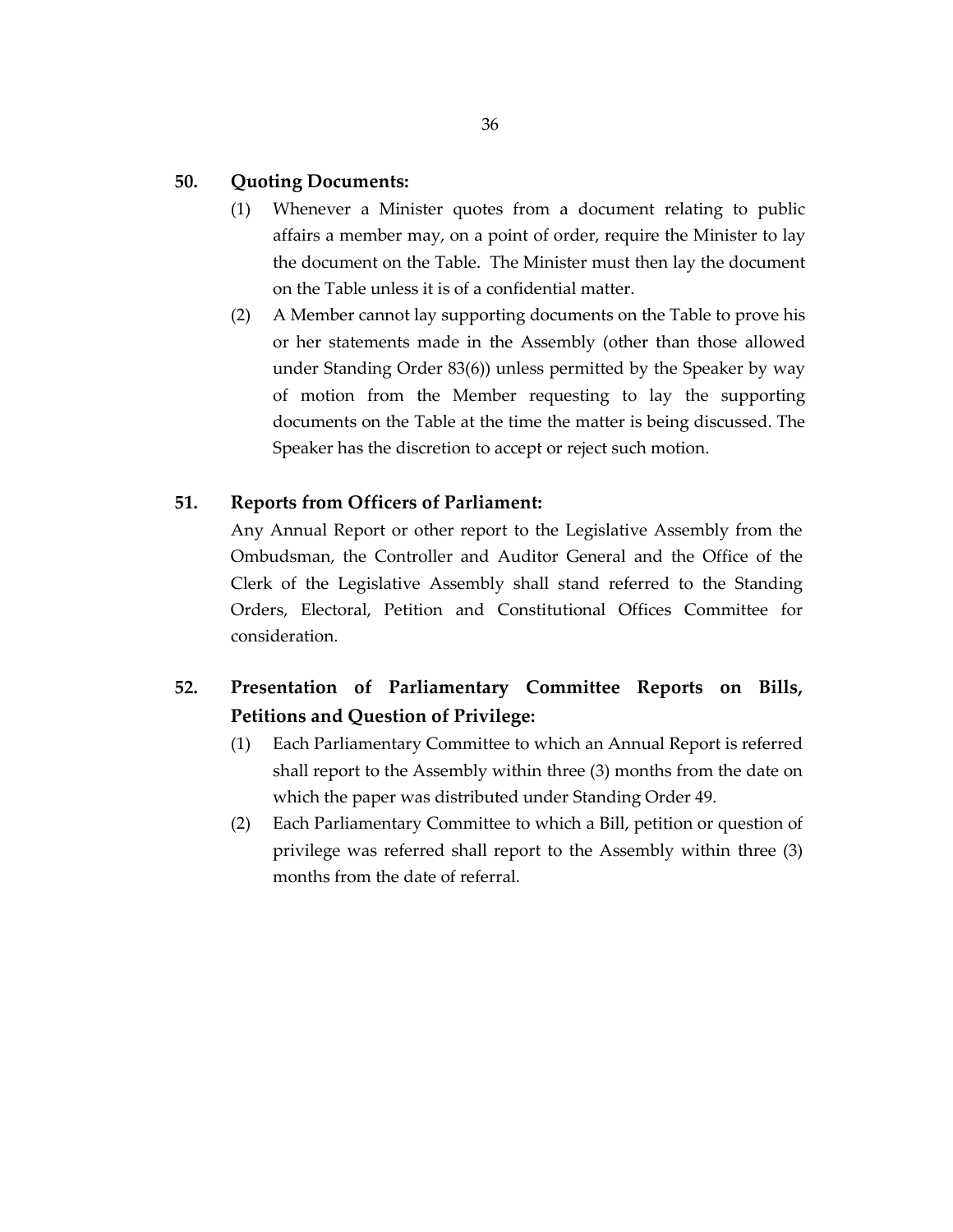### 50. Quoting Documents:

(1) Whenever a Minister quotes from a document relating to public affairs a member may, on a point of order, require the Minister to lay the document on the Table. The Minister must then lay the document on the Table unless it is of a confidential matter.

(2) A Member cannot lay supporting documents on the Table to prove his or her statements made in the Assembly (other than those allowed under Standing Order 83(6)) unless permitted by the Speaker by way of motion from the Member requesting to lay the supporting documents on the Table at the time the matter is being discussed. The Speaker has the discretion to accept or reject such motion.

### 51. Reports from Officers of Parliament:

Any Annual Report or other report to the Legislative Assembly from the Ombudsman, the Controller and Auditor General and the Office of the Clerk of the Legislative Assembly shall stand referred to the Standing Orders, Electoral, Petition and Constitutional Offices Committee for consideration.

### 52. Presentation of Parliamentary Committee Reports on Bills, Petitions and Question of Privilege:

(1) Each Parliamentary Committee to which an Annual Report is referred shall report to the Assembly within three (3) months from the date on which the paper was distributed under Standing Order 49.

(2) Each Parliamentary Committee to which a Bill, petition or question of privilege was referred shall report to the Assembly within three (3) months from the date of referral.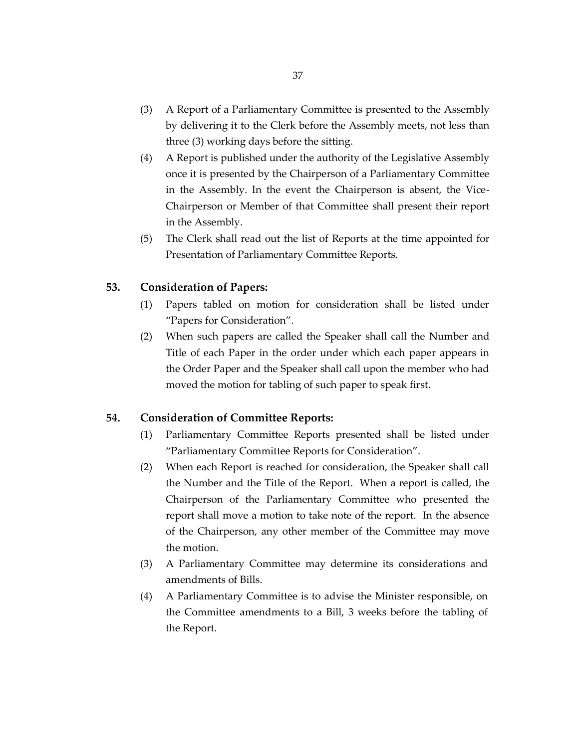(3) A Report of a Parliamentary Committee is presented to the Assembly by delivering it to the Clerk before the Assembly meets, not less than three (3) working days before the sitting.

(4) A Report is published under the authority of the Legislative Assembly once it is presented by the Chairperson of a Parliamentary Committee in the Assembly. In the event the Chairperson is absent, the Vice-Chairperson or Member of that Committee shall present their report in the Assembly.

(5) The Clerk shall read out the list of Reports at the time appointed for Presentation of Parliamentary Committee Reports.

### 53. Consideration of Papers:

(1) Papers tabled on motion for consideration shall be listed under "Papers for Consideration".

(2) When such papers are called the Speaker shall call the Number and Title of each Paper in the order under which each paper appears in the Order Paper and the Speaker shall call upon the member who had moved the motion for tabling of such paper to speak first.

### 54. Consideration of Committee Reports:

(1) Parliamentary Committee Reports presented shall be listed under "Parliamentary Committee Reports for Consideration".

(2) When each Report is reached for consideration, the Speaker shall call the Number and the Title of the Report. When a report is called, the Chairperson of the Parliamentary Committee who presented the report shall move a motion to take note of the report. In the absence of the Chairperson, any other member of the Committee may move the motion.

(3) A Parliamentary Committee may determine its considerations and amendments of Bills.

(4) A Parliamentary Committee is to advise the Minister responsible, on the Committee amendments to a Bill, 3 weeks before the tabling of the Report.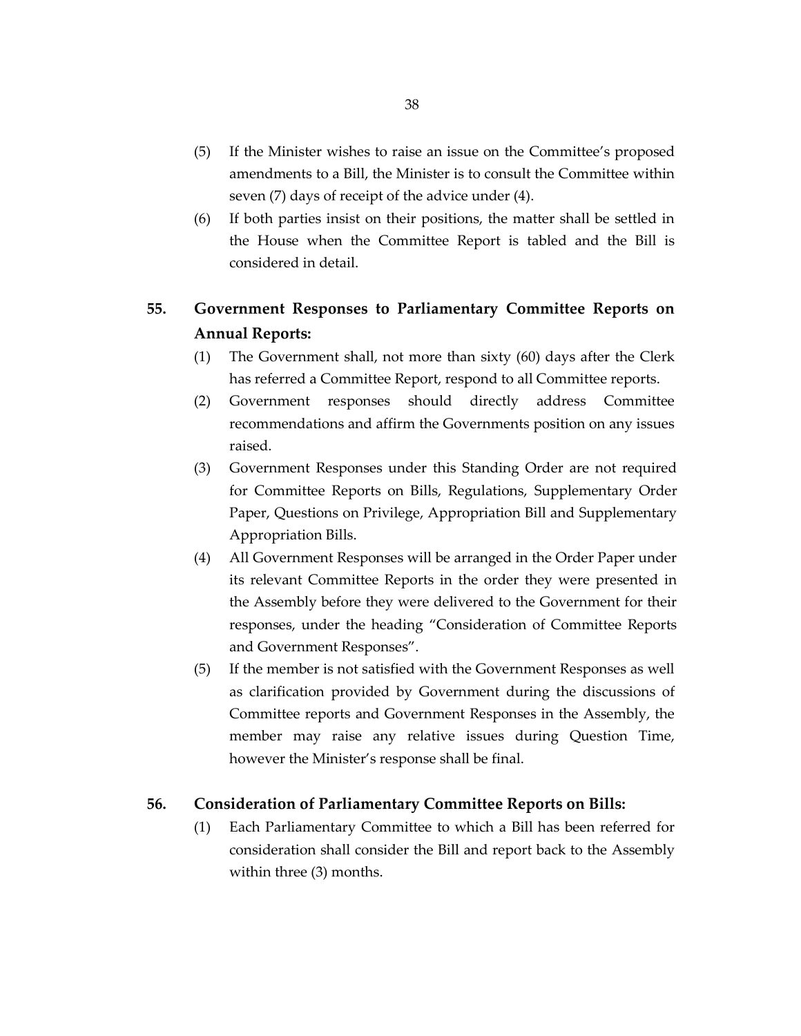(5) If the Minister wishes to raise an issue on the Committee's proposed amendments to a Bill, the Minister is to consult the Committee within seven (7) days of receipt of the advice under (4).

(6) If both parties insist on their positions, the matter shall be settled in the House when the Committee Report is tabled and the Bill is considered in detail.

## 55. Government Responses to Parliamentary Committee Reports on Annual Reports:

(1) The Government shall, not more than sixty (60) days after the Clerk has referred a Committee Report, respond to all Committee reports.

(2) Government responses should directly address Committee recommendations and affirm the Governments position on any issues raised.

(3) Government Responses under this Standing Order are not required for Committee Reports on Bills, Regulations, Supplementary Order Paper, Questions on Privilege, Appropriation Bill and Supplementary Appropriation Bills.

(4) All Government Responses will be arranged in the Order Paper under its relevant Committee Reports in the order they were presented in the Assembly before they were delivered to the Government for their responses, under the heading "Consideration of Committee Reports and Government Responses".

(5) If the member is not satisfied with the Government Responses as well as clarification provided by Government during the discussions of Committee reports and Government Responses in the Assembly, the member may raise any relative issues during Question Time, however the Minister's response shall be final.

## 56. Consideration of Parliamentary Committee Reports on Bills:

(1) Each Parliamentary Committee to which a Bill has been referred for consideration shall consider the Bill and report back to the Assembly within three (3) months.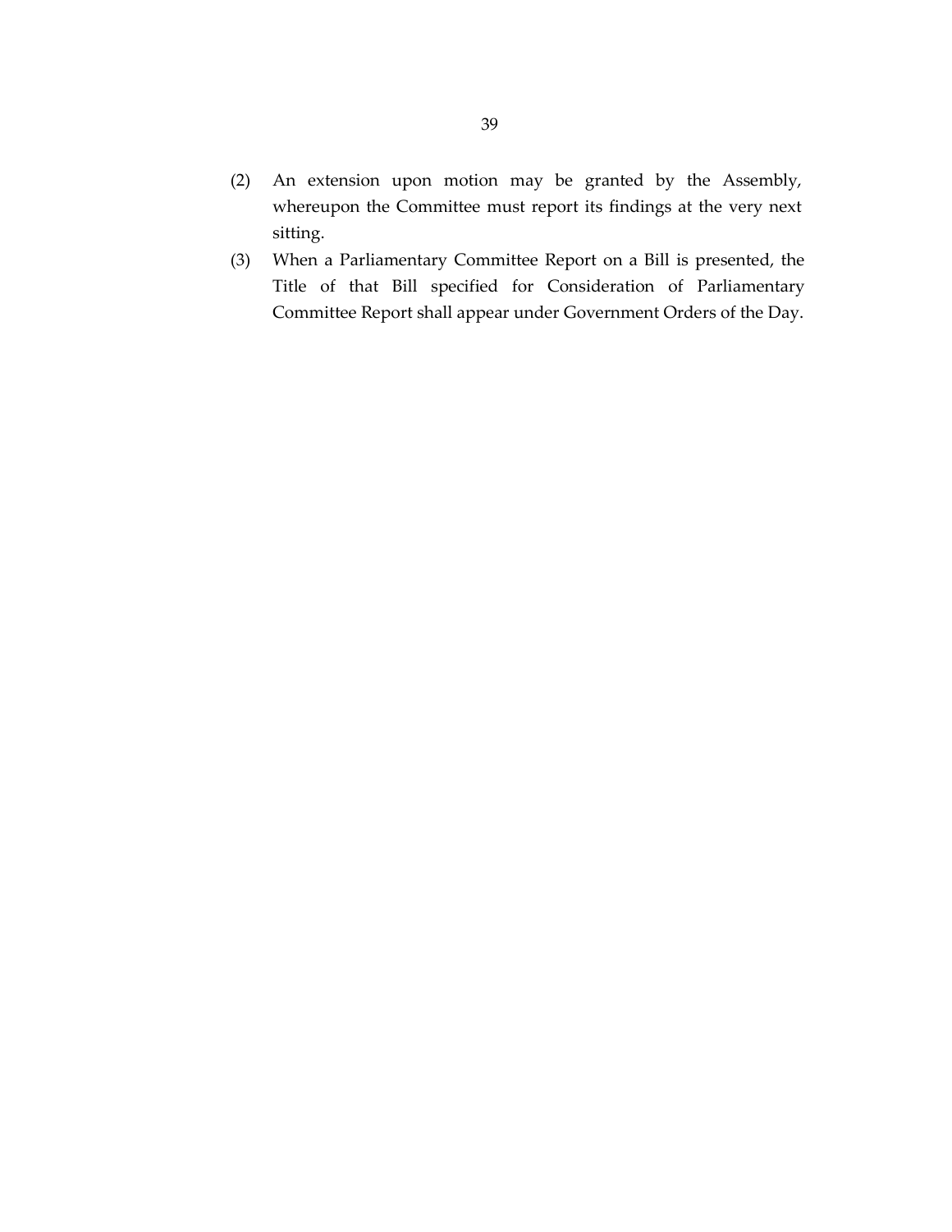(2) An extension upon motion may be granted by the Assembly, whereupon the Committee must report its findings at the very next sitting.

(3) When a Parliamentary Committee Report on a Bill is presented, the Title of that Bill specified for Consideration of Parliamentary Committee Report shall appear under Government Orders of the Day.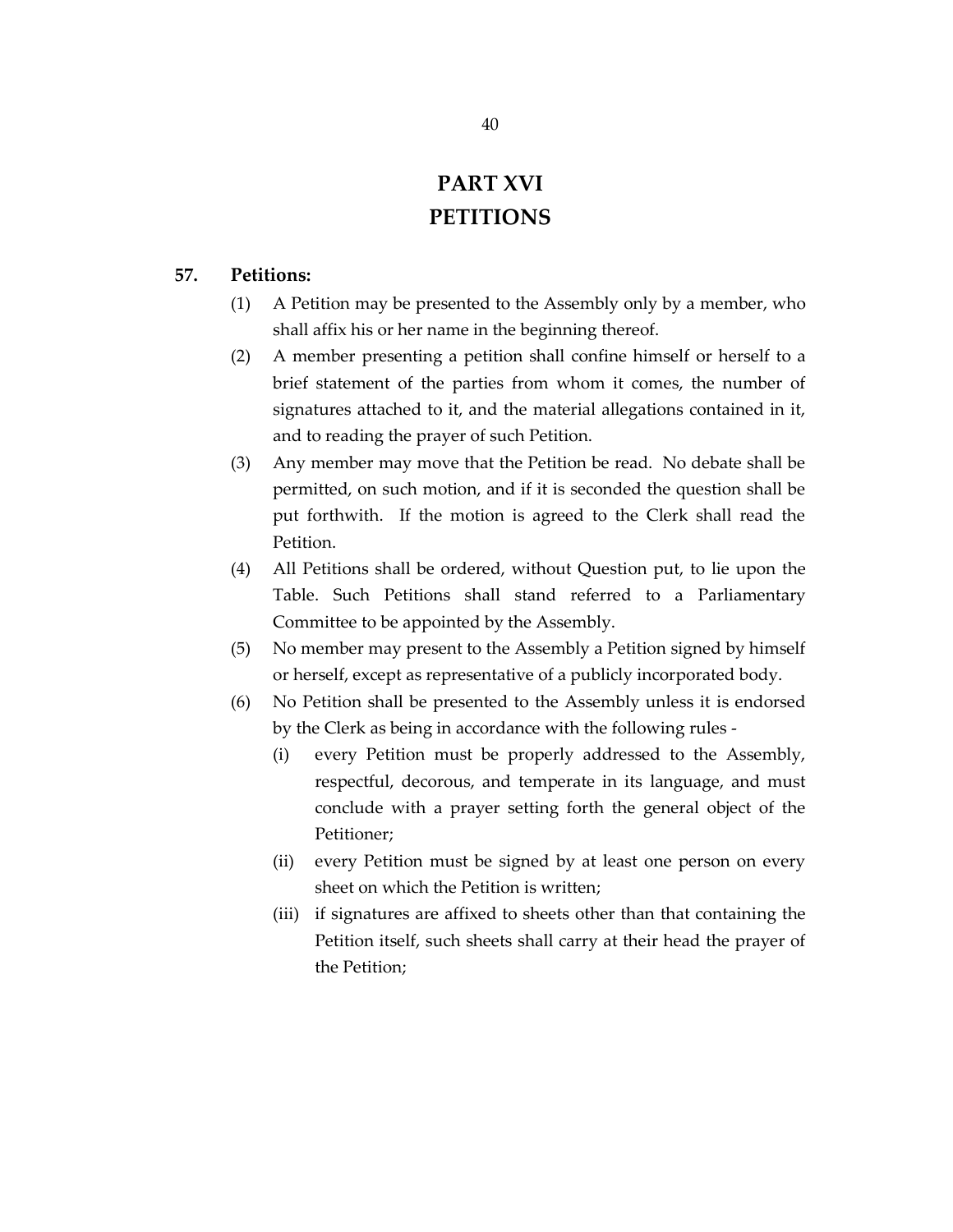# PART XVI
# PETITIONS

**57. Petitions:**

(1) A Petition may be presented to the Assembly only by a member, who shall affix his or her name in the beginning thereof.

(2) A member presenting a petition shall confine himself or herself to a brief statement of the parties from whom it comes, the number of signatures attached to it, and the material allegations contained in it, and to reading the prayer of such Petition.

(3) Any member may move that the Petition be read. No debate shall be permitted, on such motion, and if it is seconded the question shall be put forthwith. If the motion is agreed to the Clerk shall read the Petition.

(4) All Petitions shall be ordered, without Question put, to lie upon the Table. Such Petitions shall stand referred to a Parliamentary Committee to be appointed by the Assembly.

(5) No member may present to the Assembly a Petition signed by himself or herself, except as representative of a publicly incorporated body.

(6) No Petition shall be presented to the Assembly unless it is endorsed by the Clerk as being in accordance with the following rules -

   (i) every Petition must be properly addressed to the Assembly, respectful, decorous, and temperate in its language, and must conclude with a prayer setting forth the general object of the Petitioner;

   (ii) every Petition must be signed by at least one person on every sheet on which the Petition is written;

   (iii) if signatures are affixed to sheets other than that containing the Petition itself, such sheets shall carry at their head the prayer of the Petition;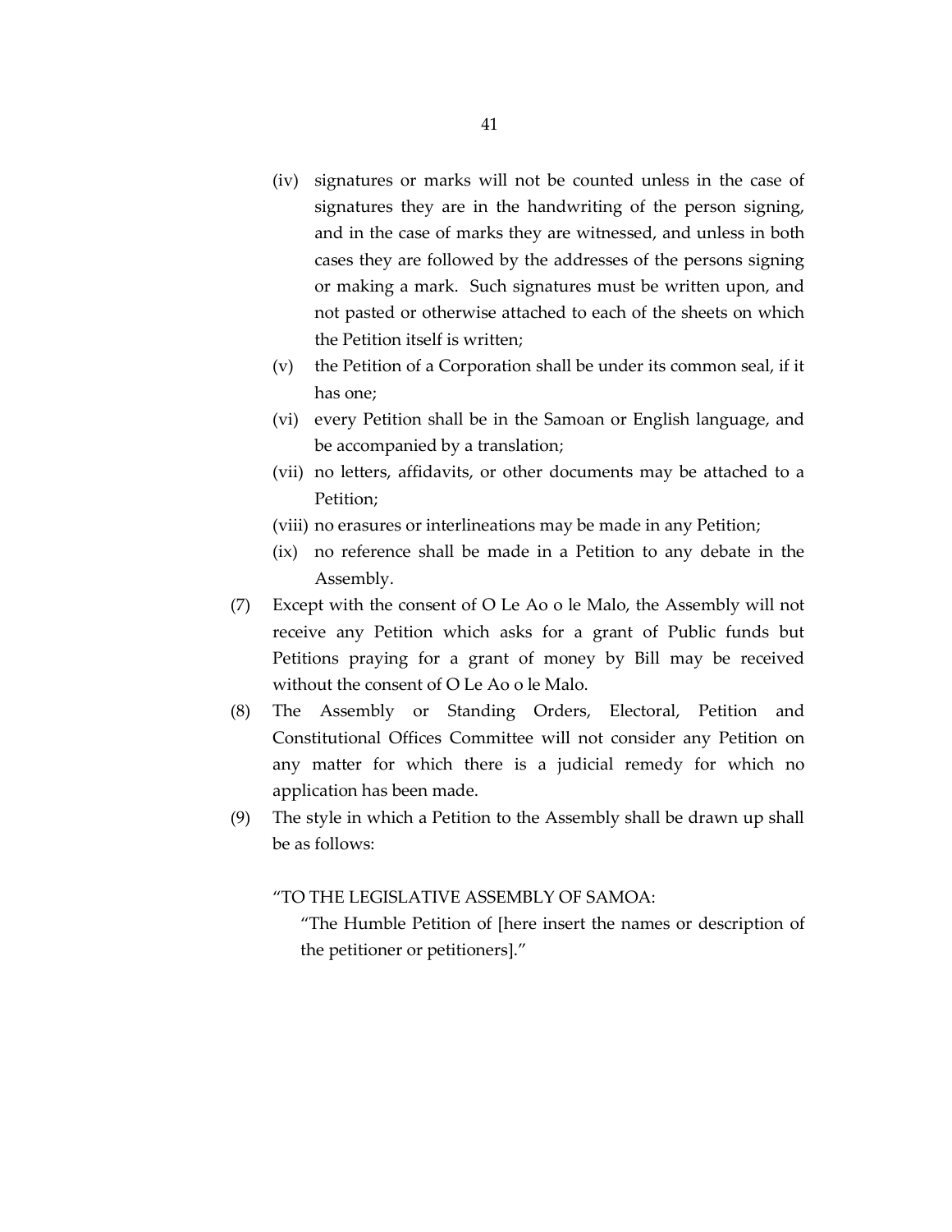(iv) signatures or marks will not be counted unless in the case of signatures they are in the handwriting of the person signing, and in the case of marks they are witnessed, and unless in both cases they are followed by the addresses of the persons signing or making a mark. Such signatures must be written upon, and not pasted or otherwise attached to each of the sheets on which the Petition itself is written;

(v) the Petition of a Corporation shall be under its common seal, if it has one;

(vi) every Petition shall be in the Samoan or English language, and be accompanied by a translation;

(vii) no letters, affidavits, or other documents may be attached to a Petition;

(viii) no erasures or interlineations may be made in any Petition;

(ix) no reference shall be made in a Petition to any debate in the Assembly.

(7) Except with the consent of O Le Ao o le Malo, the Assembly will not receive any Petition which asks for a grant of Public funds but Petitions praying for a grant of money by Bill may be received without the consent of O Le Ao o le Malo.

(8) The Assembly or Standing Orders, Electoral, Petition and Constitutional Offices Committee will not consider any Petition on any matter for which there is a judicial remedy for which no application has been made.

(9) The style in which a Petition to the Assembly shall be drawn up shall be as follows:

"TO THE LEGISLATIVE ASSEMBLY OF SAMOA:

"The Humble Petition of [here insert the names or description of the petitioner or petitioners]."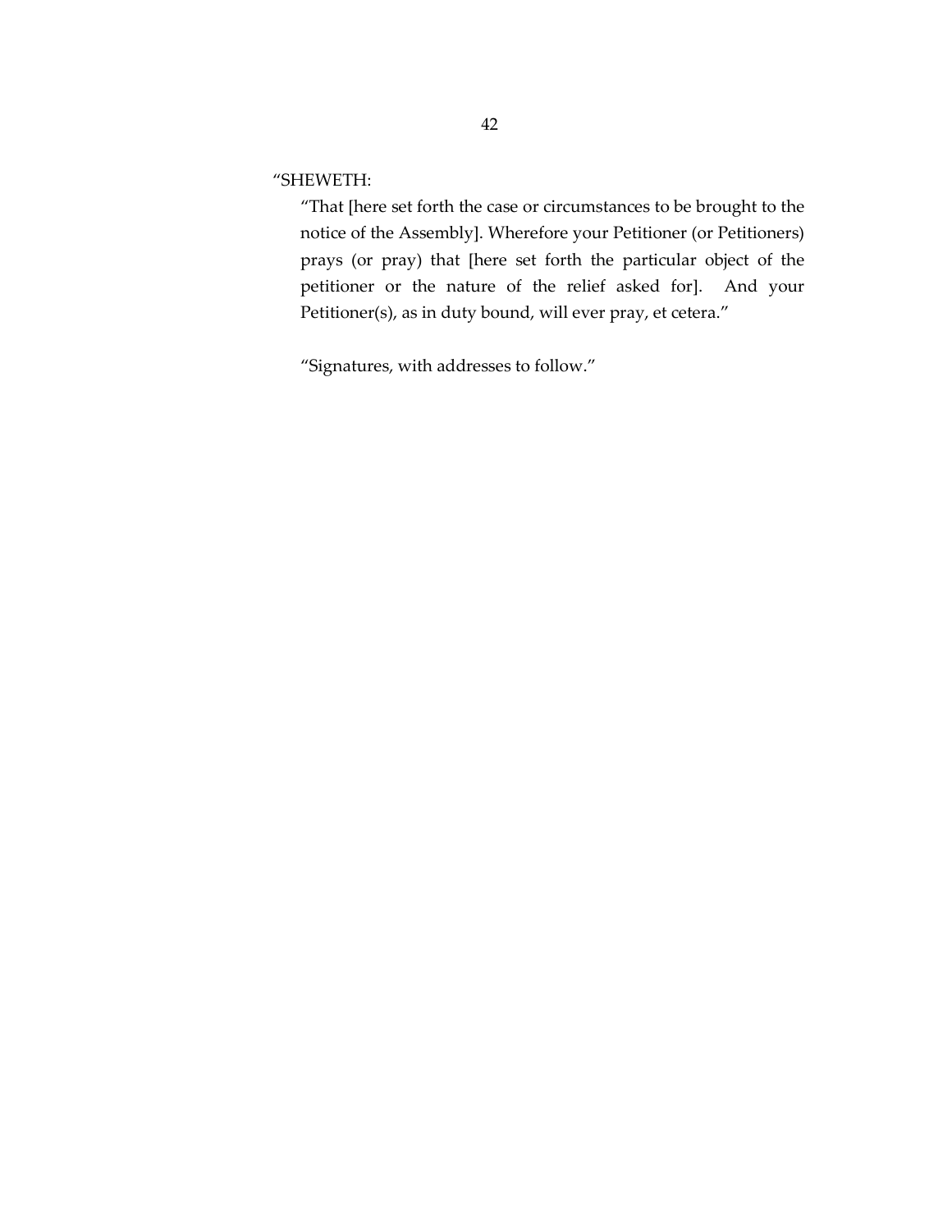"SHEWETH:

"That [here set forth the case or circumstances to be brought to the notice of the Assembly]. Wherefore your Petitioner (or Petitioners) prays (or pray) that [here set forth the particular object of the petitioner or the nature of the relief asked for]. And your Petitioner(s), as in duty bound, will ever pray, et cetera."

"Signatures, with addresses to follow."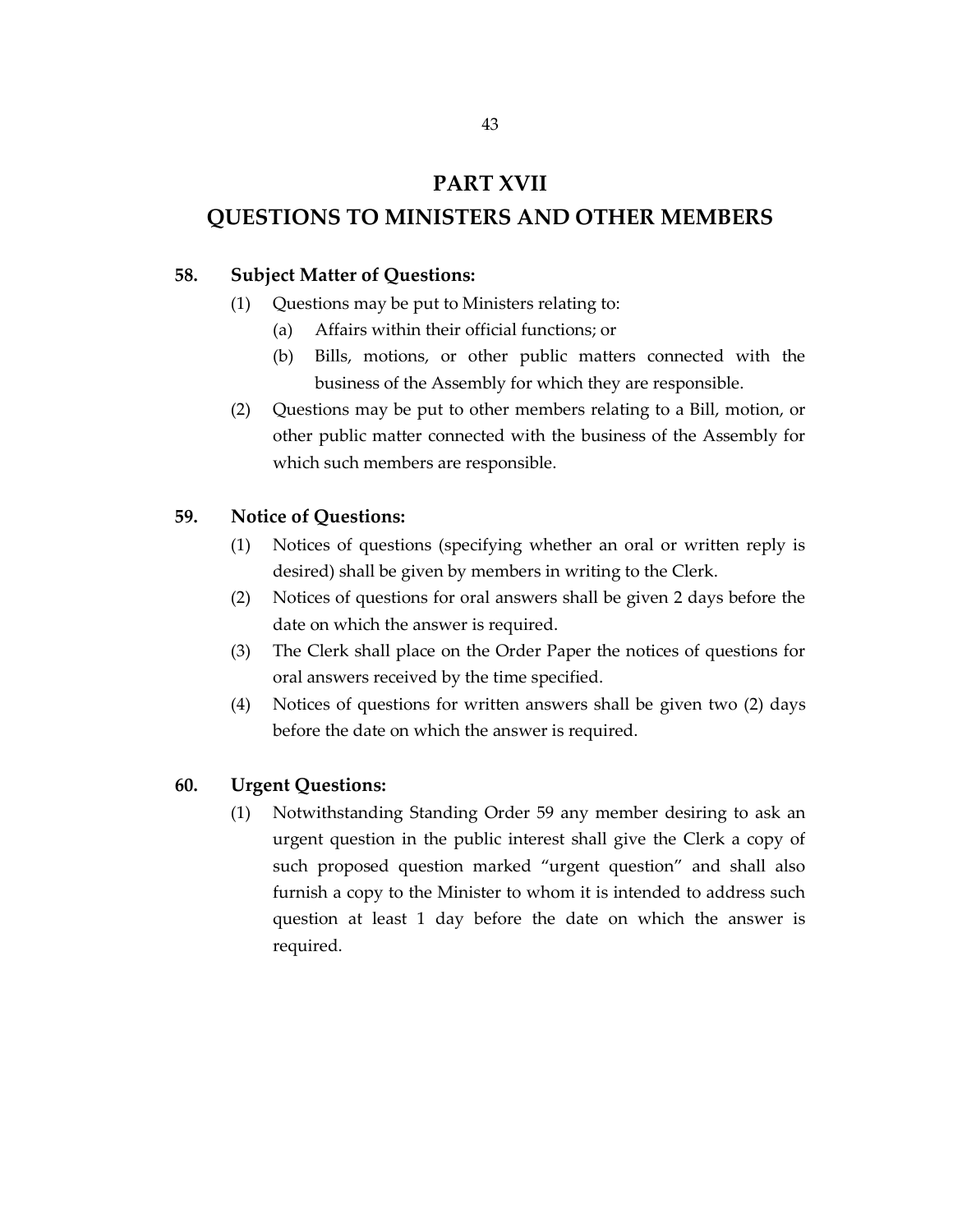# PART XVII

# QUESTIONS TO MINISTERS AND OTHER MEMBERS

## 58. Subject Matter of Questions:

(1) Questions may be put to Ministers relating to:

  (a) Affairs within their official functions; or

  (b) Bills, motions, or other public matters connected with the business of the Assembly for which they are responsible.

(2) Questions may be put to other members relating to a Bill, motion, or other public matter connected with the business of the Assembly for which such members are responsible.

## 59. Notice of Questions:

(1) Notices of questions (specifying whether an oral or written reply is desired) shall be given by members in writing to the Clerk.

(2) Notices of questions for oral answers shall be given 2 days before the date on which the answer is required.

(3) The Clerk shall place on the Order Paper the notices of questions for oral answers received by the time specified.

(4) Notices of questions for written answers shall be given two (2) days before the date on which the answer is required.

## 60. Urgent Questions:

(1) Notwithstanding Standing Order 59 any member desiring to ask an urgent question in the public interest shall give the Clerk a copy of such proposed question marked "urgent question" and shall also furnish a copy to the Minister to whom it is intended to address such question at least 1 day before the date on which the answer is required.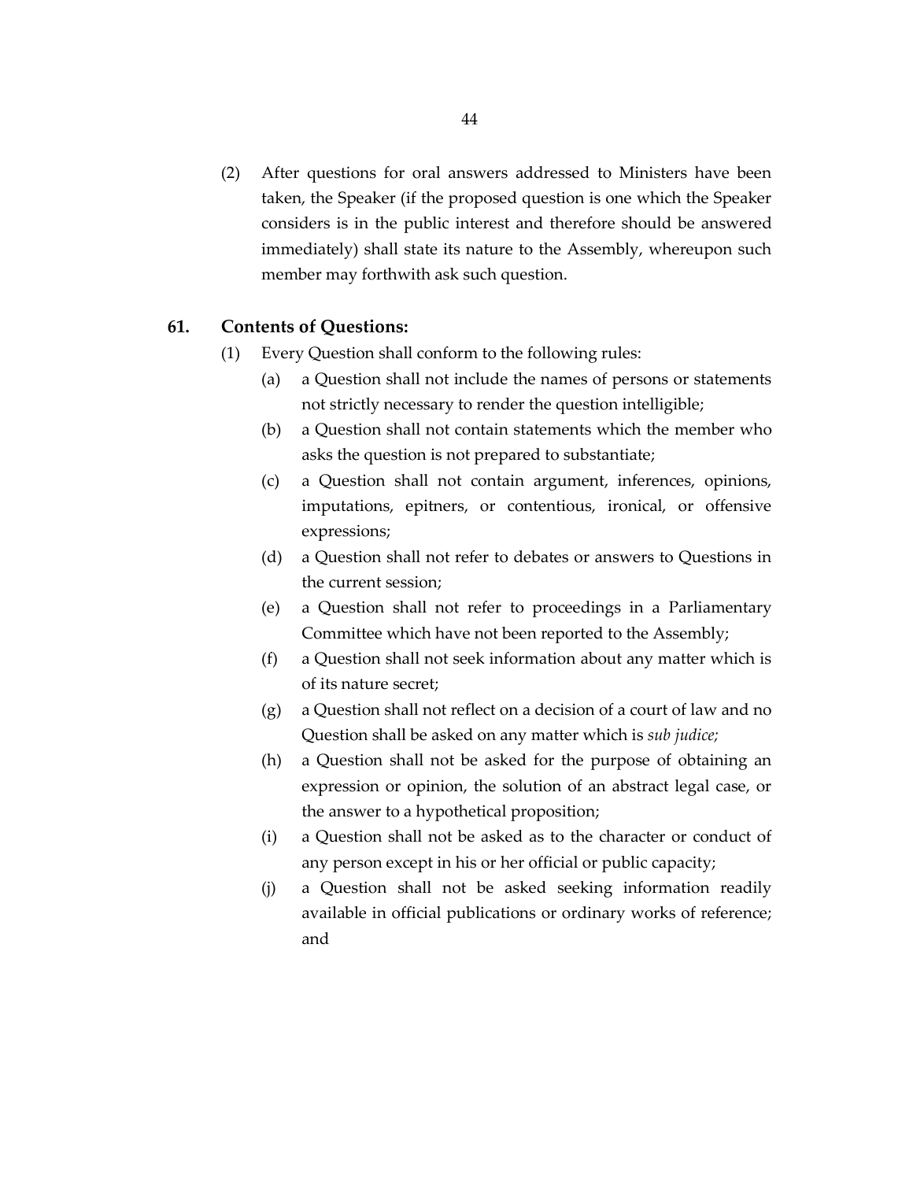(2) After questions for oral answers addressed to Ministers have been taken, the Speaker (if the proposed question is one which the Speaker considers is in the public interest and therefore should be answered immediately) shall state its nature to the Assembly, whereupon such member may forthwith ask such question.

**61. Contents of Questions:**

(1) Every Question shall conform to the following rules:

(a) a Question shall not include the names of persons or statements not strictly necessary to render the question intelligible;

(b) a Question shall not contain statements which the member who asks the question is not prepared to substantiate;

(c) a Question shall not contain argument, inferences, opinions, imputations, epitners, or contentious, ironical, or offensive expressions;

(d) a Question shall not refer to debates or answers to Questions in the current session;

(e) a Question shall not refer to proceedings in a Parliamentary Committee which have not been reported to the Assembly;

(f) a Question shall not seek information about any matter which is of its nature secret;

(g) a Question shall not reflect on a decision of a court of law and no Question shall be asked on any matter which is *sub judice;*

(h) a Question shall not be asked for the purpose of obtaining an expression or opinion, the solution of an abstract legal case, or the answer to a hypothetical proposition;

(i) a Question shall not be asked as to the character or conduct of any person except in his or her official or public capacity;

(j) a Question shall not be asked seeking information readily available in official publications or ordinary works of reference; and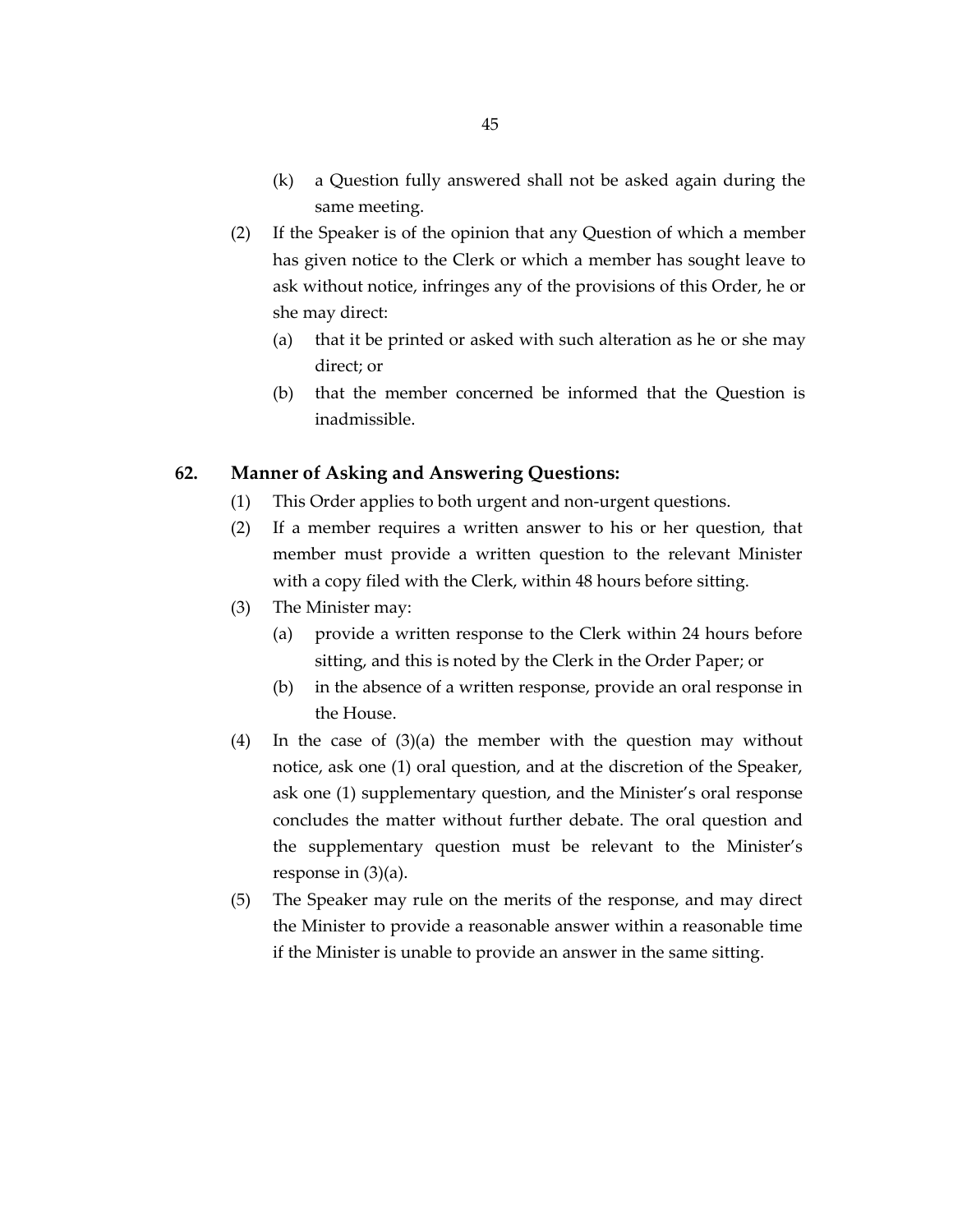(k) a Question fully answered shall not be asked again during the same meeting.

(2) If the Speaker is of the opinion that any Question of which a member has given notice to the Clerk or which a member has sought leave to ask without notice, infringes any of the provisions of this Order, he or she may direct:

(a) that it be printed or asked with such alteration as he or she may direct; or

(b) that the member concerned be informed that the Question is inadmissible.

## 62. Manner of Asking and Answering Questions:

(1) This Order applies to both urgent and non-urgent questions.

(2) If a member requires a written answer to his or her question, that member must provide a written question to the relevant Minister with a copy filed with the Clerk, within 48 hours before sitting.

(3) The Minister may:

(a) provide a written response to the Clerk within 24 hours before sitting, and this is noted by the Clerk in the Order Paper; or

(b) in the absence of a written response, provide an oral response in the House.

(4) In the case of (3)(a) the member with the question may without notice, ask one (1) oral question, and at the discretion of the Speaker, ask one (1) supplementary question, and the Minister's oral response concludes the matter without further debate. The oral question and the supplementary question must be relevant to the Minister's response in (3)(a).

(5) The Speaker may rule on the merits of the response, and may direct the Minister to provide a reasonable answer within a reasonable time if the Minister is unable to provide an answer in the same sitting.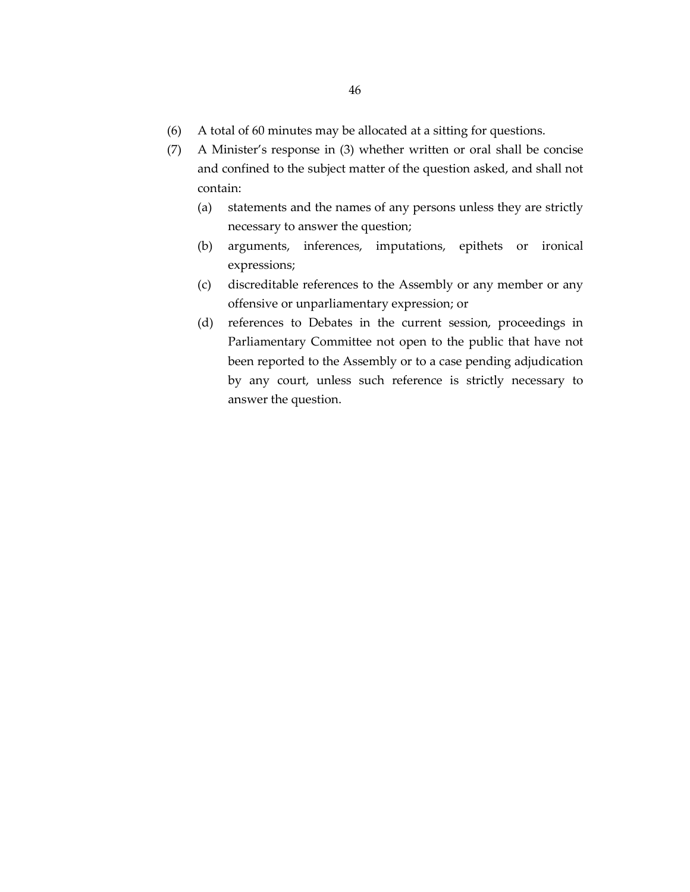(6) A total of 60 minutes may be allocated at a sitting for questions.

(7) A Minister's response in (3) whether written or oral shall be concise and confined to the subject matter of the question asked, and shall not contain:

  (a) statements and the names of any persons unless they are strictly necessary to answer the question;

  (b) arguments, inferences, imputations, epithets or ironical expressions;

  (c) discreditable references to the Assembly or any member or any offensive or unparliamentary expression; or

  (d) references to Debates in the current session, proceedings in Parliamentary Committee not open to the public that have not been reported to the Assembly or to a case pending adjudication by any court, unless such reference is strictly necessary to answer the question.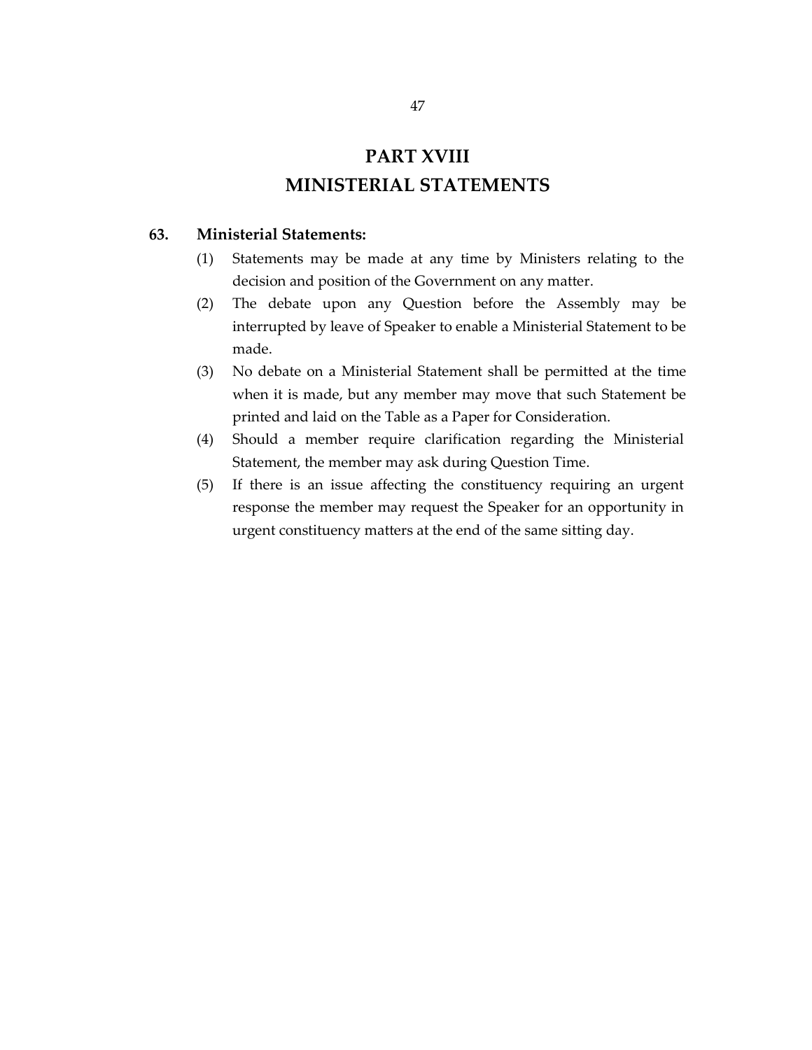# PART XVIII
# MINISTERIAL STATEMENTS

**63. Ministerial Statements:**

(1) Statements may be made at any time by Ministers relating to the decision and position of the Government on any matter.

(2) The debate upon any Question before the Assembly may be interrupted by leave of Speaker to enable a Ministerial Statement to be made.

(3) No debate on a Ministerial Statement shall be permitted at the time when it is made, but any member may move that such Statement be printed and laid on the Table as a Paper for Consideration.

(4) Should a member require clarification regarding the Ministerial Statement, the member may ask during Question Time.

(5) If there is an issue affecting the constituency requiring an urgent response the member may request the Speaker for an opportunity in urgent constituency matters at the end of the same sitting day.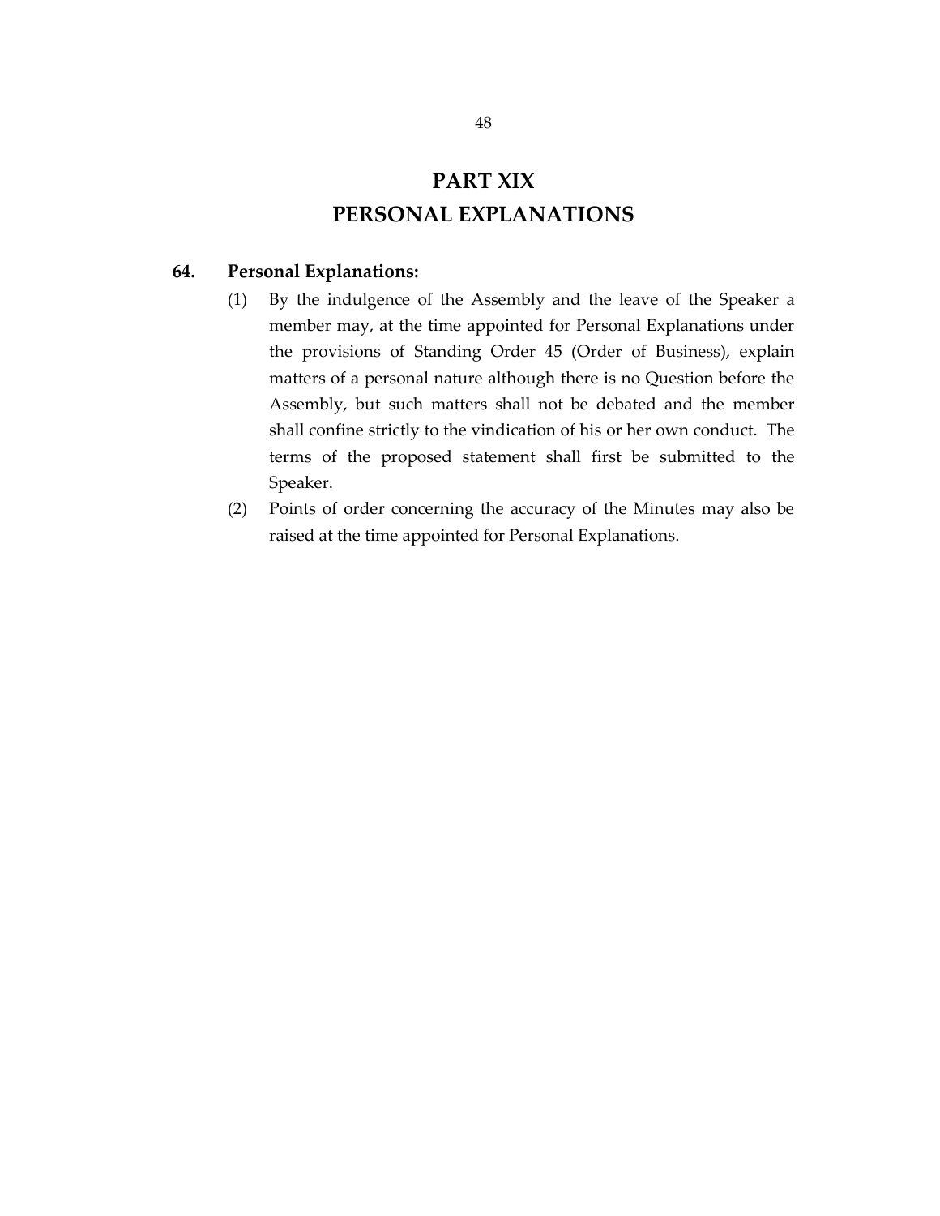# PART XIX
# PERSONAL EXPLANATIONS

## 64. Personal Explanations:

(1) By the indulgence of the Assembly and the leave of the Speaker a member may, at the time appointed for Personal Explanations under the provisions of Standing Order 45 (Order of Business), explain matters of a personal nature although there is no Question before the Assembly, but such matters shall not be debated and the member shall confine strictly to the vindication of his or her own conduct. The terms of the proposed statement shall first be submitted to the Speaker.

(2) Points of order concerning the accuracy of the Minutes may also be raised at the time appointed for Personal Explanations.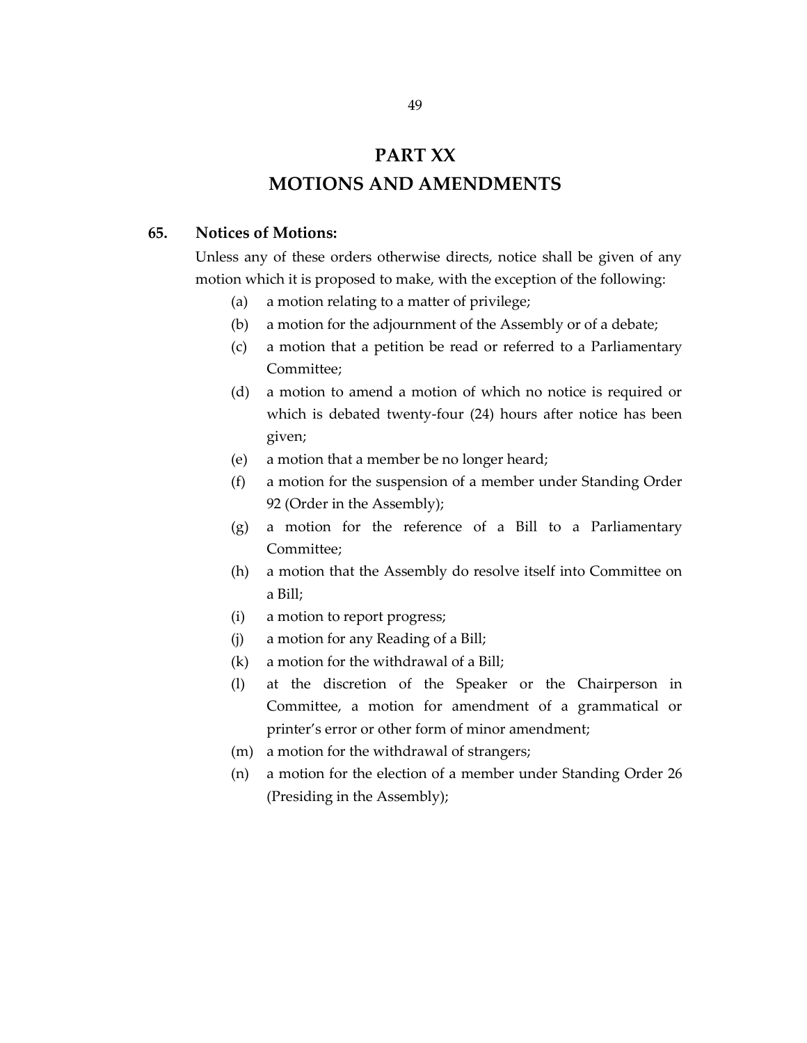# PART XX
# MOTIONS AND AMENDMENTS

### 65. Notices of Motions:

Unless any of these orders otherwise directs, notice shall be given of any motion which it is proposed to make, with the exception of the following:

(a) a motion relating to a matter of privilege;

(b) a motion for the adjournment of the Assembly or of a debate;

(c) a motion that a petition be read or referred to a Parliamentary Committee;

(d) a motion to amend a motion of which no notice is required or which is debated twenty-four (24) hours after notice has been given;

(e) a motion that a member be no longer heard;

(f) a motion for the suspension of a member under Standing Order 92 (Order in the Assembly);

(g) a motion for the reference of a Bill to a Parliamentary Committee;

(h) a motion that the Assembly do resolve itself into Committee on a Bill;

(i) a motion to report progress;

(j) a motion for any Reading of a Bill;

(k) a motion for the withdrawal of a Bill;

(l) at the discretion of the Speaker or the Chairperson in Committee, a motion for amendment of a grammatical or printer's error or other form of minor amendment;

(m) a motion for the withdrawal of strangers;

(n) a motion for the election of a member under Standing Order 26 (Presiding in the Assembly);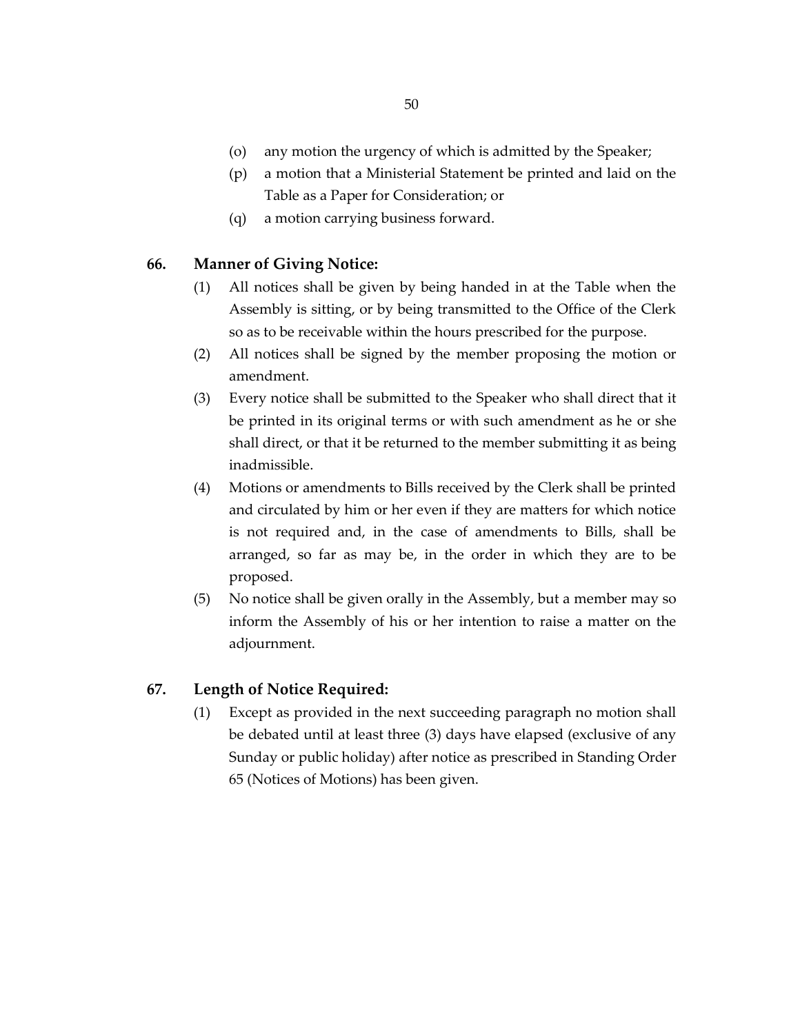(o) any motion the urgency of which is admitted by the Speaker;

(p) a motion that a Ministerial Statement be printed and laid on the Table as a Paper for Consideration; or

(q) a motion carrying business forward.

**66. Manner of Giving Notice:**

(1) All notices shall be given by being handed in at the Table when the Assembly is sitting, or by being transmitted to the Office of the Clerk so as to be receivable within the hours prescribed for the purpose.

(2) All notices shall be signed by the member proposing the motion or amendment.

(3) Every notice shall be submitted to the Speaker who shall direct that it be printed in its original terms or with such amendment as he or she shall direct, or that it be returned to the member submitting it as being inadmissible.

(4) Motions or amendments to Bills received by the Clerk shall be printed and circulated by him or her even if they are matters for which notice is not required and, in the case of amendments to Bills, shall be arranged, so far as may be, in the order in which they are to be proposed.

(5) No notice shall be given orally in the Assembly, but a member may so inform the Assembly of his or her intention to raise a matter on the adjournment.

**67. Length of Notice Required:**

(1) Except as provided in the next succeeding paragraph no motion shall be debated until at least three (3) days have elapsed (exclusive of any Sunday or public holiday) after notice as prescribed in Standing Order 65 (Notices of Motions) has been given.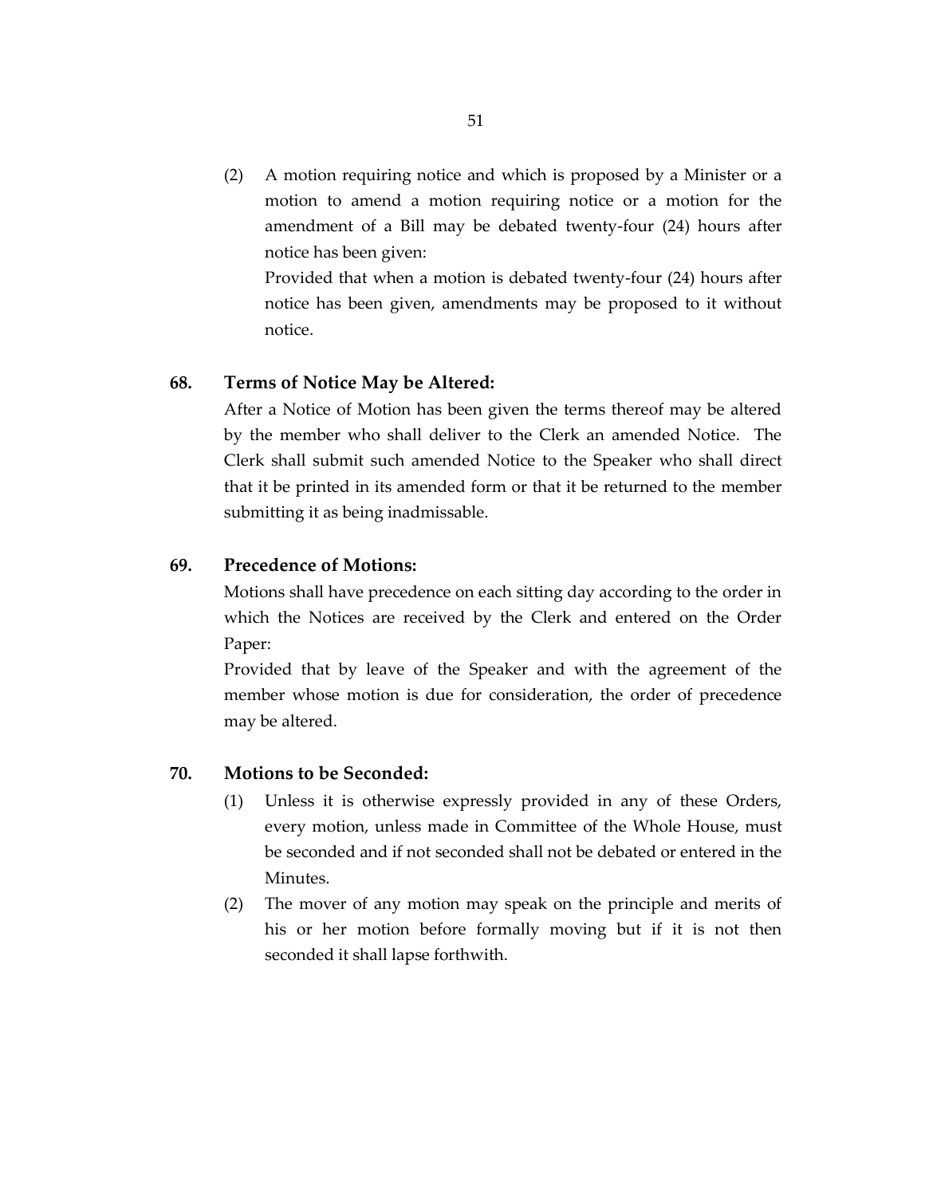(2) A motion requiring notice and which is proposed by a Minister or a motion to amend a motion requiring notice or a motion for the amendment of a Bill may be debated twenty-four (24) hours after notice has been given:

Provided that when a motion is debated twenty-four (24) hours after notice has been given, amendments may be proposed to it without notice.

## 68. Terms of Notice May be Altered:

After a Notice of Motion has been given the terms thereof may be altered by the member who shall deliver to the Clerk an amended Notice. The Clerk shall submit such amended Notice to the Speaker who shall direct that it be printed in its amended form or that it be returned to the member submitting it as being inadmissable.

## 69. Precedence of Motions:

Motions shall have precedence on each sitting day according to the order in which the Notices are received by the Clerk and entered on the Order Paper:

Provided that by leave of the Speaker and with the agreement of the member whose motion is due for consideration, the order of precedence may be altered.

## 70. Motions to be Seconded:

(1) Unless it is otherwise expressly provided in any of these Orders, every motion, unless made in Committee of the Whole House, must be seconded and if not seconded shall not be debated or entered in the Minutes.

(2) The mover of any motion may speak on the principle and merits of his or her motion before formally moving but if it is not then seconded it shall lapse forthwith.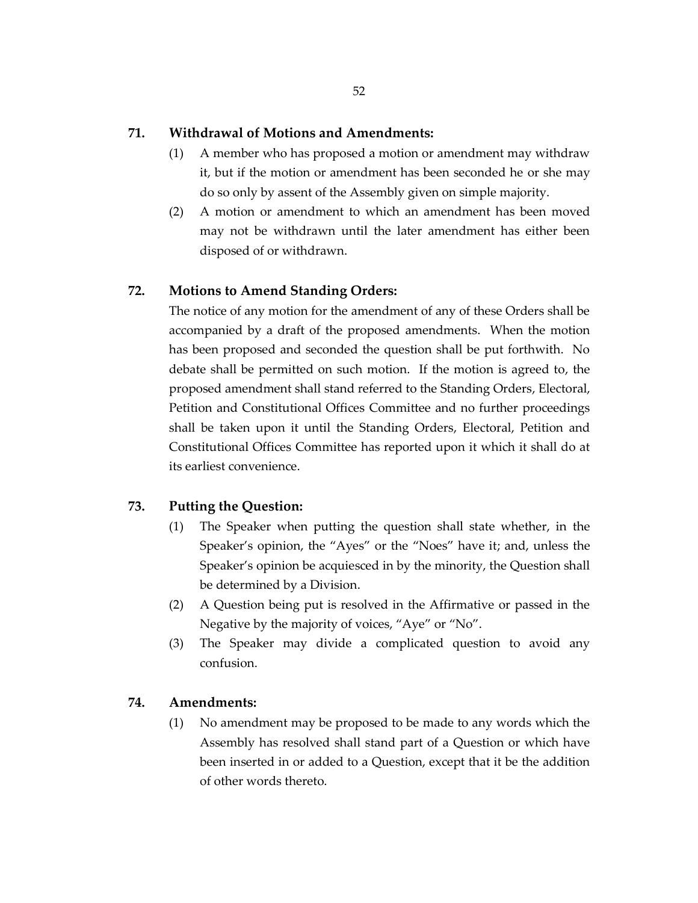### 71. Withdrawal of Motions and Amendments:

(1) A member who has proposed a motion or amendment may withdraw it, but if the motion or amendment has been seconded he or she may do so only by assent of the Assembly given on simple majority.

(2) A motion or amendment to which an amendment has been moved may not be withdrawn until the later amendment has either been disposed of or withdrawn.

### 72. Motions to Amend Standing Orders:

The notice of any motion for the amendment of any of these Orders shall be accompanied by a draft of the proposed amendments. When the motion has been proposed and seconded the question shall be put forthwith. No debate shall be permitted on such motion. If the motion is agreed to, the proposed amendment shall stand referred to the Standing Orders, Electoral, Petition and Constitutional Offices Committee and no further proceedings shall be taken upon it until the Standing Orders, Electoral, Petition and Constitutional Offices Committee has reported upon it which it shall do at its earliest convenience.

### 73. Putting the Question:

(1) The Speaker when putting the question shall state whether, in the Speaker's opinion, the "Ayes" or the "Noes" have it; and, unless the Speaker's opinion be acquiesced in by the minority, the Question shall be determined by a Division.

(2) A Question being put is resolved in the Affirmative or passed in the Negative by the majority of voices, "Aye" or "No".

(3) The Speaker may divide a complicated question to avoid any confusion.

### 74. Amendments:

(1) No amendment may be proposed to be made to any words which the Assembly has resolved shall stand part of a Question or which have been inserted in or added to a Question, except that it be the addition of other words thereto.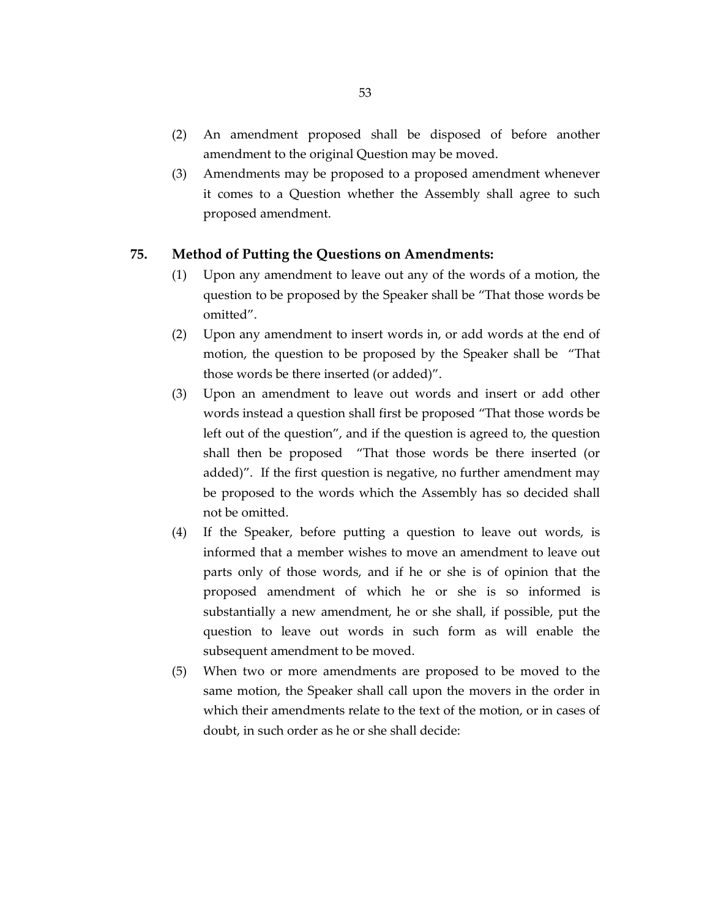(2) An amendment proposed shall be disposed of before another amendment to the original Question may be moved.

(3) Amendments may be proposed to a proposed amendment whenever it comes to a Question whether the Assembly shall agree to such proposed amendment.

## 75. Method of Putting the Questions on Amendments:

(1) Upon any amendment to leave out any of the words of a motion, the question to be proposed by the Speaker shall be "That those words be omitted".

(2) Upon any amendment to insert words in, or add words at the end of motion, the question to be proposed by the Speaker shall be "That those words be there inserted (or added)".

(3) Upon an amendment to leave out words and insert or add other words instead a question shall first be proposed "That those words be left out of the question", and if the question is agreed to, the question shall then be proposed "That those words be there inserted (or added)". If the first question is negative, no further amendment may be proposed to the words which the Assembly has so decided shall not be omitted.

(4) If the Speaker, before putting a question to leave out words, is informed that a member wishes to move an amendment to leave out parts only of those words, and if he or she is of opinion that the proposed amendment of which he or she is so informed is substantially a new amendment, he or she shall, if possible, put the question to leave out words in such form as will enable the subsequent amendment to be moved.

(5) When two or more amendments are proposed to be moved to the same motion, the Speaker shall call upon the movers in the order in which their amendments relate to the text of the motion, or in cases of doubt, in such order as he or she shall decide: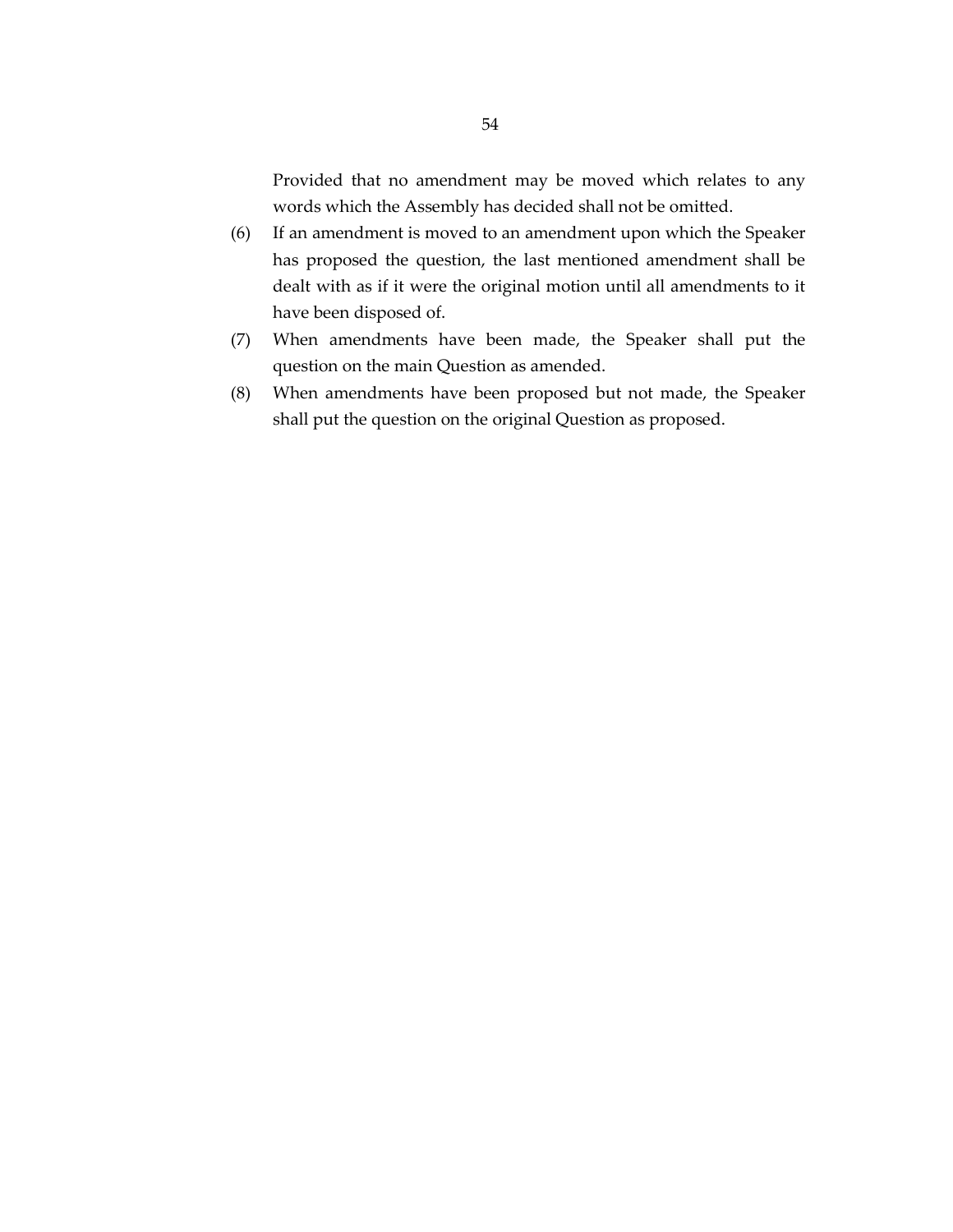Provided that no amendment may be moved which relates to any words which the Assembly has decided shall not be omitted.

(6) If an amendment is moved to an amendment upon which the Speaker has proposed the question, the last mentioned amendment shall be dealt with as if it were the original motion until all amendments to it have been disposed of.

(7) When amendments have been made, the Speaker shall put the question on the main Question as amended.

(8) When amendments have been proposed but not made, the Speaker shall put the question on the original Question as proposed.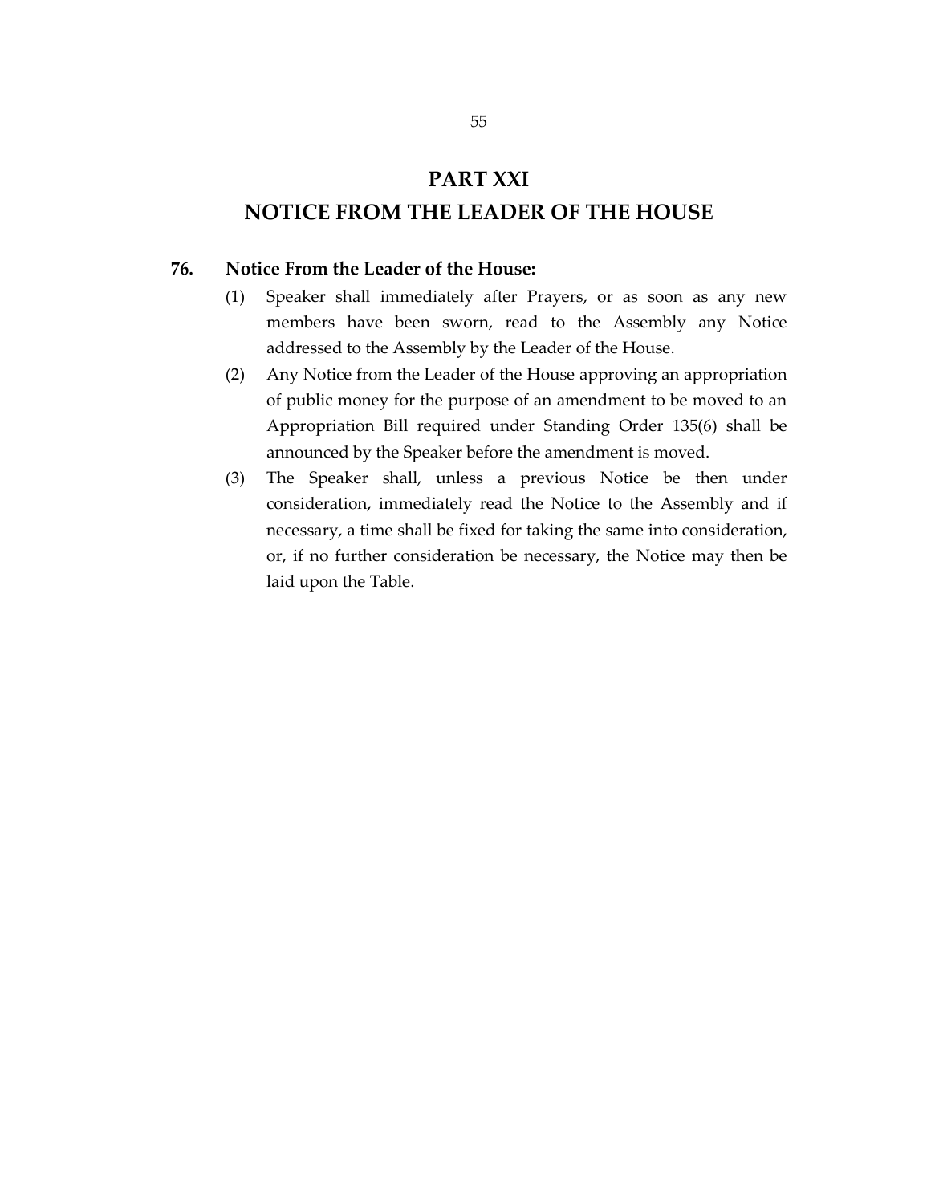# PART XXI
# NOTICE FROM THE LEADER OF THE HOUSE

**76. Notice From the Leader of the House:**

(1) Speaker shall immediately after Prayers, or as soon as any new members have been sworn, read to the Assembly any Notice addressed to the Assembly by the Leader of the House.

(2) Any Notice from the Leader of the House approving an appropriation of public money for the purpose of an amendment to be moved to an Appropriation Bill required under Standing Order 135(6) shall be announced by the Speaker before the amendment is moved.

(3) The Speaker shall, unless a previous Notice be then under consideration, immediately read the Notice to the Assembly and if necessary, a time shall be fixed for taking the same into consideration, or, if no further consideration be necessary, the Notice may then be laid upon the Table.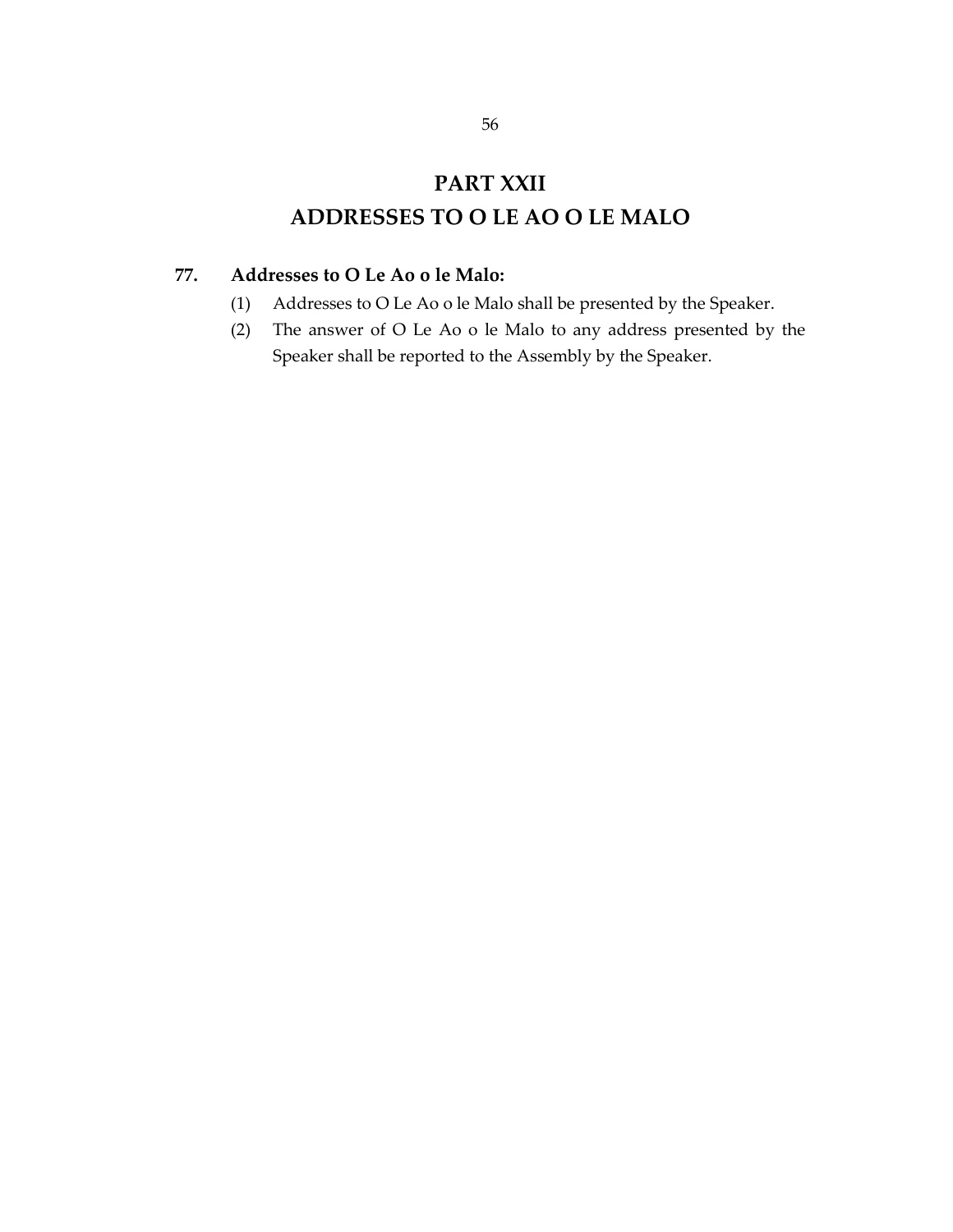# PART XXII
# ADDRESSES TO O LE AO O LE MALO

### 77. Addresses to O Le Ao o le Malo:

(1) Addresses to O Le Ao o le Malo shall be presented by the Speaker.

(2) The answer of O Le Ao o le Malo to any address presented by the Speaker shall be reported to the Assembly by the Speaker.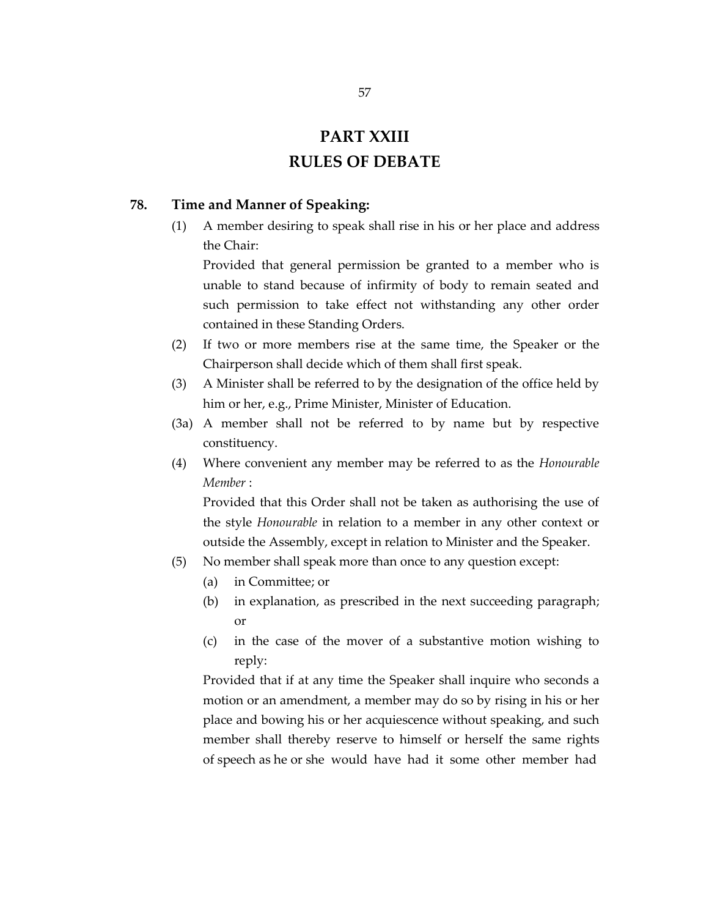# PART XXIII
# RULES OF DEBATE

**78. Time and Manner of Speaking:**

(1) A member desiring to speak shall rise in his or her place and address the Chair:

Provided that general permission be granted to a member who is unable to stand because of infirmity of body to remain seated and such permission to take effect not withstanding any other order contained in these Standing Orders.

(2) If two or more members rise at the same time, the Speaker or the Chairperson shall decide which of them shall first speak.

(3) A Minister shall be referred to by the designation of the office held by him or her, e.g., Prime Minister, Minister of Education.

(3a) A member shall not be referred to by name but by respective constituency.

(4) Where convenient any member may be referred to as the *Honourable Member* :

Provided that this Order shall not be taken as authorising the use of the style *Honourable* in relation to a member in any other context or outside the Assembly, except in relation to Minister and the Speaker.

(5) No member shall speak more than once to any question except:

(a) in Committee; or

(b) in explanation, as prescribed in the next succeeding paragraph; or

(c) in the case of the mover of a substantive motion wishing to reply:

Provided that if at any time the Speaker shall inquire who seconds a motion or an amendment, a member may do so by rising in his or her place and bowing his or her acquiescence without speaking, and such member shall thereby reserve to himself or herself the same rights of speech as he or she would have had it some other member had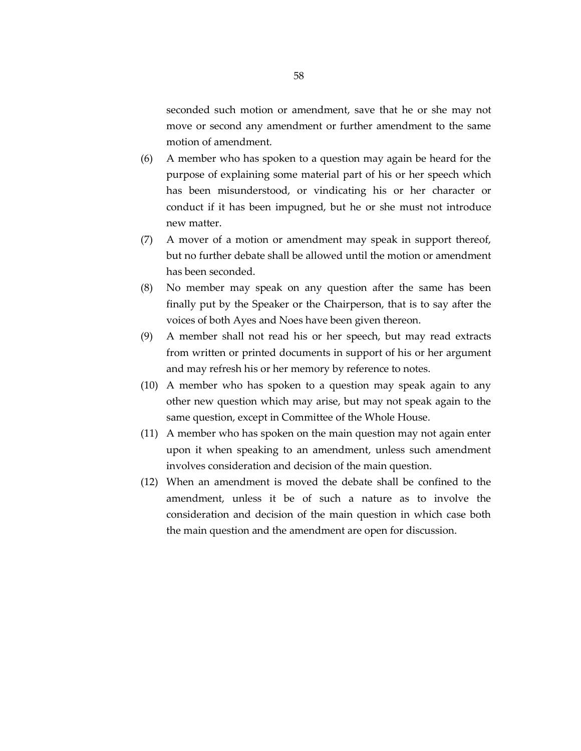seconded such motion or amendment, save that he or she may not move or second any amendment or further amendment to the same motion of amendment.

(6) A member who has spoken to a question may again be heard for the purpose of explaining some material part of his or her speech which has been misunderstood, or vindicating his or her character or conduct if it has been impugned, but he or she must not introduce new matter.

(7) A mover of a motion or amendment may speak in support thereof, but no further debate shall be allowed until the motion or amendment has been seconded.

(8) No member may speak on any question after the same has been finally put by the Speaker or the Chairperson, that is to say after the voices of both Ayes and Noes have been given thereon.

(9) A member shall not read his or her speech, but may read extracts from written or printed documents in support of his or her argument and may refresh his or her memory by reference to notes.

(10) A member who has spoken to a question may speak again to any other new question which may arise, but may not speak again to the same question, except in Committee of the Whole House.

(11) A member who has spoken on the main question may not again enter upon it when speaking to an amendment, unless such amendment involves consideration and decision of the main question.

(12) When an amendment is moved the debate shall be confined to the amendment, unless it be of such a nature as to involve the consideration and decision of the main question in which case both the main question and the amendment are open for discussion.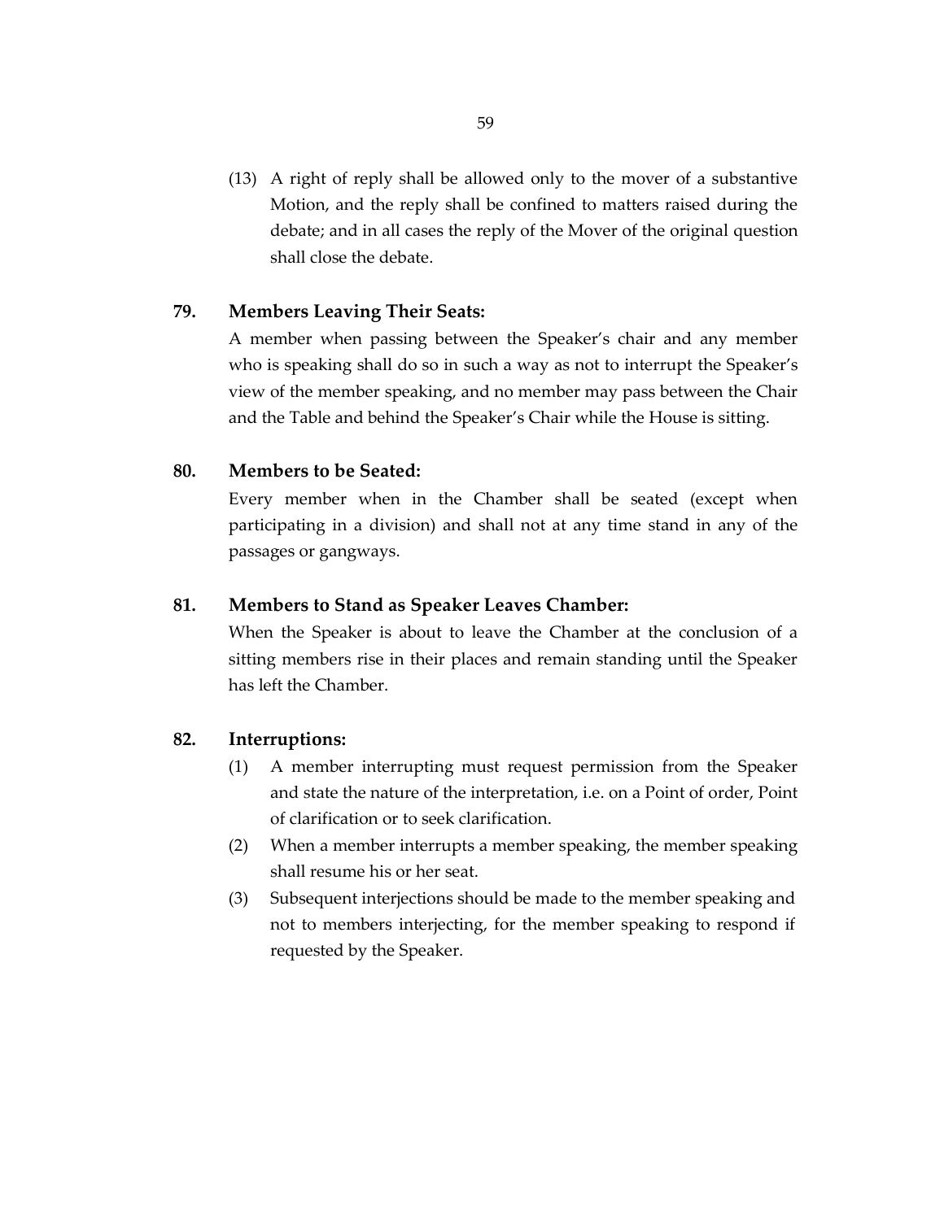(13) A right of reply shall be allowed only to the mover of a substantive Motion, and the reply shall be confined to matters raised during the debate; and in all cases the reply of the Mover of the original question shall close the debate.

### 79. Members Leaving Their Seats:

A member when passing between the Speaker's chair and any member who is speaking shall do so in such a way as not to interrupt the Speaker's view of the member speaking, and no member may pass between the Chair and the Table and behind the Speaker's Chair while the House is sitting.

### 80. Members to be Seated:

Every member when in the Chamber shall be seated (except when participating in a division) and shall not at any time stand in any of the passages or gangways.

### 81. Members to Stand as Speaker Leaves Chamber:

When the Speaker is about to leave the Chamber at the conclusion of a sitting members rise in their places and remain standing until the Speaker has left the Chamber.

### 82. Interruptions:

(1) A member interrupting must request permission from the Speaker and state the nature of the interpretation, i.e. on a Point of order, Point of clarification or to seek clarification.

(2) When a member interrupts a member speaking, the member speaking shall resume his or her seat.

(3) Subsequent interjections should be made to the member speaking and not to members interjecting, for the member speaking to respond if requested by the Speaker.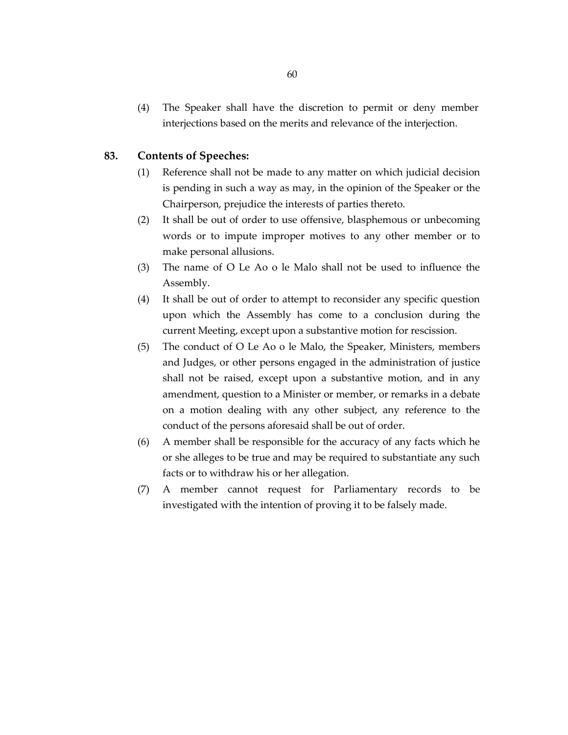(4) The Speaker shall have the discretion to permit or deny member interjections based on the merits and relevance of the interjection.

## 83. Contents of Speeches:

(1) Reference shall not be made to any matter on which judicial decision is pending in such a way as may, in the opinion of the Speaker or the Chairperson, prejudice the interests of parties thereto.

(2) It shall be out of order to use offensive, blasphemous or unbecoming words or to impute improper motives to any other member or to make personal allusions.

(3) The name of O Le Ao o le Malo shall not be used to influence the Assembly.

(4) It shall be out of order to attempt to reconsider any specific question upon which the Assembly has come to a conclusion during the current Meeting, except upon a substantive motion for rescission.

(5) The conduct of O Le Ao o le Malo, the Speaker, Ministers, members and Judges, or other persons engaged in the administration of justice shall not be raised, except upon a substantive motion, and in any amendment, question to a Minister or member, or remarks in a debate on a motion dealing with any other subject, any reference to the conduct of the persons aforesaid shall be out of order.

(6) A member shall be responsible for the accuracy of any facts which he or she alleges to be true and may be required to substantiate any such facts or to withdraw his or her allegation.

(7) A member cannot request for Parliamentary records to be investigated with the intention of proving it to be falsely made.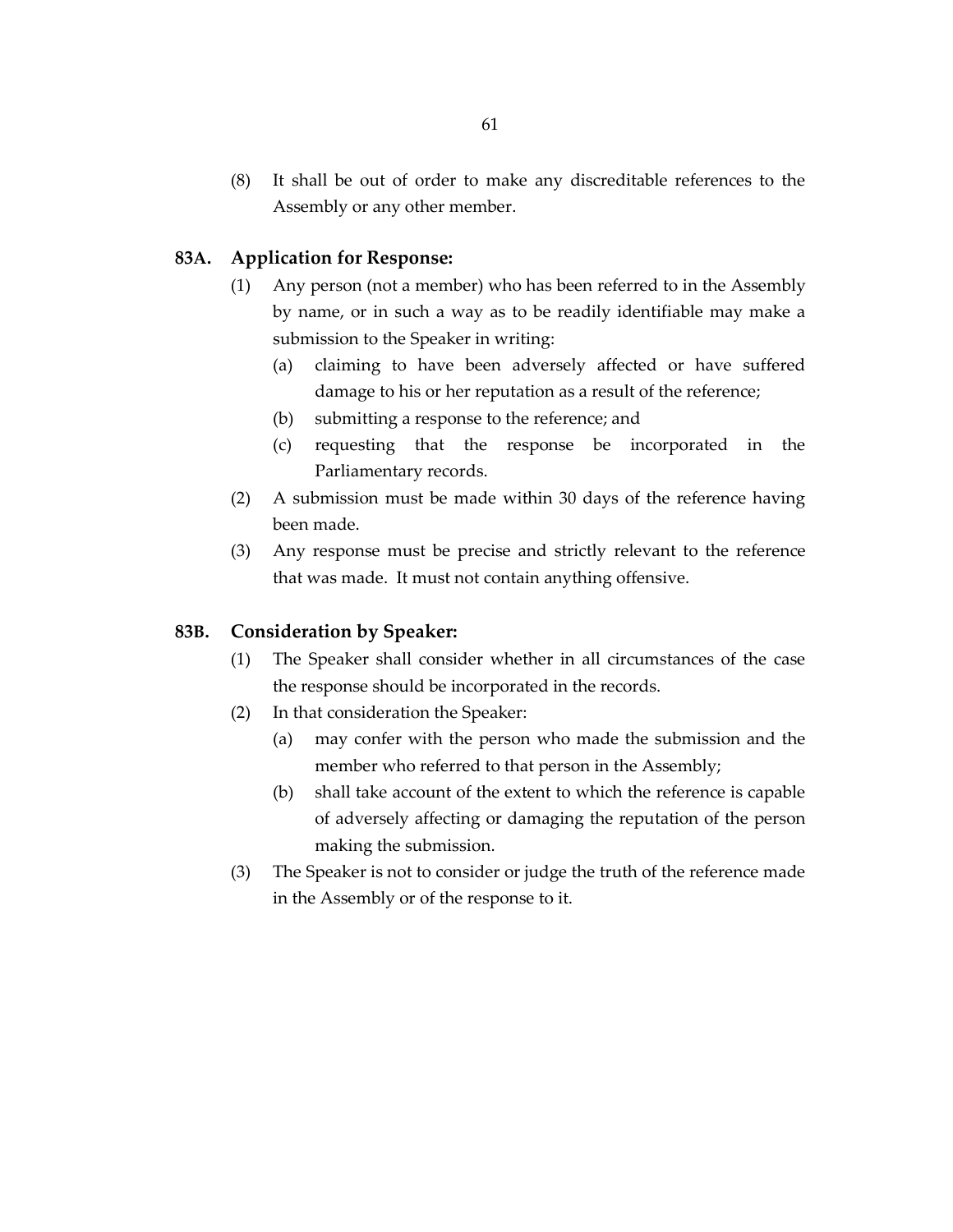(8) It shall be out of order to make any discreditable references to the Assembly or any other member.

### 83A. Application for Response:

(1) Any person (not a member) who has been referred to in the Assembly by name, or in such a way as to be readily identifiable may make a submission to the Speaker in writing:

   (a) claiming to have been adversely affected or have suffered damage to his or her reputation as a result of the reference;

   (b) submitting a response to the reference; and

   (c) requesting that the response be incorporated in the Parliamentary records.

(2) A submission must be made within 30 days of the reference having been made.

(3) Any response must be precise and strictly relevant to the reference that was made. It must not contain anything offensive.

### 83B. Consideration by Speaker:

(1) The Speaker shall consider whether in all circumstances of the case the response should be incorporated in the records.

(2) In that consideration the Speaker:

   (a) may confer with the person who made the submission and the member who referred to that person in the Assembly;

   (b) shall take account of the extent to which the reference is capable of adversely affecting or damaging the reputation of the person making the submission.

(3) The Speaker is not to consider or judge the truth of the reference made in the Assembly or of the response to it.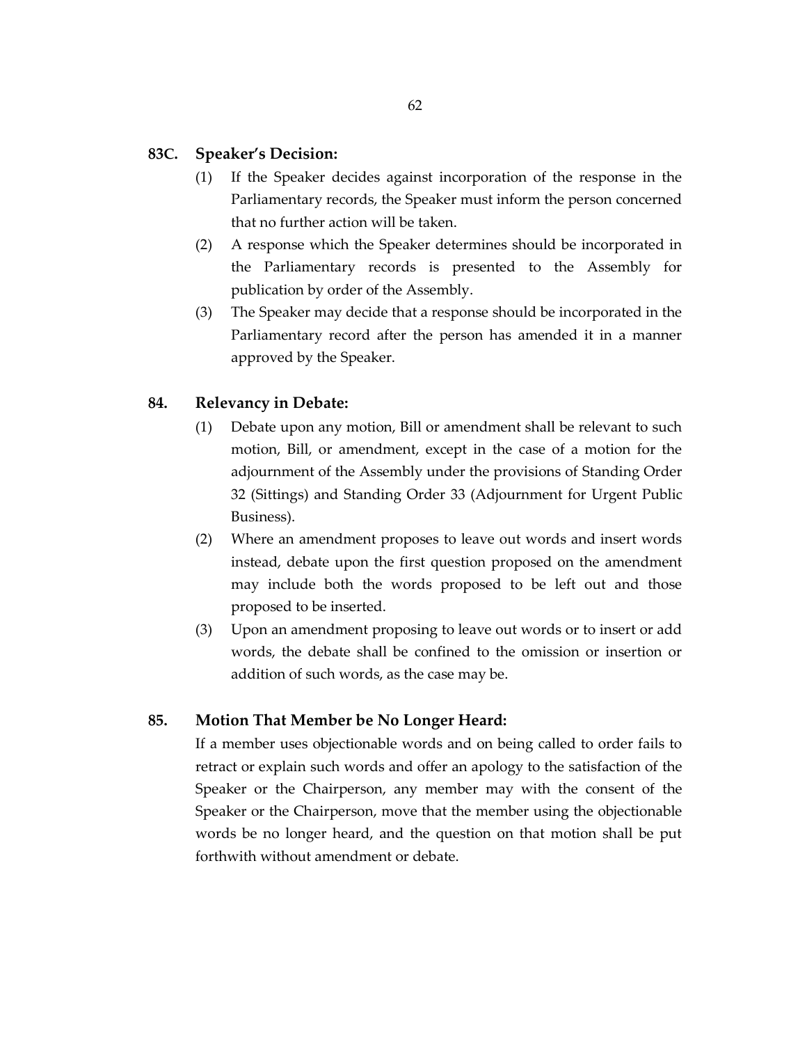### 83C. Speaker's Decision:

(1) If the Speaker decides against incorporation of the response in the Parliamentary records, the Speaker must inform the person concerned that no further action will be taken.

(2) A response which the Speaker determines should be incorporated in the Parliamentary records is presented to the Assembly for publication by order of the Assembly.

(3) The Speaker may decide that a response should be incorporated in the Parliamentary record after the person has amended it in a manner approved by the Speaker.

### 84. Relevancy in Debate:

(1) Debate upon any motion, Bill or amendment shall be relevant to such motion, Bill, or amendment, except in the case of a motion for the adjournment of the Assembly under the provisions of Standing Order 32 (Sittings) and Standing Order 33 (Adjournment for Urgent Public Business).

(2) Where an amendment proposes to leave out words and insert words instead, debate upon the first question proposed on the amendment may include both the words proposed to be left out and those proposed to be inserted.

(3) Upon an amendment proposing to leave out words or to insert or add words, the debate shall be confined to the omission or insertion or addition of such words, as the case may be.

### 85. Motion That Member be No Longer Heard:

If a member uses objectionable words and on being called to order fails to retract or explain such words and offer an apology to the satisfaction of the Speaker or the Chairperson, any member may with the consent of the Speaker or the Chairperson, move that the member using the objectionable words be no longer heard, and the question on that motion shall be put forthwith without amendment or debate.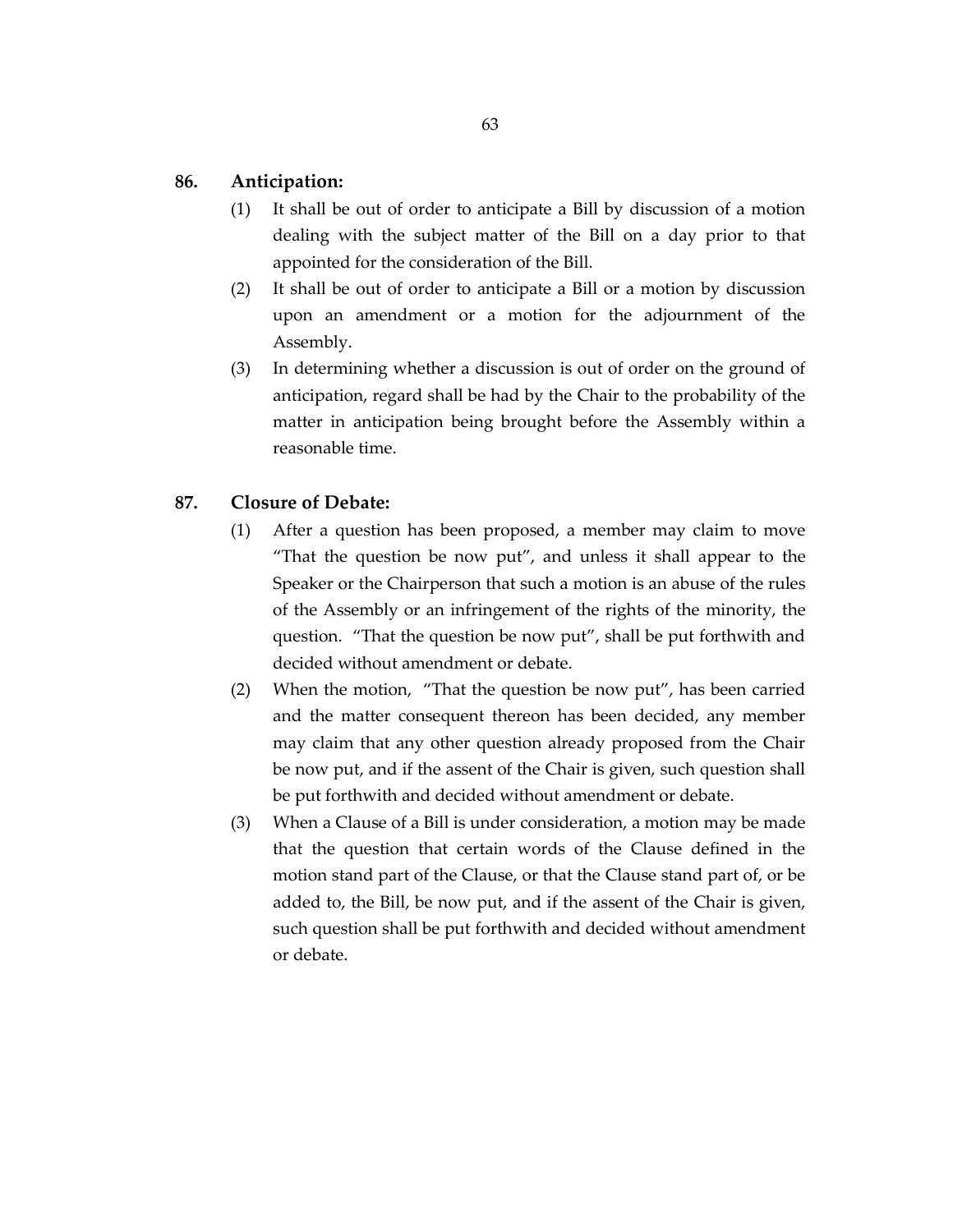## 86. Anticipation:

(1) It shall be out of order to anticipate a Bill by discussion of a motion dealing with the subject matter of the Bill on a day prior to that appointed for the consideration of the Bill.

(2) It shall be out of order to anticipate a Bill or a motion by discussion upon an amendment or a motion for the adjournment of the Assembly.

(3) In determining whether a discussion is out of order on the ground of anticipation, regard shall be had by the Chair to the probability of the matter in anticipation being brought before the Assembly within a reasonable time.

## 87. Closure of Debate:

(1) After a question has been proposed, a member may claim to move "That the question be now put", and unless it shall appear to the Speaker or the Chairperson that such a motion is an abuse of the rules of the Assembly or an infringement of the rights of the minority, the question. "That the question be now put", shall be put forthwith and decided without amendment or debate.

(2) When the motion, "That the question be now put", has been carried and the matter consequent thereon has been decided, any member may claim that any other question already proposed from the Chair be now put, and if the assent of the Chair is given, such question shall be put forthwith and decided without amendment or debate.

(3) When a Clause of a Bill is under consideration, a motion may be made that the question that certain words of the Clause defined in the motion stand part of the Clause, or that the Clause stand part of, or be added to, the Bill, be now put, and if the assent of the Chair is given, such question shall be put forthwith and decided without amendment or debate.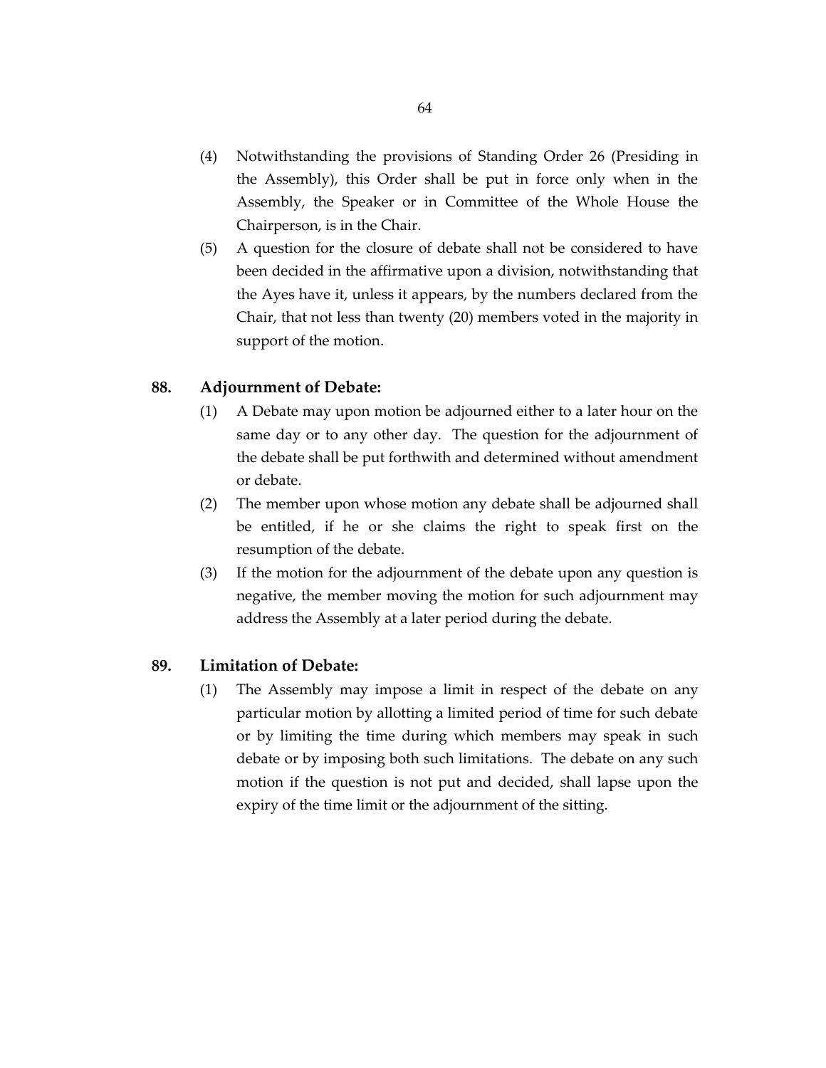(4) Notwithstanding the provisions of Standing Order 26 (Presiding in the Assembly), this Order shall be put in force only when in the Assembly, the Speaker or in Committee of the Whole House the Chairperson, is in the Chair.

(5) A question for the closure of debate shall not be considered to have been decided in the affirmative upon a division, notwithstanding that the Ayes have it, unless it appears, by the numbers declared from the Chair, that not less than twenty (20) members voted in the majority in support of the motion.

## 88. Adjournment of Debate:

(1) A Debate may upon motion be adjourned either to a later hour on the same day or to any other day. The question for the adjournment of the debate shall be put forthwith and determined without amendment or debate.

(2) The member upon whose motion any debate shall be adjourned shall be entitled, if he or she claims the right to speak first on the resumption of the debate.

(3) If the motion for the adjournment of the debate upon any question is negative, the member moving the motion for such adjournment may address the Assembly at a later period during the debate.

## 89. Limitation of Debate:

(1) The Assembly may impose a limit in respect of the debate on any particular motion by allotting a limited period of time for such debate or by limiting the time during which members may speak in such debate or by imposing both such limitations. The debate on any such motion if the question is not put and decided, shall lapse upon the expiry of the time limit or the adjournment of the sitting.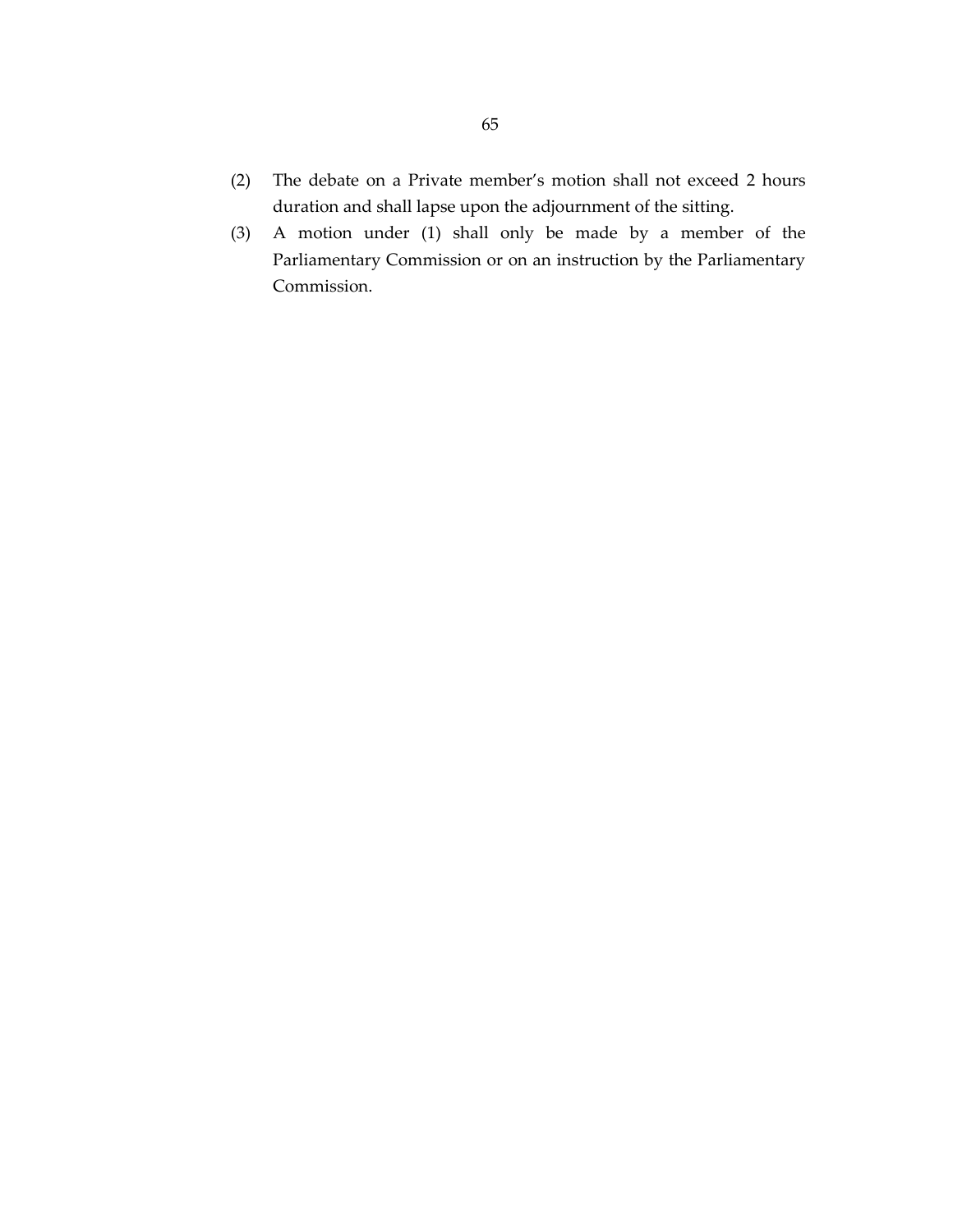(2) The debate on a Private member's motion shall not exceed 2 hours duration and shall lapse upon the adjournment of the sitting.

(3) A motion under (1) shall only be made by a member of the Parliamentary Commission or on an instruction by the Parliamentary Commission.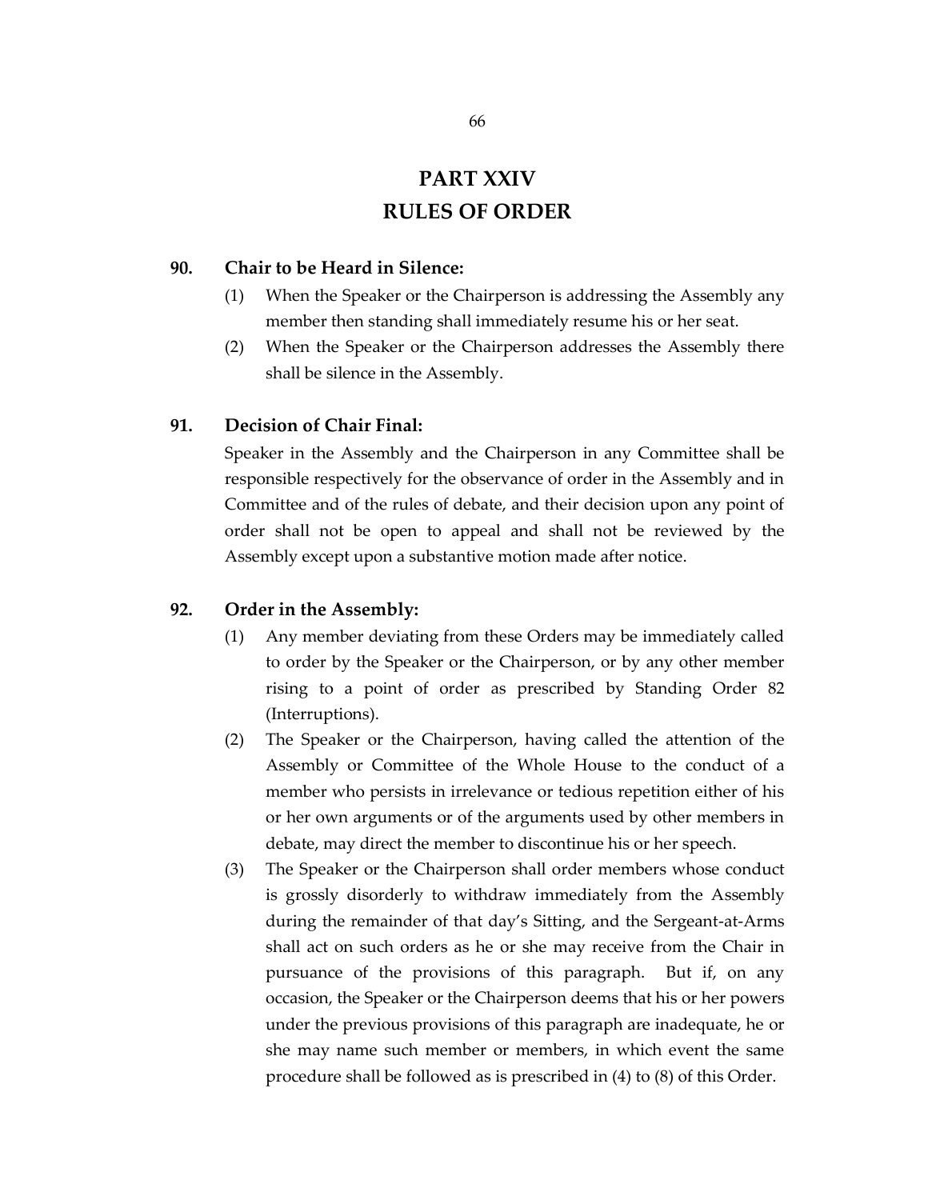# PART XXIV
# RULES OF ORDER

## 90. Chair to be Heard in Silence:

(1) When the Speaker or the Chairperson is addressing the Assembly any member then standing shall immediately resume his or her seat.

(2) When the Speaker or the Chairperson addresses the Assembly there shall be silence in the Assembly.

## 91. Decision of Chair Final:

Speaker in the Assembly and the Chairperson in any Committee shall be responsible respectively for the observance of order in the Assembly and in Committee and of the rules of debate, and their decision upon any point of order shall not be open to appeal and shall not be reviewed by the Assembly except upon a substantive motion made after notice.

## 92. Order in the Assembly:

(1) Any member deviating from these Orders may be immediately called to order by the Speaker or the Chairperson, or by any other member rising to a point of order as prescribed by Standing Order 82 (Interruptions).

(2) The Speaker or the Chairperson, having called the attention of the Assembly or Committee of the Whole House to the conduct of a member who persists in irrelevance or tedious repetition either of his or her own arguments or of the arguments used by other members in debate, may direct the member to discontinue his or her speech.

(3) The Speaker or the Chairperson shall order members whose conduct is grossly disorderly to withdraw immediately from the Assembly during the remainder of that day's Sitting, and the Sergeant-at-Arms shall act on such orders as he or she may receive from the Chair in pursuance of the provisions of this paragraph. But if, on any occasion, the Speaker or the Chairperson deems that his or her powers under the previous provisions of this paragraph are inadequate, he or she may name such member or members, in which event the same procedure shall be followed as is prescribed in (4) to (8) of this Order.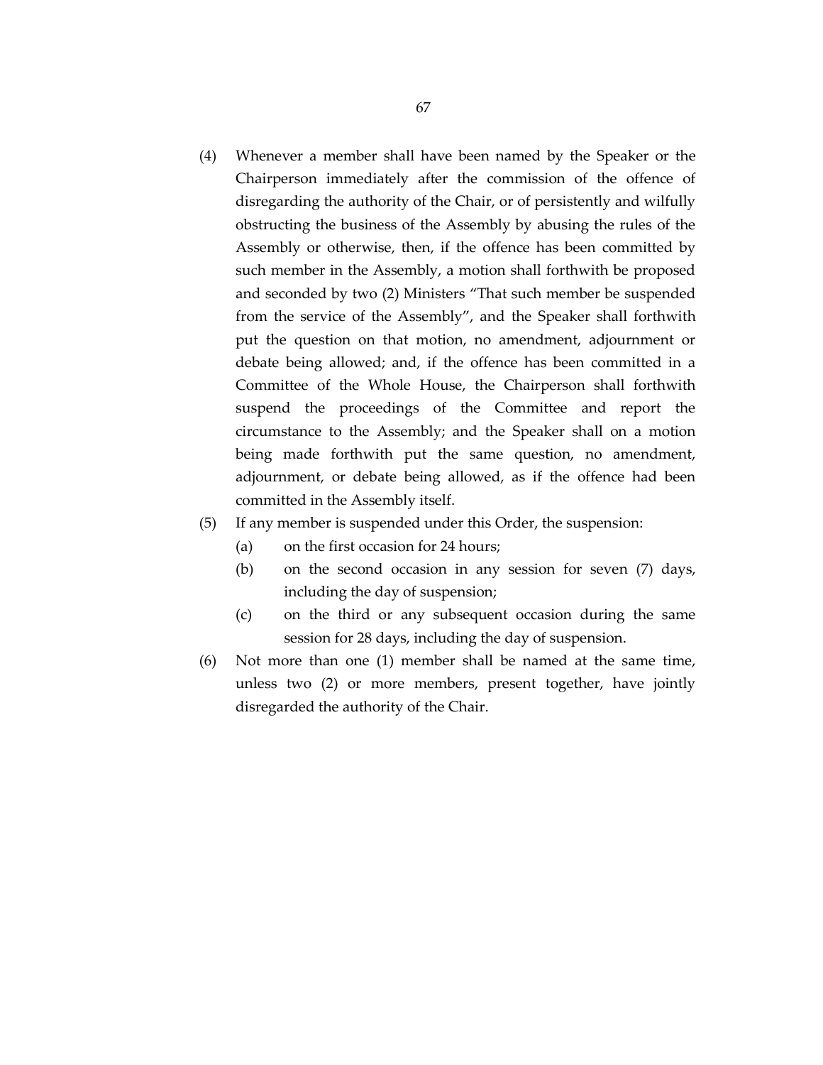(4) Whenever a member shall have been named by the Speaker or the Chairperson immediately after the commission of the offence of disregarding the authority of the Chair, or of persistently and wilfully obstructing the business of the Assembly by abusing the rules of the Assembly or otherwise, then, if the offence has been committed by such member in the Assembly, a motion shall forthwith be proposed and seconded by two (2) Ministers "That such member be suspended from the service of the Assembly", and the Speaker shall forthwith put the question on that motion, no amendment, adjournment or debate being allowed; and, if the offence has been committed in a Committee of the Whole House, the Chairperson shall forthwith suspend the proceedings of the Committee and report the circumstance to the Assembly; and the Speaker shall on a motion being made forthwith put the same question, no amendment, adjournment, or debate being allowed, as if the offence had been committed in the Assembly itself.

(5) If any member is suspended under this Order, the suspension:

  (a) on the first occasion for 24 hours;

  (b) on the second occasion in any session for seven (7) days, including the day of suspension;

  (c) on the third or any subsequent occasion during the same session for 28 days, including the day of suspension.

(6) Not more than one (1) member shall be named at the same time, unless two (2) or more members, present together, have jointly disregarded the authority of the Chair.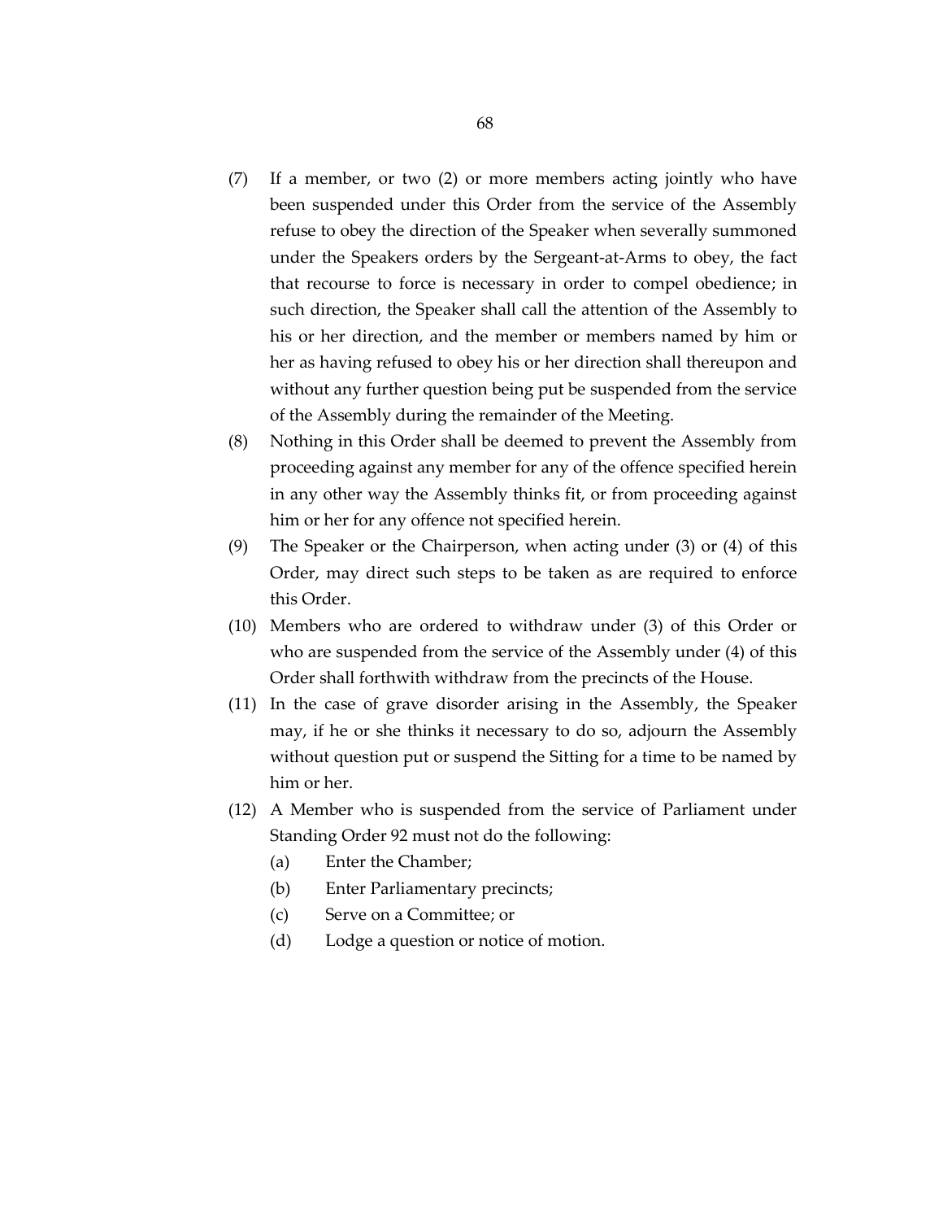(7) If a member, or two (2) or more members acting jointly who have been suspended under this Order from the service of the Assembly refuse to obey the direction of the Speaker when severally summoned under the Speakers orders by the Sergeant-at-Arms to obey, the fact that recourse to force is necessary in order to compel obedience; in such direction, the Speaker shall call the attention of the Assembly to his or her direction, and the member or members named by him or her as having refused to obey his or her direction shall thereupon and without any further question being put be suspended from the service of the Assembly during the remainder of the Meeting.

(8) Nothing in this Order shall be deemed to prevent the Assembly from proceeding against any member for any of the offence specified herein in any other way the Assembly thinks fit, or from proceeding against him or her for any offence not specified herein.

(9) The Speaker or the Chairperson, when acting under (3) or (4) of this Order, may direct such steps to be taken as are required to enforce this Order.

(10) Members who are ordered to withdraw under (3) of this Order or who are suspended from the service of the Assembly under (4) of this Order shall forthwith withdraw from the precincts of the House.

(11) In the case of grave disorder arising in the Assembly, the Speaker may, if he or she thinks it necessary to do so, adjourn the Assembly without question put or suspend the Sitting for a time to be named by him or her.

(12) A Member who is suspended from the service of Parliament under Standing Order 92 must not do the following:
   - (a) Enter the Chamber;
   - (b) Enter Parliamentary precincts;
   - (c) Serve on a Committee; or
   - (d) Lodge a question or notice of motion.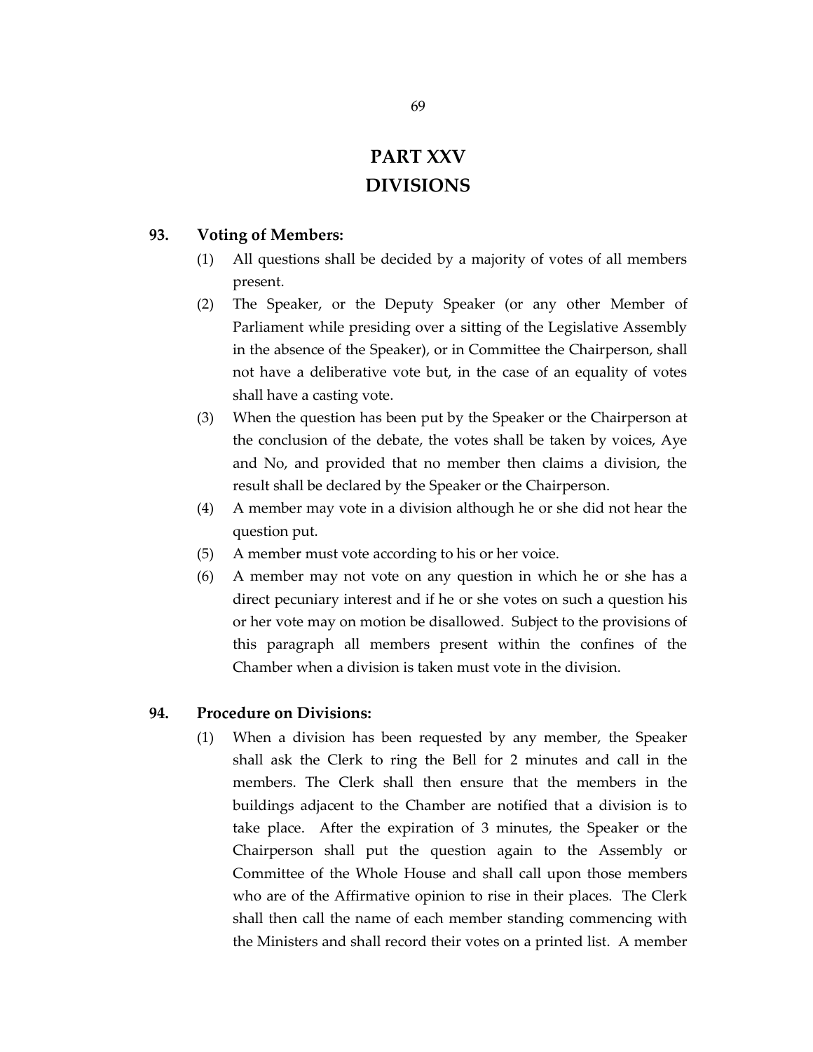# PART XXV
# DIVISIONS

**93. Voting of Members:**

(1) All questions shall be decided by a majority of votes of all members present.

(2) The Speaker, or the Deputy Speaker (or any other Member of Parliament while presiding over a sitting of the Legislative Assembly in the absence of the Speaker), or in Committee the Chairperson, shall not have a deliberative vote but, in the case of an equality of votes shall have a casting vote.

(3) When the question has been put by the Speaker or the Chairperson at the conclusion of the debate, the votes shall be taken by voices, Aye and No, and provided that no member then claims a division, the result shall be declared by the Speaker or the Chairperson.

(4) A member may vote in a division although he or she did not hear the question put.

(5) A member must vote according to his or her voice.

(6) A member may not vote on any question in which he or she has a direct pecuniary interest and if he or she votes on such a question his or her vote may on motion be disallowed. Subject to the provisions of this paragraph all members present within the confines of the Chamber when a division is taken must vote in the division.

**94. Procedure on Divisions:**

(1) When a division has been requested by any member, the Speaker shall ask the Clerk to ring the Bell for 2 minutes and call in the members. The Clerk shall then ensure that the members in the buildings adjacent to the Chamber are notified that a division is to take place. After the expiration of 3 minutes, the Speaker or the Chairperson shall put the question again to the Assembly or Committee of the Whole House and shall call upon those members who are of the Affirmative opinion to rise in their places. The Clerk shall then call the name of each member standing commencing with the Ministers and shall record their votes on a printed list. A member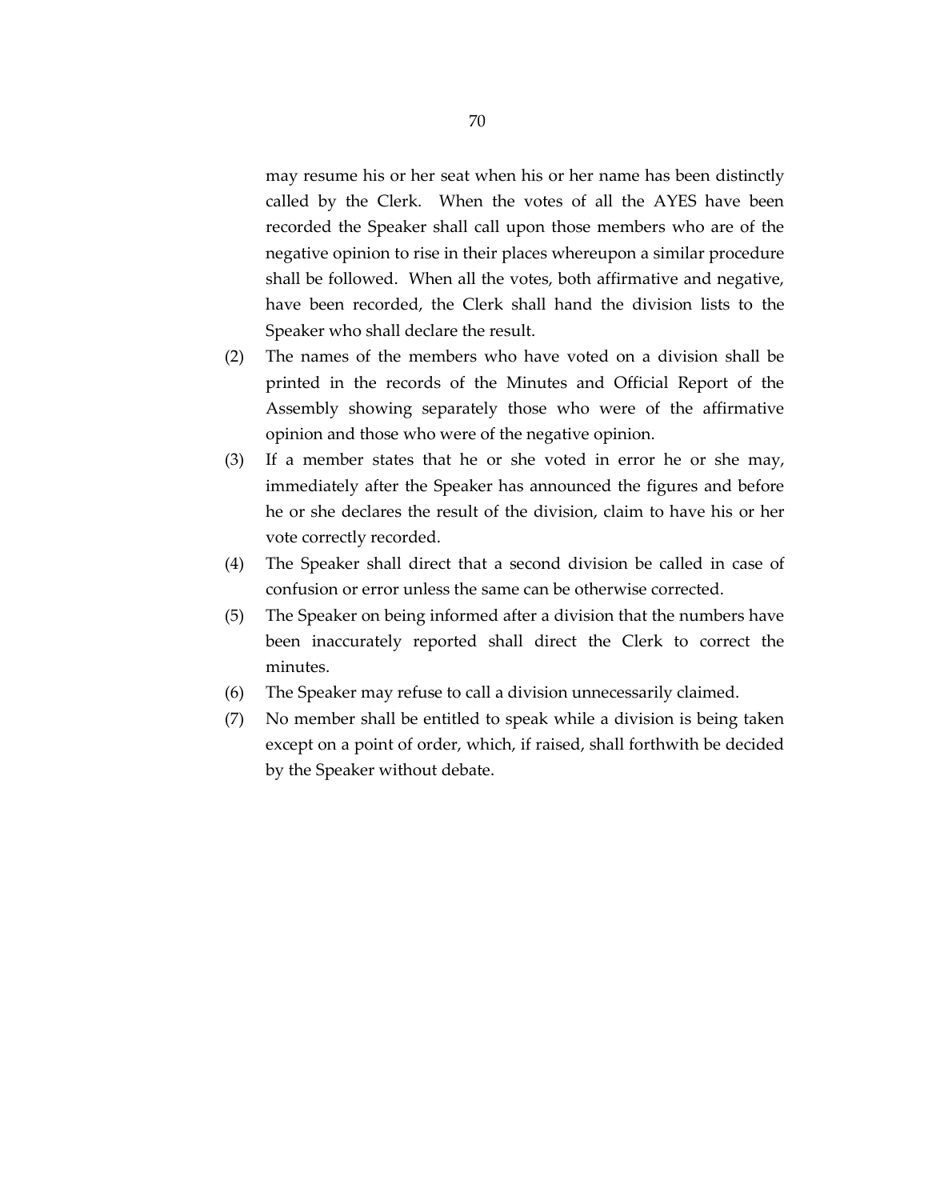may resume his or her seat when his or her name has been distinctly called by the Clerk. When the votes of all the AYES have been recorded the Speaker shall call upon those members who are of the negative opinion to rise in their places whereupon a similar procedure shall be followed. When all the votes, both affirmative and negative, have been recorded, the Clerk shall hand the division lists to the Speaker who shall declare the result.

(2) The names of the members who have voted on a division shall be printed in the records of the Minutes and Official Report of the Assembly showing separately those who were of the affirmative opinion and those who were of the negative opinion.

(3) If a member states that he or she voted in error he or she may, immediately after the Speaker has announced the figures and before he or she declares the result of the division, claim to have his or her vote correctly recorded.

(4) The Speaker shall direct that a second division be called in case of confusion or error unless the same can be otherwise corrected.

(5) The Speaker on being informed after a division that the numbers have been inaccurately reported shall direct the Clerk to correct the minutes.

(6) The Speaker may refuse to call a division unnecessarily claimed.

(7) No member shall be entitled to speak while a division is being taken except on a point of order, which, if raised, shall forthwith be decided by the Speaker without debate.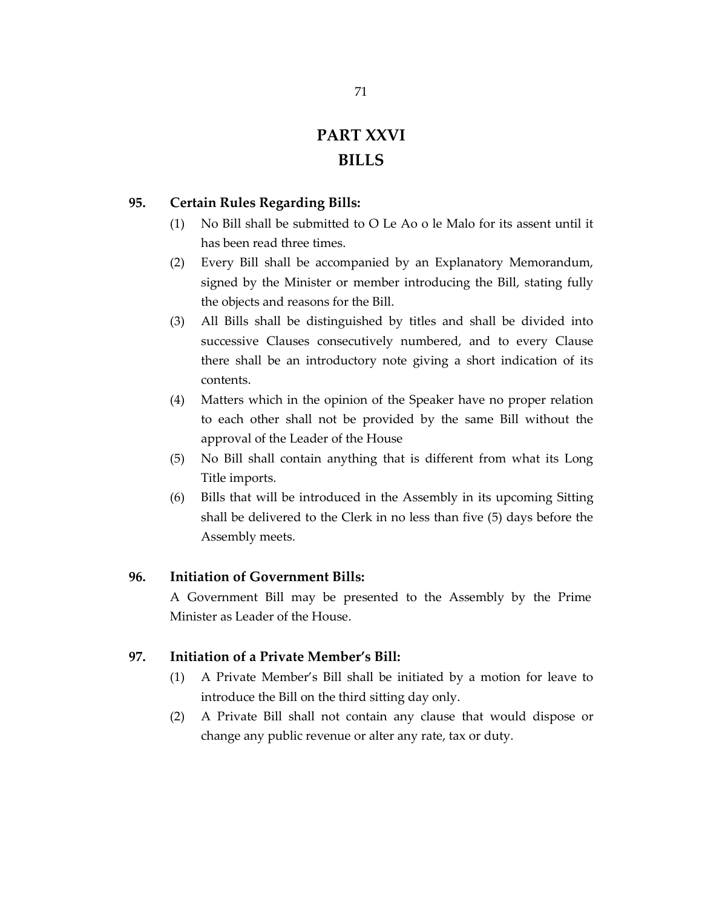# PART XXVI
# BILLS

**95. Certain Rules Regarding Bills:**

(1) No Bill shall be submitted to O Le Ao o le Malo for its assent until it has been read three times.

(2) Every Bill shall be accompanied by an Explanatory Memorandum, signed by the Minister or member introducing the Bill, stating fully the objects and reasons for the Bill.

(3) All Bills shall be distinguished by titles and shall be divided into successive Clauses consecutively numbered, and to every Clause there shall be an introductory note giving a short indication of its contents.

(4) Matters which in the opinion of the Speaker have no proper relation to each other shall not be provided by the same Bill without the approval of the Leader of the House

(5) No Bill shall contain anything that is different from what its Long Title imports.

(6) Bills that will be introduced in the Assembly in its upcoming Sitting shall be delivered to the Clerk in no less than five (5) days before the Assembly meets.

**96. Initiation of Government Bills:**

A Government Bill may be presented to the Assembly by the Prime Minister as Leader of the House.

**97. Initiation of a Private Member's Bill:**

(1) A Private Member's Bill shall be initiated by a motion for leave to introduce the Bill on the third sitting day only.

(2) A Private Bill shall not contain any clause that would dispose or change any public revenue or alter any rate, tax or duty.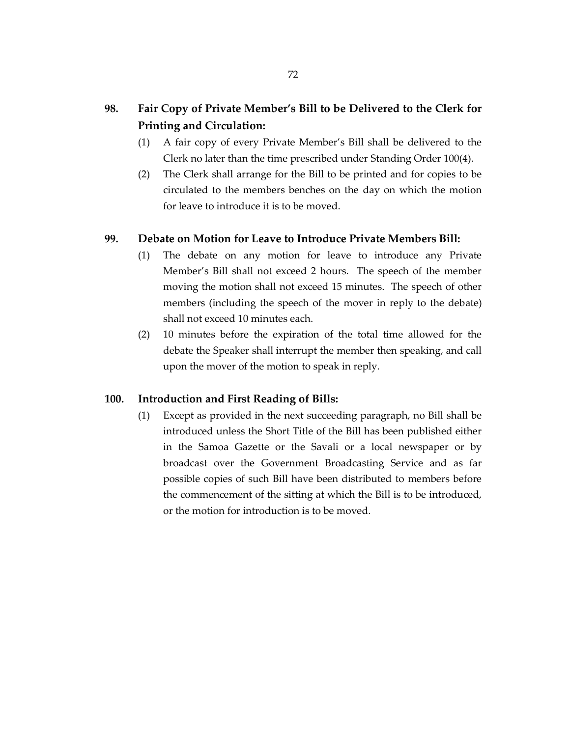## 98. Fair Copy of Private Member's Bill to be Delivered to the Clerk for Printing and Circulation:

(1) A fair copy of every Private Member's Bill shall be delivered to the Clerk no later than the time prescribed under Standing Order 100(4).

(2) The Clerk shall arrange for the Bill to be printed and for copies to be circulated to the members benches on the day on which the motion for leave to introduce it is to be moved.

## 99. Debate on Motion for Leave to Introduce Private Members Bill:

(1) The debate on any motion for leave to introduce any Private Member's Bill shall not exceed 2 hours. The speech of the member moving the motion shall not exceed 15 minutes. The speech of other members (including the speech of the mover in reply to the debate) shall not exceed 10 minutes each.

(2) 10 minutes before the expiration of the total time allowed for the debate the Speaker shall interrupt the member then speaking, and call upon the mover of the motion to speak in reply.

## 100. Introduction and First Reading of Bills:

(1) Except as provided in the next succeeding paragraph, no Bill shall be introduced unless the Short Title of the Bill has been published either in the Samoa Gazette or the Savali or a local newspaper or by broadcast over the Government Broadcasting Service and as far possible copies of such Bill have been distributed to members before the commencement of the sitting at which the Bill is to be introduced, or the motion for introduction is to be moved.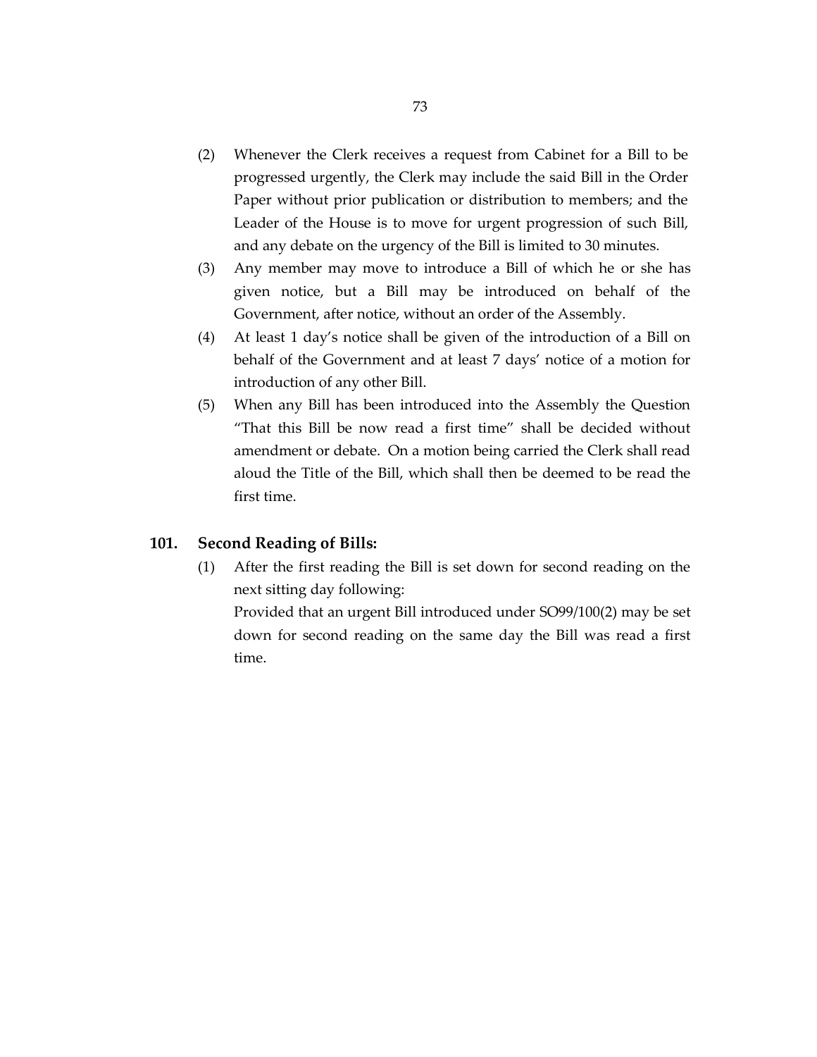(2) Whenever the Clerk receives a request from Cabinet for a Bill to be progressed urgently, the Clerk may include the said Bill in the Order Paper without prior publication or distribution to members; and the Leader of the House is to move for urgent progression of such Bill, and any debate on the urgency of the Bill is limited to 30 minutes.

(3) Any member may move to introduce a Bill of which he or she has given notice, but a Bill may be introduced on behalf of the Government, after notice, without an order of the Assembly.

(4) At least 1 day's notice shall be given of the introduction of a Bill on behalf of the Government and at least 7 days' notice of a motion for introduction of any other Bill.

(5) When any Bill has been introduced into the Assembly the Question "That this Bill be now read a first time" shall be decided without amendment or debate. On a motion being carried the Clerk shall read aloud the Title of the Bill, which shall then be deemed to be read the first time.

## 101. Second Reading of Bills:

(1) After the first reading the Bill is set down for second reading on the next sitting day following:

Provided that an urgent Bill introduced under SO99/100(2) may be set down for second reading on the same day the Bill was read a first time.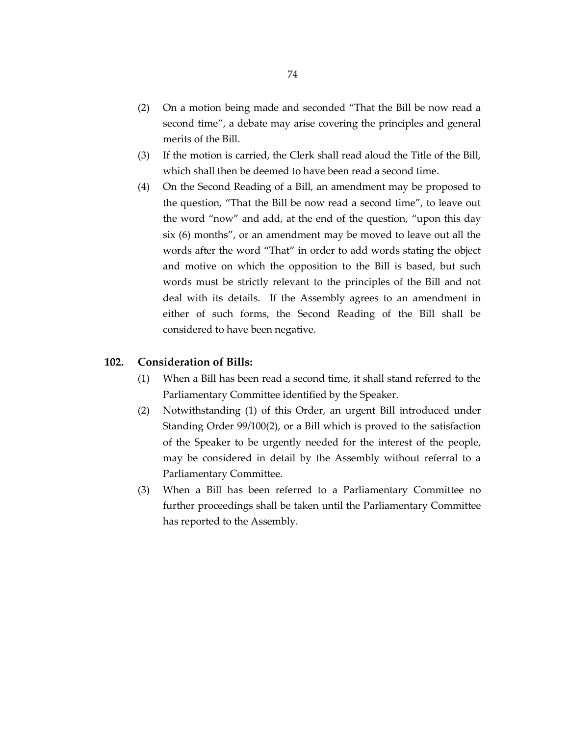(2) On a motion being made and seconded "That the Bill be now read a second time", a debate may arise covering the principles and general merits of the Bill.

(3) If the motion is carried, the Clerk shall read aloud the Title of the Bill, which shall then be deemed to have been read a second time.

(4) On the Second Reading of a Bill, an amendment may be proposed to the question, "That the Bill be now read a second time", to leave out the word "now" and add, at the end of the question, "upon this day six (6) months", or an amendment may be moved to leave out all the words after the word "That" in order to add words stating the object and motive on which the opposition to the Bill is based, but such words must be strictly relevant to the principles of the Bill and not deal with its details. If the Assembly agrees to an amendment in either of such forms, the Second Reading of the Bill shall be considered to have been negative.

**102. Consideration of Bills:**

(1) When a Bill has been read a second time, it shall stand referred to the Parliamentary Committee identified by the Speaker.

(2) Notwithstanding (1) of this Order, an urgent Bill introduced under Standing Order 99/100(2), or a Bill which is proved to the satisfaction of the Speaker to be urgently needed for the interest of the people, may be considered in detail by the Assembly without referral to a Parliamentary Committee.

(3) When a Bill has been referred to a Parliamentary Committee no further proceedings shall be taken until the Parliamentary Committee has reported to the Assembly.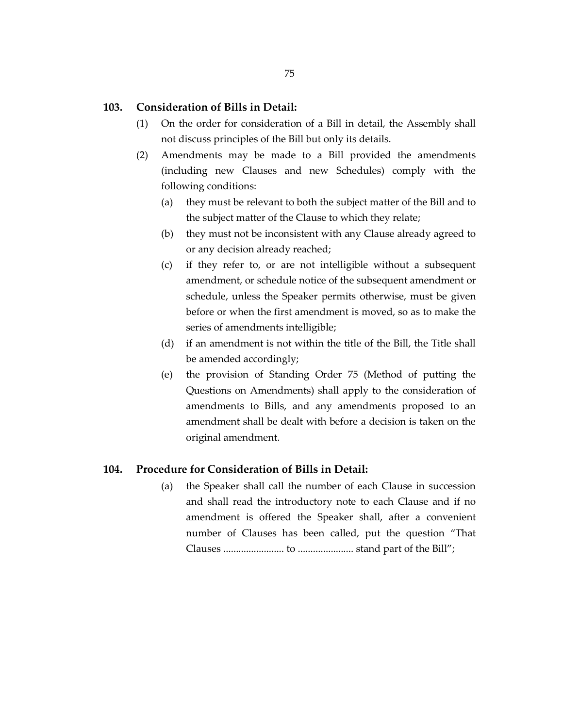**103. Consideration of Bills in Detail:**

(1) On the order for consideration of a Bill in detail, the Assembly shall not discuss principles of the Bill but only its details.

(2) Amendments may be made to a Bill provided the amendments (including new Clauses and new Schedules) comply with the following conditions:

   (a) they must be relevant to both the subject matter of the Bill and to the subject matter of the Clause to which they relate;

   (b) they must not be inconsistent with any Clause already agreed to or any decision already reached;

   (c) if they refer to, or are not intelligible without a subsequent amendment, or schedule notice of the subsequent amendment or schedule, unless the Speaker permits otherwise, must be given before or when the first amendment is moved, so as to make the series of amendments intelligible;

   (d) if an amendment is not within the title of the Bill, the Title shall be amended accordingly;

   (e) the provision of Standing Order 75 (Method of putting the Questions on Amendments) shall apply to the consideration of amendments to Bills, and any amendments proposed to an amendment shall be dealt with before a decision is taken on the original amendment.

**104. Procedure for Consideration of Bills in Detail:**

   (a) the Speaker shall call the number of each Clause in succession and shall read the introductory note to each Clause and if no amendment is offered the Speaker shall, after a convenient number of Clauses has been called, put the question "That Clauses ........................ to ...................... stand part of the Bill";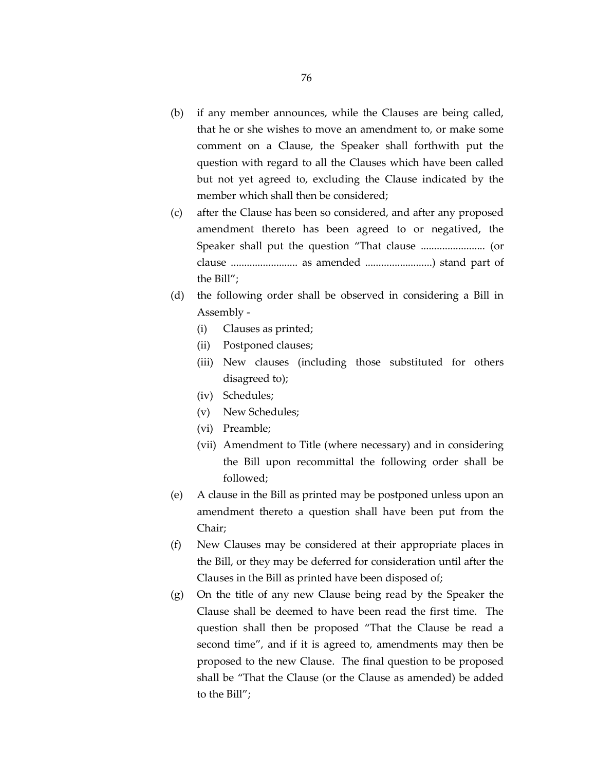(b) if any member announces, while the Clauses are being called, that he or she wishes to move an amendment to, or make some comment on a Clause, the Speaker shall forthwith put the question with regard to all the Clauses which have been called but not yet agreed to, excluding the Clause indicated by the member which shall then be considered;

(c) after the Clause has been so considered, and after any proposed amendment thereto has been agreed to or negatived, the Speaker shall put the question "That clause ........................ (or clause ......................... as amended .........................) stand part of the Bill";

(d) the following order shall be observed in considering a Bill in Assembly -

   (i) Clauses as printed;

   (ii) Postponed clauses;

   (iii) New clauses (including those substituted for others disagreed to);

   (iv) Schedules;

   (v) New Schedules;

   (vi) Preamble;

   (vii) Amendment to Title (where necessary) and in considering the Bill upon recommittal the following order shall be followed;

(e) A clause in the Bill as printed may be postponed unless upon an amendment thereto a question shall have been put from the Chair;

(f) New Clauses may be considered at their appropriate places in the Bill, or they may be deferred for consideration until after the Clauses in the Bill as printed have been disposed of;

(g) On the title of any new Clause being read by the Speaker the Clause shall be deemed to have been read the first time. The question shall then be proposed "That the Clause be read a second time", and if it is agreed to, amendments may then be proposed to the new Clause. The final question to be proposed shall be "That the Clause (or the Clause as amended) be added to the Bill";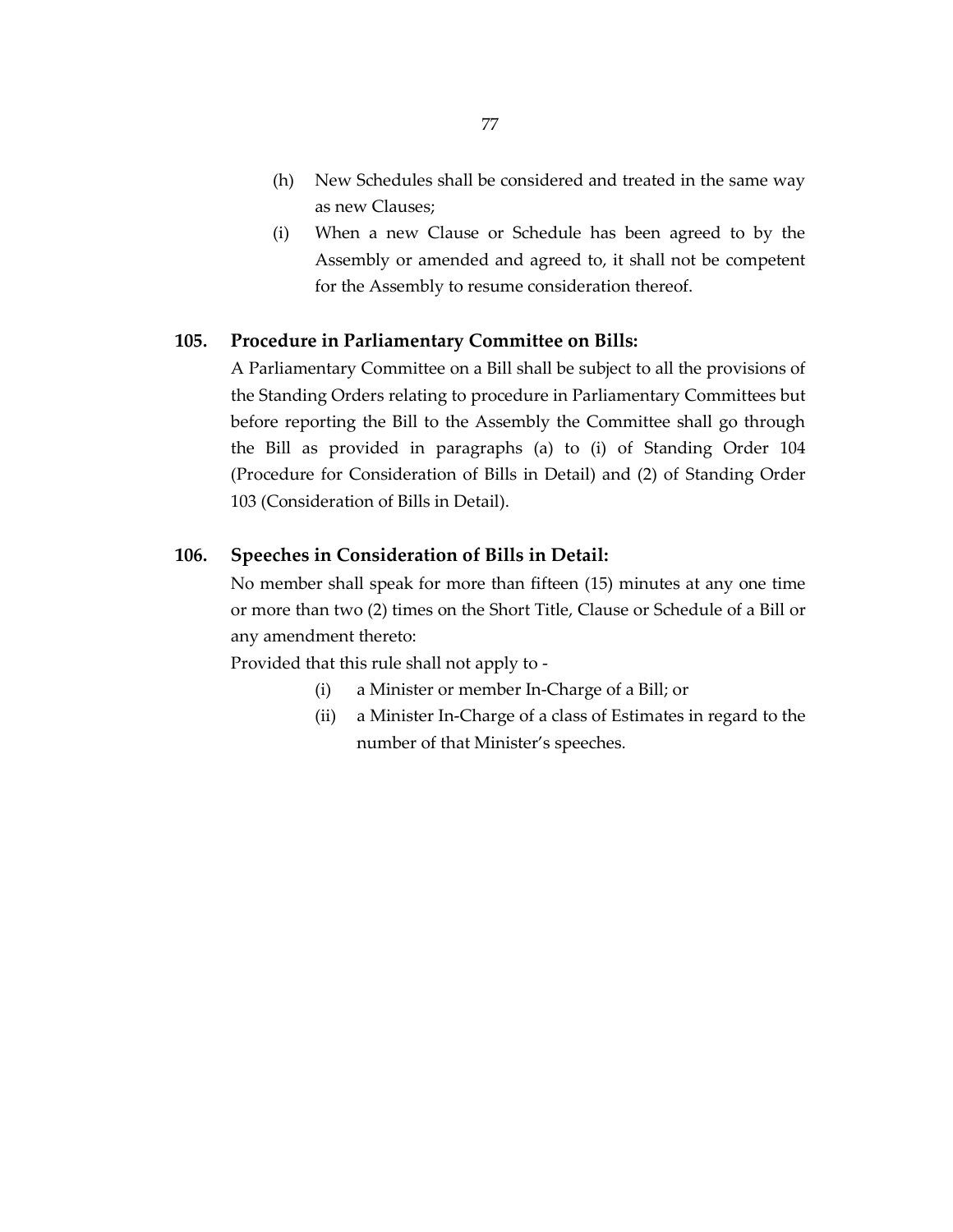(h) New Schedules shall be considered and treated in the same way as new Clauses;

(i) When a new Clause or Schedule has been agreed to by the Assembly or amended and agreed to, it shall not be competent for the Assembly to resume consideration thereof.

### 105. Procedure in Parliamentary Committee on Bills:

A Parliamentary Committee on a Bill shall be subject to all the provisions of the Standing Orders relating to procedure in Parliamentary Committees but before reporting the Bill to the Assembly the Committee shall go through the Bill as provided in paragraphs (a) to (i) of Standing Order 104 (Procedure for Consideration of Bills in Detail) and (2) of Standing Order 103 (Consideration of Bills in Detail).

### 106. Speeches in Consideration of Bills in Detail:

No member shall speak for more than fifteen (15) minutes at any one time or more than two (2) times on the Short Title, Clause or Schedule of a Bill or any amendment thereto:

Provided that this rule shall not apply to -

(i) a Minister or member In-Charge of a Bill; or

(ii) a Minister In-Charge of a class of Estimates in regard to the number of that Minister's speeches.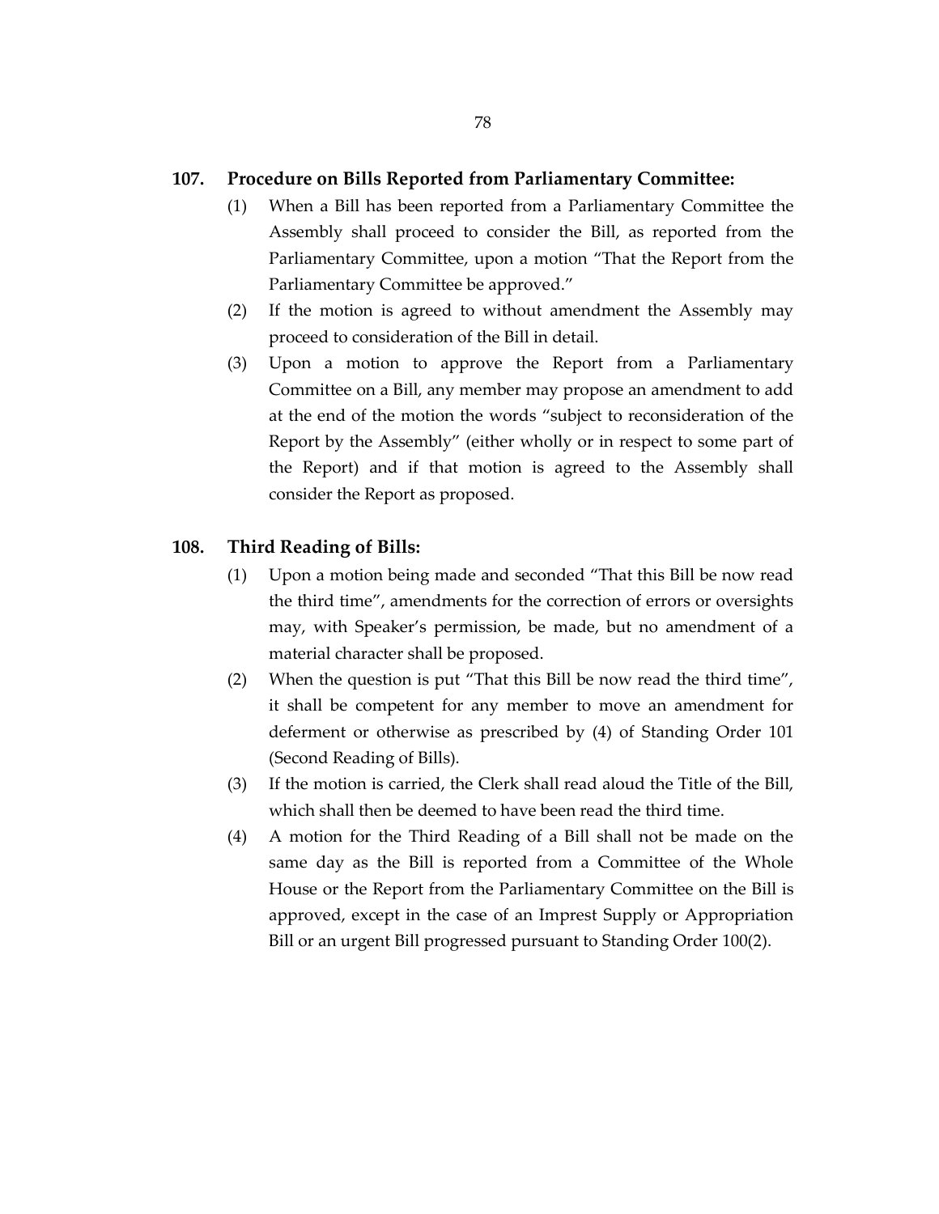**107. Procedure on Bills Reported from Parliamentary Committee:**

(1) When a Bill has been reported from a Parliamentary Committee the Assembly shall proceed to consider the Bill, as reported from the Parliamentary Committee, upon a motion "That the Report from the Parliamentary Committee be approved."

(2) If the motion is agreed to without amendment the Assembly may proceed to consideration of the Bill in detail.

(3) Upon a motion to approve the Report from a Parliamentary Committee on a Bill, any member may propose an amendment to add at the end of the motion the words "subject to reconsideration of the Report by the Assembly" (either wholly or in respect to some part of the Report) and if that motion is agreed to the Assembly shall consider the Report as proposed.

**108. Third Reading of Bills:**

(1) Upon a motion being made and seconded "That this Bill be now read the third time", amendments for the correction of errors or oversights may, with Speaker's permission, be made, but no amendment of a material character shall be proposed.

(2) When the question is put "That this Bill be now read the third time", it shall be competent for any member to move an amendment for deferment or otherwise as prescribed by (4) of Standing Order 101 (Second Reading of Bills).

(3) If the motion is carried, the Clerk shall read aloud the Title of the Bill, which shall then be deemed to have been read the third time.

(4) A motion for the Third Reading of a Bill shall not be made on the same day as the Bill is reported from a Committee of the Whole House or the Report from the Parliamentary Committee on the Bill is approved, except in the case of an Imprest Supply or Appropriation Bill or an urgent Bill progressed pursuant to Standing Order 100(2).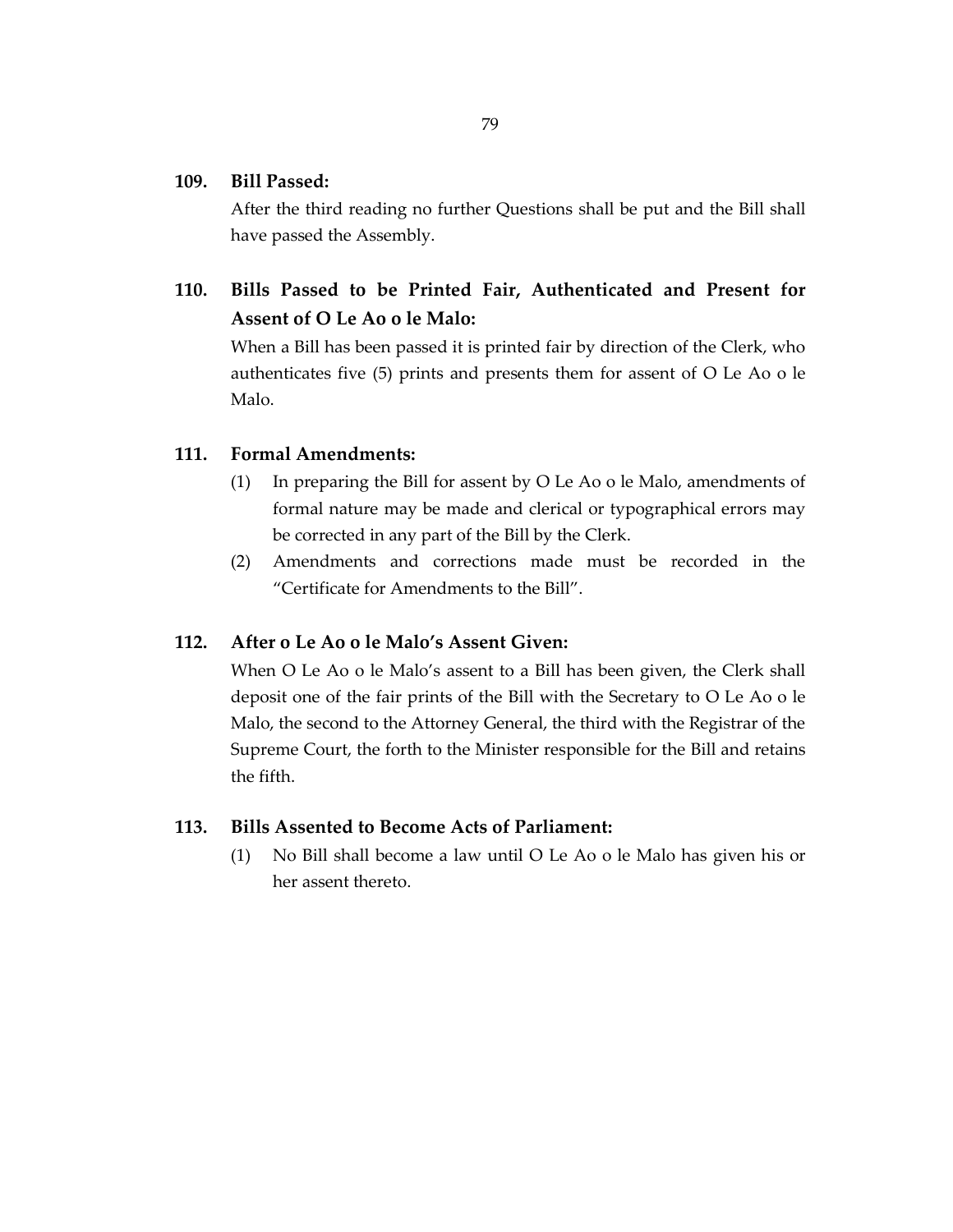**109. Bill Passed:**

After the third reading no further Questions shall be put and the Bill shall have passed the Assembly.

**110. Bills Passed to be Printed Fair, Authenticated and Present for Assent of O Le Ao o le Malo:**

When a Bill has been passed it is printed fair by direction of the Clerk, who authenticates five (5) prints and presents them for assent of O Le Ao o le Malo.

**111. Formal Amendments:**

(1) In preparing the Bill for assent by O Le Ao o le Malo, amendments of formal nature may be made and clerical or typographical errors may be corrected in any part of the Bill by the Clerk.

(2) Amendments and corrections made must be recorded in the "Certificate for Amendments to the Bill".

**112. After o Le Ao o le Malo's Assent Given:**

When O Le Ao o le Malo's assent to a Bill has been given, the Clerk shall deposit one of the fair prints of the Bill with the Secretary to O Le Ao o le Malo, the second to the Attorney General, the third with the Registrar of the Supreme Court, the forth to the Minister responsible for the Bill and retains the fifth.

**113. Bills Assented to Become Acts of Parliament:**

(1) No Bill shall become a law until O Le Ao o le Malo has given his or her assent thereto.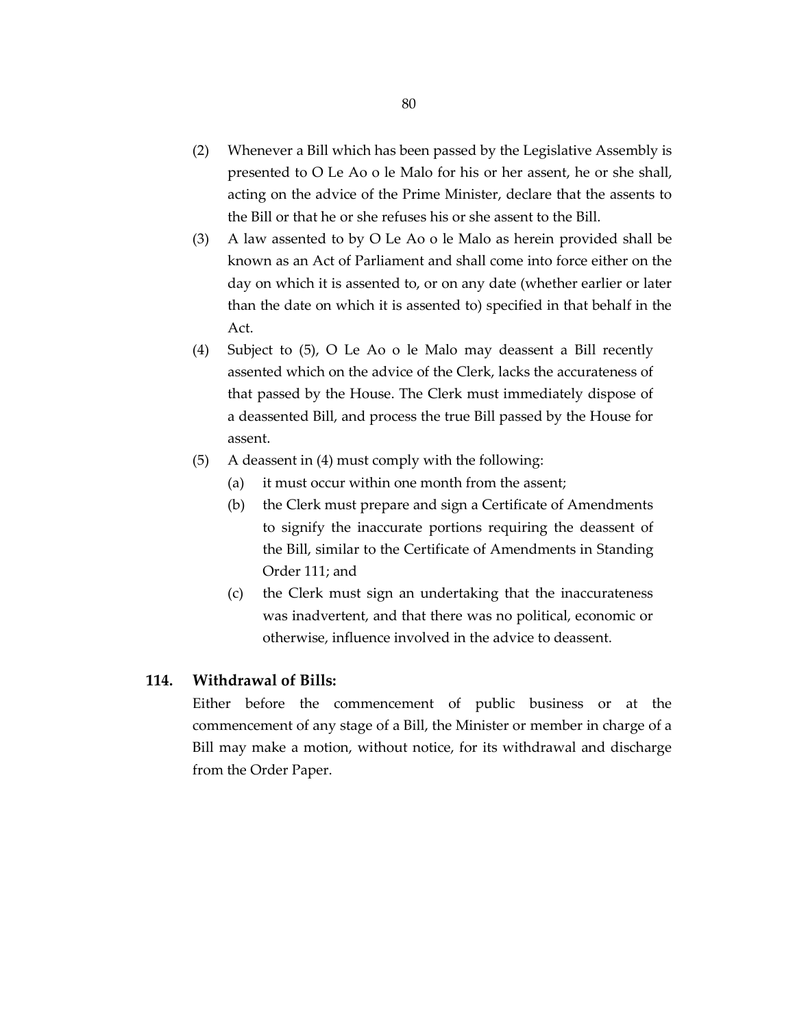(2) Whenever a Bill which has been passed by the Legislative Assembly is presented to O Le Ao o le Malo for his or her assent, he or she shall, acting on the advice of the Prime Minister, declare that the assents to the Bill or that he or she refuses his or she assent to the Bill.

(3) A law assented to by O Le Ao o le Malo as herein provided shall be known as an Act of Parliament and shall come into force either on the day on which it is assented to, or on any date (whether earlier or later than the date on which it is assented to) specified in that behalf in the Act.

(4) Subject to (5), O Le Ao o le Malo may deassent a Bill recently assented which on the advice of the Clerk, lacks the accurateness of that passed by the House. The Clerk must immediately dispose of a deassented Bill, and process the true Bill passed by the House for assent.

(5) A deassent in (4) must comply with the following:

   (a) it must occur within one month from the assent;

   (b) the Clerk must prepare and sign a Certificate of Amendments to signify the inaccurate portions requiring the deassent of the Bill, similar to the Certificate of Amendments in Standing Order 111; and

   (c) the Clerk must sign an undertaking that the inaccurateness was inadvertent, and that there was no political, economic or otherwise, influence involved in the advice to deassent.

### 114. Withdrawal of Bills:

Either before the commencement of public business or at the commencement of any stage of a Bill, the Minister or member in charge of a Bill may make a motion, without notice, for its withdrawal and discharge from the Order Paper.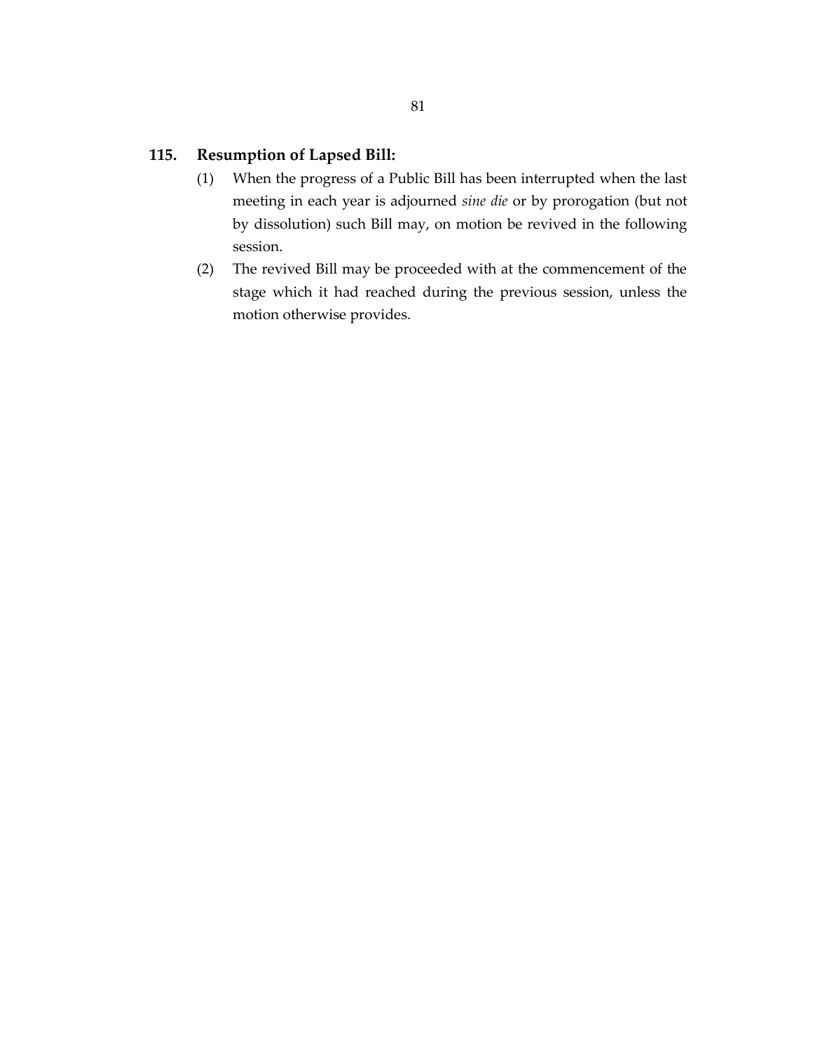**115. Resumption of Lapsed Bill:**

(1) When the progress of a Public Bill has been interrupted when the last meeting in each year is adjourned *sine die* or by prorogation (but not by dissolution) such Bill may, on motion be revived in the following session.

(2) The revived Bill may be proceeded with at the commencement of the stage which it had reached during the previous session, unless the motion otherwise provides.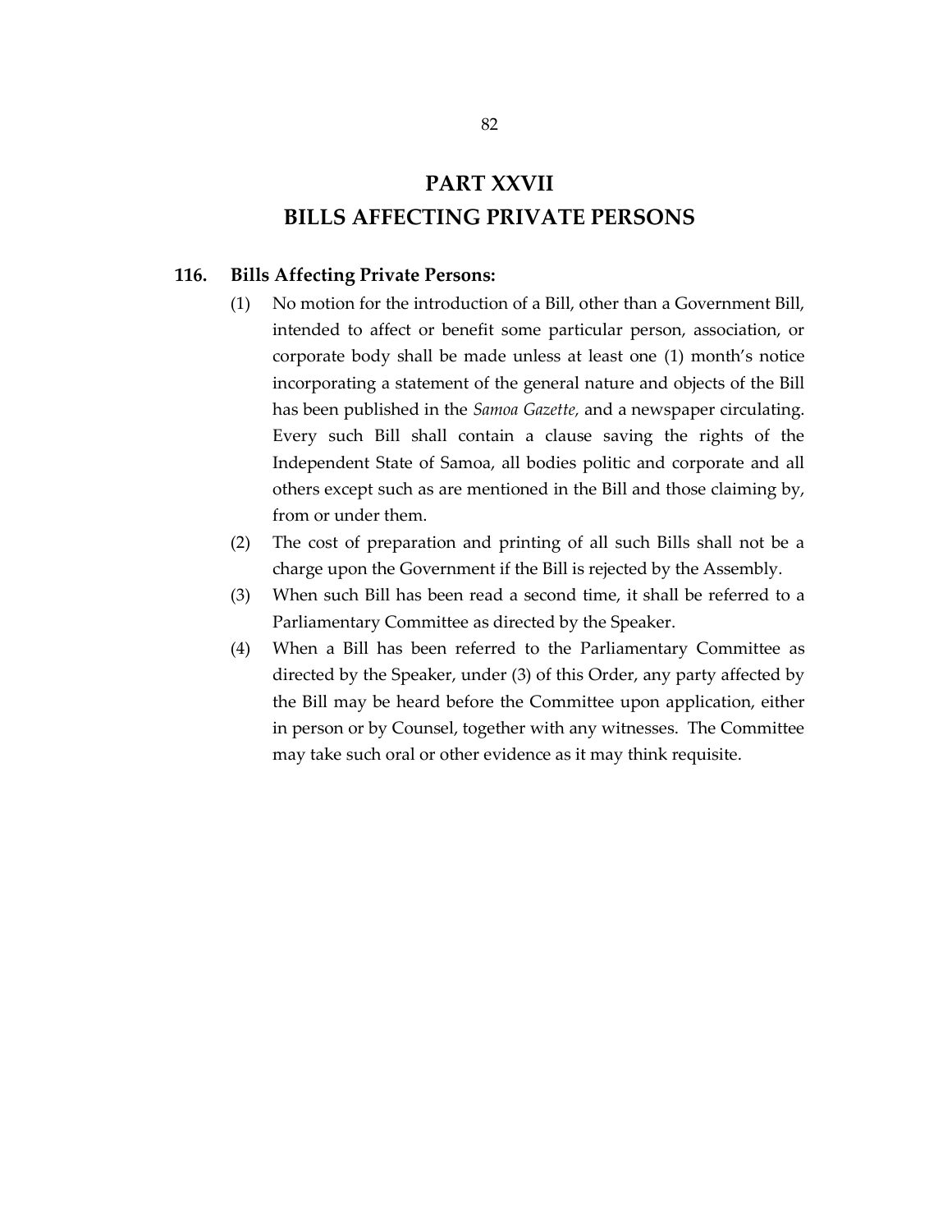# PART XXVII
# BILLS AFFECTING PRIVATE PERSONS

**116. Bills Affecting Private Persons:**

(1) No motion for the introduction of a Bill, other than a Government Bill, intended to affect or benefit some particular person, association, or corporate body shall be made unless at least one (1) month's notice incorporating a statement of the general nature and objects of the Bill has been published in the *Samoa Gazette*, and a newspaper circulating. Every such Bill shall contain a clause saving the rights of the Independent State of Samoa, all bodies politic and corporate and all others except such as are mentioned in the Bill and those claiming by, from or under them.

(2) The cost of preparation and printing of all such Bills shall not be a charge upon the Government if the Bill is rejected by the Assembly.

(3) When such Bill has been read a second time, it shall be referred to a Parliamentary Committee as directed by the Speaker.

(4) When a Bill has been referred to the Parliamentary Committee as directed by the Speaker, under (3) of this Order, any party affected by the Bill may be heard before the Committee upon application, either in person or by Counsel, together with any witnesses. The Committee may take such oral or other evidence as it may think requisite.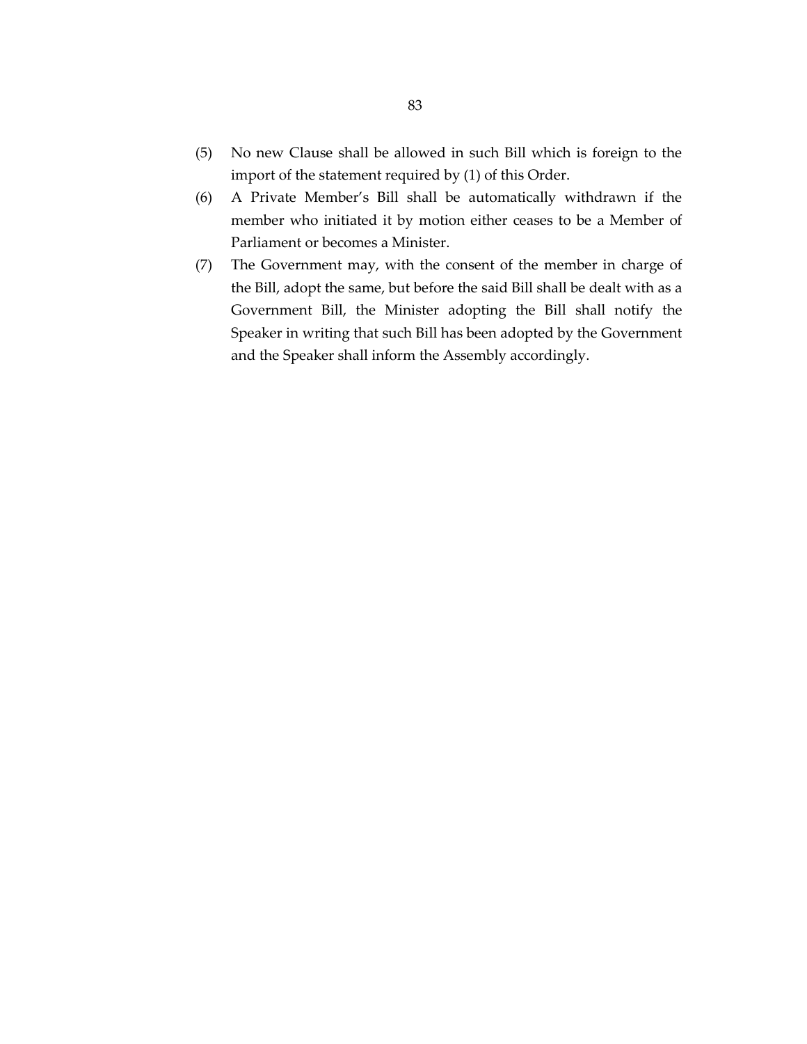(5) No new Clause shall be allowed in such Bill which is foreign to the import of the statement required by (1) of this Order.

(6) A Private Member's Bill shall be automatically withdrawn if the member who initiated it by motion either ceases to be a Member of Parliament or becomes a Minister.

(7) The Government may, with the consent of the member in charge of the Bill, adopt the same, but before the said Bill shall be dealt with as a Government Bill, the Minister adopting the Bill shall notify the Speaker in writing that such Bill has been adopted by the Government and the Speaker shall inform the Assembly accordingly.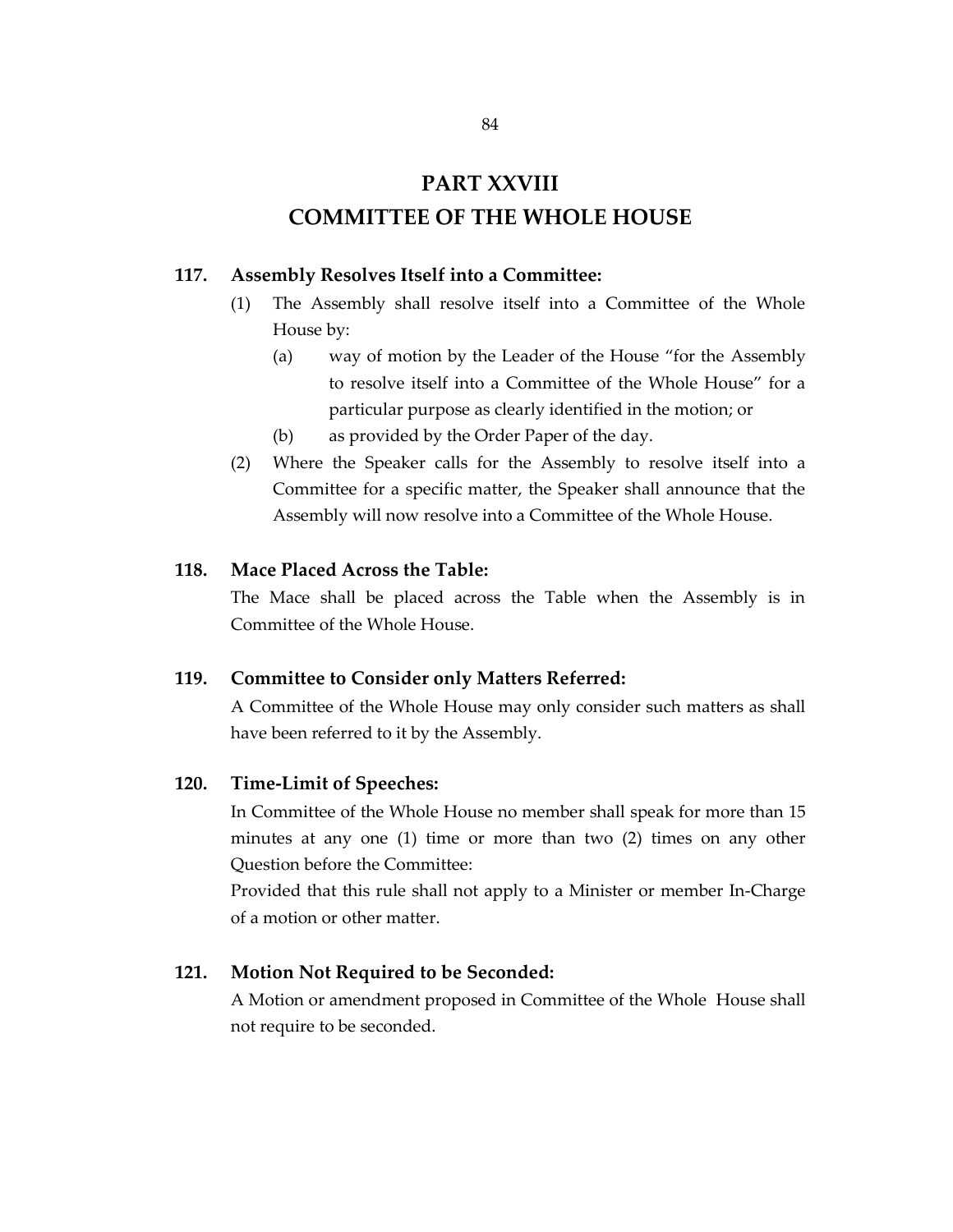# PART XXVIII
# COMMITTEE OF THE WHOLE HOUSE

### 117. Assembly Resolves Itself into a Committee:

(1) The Assembly shall resolve itself into a Committee of the Whole House by:

  (a) way of motion by the Leader of the House "for the Assembly to resolve itself into a Committee of the Whole House" for a particular purpose as clearly identified in the motion; or

  (b) as provided by the Order Paper of the day.

(2) Where the Speaker calls for the Assembly to resolve itself into a Committee for a specific matter, the Speaker shall announce that the Assembly will now resolve into a Committee of the Whole House.

### 118. Mace Placed Across the Table:

The Mace shall be placed across the Table when the Assembly is in Committee of the Whole House.

### 119. Committee to Consider only Matters Referred:

A Committee of the Whole House may only consider such matters as shall have been referred to it by the Assembly.

### 120. Time-Limit of Speeches:

In Committee of the Whole House no member shall speak for more than 15 minutes at any one (1) time or more than two (2) times on any other Question before the Committee:

Provided that this rule shall not apply to a Minister or member In-Charge of a motion or other matter.

### 121. Motion Not Required to be Seconded:

A Motion or amendment proposed in Committee of the Whole House shall not require to be seconded.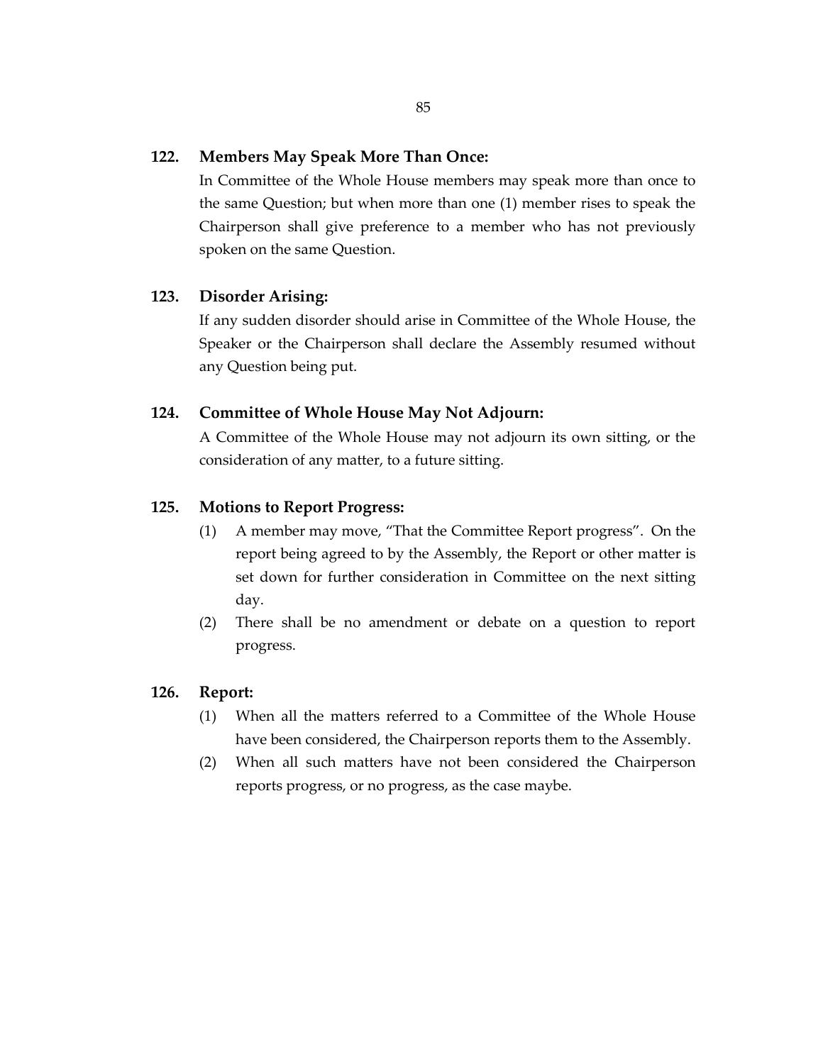**122. Members May Speak More Than Once:**

In Committee of the Whole House members may speak more than once to the same Question; but when more than one (1) member rises to speak the Chairperson shall give preference to a member who has not previously spoken on the same Question.

**123. Disorder Arising:**

If any sudden disorder should arise in Committee of the Whole House, the Speaker or the Chairperson shall declare the Assembly resumed without any Question being put.

**124. Committee of Whole House May Not Adjourn:**

A Committee of the Whole House may not adjourn its own sitting, or the consideration of any matter, to a future sitting.

**125. Motions to Report Progress:**

(1) A member may move, "That the Committee Report progress". On the report being agreed to by the Assembly, the Report or other matter is set down for further consideration in Committee on the next sitting day.

(2) There shall be no amendment or debate on a question to report progress.

**126. Report:**

(1) When all the matters referred to a Committee of the Whole House have been considered, the Chairperson reports them to the Assembly.

(2) When all such matters have not been considered the Chairperson reports progress, or no progress, as the case maybe.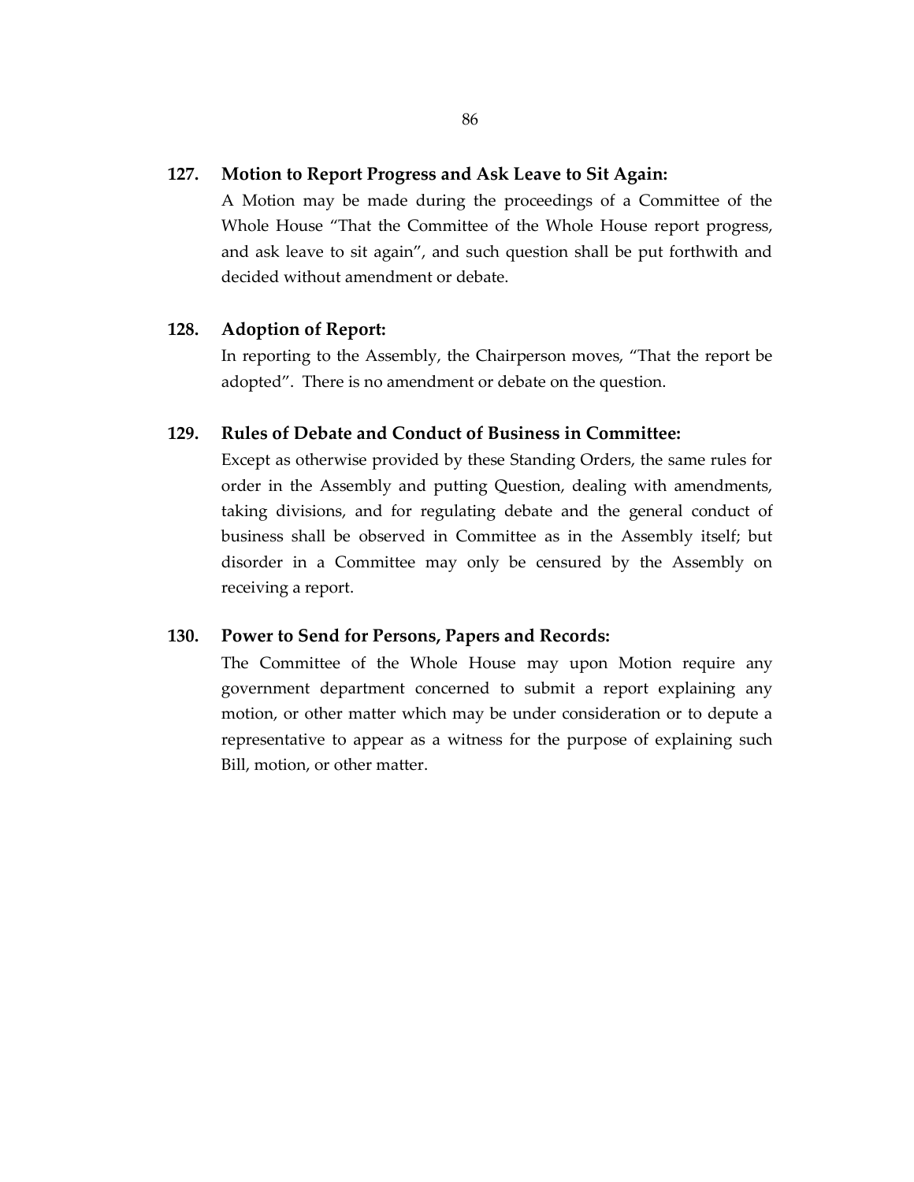**127. Motion to Report Progress and Ask Leave to Sit Again:**

A Motion may be made during the proceedings of a Committee of the Whole House "That the Committee of the Whole House report progress, and ask leave to sit again", and such question shall be put forthwith and decided without amendment or debate.

**128. Adoption of Report:**

In reporting to the Assembly, the Chairperson moves, "That the report be adopted". There is no amendment or debate on the question.

**129. Rules of Debate and Conduct of Business in Committee:**

Except as otherwise provided by these Standing Orders, the same rules for order in the Assembly and putting Question, dealing with amendments, taking divisions, and for regulating debate and the general conduct of business shall be observed in Committee as in the Assembly itself; but disorder in a Committee may only be censured by the Assembly on receiving a report.

**130. Power to Send for Persons, Papers and Records:**

The Committee of the Whole House may upon Motion require any government department concerned to submit a report explaining any motion, or other matter which may be under consideration or to depute a representative to appear as a witness for the purpose of explaining such Bill, motion, or other matter.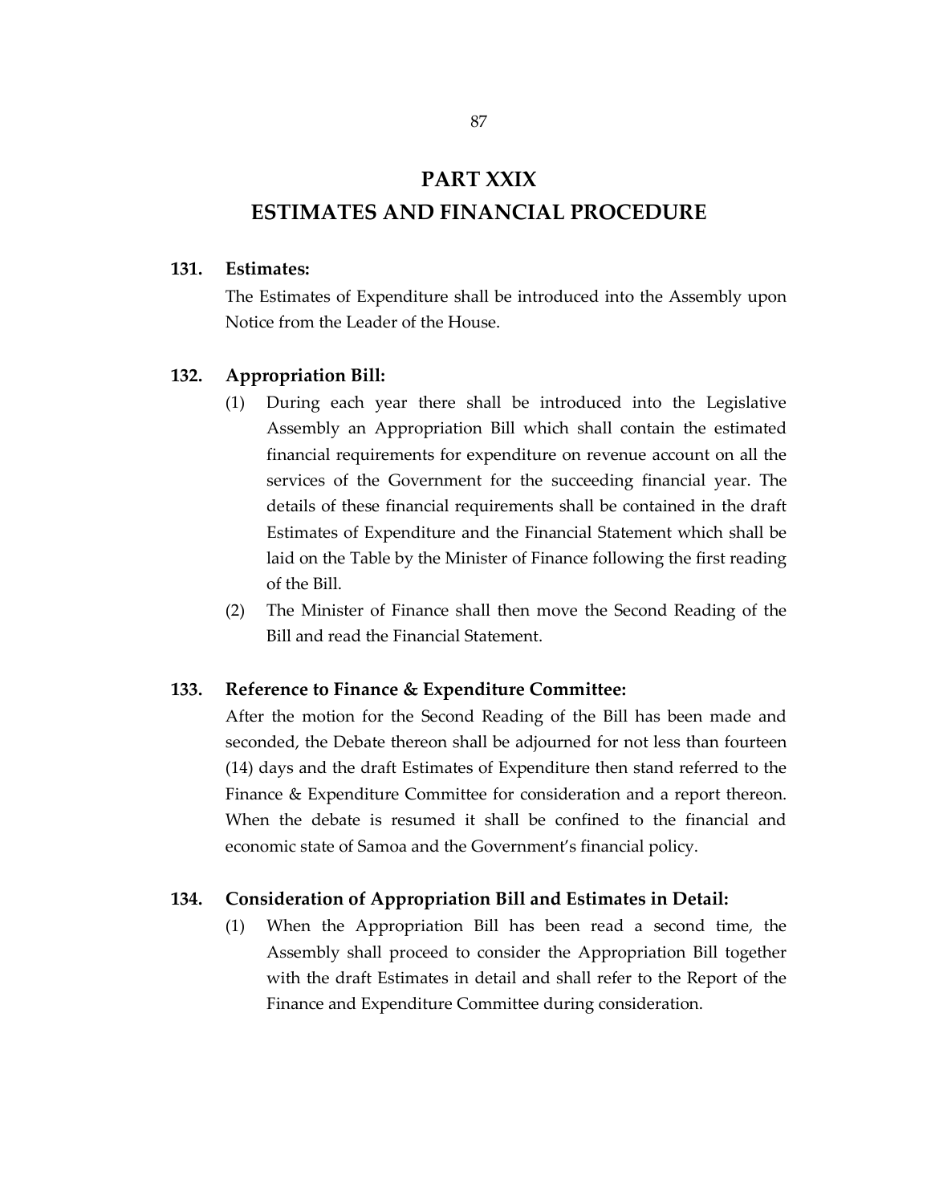# PART XXIX
# ESTIMATES AND FINANCIAL PROCEDURE

**131. Estimates:**

The Estimates of Expenditure shall be introduced into the Assembly upon Notice from the Leader of the House.

**132. Appropriation Bill:**

(1) During each year there shall be introduced into the Legislative Assembly an Appropriation Bill which shall contain the estimated financial requirements for expenditure on revenue account on all the services of the Government for the succeeding financial year. The details of these financial requirements shall be contained in the draft Estimates of Expenditure and the Financial Statement which shall be laid on the Table by the Minister of Finance following the first reading of the Bill.

(2) The Minister of Finance shall then move the Second Reading of the Bill and read the Financial Statement.

**133. Reference to Finance & Expenditure Committee:**

After the motion for the Second Reading of the Bill has been made and seconded, the Debate thereon shall be adjourned for not less than fourteen (14) days and the draft Estimates of Expenditure then stand referred to the Finance & Expenditure Committee for consideration and a report thereon. When the debate is resumed it shall be confined to the financial and economic state of Samoa and the Government's financial policy.

**134. Consideration of Appropriation Bill and Estimates in Detail:**

(1) When the Appropriation Bill has been read a second time, the Assembly shall proceed to consider the Appropriation Bill together with the draft Estimates in detail and shall refer to the Report of the Finance and Expenditure Committee during consideration.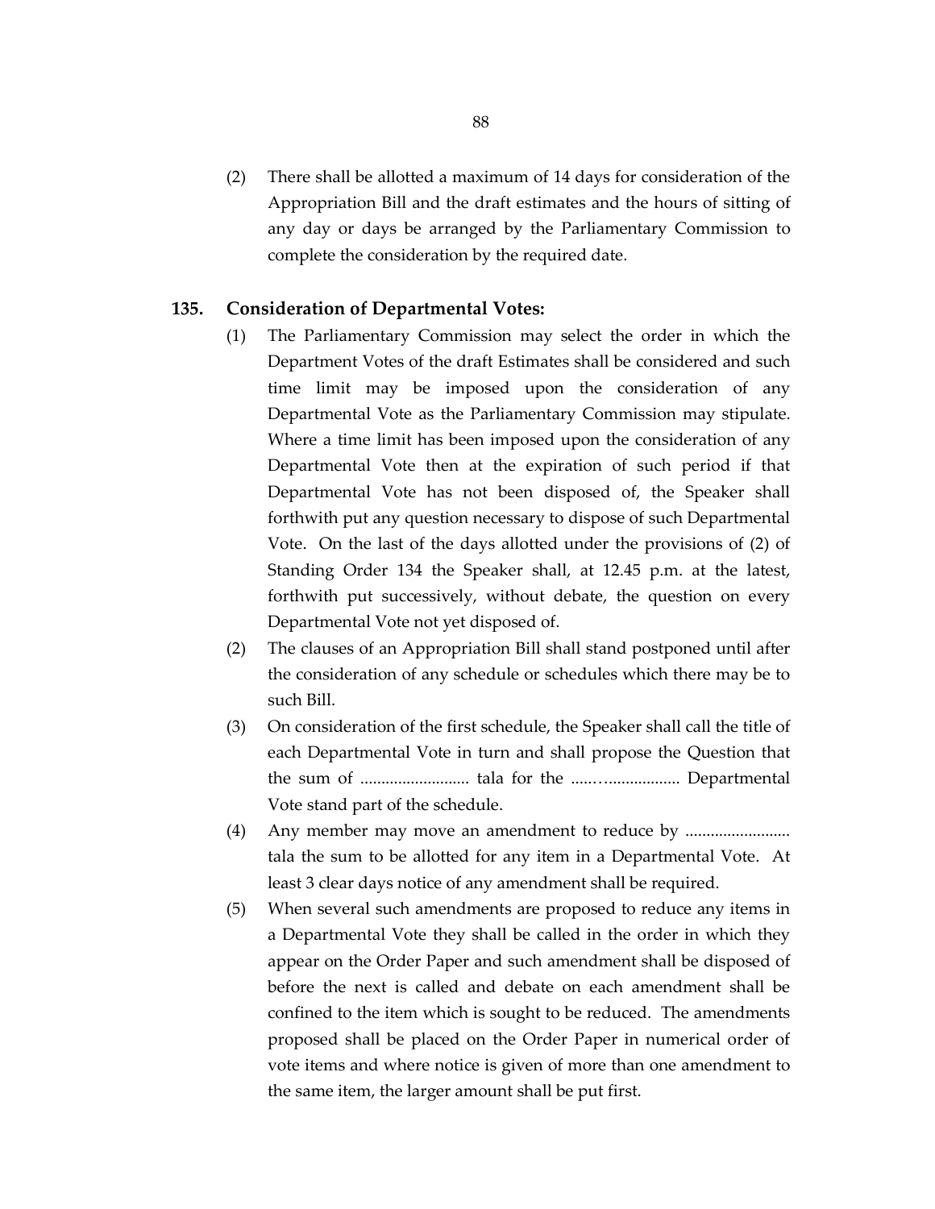(2) There shall be allotted a maximum of 14 days for consideration of the Appropriation Bill and the draft estimates and the hours of sitting of any day or days be arranged by the Parliamentary Commission to complete the consideration by the required date.

**135. Consideration of Departmental Votes:**

(1) The Parliamentary Commission may select the order in which the Department Votes of the draft Estimates shall be considered and such time limit may be imposed upon the consideration of any Departmental Vote as the Parliamentary Commission may stipulate. Where a time limit has been imposed upon the consideration of any Departmental Vote then at the expiration of such period if that Departmental Vote has not been disposed of, the Speaker shall forthwith put any question necessary to dispose of such Departmental Vote. On the last of the days allotted under the provisions of (2) of Standing Order 134 the Speaker shall, at 12.45 p.m. at the latest, forthwith put successively, without debate, the question on every Departmental Vote not yet disposed of.

(2) The clauses of an Appropriation Bill shall stand postponed until after the consideration of any schedule or schedules which there may be to such Bill.

(3) On consideration of the first schedule, the Speaker shall call the title of each Departmental Vote in turn and shall propose the Question that the sum of .......................... tala for the ......................... Departmental Vote stand part of the schedule.

(4) Any member may move an amendment to reduce by ......................... tala the sum to be allotted for any item in a Departmental Vote. At least 3 clear days notice of any amendment shall be required.

(5) When several such amendments are proposed to reduce any items in a Departmental Vote they shall be called in the order in which they appear on the Order Paper and such amendment shall be disposed of before the next is called and debate on each amendment shall be confined to the item which is sought to be reduced. The amendments proposed shall be placed on the Order Paper in numerical order of vote items and where notice is given of more than one amendment to the same item, the larger amount shall be put first.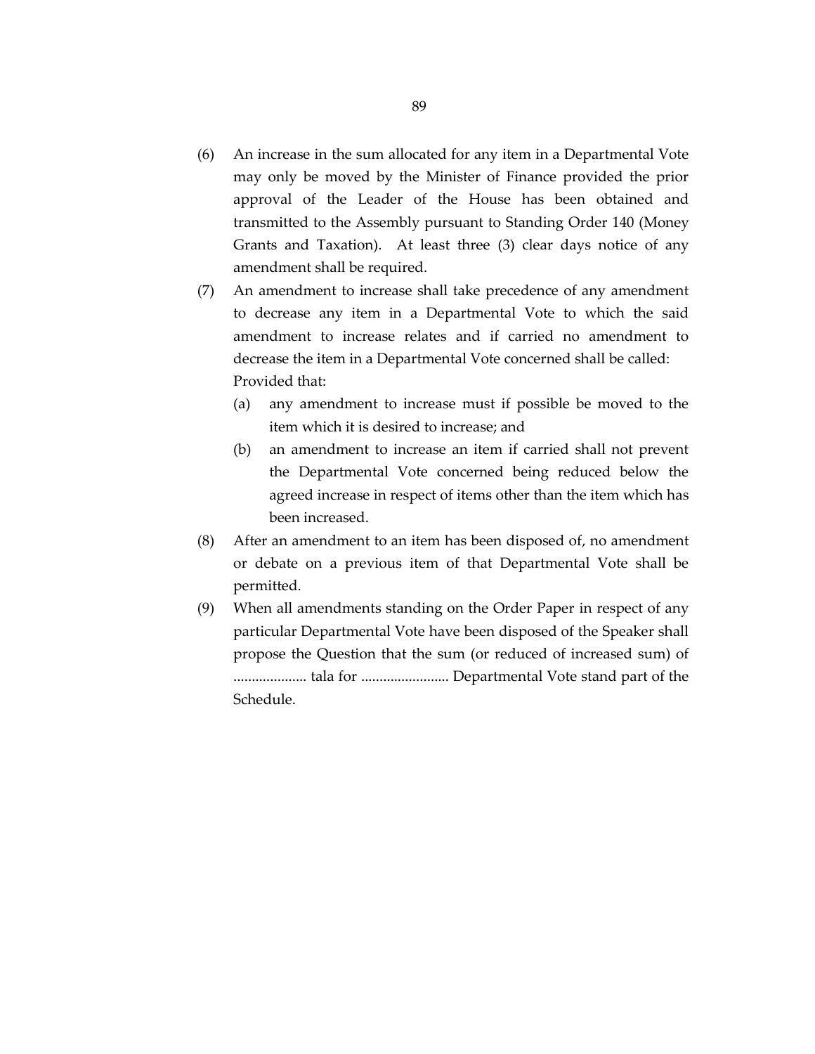(6) An increase in the sum allocated for any item in a Departmental Vote may only be moved by the Minister of Finance provided the prior approval of the Leader of the House has been obtained and transmitted to the Assembly pursuant to Standing Order 140 (Money Grants and Taxation). At least three (3) clear days notice of any amendment shall be required.

(7) An amendment to increase shall take precedence of any amendment to decrease any item in a Departmental Vote to which the said amendment to increase relates and if carried no amendment to decrease the item in a Departmental Vote concerned shall be called: Provided that:

   (a) any amendment to increase must if possible be moved to the item which it is desired to increase; and

   (b) an amendment to increase an item if carried shall not prevent the Departmental Vote concerned being reduced below the agreed increase in respect of items other than the item which has been increased.

(8) After an amendment to an item has been disposed of, no amendment or debate on a previous item of that Departmental Vote shall be permitted.

(9) When all amendments standing on the Order Paper in respect of any particular Departmental Vote have been disposed of the Speaker shall propose the Question that the sum (or reduced of increased sum) of .................... tala for ........................ Departmental Vote stand part of the Schedule.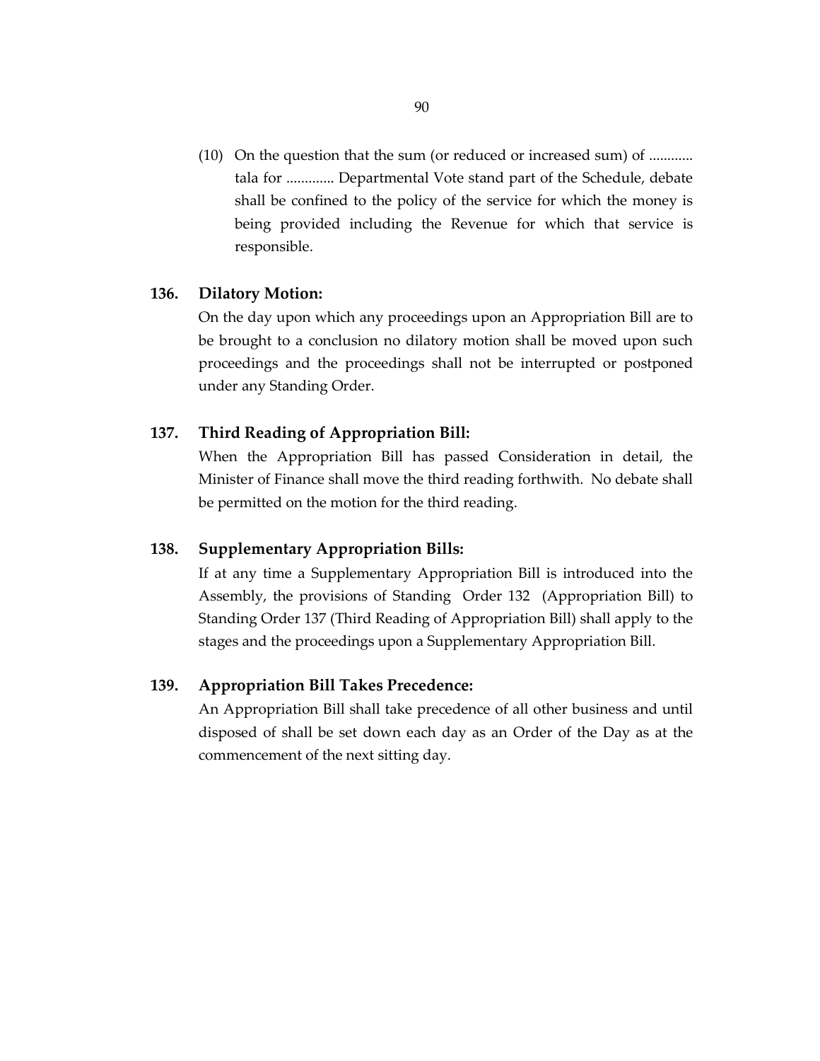(10) On the question that the sum (or reduced or increased sum) of ............ tala for ............. Departmental Vote stand part of the Schedule, debate shall be confined to the policy of the service for which the money is being provided including the Revenue for which that service is responsible.

### 136. Dilatory Motion:

On the day upon which any proceedings upon an Appropriation Bill are to be brought to a conclusion no dilatory motion shall be moved upon such proceedings and the proceedings shall not be interrupted or postponed under any Standing Order.

### 137. Third Reading of Appropriation Bill:

When the Appropriation Bill has passed Consideration in detail, the Minister of Finance shall move the third reading forthwith. No debate shall be permitted on the motion for the third reading.

### 138. Supplementary Appropriation Bills:

If at any time a Supplementary Appropriation Bill is introduced into the Assembly, the provisions of Standing Order 132 (Appropriation Bill) to Standing Order 137 (Third Reading of Appropriation Bill) shall apply to the stages and the proceedings upon a Supplementary Appropriation Bill.

### 139. Appropriation Bill Takes Precedence:

An Appropriation Bill shall take precedence of all other business and until disposed of shall be set down each day as an Order of the Day as at the commencement of the next sitting day.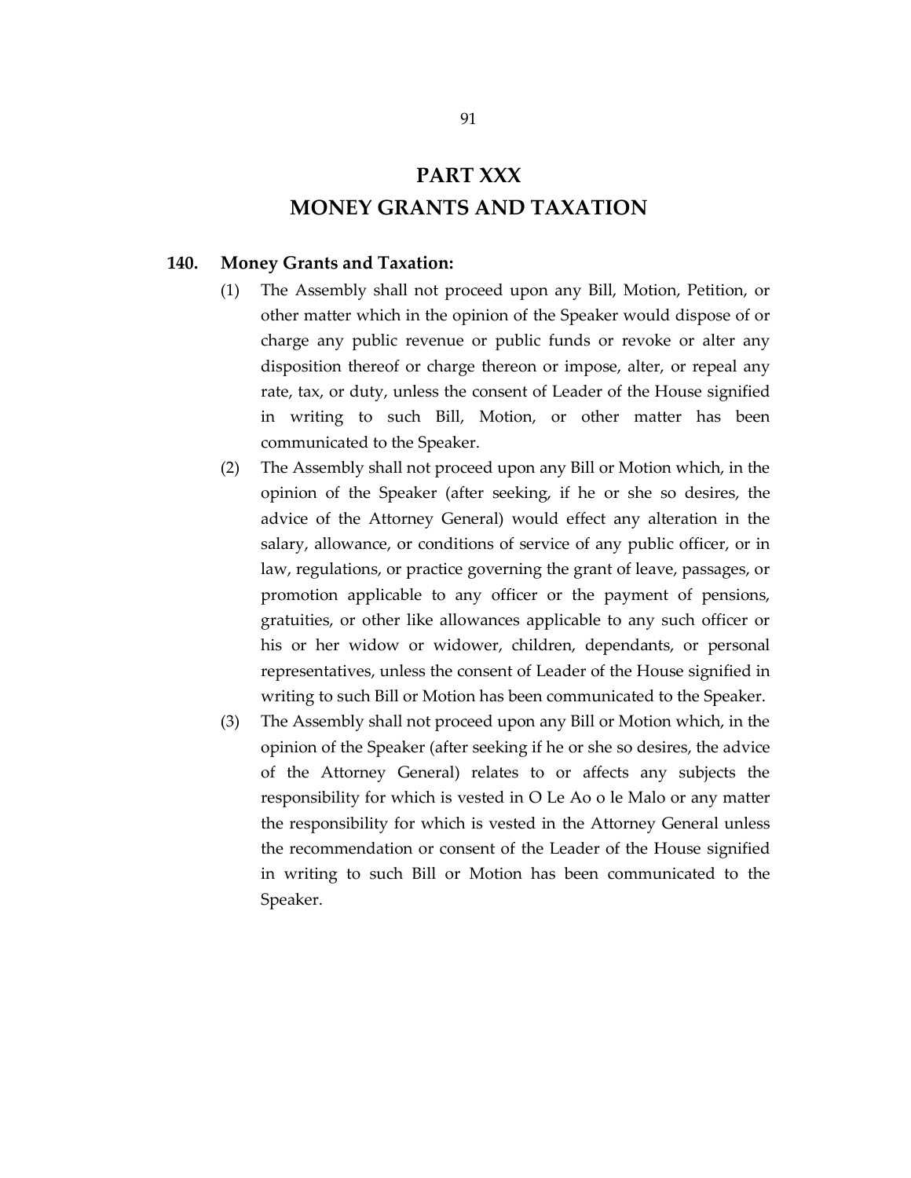# PART XXX
# MONEY GRANTS AND TAXATION

**140. Money Grants and Taxation:**

(1) The Assembly shall not proceed upon any Bill, Motion, Petition, or other matter which in the opinion of the Speaker would dispose of or charge any public revenue or public funds or revoke or alter any disposition thereof or charge thereon or impose, alter, or repeal any rate, tax, or duty, unless the consent of Leader of the House signified in writing to such Bill, Motion, or other matter has been communicated to the Speaker.

(2) The Assembly shall not proceed upon any Bill or Motion which, in the opinion of the Speaker (after seeking, if he or she so desires, the advice of the Attorney General) would effect any alteration in the salary, allowance, or conditions of service of any public officer, or in law, regulations, or practice governing the grant of leave, passages, or promotion applicable to any officer or the payment of pensions, gratuities, or other like allowances applicable to any such officer or his or her widow or widower, children, dependants, or personal representatives, unless the consent of Leader of the House signified in writing to such Bill or Motion has been communicated to the Speaker.

(3) The Assembly shall not proceed upon any Bill or Motion which, in the opinion of the Speaker (after seeking if he or she so desires, the advice of the Attorney General) relates to or affects any subjects the responsibility for which is vested in O Le Ao o le Malo or any matter the responsibility for which is vested in the Attorney General unless the recommendation or consent of the Leader of the House signified in writing to such Bill or Motion has been communicated to the Speaker.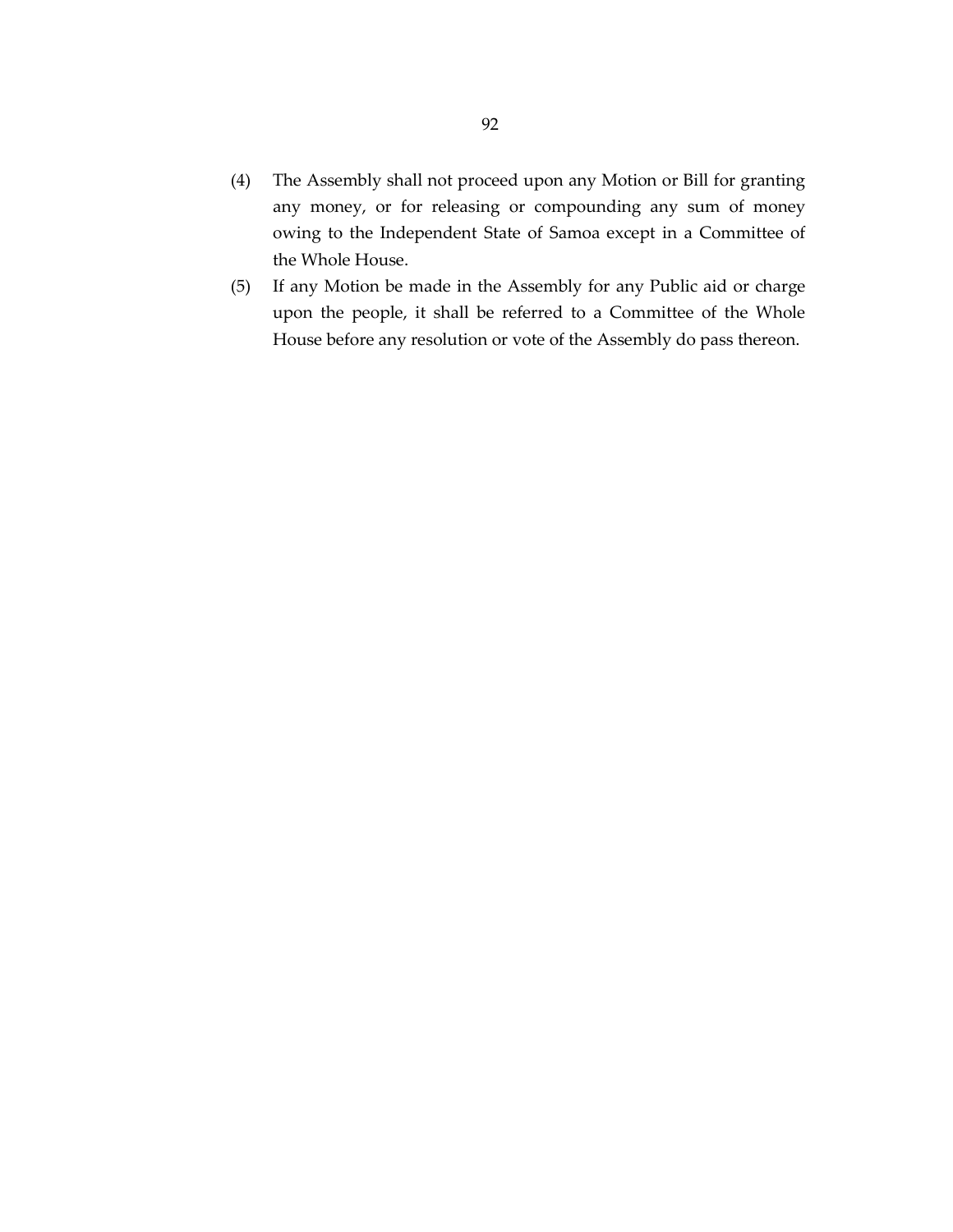(4) The Assembly shall not proceed upon any Motion or Bill for granting any money, or for releasing or compounding any sum of money owing to the Independent State of Samoa except in a Committee of the Whole House.

(5) If any Motion be made in the Assembly for any Public aid or charge upon the people, it shall be referred to a Committee of the Whole House before any resolution or vote of the Assembly do pass thereon.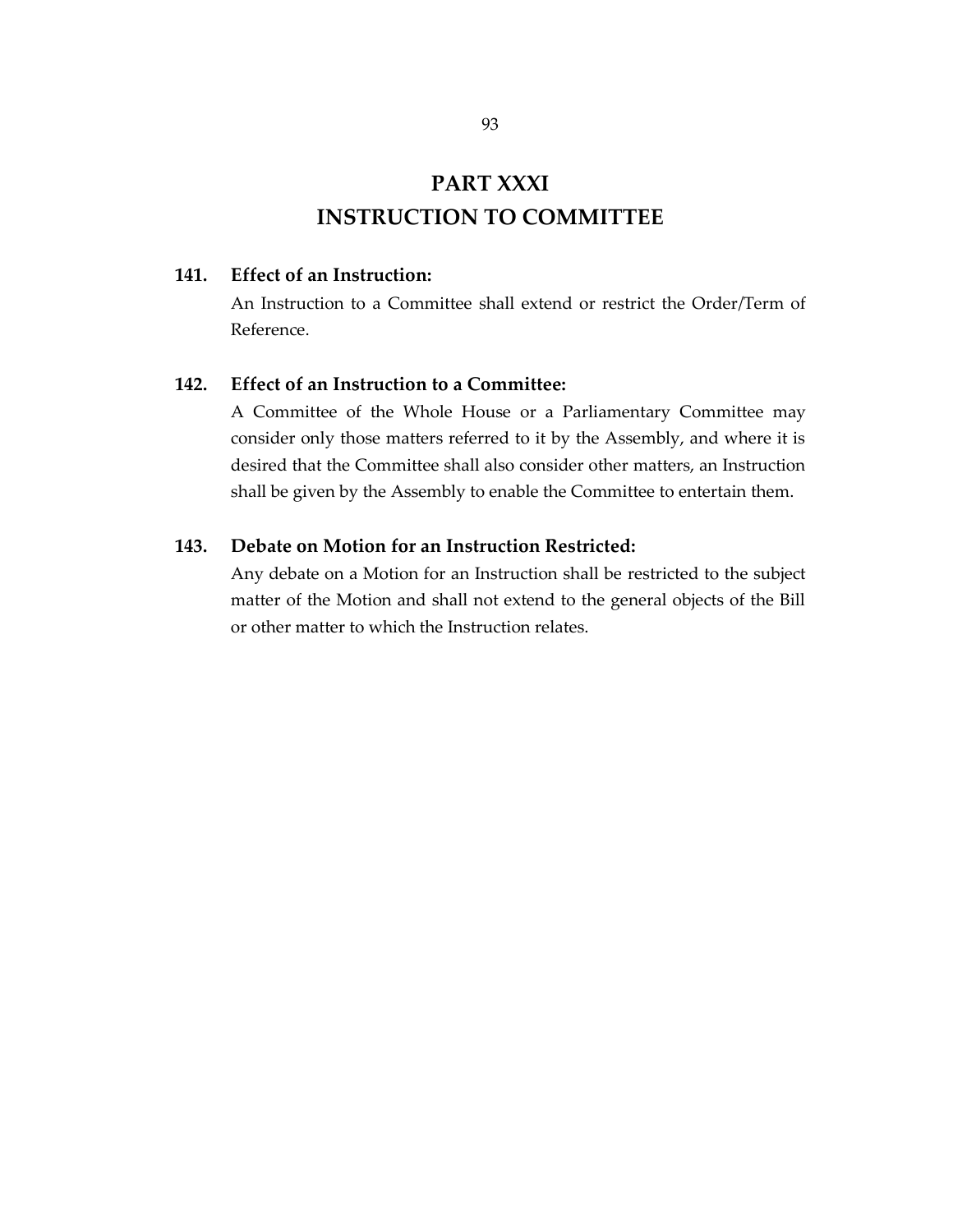# PART XXXI
# INSTRUCTION TO COMMITTEE

**141. Effect of an Instruction:**

An Instruction to a Committee shall extend or restrict the Order/Term of Reference.

**142. Effect of an Instruction to a Committee:**

A Committee of the Whole House or a Parliamentary Committee may consider only those matters referred to it by the Assembly, and where it is desired that the Committee shall also consider other matters, an Instruction shall be given by the Assembly to enable the Committee to entertain them.

**143. Debate on Motion for an Instruction Restricted:**

Any debate on a Motion for an Instruction shall be restricted to the subject matter of the Motion and shall not extend to the general objects of the Bill or other matter to which the Instruction relates.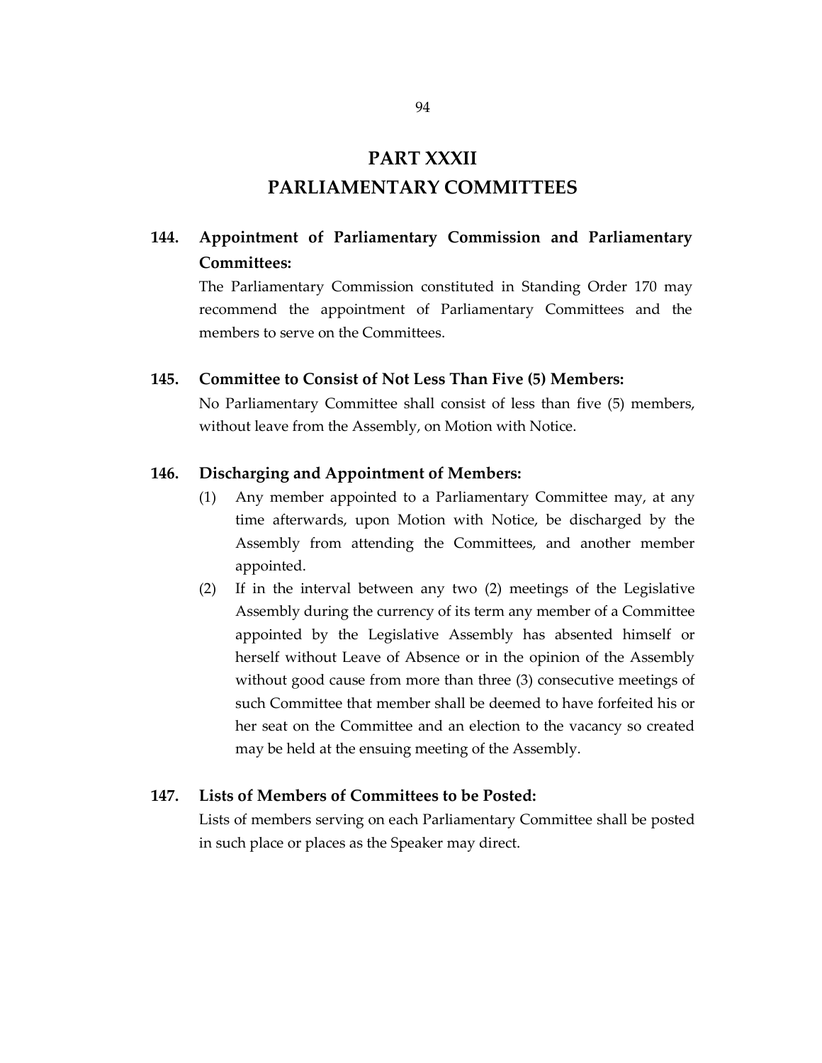# PART XXXII
# PARLIAMENTARY COMMITTEES

### 144. Appointment of Parliamentary Commission and Parliamentary Committees:

The Parliamentary Commission constituted in Standing Order 170 may recommend the appointment of Parliamentary Committees and the members to serve on the Committees.

### 145. Committee to Consist of Not Less Than Five (5) Members:

No Parliamentary Committee shall consist of less than five (5) members, without leave from the Assembly, on Motion with Notice.

### 146. Discharging and Appointment of Members:

(1) Any member appointed to a Parliamentary Committee may, at any time afterwards, upon Motion with Notice, be discharged by the Assembly from attending the Committees, and another member appointed.

(2) If in the interval between any two (2) meetings of the Legislative Assembly during the currency of its term any member of a Committee appointed by the Legislative Assembly has absented himself or herself without Leave of Absence or in the opinion of the Assembly without good cause from more than three (3) consecutive meetings of such Committee that member shall be deemed to have forfeited his or her seat on the Committee and an election to the vacancy so created may be held at the ensuing meeting of the Assembly.

### 147. Lists of Members of Committees to be Posted:

Lists of members serving on each Parliamentary Committee shall be posted in such place or places as the Speaker may direct.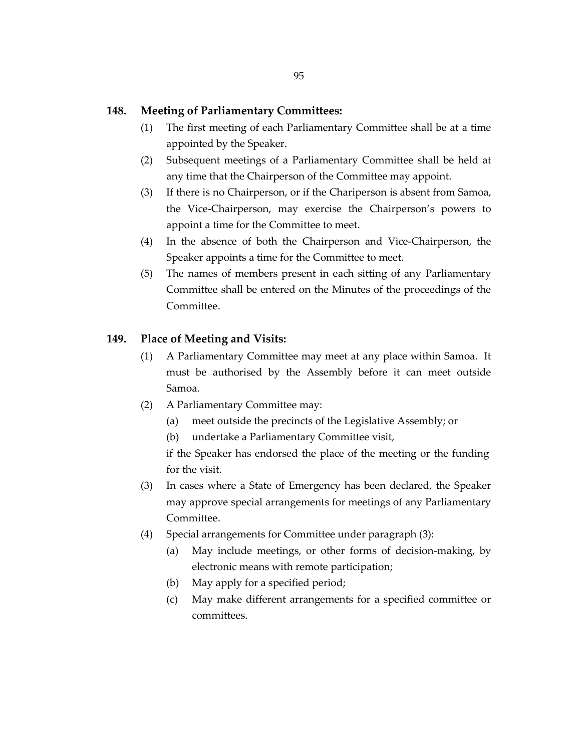## 148. Meeting of Parliamentary Committees:

(1) The first meeting of each Parliamentary Committee shall be at a time appointed by the Speaker.

(2) Subsequent meetings of a Parliamentary Committee shall be held at any time that the Chairperson of the Committee may appoint.

(3) If there is no Chairperson, or if the Chariperson is absent from Samoa, the Vice-Chairperson, may exercise the Chairperson's powers to appoint a time for the Committee to meet.

(4) In the absence of both the Chairperson and Vice-Chairperson, the Speaker appoints a time for the Committee to meet.

(5) The names of members present in each sitting of any Parliamentary Committee shall be entered on the Minutes of the proceedings of the Committee.

## 149. Place of Meeting and Visits:

(1) A Parliamentary Committee may meet at any place within Samoa. It must be authorised by the Assembly before it can meet outside Samoa.

(2) A Parliamentary Committee may:

  (a) meet outside the precincts of the Legislative Assembly; or

  (b) undertake a Parliamentary Committee visit,

  if the Speaker has endorsed the place of the meeting or the funding for the visit.

(3) In cases where a State of Emergency has been declared, the Speaker may approve special arrangements for meetings of any Parliamentary Committee.

(4) Special arrangements for Committee under paragraph (3):

  (a) May include meetings, or other forms of decision-making, by electronic means with remote participation;

  (b) May apply for a specified period;

  (c) May make different arrangements for a specified committee or committees.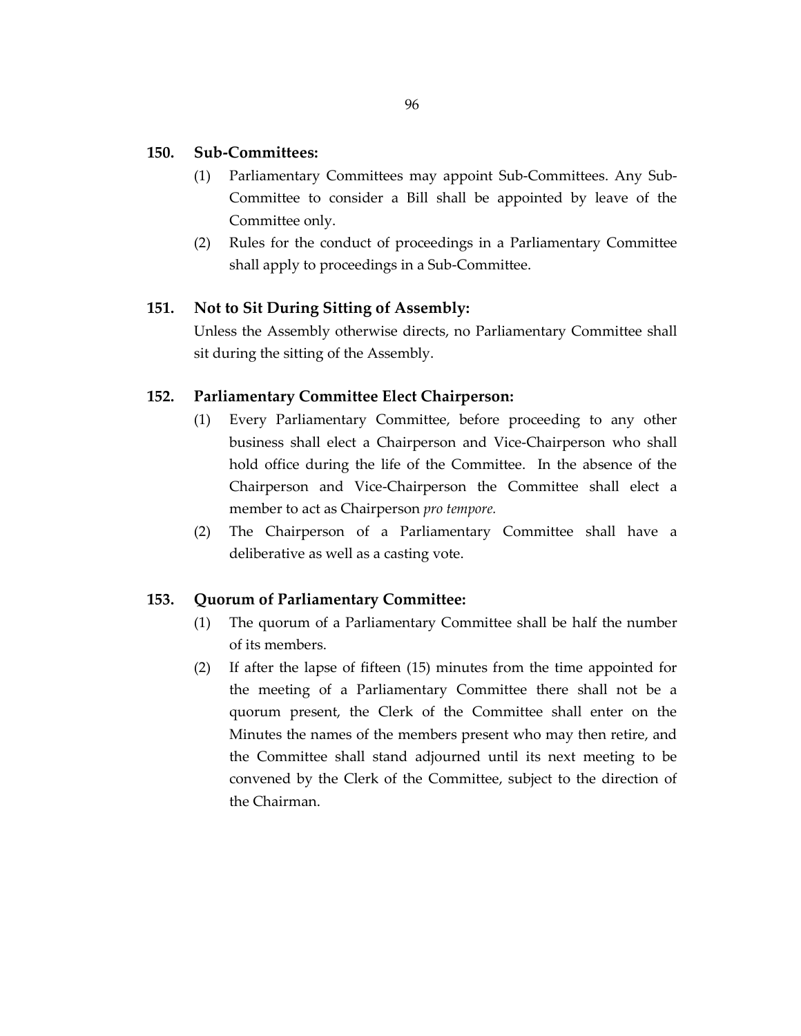**150. Sub-Committees:**

(1) Parliamentary Committees may appoint Sub-Committees. Any Sub-Committee to consider a Bill shall be appointed by leave of the Committee only.

(2) Rules for the conduct of proceedings in a Parliamentary Committee shall apply to proceedings in a Sub-Committee.

**151. Not to Sit During Sitting of Assembly:**

Unless the Assembly otherwise directs, no Parliamentary Committee shall sit during the sitting of the Assembly.

**152. Parliamentary Committee Elect Chairperson:**

(1) Every Parliamentary Committee, before proceeding to any other business shall elect a Chairperson and Vice-Chairperson who shall hold office during the life of the Committee. In the absence of the Chairperson and Vice-Chairperson the Committee shall elect a member to act as Chairperson *pro tempore.*

(2) The Chairperson of a Parliamentary Committee shall have a deliberative as well as a casting vote.

**153. Quorum of Parliamentary Committee:**

(1) The quorum of a Parliamentary Committee shall be half the number of its members.

(2) If after the lapse of fifteen (15) minutes from the time appointed for the meeting of a Parliamentary Committee there shall not be a quorum present, the Clerk of the Committee shall enter on the Minutes the names of the members present who may then retire, and the Committee shall stand adjourned until its next meeting to be convened by the Clerk of the Committee, subject to the direction of the Chairman.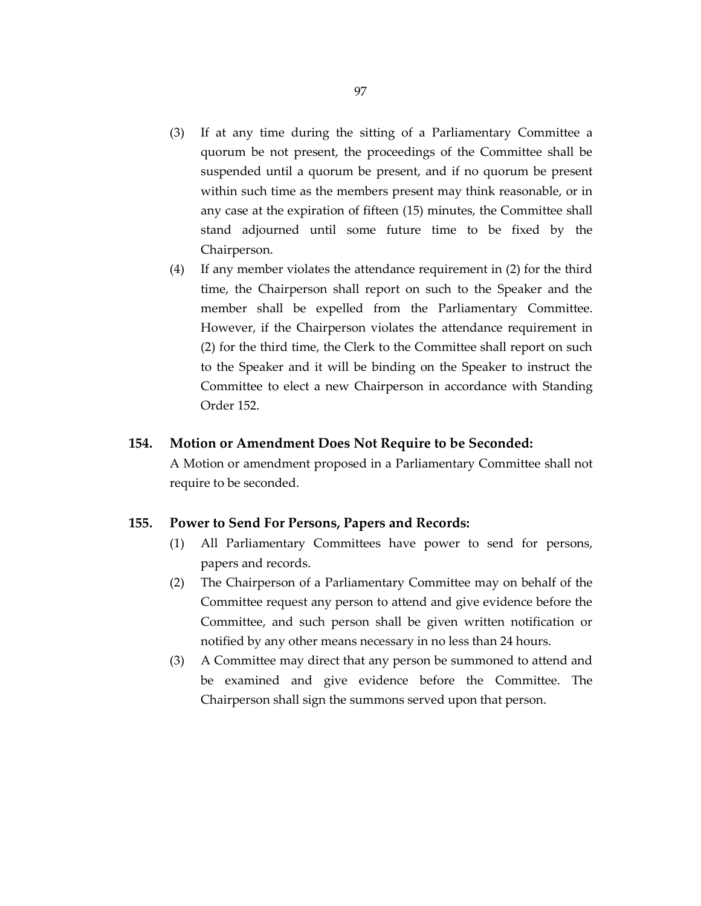(3) If at any time during the sitting of a Parliamentary Committee a quorum be not present, the proceedings of the Committee shall be suspended until a quorum be present, and if no quorum be present within such time as the members present may think reasonable, or in any case at the expiration of fifteen (15) minutes, the Committee shall stand adjourned until some future time to be fixed by the Chairperson.

(4) If any member violates the attendance requirement in (2) for the third time, the Chairperson shall report on such to the Speaker and the member shall be expelled from the Parliamentary Committee. However, if the Chairperson violates the attendance requirement in (2) for the third time, the Clerk to the Committee shall report on such to the Speaker and it will be binding on the Speaker to instruct the Committee to elect a new Chairperson in accordance with Standing Order 152.

**154. Motion or Amendment Does Not Require to be Seconded:**

A Motion or amendment proposed in a Parliamentary Committee shall not require to be seconded.

**155. Power to Send For Persons, Papers and Records:**

(1) All Parliamentary Committees have power to send for persons, papers and records.

(2) The Chairperson of a Parliamentary Committee may on behalf of the Committee request any person to attend and give evidence before the Committee, and such person shall be given written notification or notified by any other means necessary in no less than 24 hours.

(3) A Committee may direct that any person be summoned to attend and be examined and give evidence before the Committee. The Chairperson shall sign the summons served upon that person.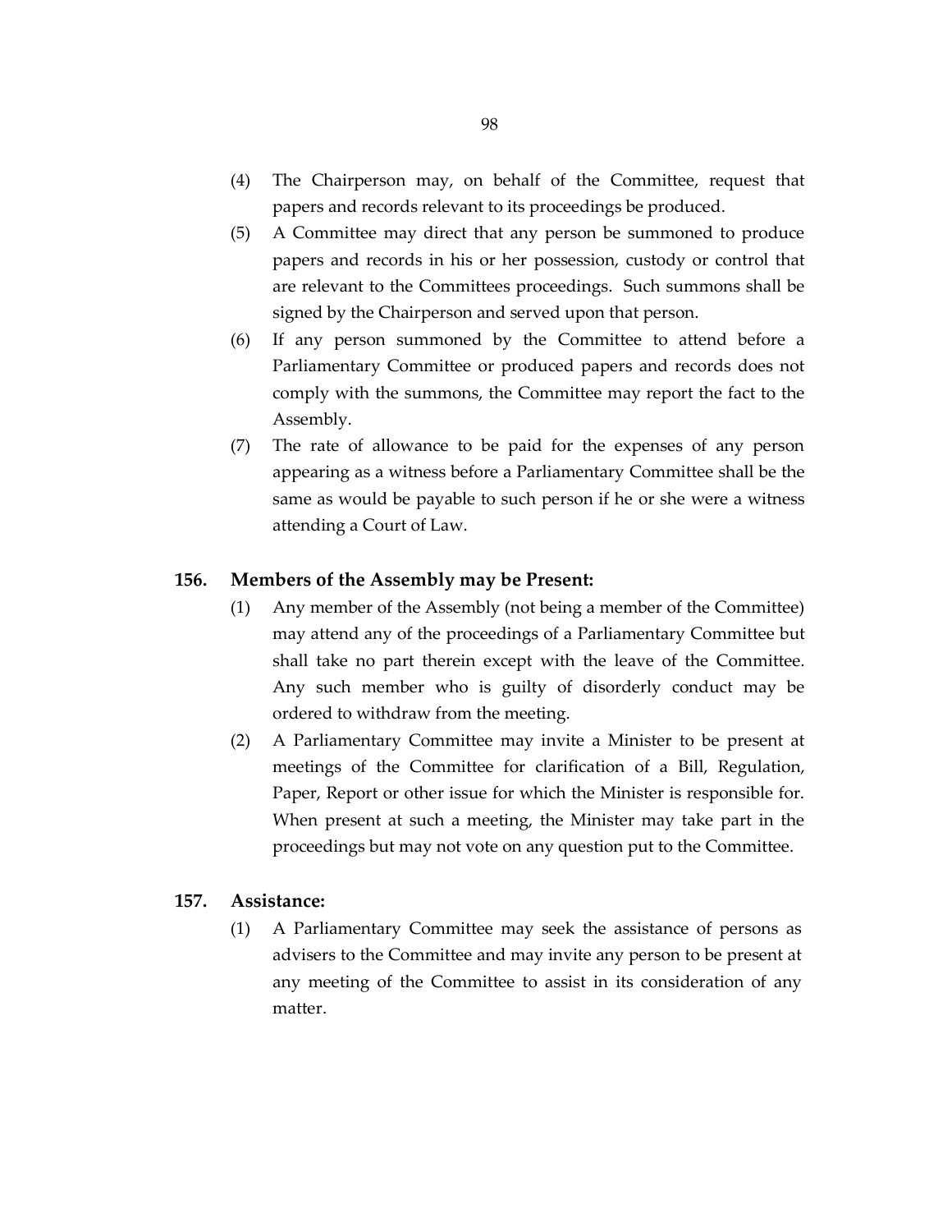(4) The Chairperson may, on behalf of the Committee, request that papers and records relevant to its proceedings be produced.

(5) A Committee may direct that any person be summoned to produce papers and records in his or her possession, custody or control that are relevant to the Committees proceedings. Such summons shall be signed by the Chairperson and served upon that person.

(6) If any person summoned by the Committee to attend before a Parliamentary Committee or produced papers and records does not comply with the summons, the Committee may report the fact to the Assembly.

(7) The rate of allowance to be paid for the expenses of any person appearing as a witness before a Parliamentary Committee shall be the same as would be payable to such person if he or she were a witness attending a Court of Law.

**156. Members of the Assembly may be Present:**

(1) Any member of the Assembly (not being a member of the Committee) may attend any of the proceedings of a Parliamentary Committee but shall take no part therein except with the leave of the Committee. Any such member who is guilty of disorderly conduct may be ordered to withdraw from the meeting.

(2) A Parliamentary Committee may invite a Minister to be present at meetings of the Committee for clarification of a Bill, Regulation, Paper, Report or other issue for which the Minister is responsible for. When present at such a meeting, the Minister may take part in the proceedings but may not vote on any question put to the Committee.

**157. Assistance:**

(1) A Parliamentary Committee may seek the assistance of persons as advisers to the Committee and may invite any person to be present at any meeting of the Committee to assist in its consideration of any matter.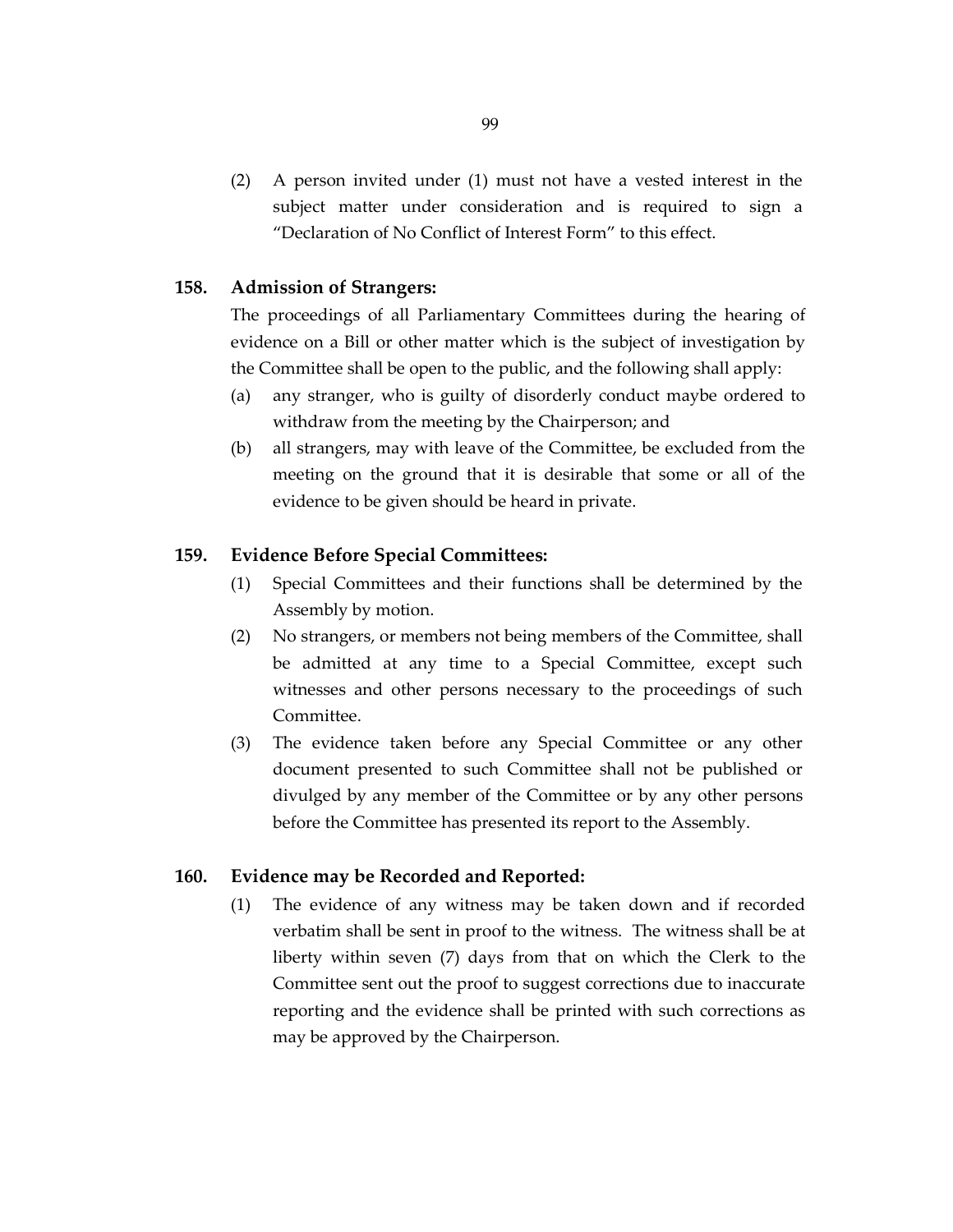(2) A person invited under (1) must not have a vested interest in the subject matter under consideration and is required to sign a "Declaration of No Conflict of Interest Form" to this effect.

## 158. Admission of Strangers:

The proceedings of all Parliamentary Committees during the hearing of evidence on a Bill or other matter which is the subject of investigation by the Committee shall be open to the public, and the following shall apply:

(a) any stranger, who is guilty of disorderly conduct maybe ordered to withdraw from the meeting by the Chairperson; and

(b) all strangers, may with leave of the Committee, be excluded from the meeting on the ground that it is desirable that some or all of the evidence to be given should be heard in private.

## 159. Evidence Before Special Committees:

(1) Special Committees and their functions shall be determined by the Assembly by motion.

(2) No strangers, or members not being members of the Committee, shall be admitted at any time to a Special Committee, except such witnesses and other persons necessary to the proceedings of such Committee.

(3) The evidence taken before any Special Committee or any other document presented to such Committee shall not be published or divulged by any member of the Committee or by any other persons before the Committee has presented its report to the Assembly.

## 160. Evidence may be Recorded and Reported:

(1) The evidence of any witness may be taken down and if recorded verbatim shall be sent in proof to the witness. The witness shall be at liberty within seven (7) days from that on which the Clerk to the Committee sent out the proof to suggest corrections due to inaccurate reporting and the evidence shall be printed with such corrections as may be approved by the Chairperson.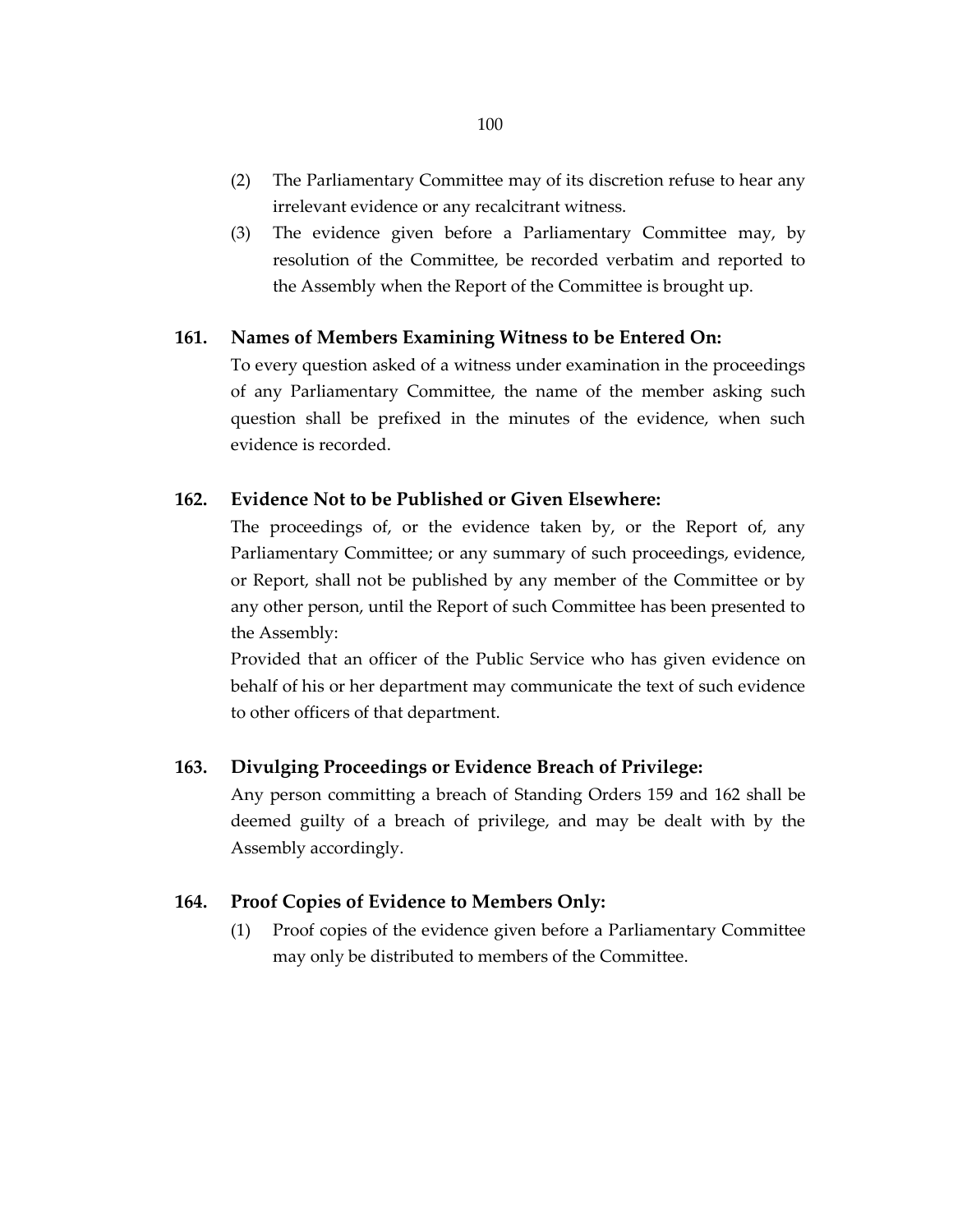(2) The Parliamentary Committee may of its discretion refuse to hear any irrelevant evidence or any recalcitrant witness.

(3) The evidence given before a Parliamentary Committee may, by resolution of the Committee, be recorded verbatim and reported to the Assembly when the Report of the Committee is brought up.

### 161. Names of Members Examining Witness to be Entered On:

To every question asked of a witness under examination in the proceedings of any Parliamentary Committee, the name of the member asking such question shall be prefixed in the minutes of the evidence, when such evidence is recorded.

### 162. Evidence Not to be Published or Given Elsewhere:

The proceedings of, or the evidence taken by, or the Report of, any Parliamentary Committee; or any summary of such proceedings, evidence, or Report, shall not be published by any member of the Committee or by any other person, until the Report of such Committee has been presented to the Assembly:

Provided that an officer of the Public Service who has given evidence on behalf of his or her department may communicate the text of such evidence to other officers of that department.

### 163. Divulging Proceedings or Evidence Breach of Privilege:

Any person committing a breach of Standing Orders 159 and 162 shall be deemed guilty of a breach of privilege, and may be dealt with by the Assembly accordingly.

### 164. Proof Copies of Evidence to Members Only:

(1) Proof copies of the evidence given before a Parliamentary Committee may only be distributed to members of the Committee.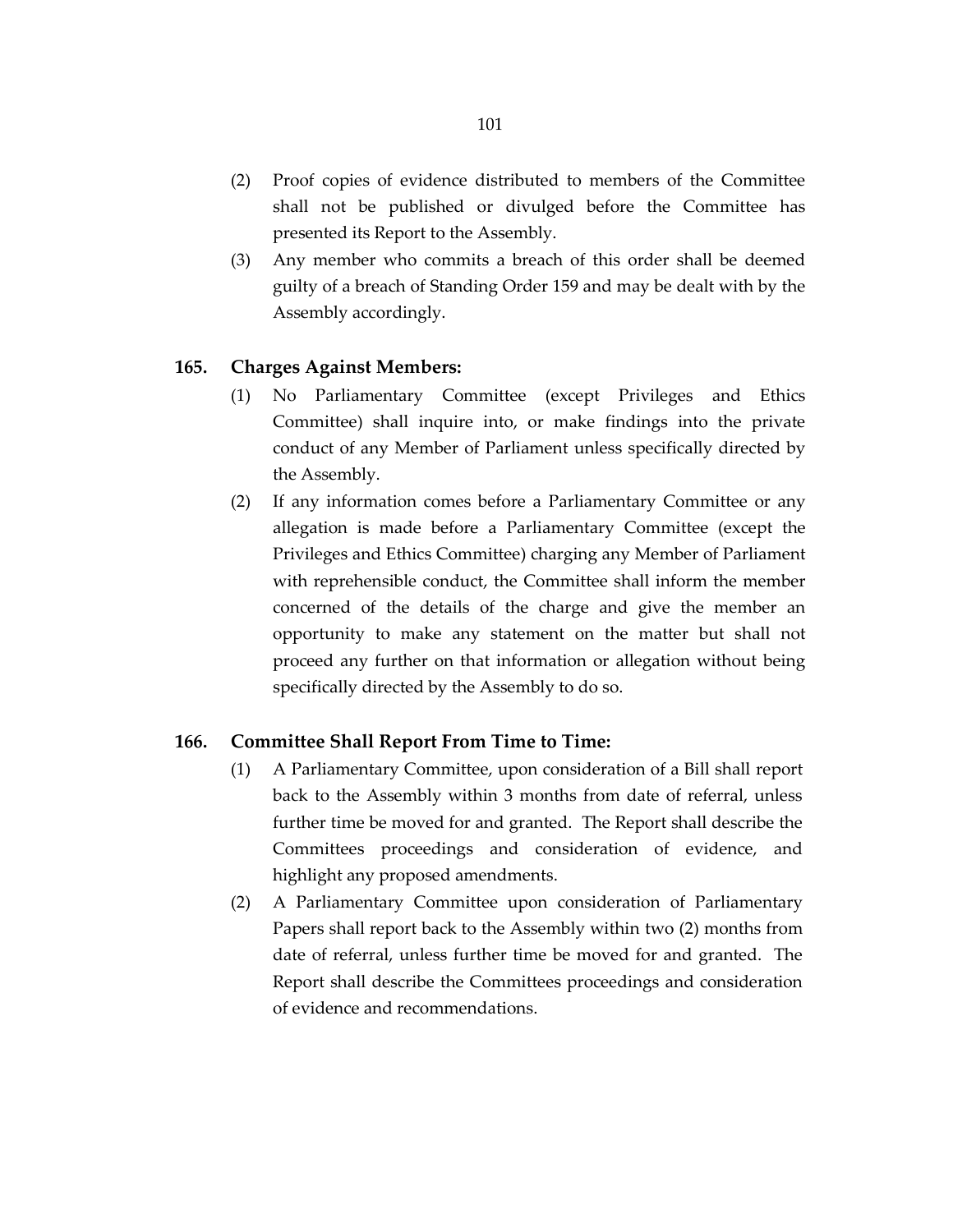(2) Proof copies of evidence distributed to members of the Committee shall not be published or divulged before the Committee has presented its Report to the Assembly.

(3) Any member who commits a breach of this order shall be deemed guilty of a breach of Standing Order 159 and may be dealt with by the Assembly accordingly.

**165. Charges Against Members:**

(1) No Parliamentary Committee (except Privileges and Ethics Committee) shall inquire into, or make findings into the private conduct of any Member of Parliament unless specifically directed by the Assembly.

(2) If any information comes before a Parliamentary Committee or any allegation is made before a Parliamentary Committee (except the Privileges and Ethics Committee) charging any Member of Parliament with reprehensible conduct, the Committee shall inform the member concerned of the details of the charge and give the member an opportunity to make any statement on the matter but shall not proceed any further on that information or allegation without being specifically directed by the Assembly to do so.

**166. Committee Shall Report From Time to Time:**

(1) A Parliamentary Committee, upon consideration of a Bill shall report back to the Assembly within 3 months from date of referral, unless further time be moved for and granted. The Report shall describe the Committees proceedings and consideration of evidence, and highlight any proposed amendments.

(2) A Parliamentary Committee upon consideration of Parliamentary Papers shall report back to the Assembly within two (2) months from date of referral, unless further time be moved for and granted. The Report shall describe the Committees proceedings and consideration of evidence and recommendations.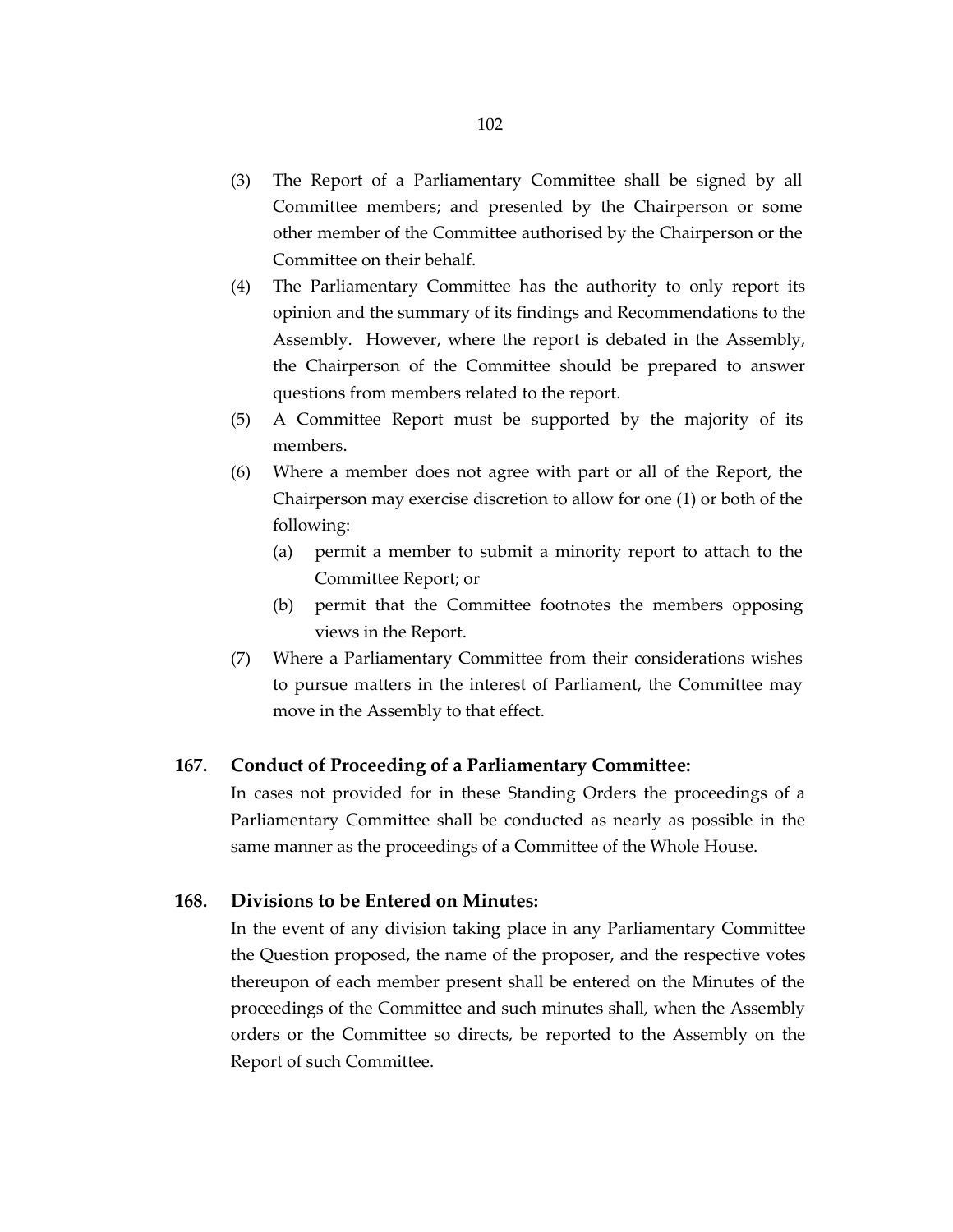(3) The Report of a Parliamentary Committee shall be signed by all Committee members; and presented by the Chairperson or some other member of the Committee authorised by the Chairperson or the Committee on their behalf.

(4) The Parliamentary Committee has the authority to only report its opinion and the summary of its findings and Recommendations to the Assembly. However, where the report is debated in the Assembly, the Chairperson of the Committee should be prepared to answer questions from members related to the report.

(5) A Committee Report must be supported by the majority of its members.

(6) Where a member does not agree with part or all of the Report, the Chairperson may exercise discretion to allow for one (1) or both of the following:

   (a) permit a member to submit a minority report to attach to the Committee Report; or

   (b) permit that the Committee footnotes the members opposing views in the Report.

(7) Where a Parliamentary Committee from their considerations wishes to pursue matters in the interest of Parliament, the Committee may move in the Assembly to that effect.

**167. Conduct of Proceeding of a Parliamentary Committee:**

In cases not provided for in these Standing Orders the proceedings of a Parliamentary Committee shall be conducted as nearly as possible in the same manner as the proceedings of a Committee of the Whole House.

**168. Divisions to be Entered on Minutes:**

In the event of any division taking place in any Parliamentary Committee the Question proposed, the name of the proposer, and the respective votes thereupon of each member present shall be entered on the Minutes of the proceedings of the Committee and such minutes shall, when the Assembly orders or the Committee so directs, be reported to the Assembly on the Report of such Committee.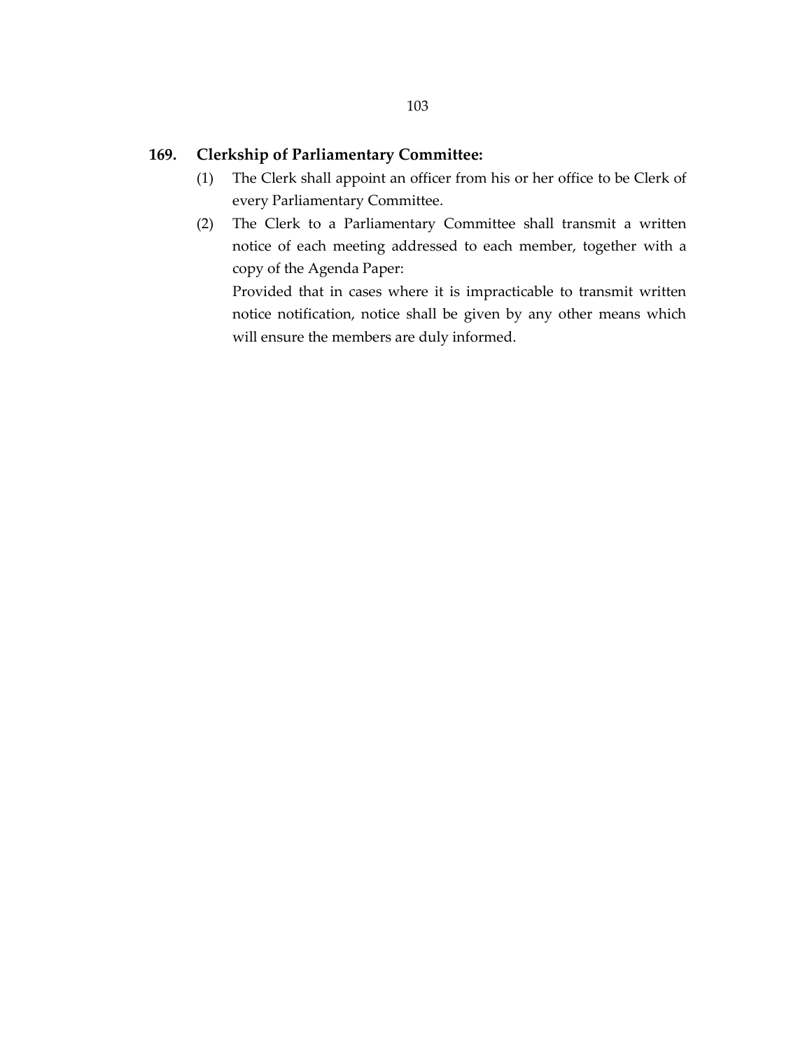**169. Clerkship of Parliamentary Committee:**

(1) The Clerk shall appoint an officer from his or her office to be Clerk of every Parliamentary Committee.

(2) The Clerk to a Parliamentary Committee shall transmit a written notice of each meeting addressed to each member, together with a copy of the Agenda Paper:

Provided that in cases where it is impracticable to transmit written notice notification, notice shall be given by any other means which will ensure the members are duly informed.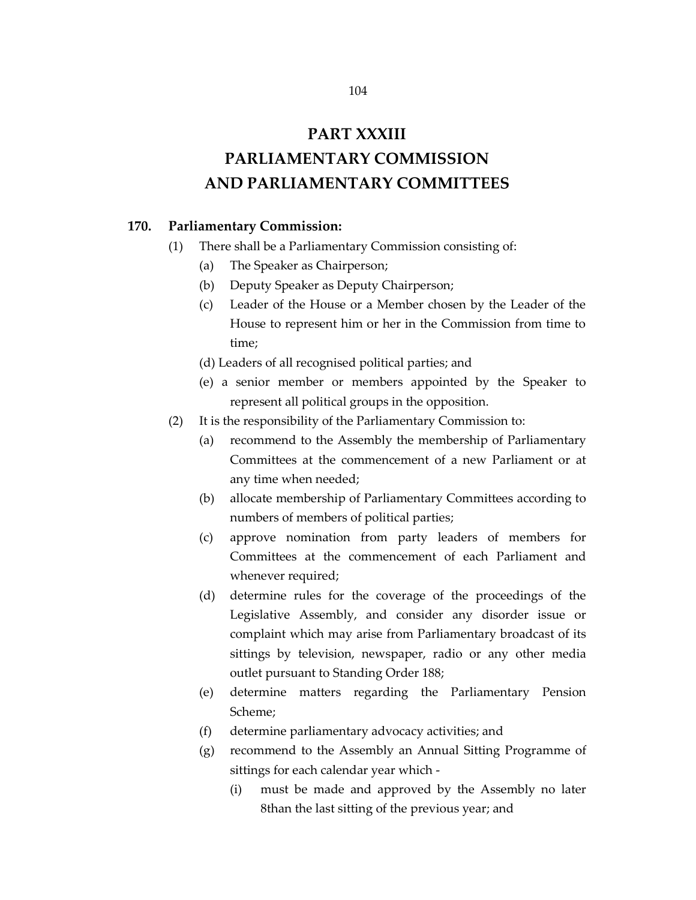# PART XXXIII
# PARLIAMENTARY COMMISSION
# AND PARLIAMENTARY COMMITTEES

## 170. Parliamentary Commission:

(1) There shall be a Parliamentary Commission consisting of:

(a) The Speaker as Chairperson;

(b) Deputy Speaker as Deputy Chairperson;

(c) Leader of the House or a Member chosen by the Leader of the House to represent him or her in the Commission from time to time;

(d) Leaders of all recognised political parties; and

(e) a senior member or members appointed by the Speaker to represent all political groups in the opposition.

(2) It is the responsibility of the Parliamentary Commission to:

(a) recommend to the Assembly the membership of Parliamentary Committees at the commencement of a new Parliament or at any time when needed;

(b) allocate membership of Parliamentary Committees according to numbers of members of political parties;

(c) approve nomination from party leaders of members for Committees at the commencement of each Parliament and whenever required;

(d) determine rules for the coverage of the proceedings of the Legislative Assembly, and consider any disorder issue or complaint which may arise from Parliamentary broadcast of its sittings by television, newspaper, radio or any other media outlet pursuant to Standing Order 188;

(e) determine matters regarding the Parliamentary Pension Scheme;

(f) determine parliamentary advocacy activities; and

(g) recommend to the Assembly an Annual Sitting Programme of sittings for each calendar year which -

(i) must be made and approved by the Assembly no later 8than the last sitting of the previous year; and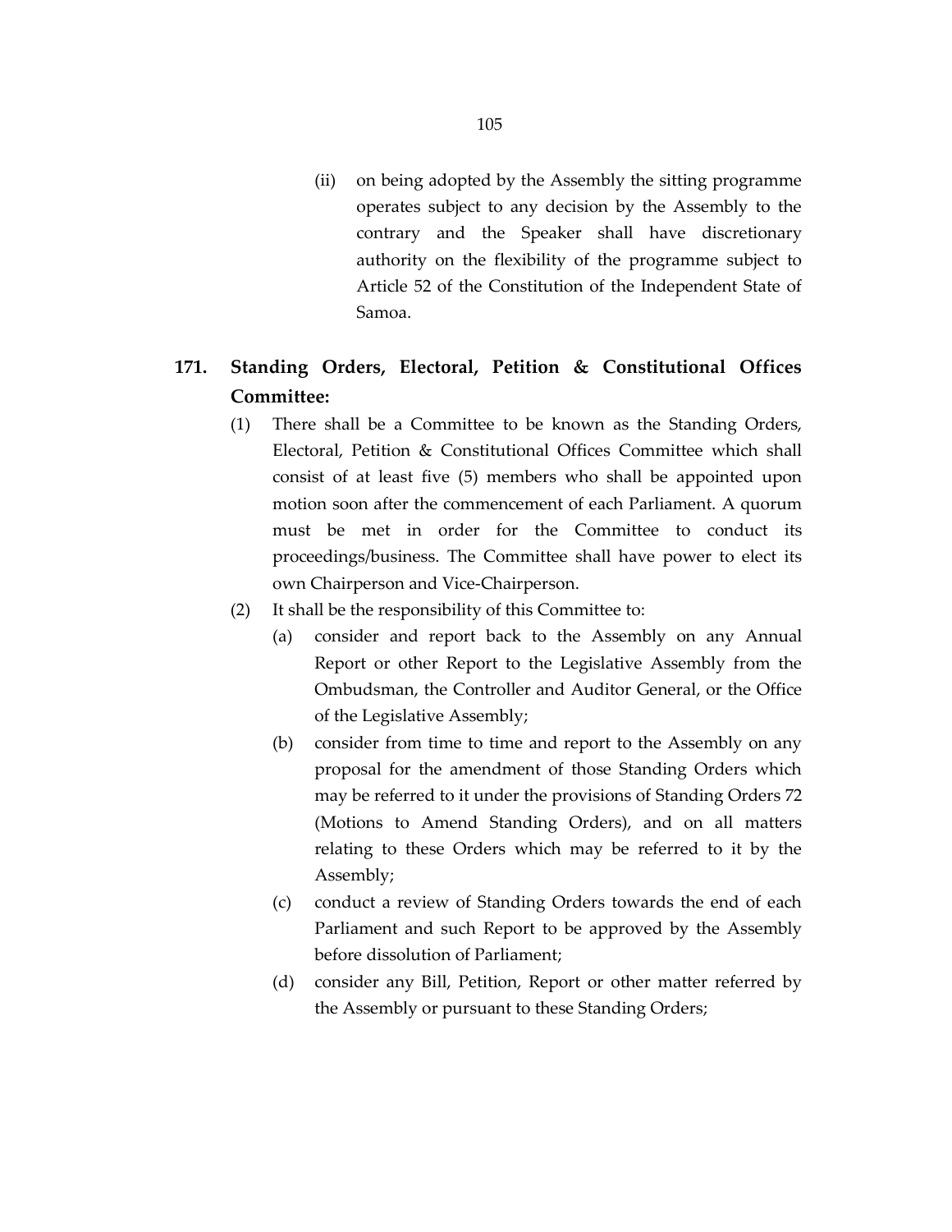(ii) on being adopted by the Assembly the sitting programme operates subject to any decision by the Assembly to the contrary and the Speaker shall have discretionary authority on the flexibility of the programme subject to Article 52 of the Constitution of the Independent State of Samoa.

## 171. Standing Orders, Electoral, Petition & Constitutional Offices Committee:

(1) There shall be a Committee to be known as the Standing Orders, Electoral, Petition & Constitutional Offices Committee which shall consist of at least five (5) members who shall be appointed upon motion soon after the commencement of each Parliament. A quorum must be met in order for the Committee to conduct its proceedings/business. The Committee shall have power to elect its own Chairperson and Vice-Chairperson.

(2) It shall be the responsibility of this Committee to:

(a) consider and report back to the Assembly on any Annual Report or other Report to the Legislative Assembly from the Ombudsman, the Controller and Auditor General, or the Office of the Legislative Assembly;

(b) consider from time to time and report to the Assembly on any proposal for the amendment of those Standing Orders which may be referred to it under the provisions of Standing Orders 72 (Motions to Amend Standing Orders), and on all matters relating to these Orders which may be referred to it by the Assembly;

(c) conduct a review of Standing Orders towards the end of each Parliament and such Report to be approved by the Assembly before dissolution of Parliament;

(d) consider any Bill, Petition, Report or other matter referred by the Assembly or pursuant to these Standing Orders;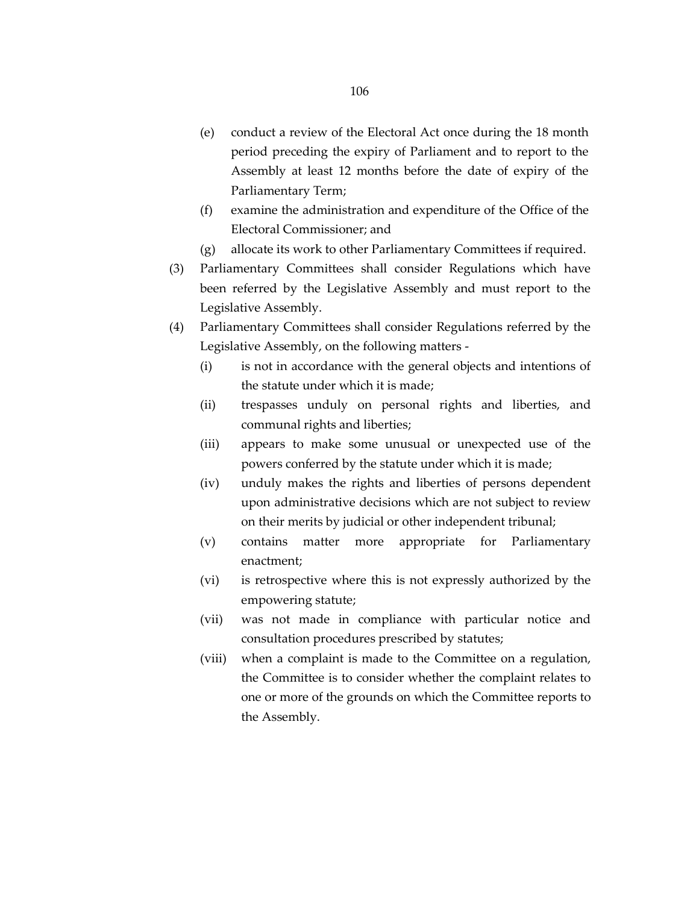- (e) conduct a review of the Electoral Act once during the 18 month period preceding the expiry of Parliament and to report to the Assembly at least 12 months before the date of expiry of the Parliamentary Term;
- (f) examine the administration and expenditure of the Office of the Electoral Commissioner; and
- (g) allocate its work to other Parliamentary Committees if required.

(3) Parliamentary Committees shall consider Regulations which have been referred by the Legislative Assembly and must report to the Legislative Assembly.

(4) Parliamentary Committees shall consider Regulations referred by the Legislative Assembly, on the following matters -

- (i) is not in accordance with the general objects and intentions of the statute under which it is made;
- (ii) trespasses unduly on personal rights and liberties, and communal rights and liberties;
- (iii) appears to make some unusual or unexpected use of the powers conferred by the statute under which it is made;
- (iv) unduly makes the rights and liberties of persons dependent upon administrative decisions which are not subject to review on their merits by judicial or other independent tribunal;
- (v) contains matter more appropriate for Parliamentary enactment;
- (vi) is retrospective where this is not expressly authorized by the empowering statute;
- (vii) was not made in compliance with particular notice and consultation procedures prescribed by statutes;
- (viii) when a complaint is made to the Committee on a regulation, the Committee is to consider whether the complaint relates to one or more of the grounds on which the Committee reports to the Assembly.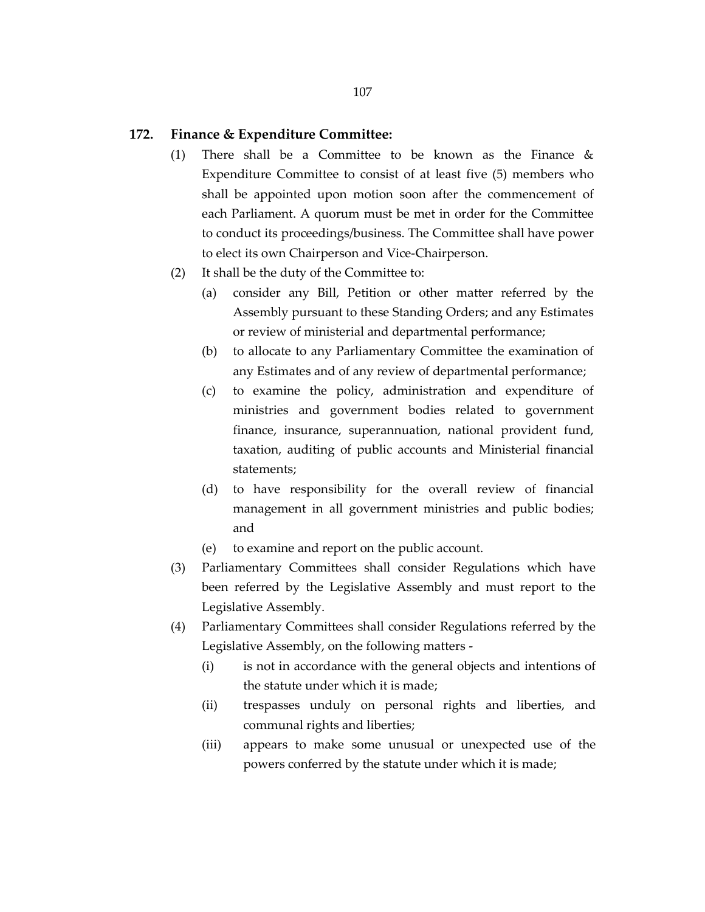## 172. Finance & Expenditure Committee:

(1) There shall be a Committee to be known as the Finance & Expenditure Committee to consist of at least five (5) members who shall be appointed upon motion soon after the commencement of each Parliament. A quorum must be met in order for the Committee to conduct its proceedings/business. The Committee shall have power to elect its own Chairperson and Vice-Chairperson.

(2) It shall be the duty of the Committee to:

   (a) consider any Bill, Petition or other matter referred by the Assembly pursuant to these Standing Orders; and any Estimates or review of ministerial and departmental performance;

   (b) to allocate to any Parliamentary Committee the examination of any Estimates and of any review of departmental performance;

   (c) to examine the policy, administration and expenditure of ministries and government bodies related to government finance, insurance, superannuation, national provident fund, taxation, auditing of public accounts and Ministerial financial statements;

   (d) to have responsibility for the overall review of financial management in all government ministries and public bodies; and

   (e) to examine and report on the public account.

(3) Parliamentary Committees shall consider Regulations which have been referred by the Legislative Assembly and must report to the Legislative Assembly.

(4) Parliamentary Committees shall consider Regulations referred by the Legislative Assembly, on the following matters -

   (i) is not in accordance with the general objects and intentions of the statute under which it is made;

   (ii) trespasses unduly on personal rights and liberties, and communal rights and liberties;

   (iii) appears to make some unusual or unexpected use of the powers conferred by the statute under which it is made;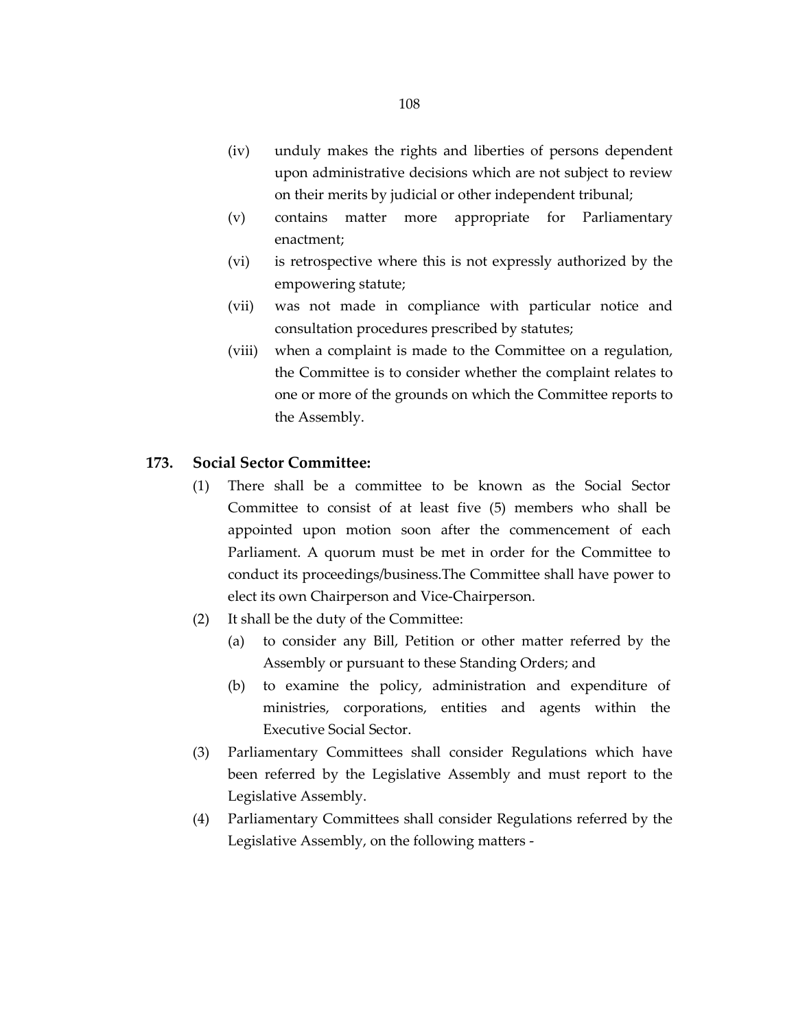(iv) unduly makes the rights and liberties of persons dependent upon administrative decisions which are not subject to review on their merits by judicial or other independent tribunal;

(v) contains matter more appropriate for Parliamentary enactment;

(vi) is retrospective where this is not expressly authorized by the empowering statute;

(vii) was not made in compliance with particular notice and consultation procedures prescribed by statutes;

(viii) when a complaint is made to the Committee on a regulation, the Committee is to consider whether the complaint relates to one or more of the grounds on which the Committee reports to the Assembly.

### 173. Social Sector Committee:

(1) There shall be a committee to be known as the Social Sector Committee to consist of at least five (5) members who shall be appointed upon motion soon after the commencement of each Parliament. A quorum must be met in order for the Committee to conduct its proceedings/business.The Committee shall have power to elect its own Chairperson and Vice-Chairperson.

(2) It shall be the duty of the Committee:

   (a) to consider any Bill, Petition or other matter referred by the Assembly or pursuant to these Standing Orders; and

   (b) to examine the policy, administration and expenditure of ministries, corporations, entities and agents within the Executive Social Sector.

(3) Parliamentary Committees shall consider Regulations which have been referred by the Legislative Assembly and must report to the Legislative Assembly.

(4) Parliamentary Committees shall consider Regulations referred by the Legislative Assembly, on the following matters -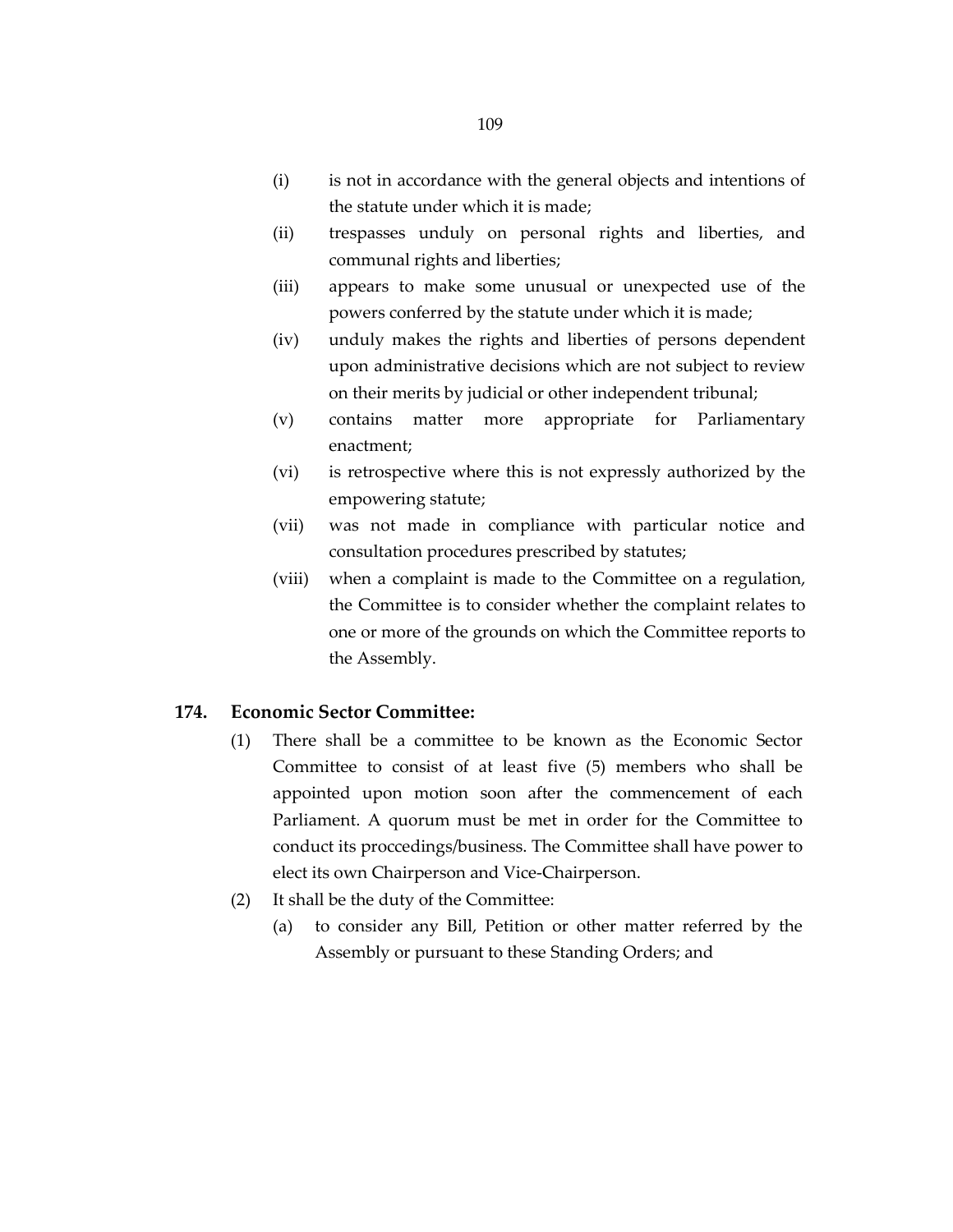(i) is not in accordance with the general objects and intentions of the statute under which it is made;

(ii) trespasses unduly on personal rights and liberties, and communal rights and liberties;

(iii) appears to make some unusual or unexpected use of the powers conferred by the statute under which it is made;

(iv) unduly makes the rights and liberties of persons dependent upon administrative decisions which are not subject to review on their merits by judicial or other independent tribunal;

(v) contains matter more appropriate for Parliamentary enactment;

(vi) is retrospective where this is not expressly authorized by the empowering statute;

(vii) was not made in compliance with particular notice and consultation procedures prescribed by statutes;

(viii) when a complaint is made to the Committee on a regulation, the Committee is to consider whether the complaint relates to one or more of the grounds on which the Committee reports to the Assembly.

**174. Economic Sector Committee:**

(1) There shall be a committee to be known as the Economic Sector Committee to consist of at least five (5) members who shall be appointed upon motion soon after the commencement of each Parliament. A quorum must be met in order for the Committee to conduct its proccedings/business. The Committee shall have power to elect its own Chairperson and Vice-Chairperson.

(2) It shall be the duty of the Committee:

(a) to consider any Bill, Petition or other matter referred by the Assembly or pursuant to these Standing Orders; and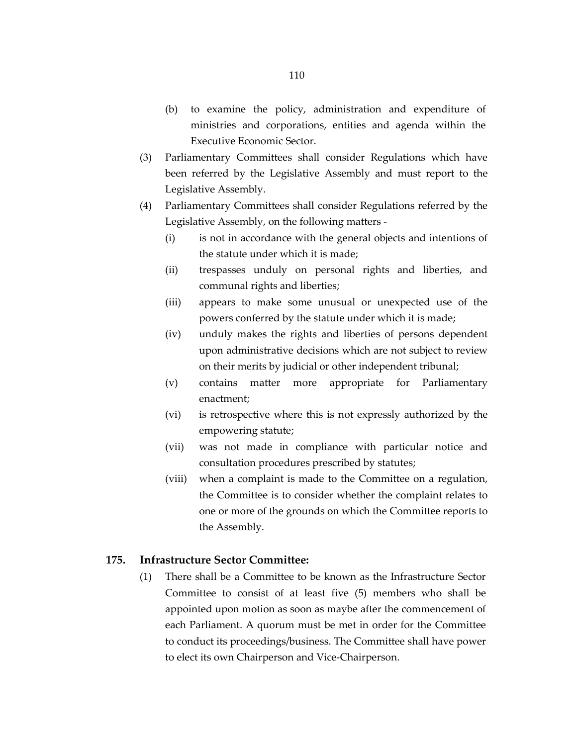(b) to examine the policy, administration and expenditure of ministries and corporations, entities and agenda within the Executive Economic Sector.

(3) Parliamentary Committees shall consider Regulations which have been referred by the Legislative Assembly and must report to the Legislative Assembly.

(4) Parliamentary Committees shall consider Regulations referred by the Legislative Assembly, on the following matters -

(i) is not in accordance with the general objects and intentions of the statute under which it is made;

(ii) trespasses unduly on personal rights and liberties, and communal rights and liberties;

(iii) appears to make some unusual or unexpected use of the powers conferred by the statute under which it is made;

(iv) unduly makes the rights and liberties of persons dependent upon administrative decisions which are not subject to review on their merits by judicial or other independent tribunal;

(v) contains matter more appropriate for Parliamentary enactment;

(vi) is retrospective where this is not expressly authorized by the empowering statute;

(vii) was not made in compliance with particular notice and consultation procedures prescribed by statutes;

(viii) when a complaint is made to the Committee on a regulation, the Committee is to consider whether the complaint relates to one or more of the grounds on which the Committee reports to the Assembly.

## 175. Infrastructure Sector Committee:

(1) There shall be a Committee to be known as the Infrastructure Sector Committee to consist of at least five (5) members who shall be appointed upon motion as soon as maybe after the commencement of each Parliament. A quorum must be met in order for the Committee to conduct its proceedings/business. The Committee shall have power to elect its own Chairperson and Vice-Chairperson.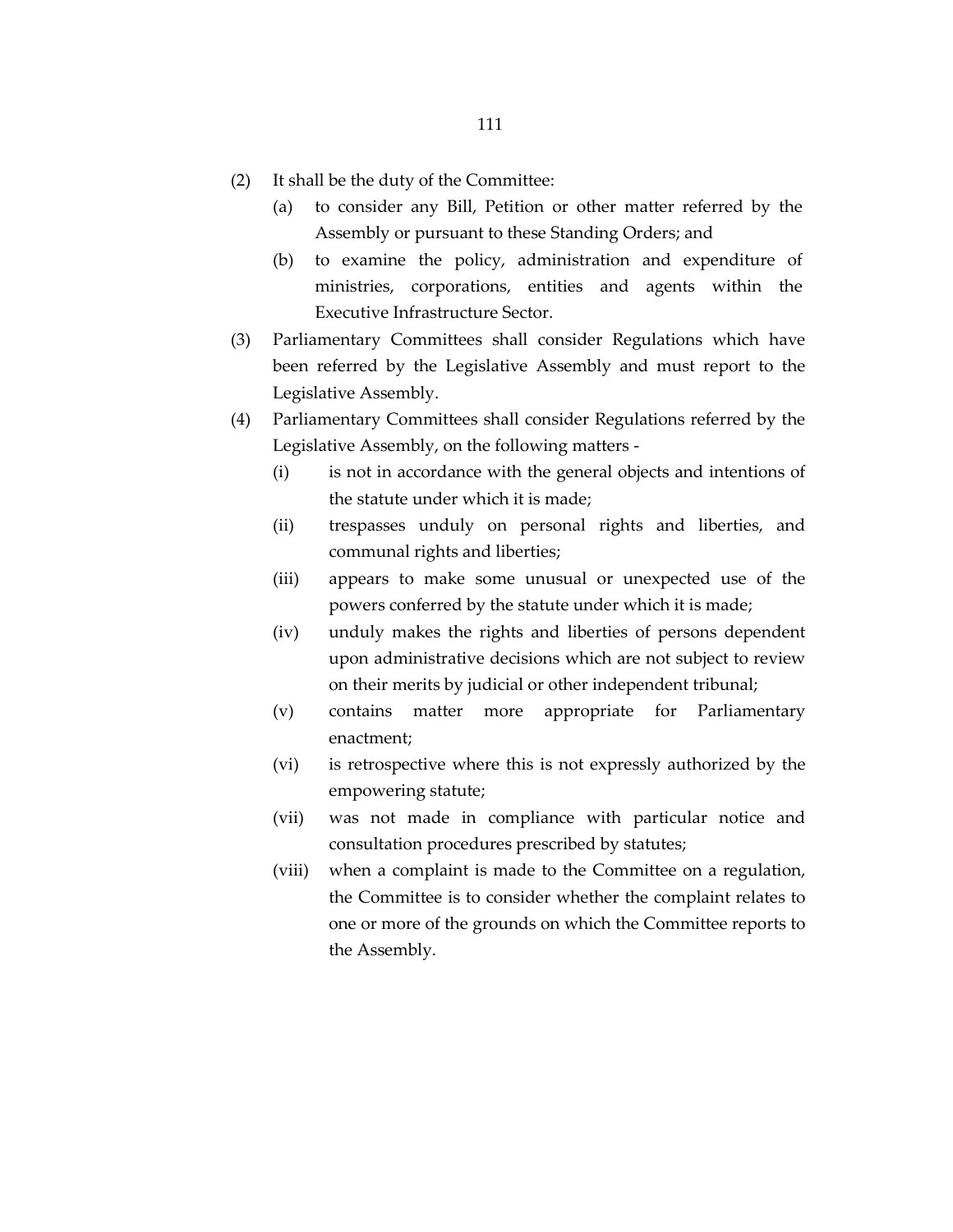(2) It shall be the duty of the Committee:

   (a) to consider any Bill, Petition or other matter referred by the Assembly or pursuant to these Standing Orders; and

   (b) to examine the policy, administration and expenditure of ministries, corporations, entities and agents within the Executive Infrastructure Sector.

(3) Parliamentary Committees shall consider Regulations which have been referred by the Legislative Assembly and must report to the Legislative Assembly.

(4) Parliamentary Committees shall consider Regulations referred by the Legislative Assembly, on the following matters -

   (i) is not in accordance with the general objects and intentions of the statute under which it is made;

   (ii) trespasses unduly on personal rights and liberties, and communal rights and liberties;

   (iii) appears to make some unusual or unexpected use of the powers conferred by the statute under which it is made;

   (iv) unduly makes the rights and liberties of persons dependent upon administrative decisions which are not subject to review on their merits by judicial or other independent tribunal;

   (v) contains matter more appropriate for Parliamentary enactment;

   (vi) is retrospective where this is not expressly authorized by the empowering statute;

   (vii) was not made in compliance with particular notice and consultation procedures prescribed by statutes;

   (viii) when a complaint is made to the Committee on a regulation, the Committee is to consider whether the complaint relates to one or more of the grounds on which the Committee reports to the Assembly.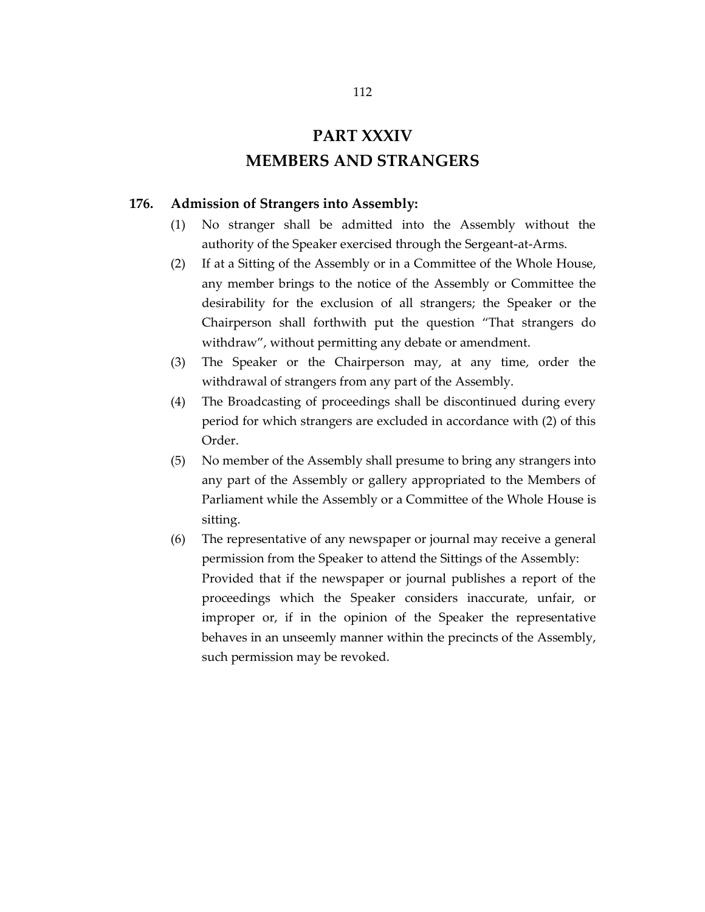# PART XXXIV
# MEMBERS AND STRANGERS

## 176. Admission of Strangers into Assembly:

(1) No stranger shall be admitted into the Assembly without the authority of the Speaker exercised through the Sergeant-at-Arms.

(2) If at a Sitting of the Assembly or in a Committee of the Whole House, any member brings to the notice of the Assembly or Committee the desirability for the exclusion of all strangers; the Speaker or the Chairperson shall forthwith put the question "That strangers do withdraw", without permitting any debate or amendment.

(3) The Speaker or the Chairperson may, at any time, order the withdrawal of strangers from any part of the Assembly.

(4) The Broadcasting of proceedings shall be discontinued during every period for which strangers are excluded in accordance with (2) of this Order.

(5) No member of the Assembly shall presume to bring any strangers into any part of the Assembly or gallery appropriated to the Members of Parliament while the Assembly or a Committee of the Whole House is sitting.

(6) The representative of any newspaper or journal may receive a general permission from the Speaker to attend the Sittings of the Assembly:

Provided that if the newspaper or journal publishes a report of the proceedings which the Speaker considers inaccurate, unfair, or improper or, if in the opinion of the Speaker the representative behaves in an unseemly manner within the precincts of the Assembly, such permission may be revoked.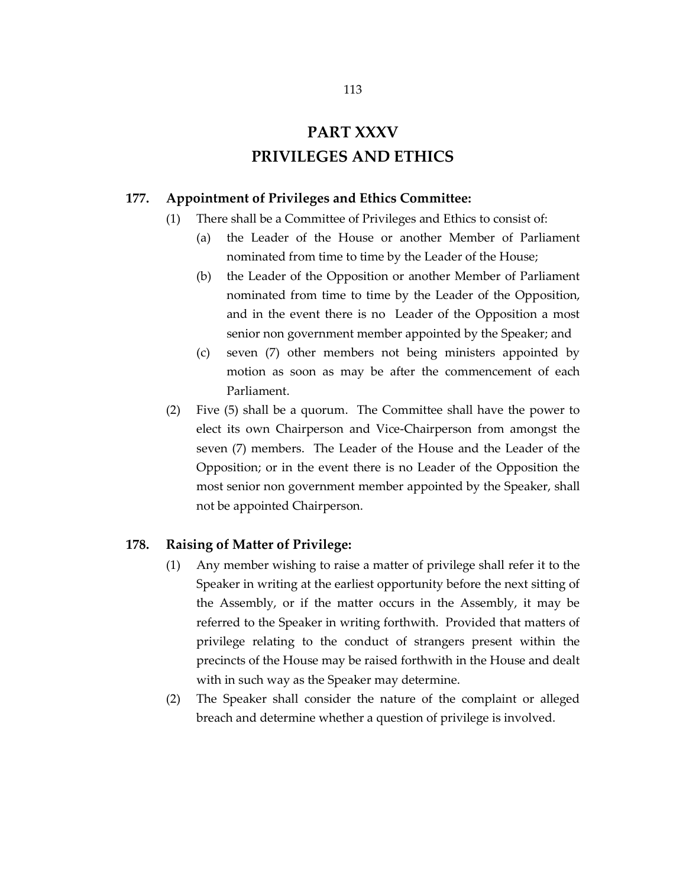# PART XXXV
# PRIVILEGES AND ETHICS

### 177. Appointment of Privileges and Ethics Committee:

(1) There shall be a Committee of Privileges and Ethics to consist of:

  (a) the Leader of the House or another Member of Parliament nominated from time to time by the Leader of the House;

  (b) the Leader of the Opposition or another Member of Parliament nominated from time to time by the Leader of the Opposition, and in the event there is no Leader of the Opposition a most senior non government member appointed by the Speaker; and

  (c) seven (7) other members not being ministers appointed by motion as soon as may be after the commencement of each Parliament.

(2) Five (5) shall be a quorum. The Committee shall have the power to elect its own Chairperson and Vice-Chairperson from amongst the seven (7) members. The Leader of the House and the Leader of the Opposition; or in the event there is no Leader of the Opposition the most senior non government member appointed by the Speaker, shall not be appointed Chairperson.

### 178. Raising of Matter of Privilege:

(1) Any member wishing to raise a matter of privilege shall refer it to the Speaker in writing at the earliest opportunity before the next sitting of the Assembly, or if the matter occurs in the Assembly, it may be referred to the Speaker in writing forthwith. Provided that matters of privilege relating to the conduct of strangers present within the precincts of the House may be raised forthwith in the House and dealt with in such way as the Speaker may determine.

(2) The Speaker shall consider the nature of the complaint or alleged breach and determine whether a question of privilege is involved.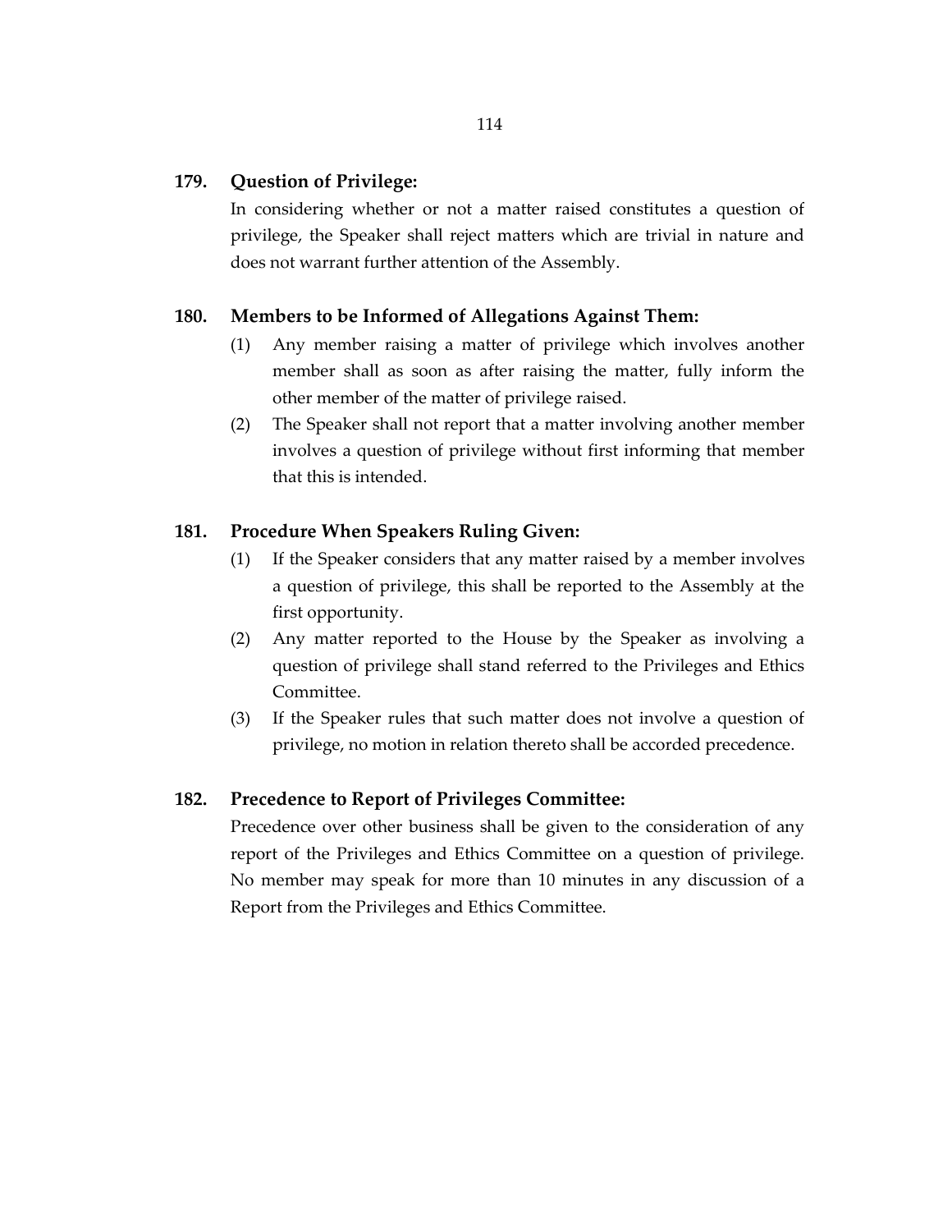**179. Question of Privilege:**

In considering whether or not a matter raised constitutes a question of privilege, the Speaker shall reject matters which are trivial in nature and does not warrant further attention of the Assembly.

**180. Members to be Informed of Allegations Against Them:**

(1) Any member raising a matter of privilege which involves another member shall as soon as after raising the matter, fully inform the other member of the matter of privilege raised.

(2) The Speaker shall not report that a matter involving another member involves a question of privilege without first informing that member that this is intended.

**181. Procedure When Speakers Ruling Given:**

(1) If the Speaker considers that any matter raised by a member involves a question of privilege, this shall be reported to the Assembly at the first opportunity.

(2) Any matter reported to the House by the Speaker as involving a question of privilege shall stand referred to the Privileges and Ethics Committee.

(3) If the Speaker rules that such matter does not involve a question of privilege, no motion in relation thereto shall be accorded precedence.

**182. Precedence to Report of Privileges Committee:**

Precedence over other business shall be given to the consideration of any report of the Privileges and Ethics Committee on a question of privilege. No member may speak for more than 10 minutes in any discussion of a Report from the Privileges and Ethics Committee.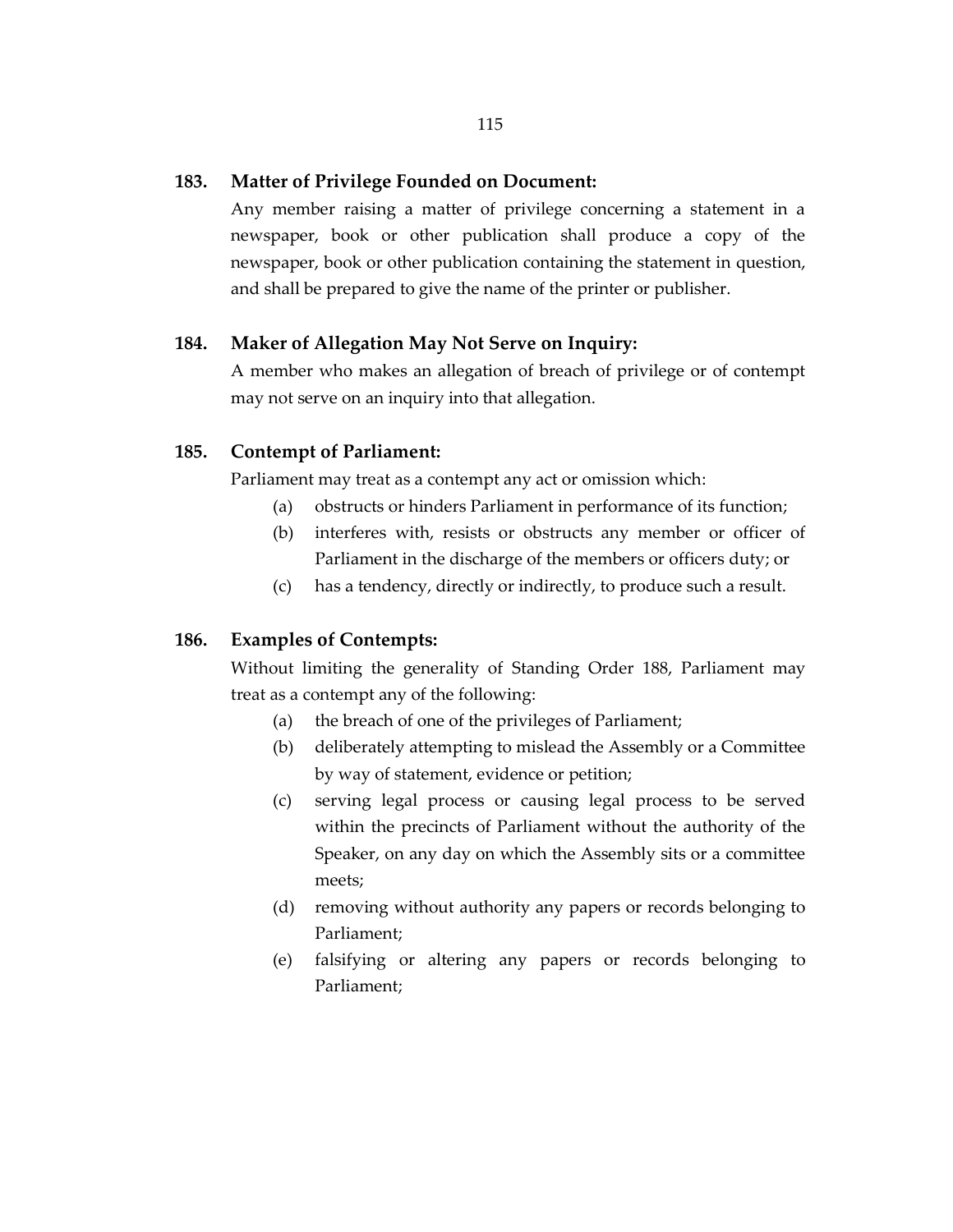### 183. Matter of Privilege Founded on Document:

Any member raising a matter of privilege concerning a statement in a newspaper, book or other publication shall produce a copy of the newspaper, book or other publication containing the statement in question, and shall be prepared to give the name of the printer or publisher.

### 184. Maker of Allegation May Not Serve on Inquiry:

A member who makes an allegation of breach of privilege or of contempt may not serve on an inquiry into that allegation.

### 185. Contempt of Parliament:

Parliament may treat as a contempt any act or omission which:

- (a) obstructs or hinders Parliament in performance of its function;
- (b) interferes with, resists or obstructs any member or officer of Parliament in the discharge of the members or officers duty; or
- (c) has a tendency, directly or indirectly, to produce such a result.

### 186. Examples of Contempts:

Without limiting the generality of Standing Order 188, Parliament may treat as a contempt any of the following:

- (a) the breach of one of the privileges of Parliament;
- (b) deliberately attempting to mislead the Assembly or a Committee by way of statement, evidence or petition;
- (c) serving legal process or causing legal process to be served within the precincts of Parliament without the authority of the Speaker, on any day on which the Assembly sits or a committee meets;
- (d) removing without authority any papers or records belonging to Parliament;
- (e) falsifying or altering any papers or records belonging to Parliament;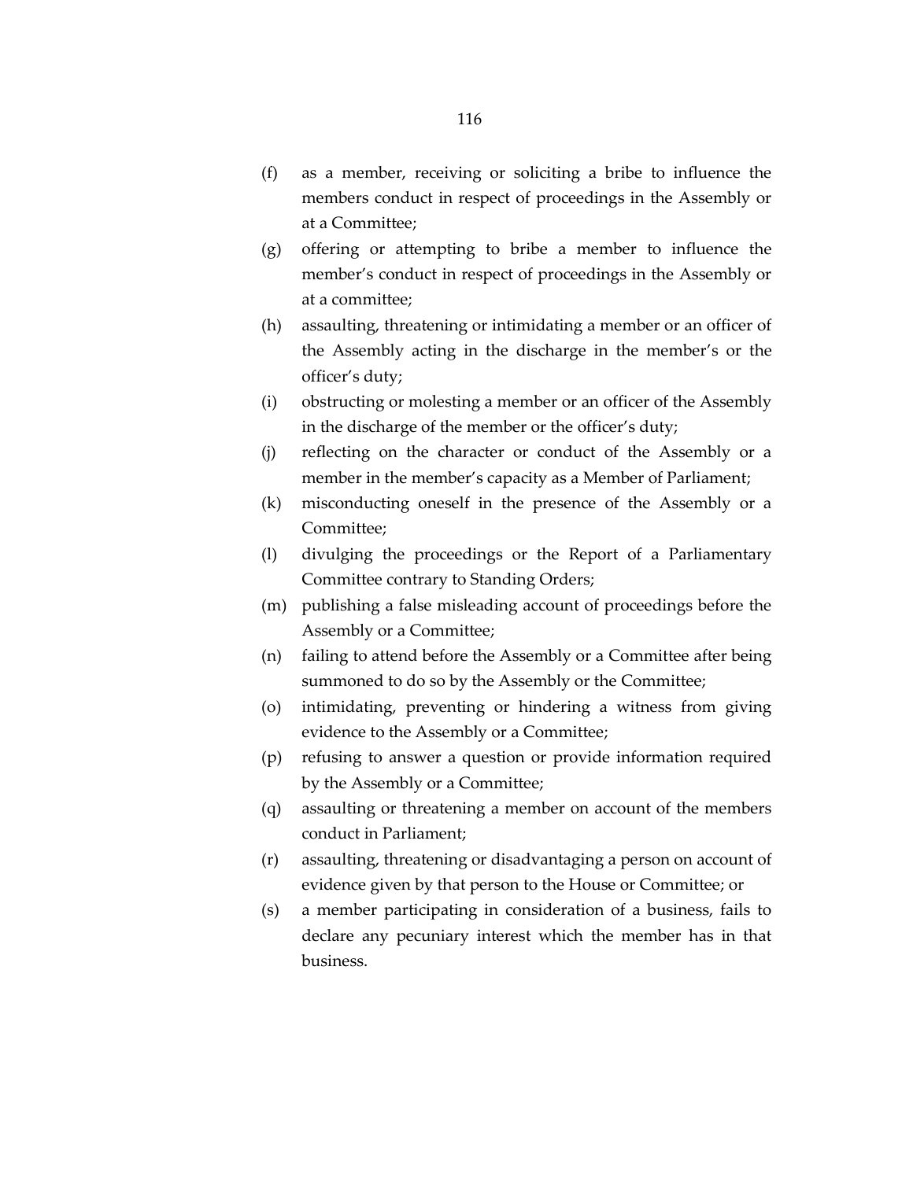(f) as a member, receiving or soliciting a bribe to influence the members conduct in respect of proceedings in the Assembly or at a Committee;

(g) offering or attempting to bribe a member to influence the member's conduct in respect of proceedings in the Assembly or at a committee;

(h) assaulting, threatening or intimidating a member or an officer of the Assembly acting in the discharge in the member's or the officer's duty;

(i) obstructing or molesting a member or an officer of the Assembly in the discharge of the member or the officer's duty;

(j) reflecting on the character or conduct of the Assembly or a member in the member's capacity as a Member of Parliament;

(k) misconducting oneself in the presence of the Assembly or a Committee;

(l) divulging the proceedings or the Report of a Parliamentary Committee contrary to Standing Orders;

(m) publishing a false misleading account of proceedings before the Assembly or a Committee;

(n) failing to attend before the Assembly or a Committee after being summoned to do so by the Assembly or the Committee;

(o) intimidating, preventing or hindering a witness from giving evidence to the Assembly or a Committee;

(p) refusing to answer a question or provide information required by the Assembly or a Committee;

(q) assaulting or threatening a member on account of the members conduct in Parliament;

(r) assaulting, threatening or disadvantaging a person on account of evidence given by that person to the House or Committee; or

(s) a member participating in consideration of a business, fails to declare any pecuniary interest which the member has in that business.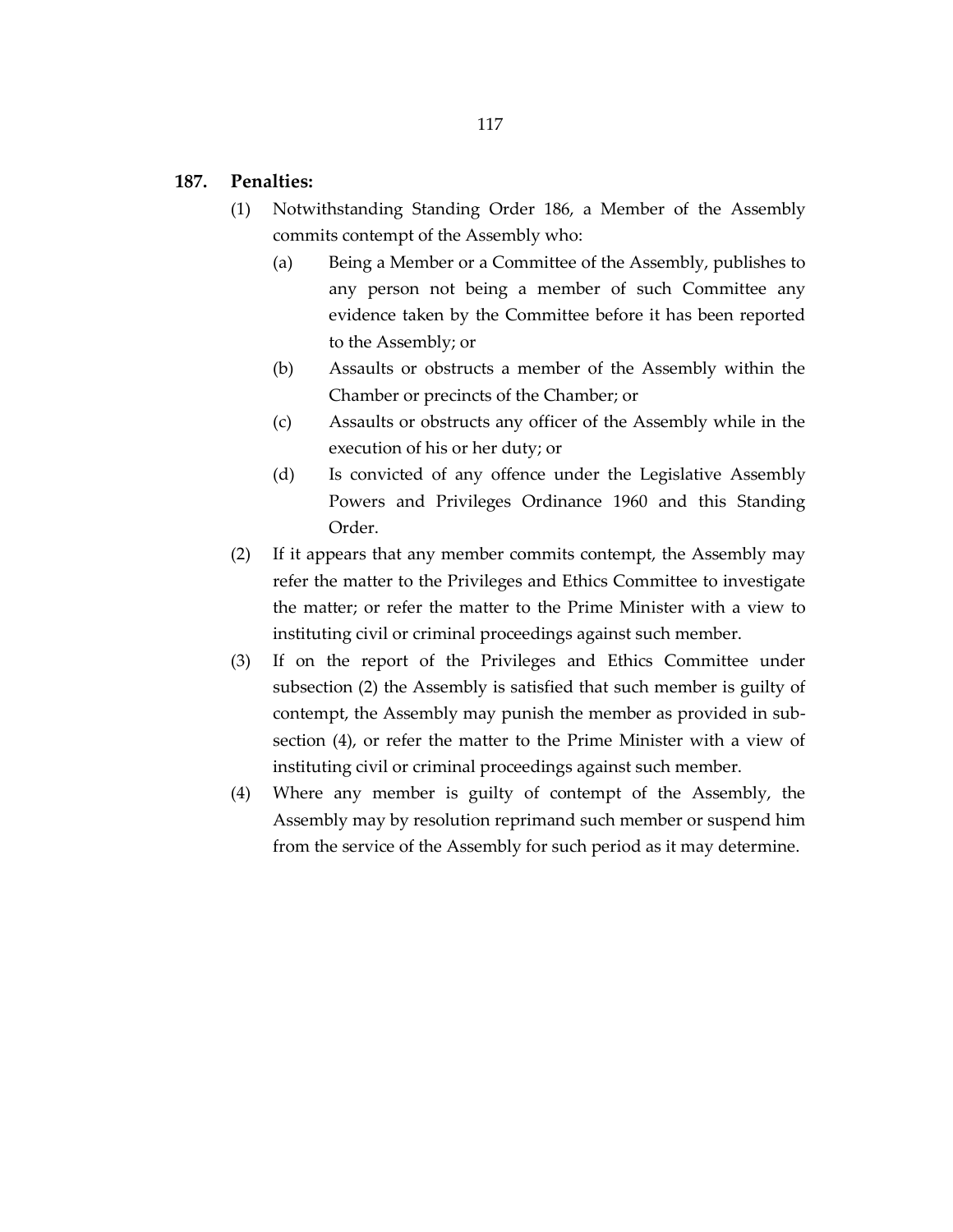**187. Penalties:**

(1) Notwithstanding Standing Order 186, a Member of the Assembly commits contempt of the Assembly who:

(a) Being a Member or a Committee of the Assembly, publishes to any person not being a member of such Committee any evidence taken by the Committee before it has been reported to the Assembly; or

(b) Assaults or obstructs a member of the Assembly within the Chamber or precincts of the Chamber; or

(c) Assaults or obstructs any officer of the Assembly while in the execution of his or her duty; or

(d) Is convicted of any offence under the Legislative Assembly Powers and Privileges Ordinance 1960 and this Standing Order.

(2) If it appears that any member commits contempt, the Assembly may refer the matter to the Privileges and Ethics Committee to investigate the matter; or refer the matter to the Prime Minister with a view to instituting civil or criminal proceedings against such member.

(3) If on the report of the Privileges and Ethics Committee under subsection (2) the Assembly is satisfied that such member is guilty of contempt, the Assembly may punish the member as provided in sub-section (4), or refer the matter to the Prime Minister with a view of instituting civil or criminal proceedings against such member.

(4) Where any member is guilty of contempt of the Assembly, the Assembly may by resolution reprimand such member or suspend him from the service of the Assembly for such period as it may determine.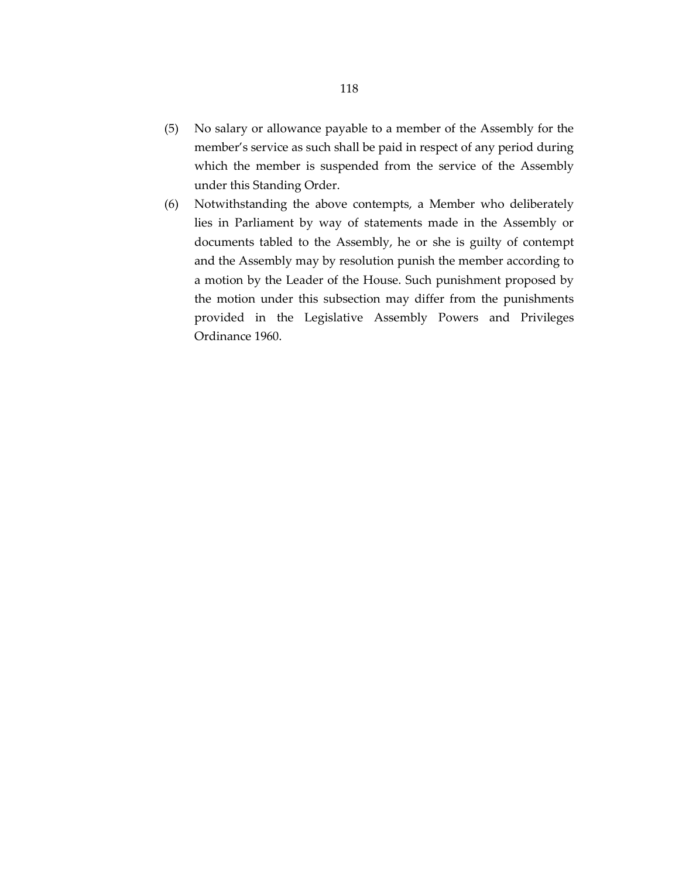(5) No salary or allowance payable to a member of the Assembly for the member's service as such shall be paid in respect of any period during which the member is suspended from the service of the Assembly under this Standing Order.

(6) Notwithstanding the above contempts, a Member who deliberately lies in Parliament by way of statements made in the Assembly or documents tabled to the Assembly, he or she is guilty of contempt and the Assembly may by resolution punish the member according to a motion by the Leader of the House. Such punishment proposed by the motion under this subsection may differ from the punishments provided in the Legislative Assembly Powers and Privileges Ordinance 1960.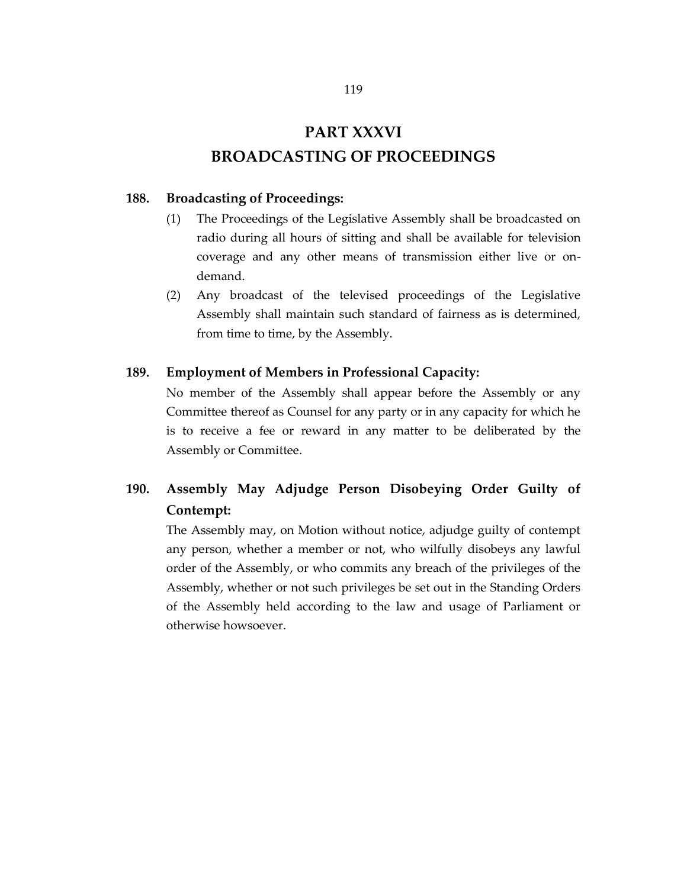# PART XXXVI
# BROADCASTING OF PROCEEDINGS

**188. Broadcasting of Proceedings:**

(1) The Proceedings of the Legislative Assembly shall be broadcasted on radio during all hours of sitting and shall be available for television coverage and any other means of transmission either live or on-demand.

(2) Any broadcast of the televised proceedings of the Legislative Assembly shall maintain such standard of fairness as is determined, from time to time, by the Assembly.

**189. Employment of Members in Professional Capacity:**

No member of the Assembly shall appear before the Assembly or any Committee thereof as Counsel for any party or in any capacity for which he is to receive a fee or reward in any matter to be deliberated by the Assembly or Committee.

**190. Assembly May Adjudge Person Disobeying Order Guilty of Contempt:**

The Assembly may, on Motion without notice, adjudge guilty of contempt any person, whether a member or not, who wilfully disobeys any lawful order of the Assembly, or who commits any breach of the privileges of the Assembly, whether or not such privileges be set out in the Standing Orders of the Assembly held according to the law and usage of Parliament or otherwise howsoever.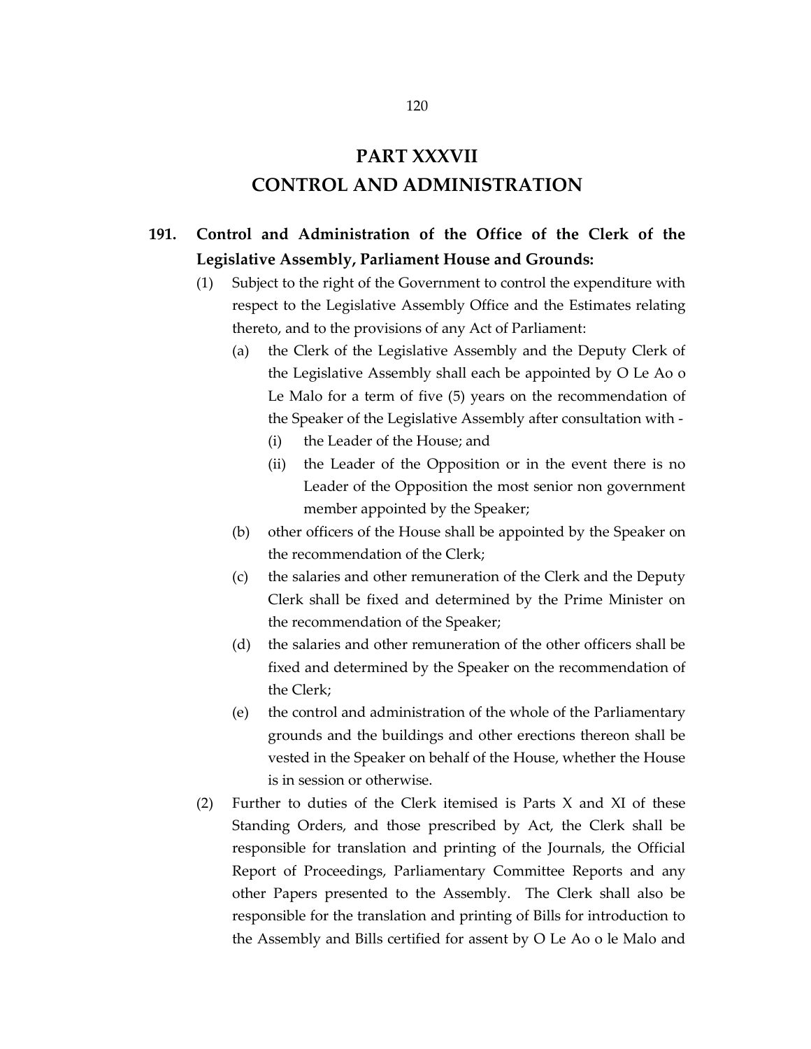# PART XXXVII
# CONTROL AND ADMINISTRATION

**191. Control and Administration of the Office of the Clerk of the Legislative Assembly, Parliament House and Grounds:**

(1) Subject to the right of the Government to control the expenditure with respect to the Legislative Assembly Office and the Estimates relating thereto, and to the provisions of any Act of Parliament:

(a) the Clerk of the Legislative Assembly and the Deputy Clerk of the Legislative Assembly shall each be appointed by O Le Ao o Le Malo for a term of five (5) years on the recommendation of the Speaker of the Legislative Assembly after consultation with -

(i) the Leader of the House; and

(ii) the Leader of the Opposition or in the event there is no Leader of the Opposition the most senior non government member appointed by the Speaker;

(b) other officers of the House shall be appointed by the Speaker on the recommendation of the Clerk;

(c) the salaries and other remuneration of the Clerk and the Deputy Clerk shall be fixed and determined by the Prime Minister on the recommendation of the Speaker;

(d) the salaries and other remuneration of the other officers shall be fixed and determined by the Speaker on the recommendation of the Clerk;

(e) the control and administration of the whole of the Parliamentary grounds and the buildings and other erections thereon shall be vested in the Speaker on behalf of the House, whether the House is in session or otherwise.

(2) Further to duties of the Clerk itemised is Parts X and XI of these Standing Orders, and those prescribed by Act, the Clerk shall be responsible for translation and printing of the Journals, the Official Report of Proceedings, Parliamentary Committee Reports and any other Papers presented to the Assembly. The Clerk shall also be responsible for the translation and printing of Bills for introduction to the Assembly and Bills certified for assent by O Le Ao o le Malo and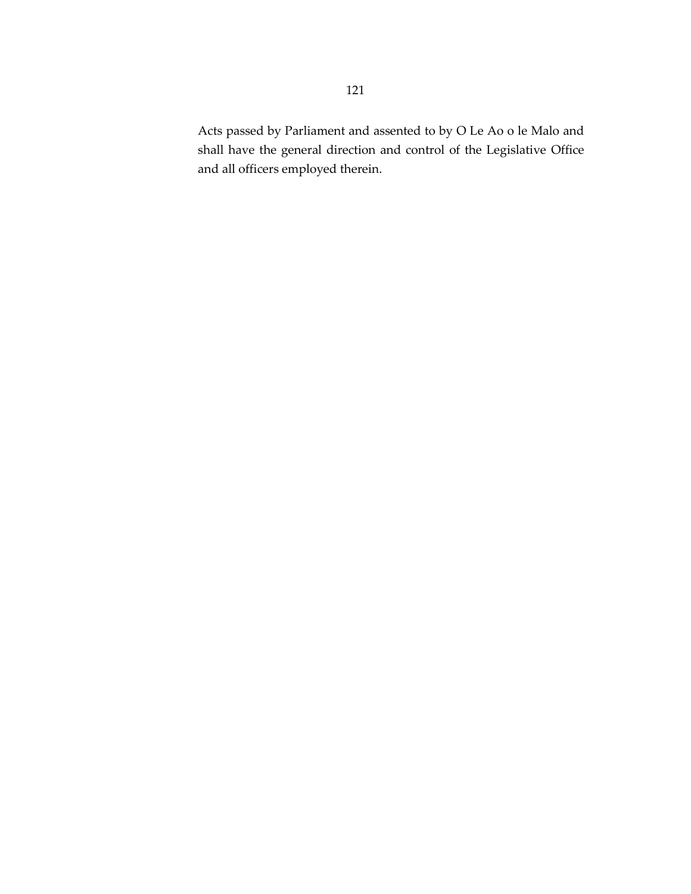Acts passed by Parliament and assented to by O Le Ao o le Malo and shall have the general direction and control of the Legislative Office and all officers employed therein.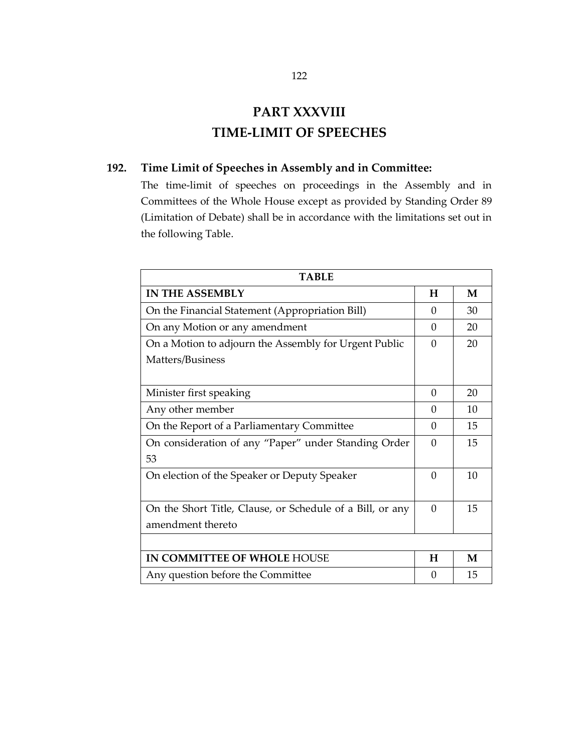# PART XXXVIII
# TIME-LIMIT OF SPEECHES

**192. Time Limit of Speeches in Assembly and in Committee:**

The time-limit of speeches on proceedings in the Assembly and in Committees of the Whole House except as provided by Standing Order 89 (Limitation of Debate) shall be in accordance with the limitations set out in the following Table.

| TABLE | | |
|---|---|---|
| **IN THE ASSEMBLY** | **H** | **M** |
| On the Financial Statement (Appropriation Bill) | 0 | 30 |
| On any Motion or any amendment | 0 | 20 |
| On a Motion to adjourn the Assembly for Urgent Public Matters/Business | 0 | 20 |
| Minister first speaking | 0 | 20 |
| Any other member | 0 | 10 |
| On the Report of a Parliamentary Committee | 0 | 15 |
| On consideration of any "Paper" under Standing Order 53 | 0 | 15 |
| On election of the Speaker or Deputy Speaker | 0 | 10 |
| On the Short Title, Clause, or Schedule of a Bill, or any amendment thereto | 0 | 15 |
| | | |
| **IN COMMITTEE OF WHOLE** HOUSE | **H** | **M** |
| Any question before the Committee | 0 | 15 |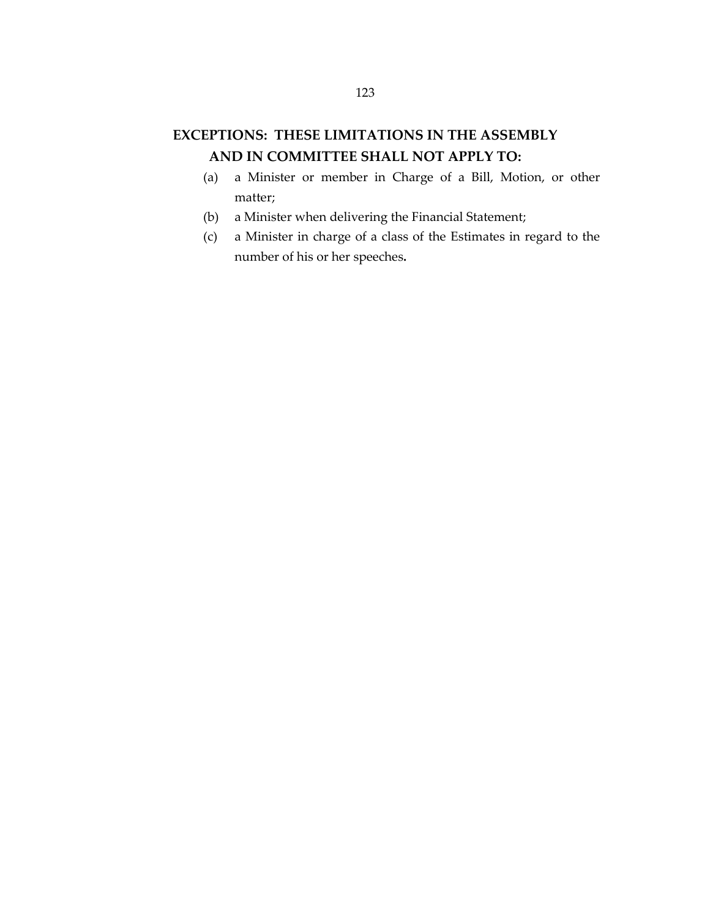## EXCEPTIONS: THESE LIMITATIONS IN THE ASSEMBLY AND IN COMMITTEE SHALL NOT APPLY TO:

(a) a Minister or member in Charge of a Bill, Motion, or other matter;

(b) a Minister when delivering the Financial Statement;

(c) a Minister in charge of a class of the Estimates in regard to the number of his or her speeches.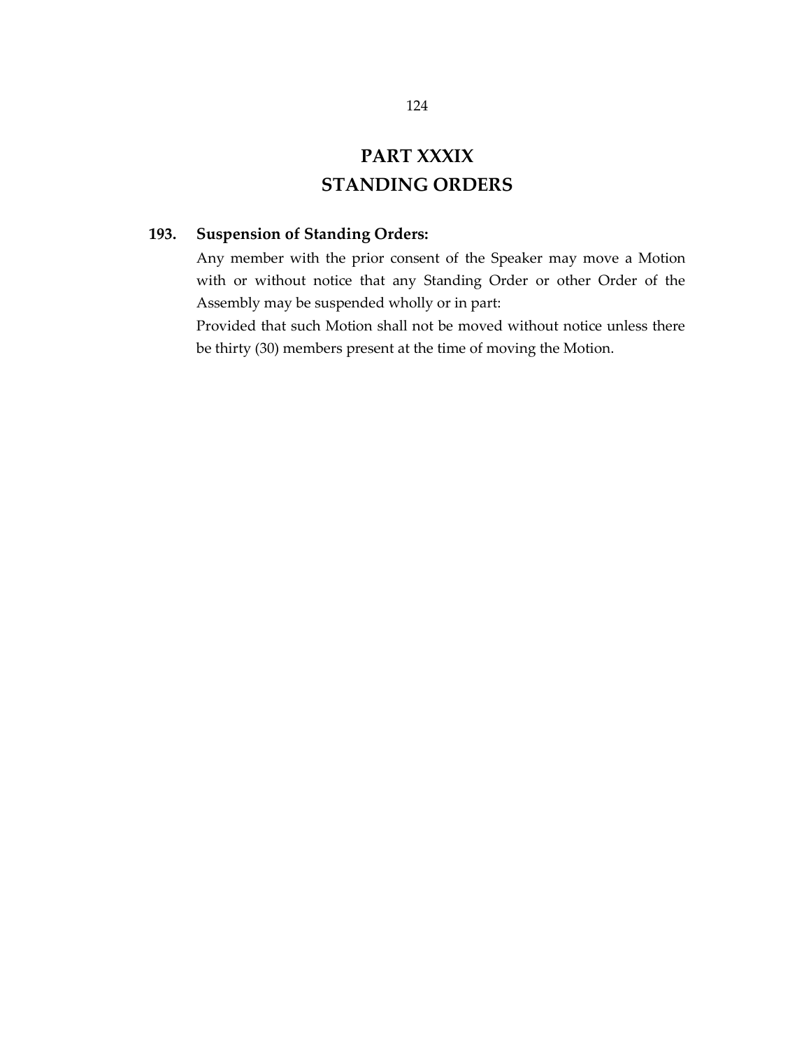# PART XXXIX
# STANDING ORDERS

### 193. Suspension of Standing Orders:

Any member with the prior consent of the Speaker may move a Motion with or without notice that any Standing Order or other Order of the Assembly may be suspended wholly or in part:

Provided that such Motion shall not be moved without notice unless there be thirty (30) members present at the time of moving the Motion.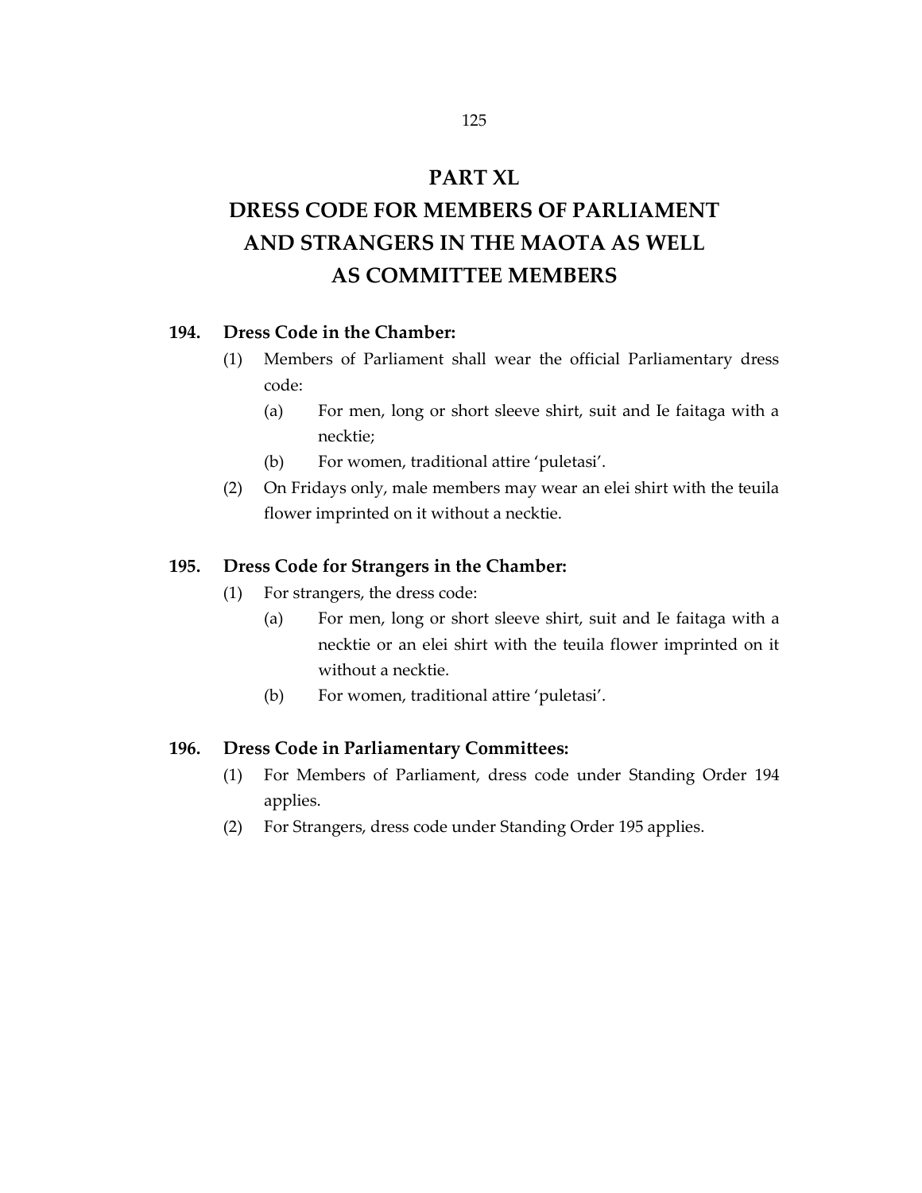# PART XL
# DRESS CODE FOR MEMBERS OF PARLIAMENT AND STRANGERS IN THE MAOTA AS WELL AS COMMITTEE MEMBERS

**194. Dress Code in the Chamber:**

(1) Members of Parliament shall wear the official Parliamentary dress code:

  (a) For men, long or short sleeve shirt, suit and Ie faitaga with a necktie;

  (b) For women, traditional attire 'puletasi'.

(2) On Fridays only, male members may wear an elei shirt with the teuila flower imprinted on it without a necktie.

**195. Dress Code for Strangers in the Chamber:**

(1) For strangers, the dress code:

  (a) For men, long or short sleeve shirt, suit and Ie faitaga with a necktie or an elei shirt with the teuila flower imprinted on it without a necktie.

  (b) For women, traditional attire 'puletasi'.

**196. Dress Code in Parliamentary Committees:**

(1) For Members of Parliament, dress code under Standing Order 194 applies.

(2) For Strangers, dress code under Standing Order 195 applies.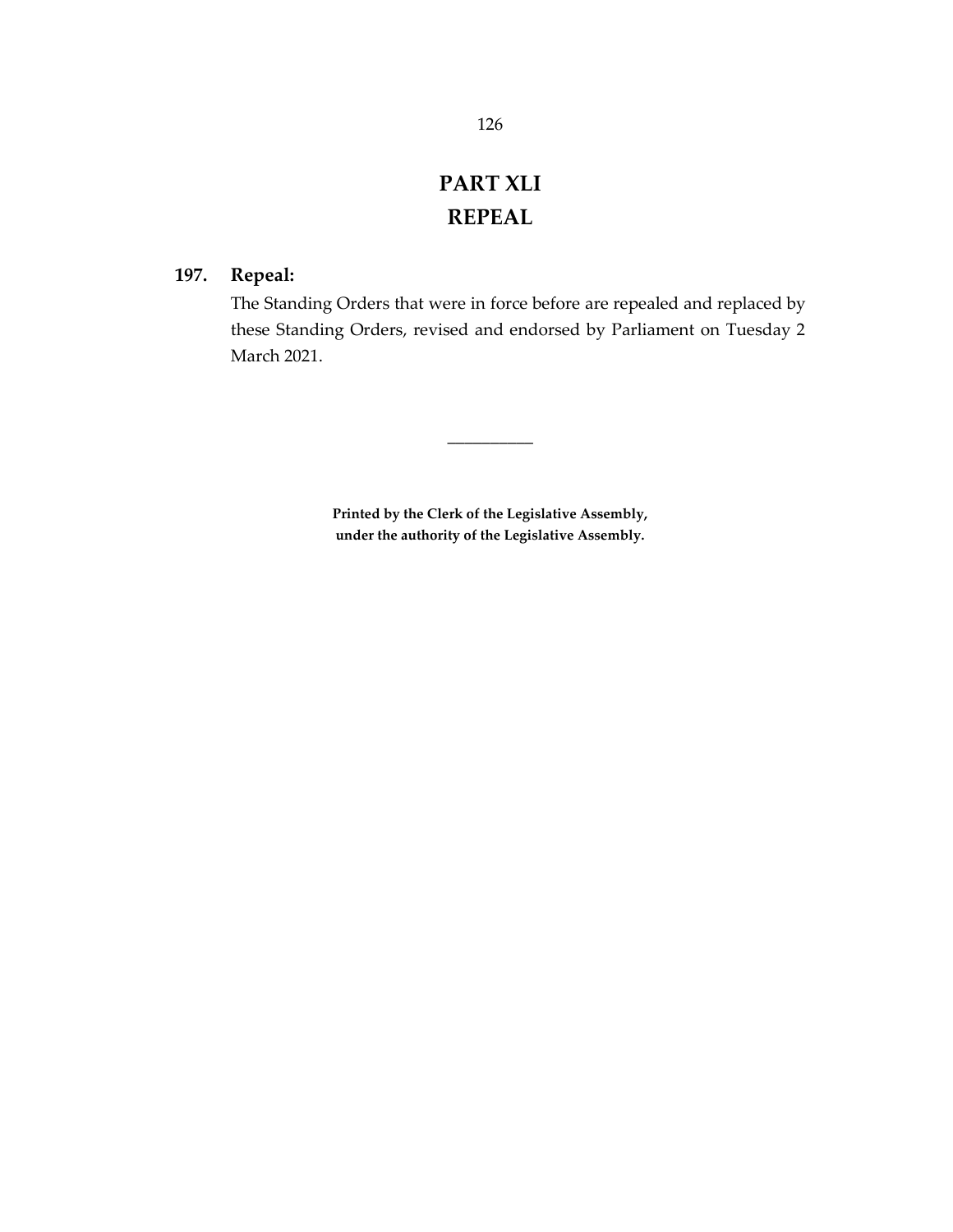# PART XLI
# REPEAL

**197. Repeal:**

The Standing Orders that were in force before are repealed and replaced by these Standing Orders, revised and endorsed by Parliament on Tuesday 2 March 2021.

---

**Printed by the Clerk of the Legislative Assembly,**
**under the authority of the Legislative Assembly.**